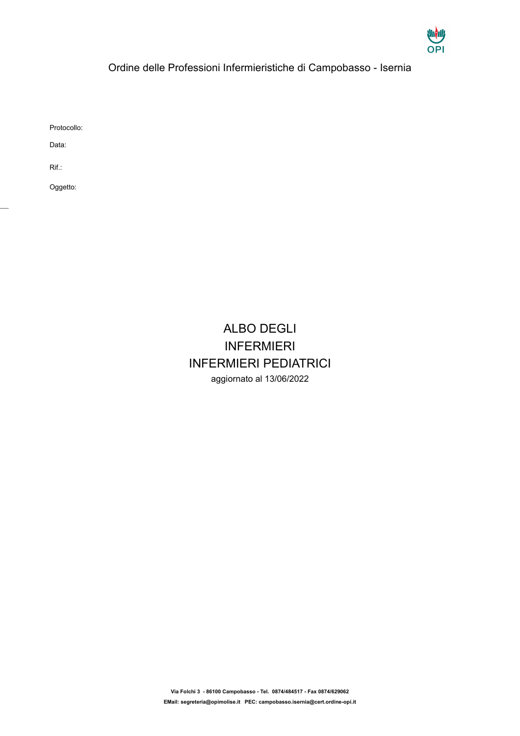OPI

Ordine delle Professioni Infermieristiche di Campobasso - Isernia

Protocollo:

Data:

Rif.:

Oggetto:

# ALBO DEGLI
# INFERMIERI
# INFERMIERI PEDIATRICI

aggiornato al 13/06/2022

**Via Folchi 3 - 86100 Campobasso - Tel. 0874/484517 - Fax 0874/629062**

**EMail: segreteria@opimolise.it PEC: campobasso.isernia@cert.ordine-opi.it**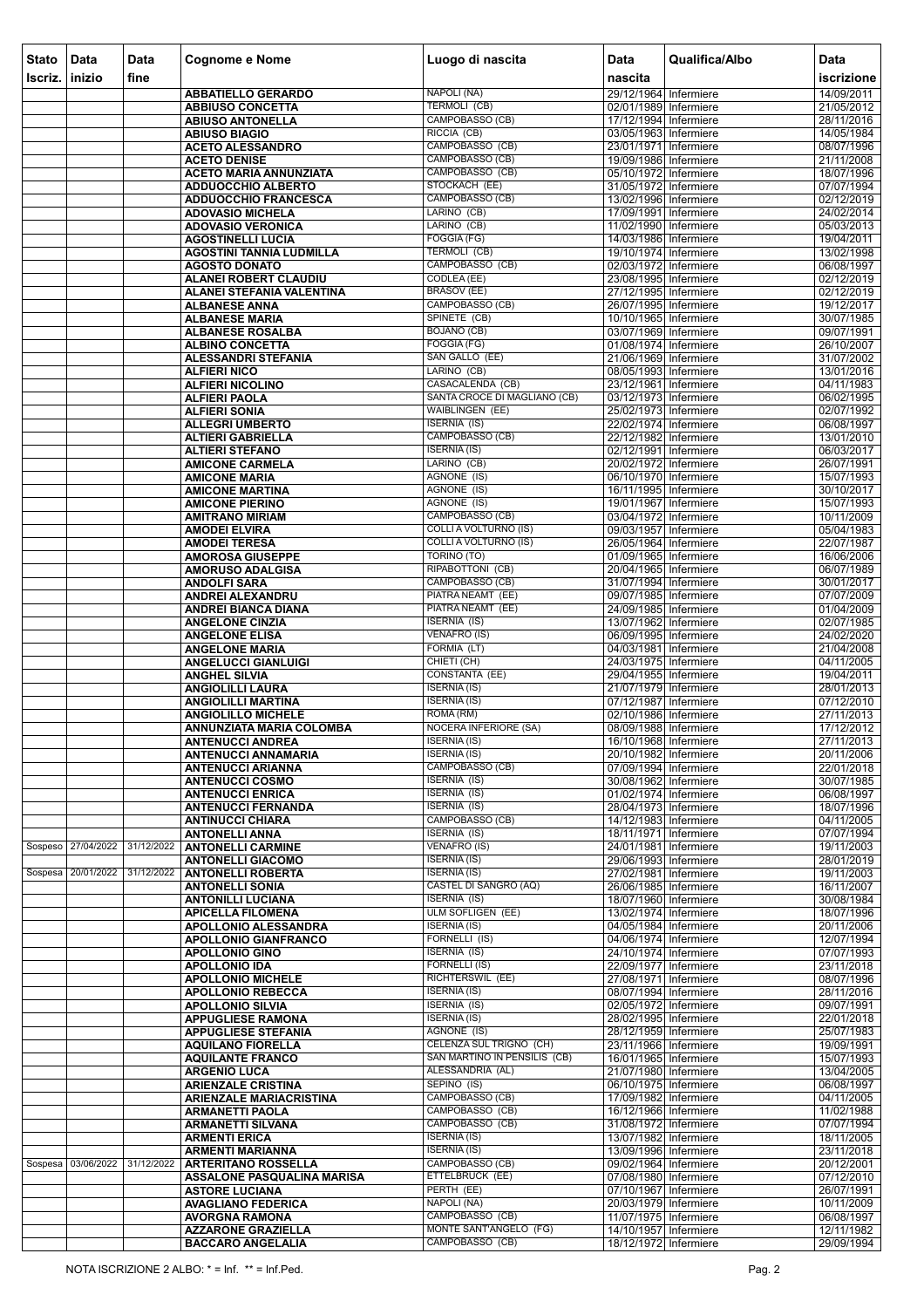| Stato Iscriz. | Data inizio | Data fine | Cognome e Nome | Luogo di nascita | Data nascita | Qualifica/Albo | Data iscrizione |
|---|---|---|---|---|---|---|---|
| | | | ABBATIELLO GERARDO | NAPOLI (NA) | 29/12/1964 | Infermiere | 14/09/2011 |
| | | | ABBIUSO CONCETTA | TERMOLI (CB) | 02/01/1989 | Infermiere | 21/05/2012 |
| | | | ABIUSO ANTONELLA | CAMPOBASSO (CB) | 17/12/1994 | Infermiere | 28/11/2016 |
| | | | ABIUSO BIAGIO | RICCIA (CB) | 03/05/1963 | Infermiere | 14/05/1984 |
| | | | ACETO ALESSANDRO | CAMPOBASSO (CB) | 23/01/1971 | Infermiere | 08/07/1996 |
| | | | ACETO DENISE | CAMPOBASSO (CB) | 19/09/1986 | Infermiere | 21/11/2008 |
| | | | ACETO MARIA ANNUNZIATA | CAMPOBASSO (CB) | 05/10/1972 | Infermiere | 18/07/1996 |
| | | | ADDUOCCHIO ALBERTO | STOCKACH (EE) | 31/05/1972 | Infermiere | 07/07/1994 |
| | | | ADDUOCCHIO FRANCESCA | CAMPOBASSO (CB) | 13/02/1996 | Infermiere | 02/12/2019 |
| | | | ADOVASIO MICHELA | LARINO (CB) | 17/09/1991 | Infermiere | 24/02/2014 |
| | | | ADOVASIO VERONICA | LARINO (CB) | 11/02/1990 | Infermiere | 05/03/2013 |
| | | | AGOSTINELLI LUCIA | FOGGIA (FG) | 14/03/1986 | Infermiere | 19/04/2011 |
| | | | AGOSTINI TANNIA LUDMILLA | TERMOLI (CB) | 19/10/1974 | Infermiere | 13/02/1998 |
| | | | AGOSTO DONATO | CAMPOBASSO (CB) | 02/03/1972 | Infermiere | 06/08/1997 |
| | | | ALANEI ROBERT CLAUDIU | CODLEA (EE) | 23/08/1995 | Infermiere | 02/12/2019 |
| | | | ALANEI STEFANIA VALENTINA | BRASOV (EE) | 27/12/1995 | Infermiere | 02/12/2019 |
| | | | ALBANESE ANNA | CAMPOBASSO (CB) | 26/07/1995 | Infermiere | 19/12/2017 |
| | | | ALBANESE MARIA | SPINETE (CB) | 10/10/1965 | Infermiere | 30/07/1985 |
| | | | ALBANESE ROSALBA | BOJANO (CB) | 03/07/1969 | Infermiere | 09/07/1991 |
| | | | ALBINO CONCETTA | FOGGIA (FG) | 01/08/1974 | Infermiere | 26/10/2007 |
| | | | ALESSANDRI STEFANIA | SAN GALLO (EE) | 21/06/1969 | Infermiere | 31/07/2002 |
| | | | ALFIERI NICO | LARINO (CB) | 08/05/1993 | Infermiere | 13/01/2016 |
| | | | ALFIERI NICOLINO | CASACALENDA (CB) | 23/12/1961 | Infermiere | 04/11/1983 |
| | | | ALFIERI PAOLA | SANTA CROCE DI MAGLIANO (CB) | 03/12/1973 | Infermiere | 06/02/1995 |
| | | | ALFIERI SONIA | WAIBLINGEN (EE) | 25/02/1973 | Infermiere | 02/07/1992 |
| | | | ALLEGRI UMBERTO | ISERNIA (IS) | 22/02/1974 | Infermiere | 06/08/1997 |
| | | | ALTIERI GABRIELLA | CAMPOBASSO (CB) | 22/12/1982 | Infermiere | 13/01/2010 |
| | | | ALTIERI STEFANO | ISERNIA (IS) | 02/12/1991 | Infermiere | 06/03/2017 |
| | | | AMICONE CARMELA | LARINO (CB) | 20/02/1972 | Infermiere | 26/07/1991 |
| | | | AMICONE MARIA | AGNONE (IS) | 06/10/1970 | Infermiere | 15/07/1993 |
| | | | AMICONE MARTINA | AGNONE (IS) | 16/11/1995 | Infermiere | 30/10/2017 |
| | | | AMICONE PIERINO | AGNONE (IS) | 19/01/1967 | Infermiere | 15/07/1993 |
| | | | AMITRANO MIRIAM | CAMPOBASSO (CB) | 03/04/1972 | Infermiere | 10/11/2009 |
| | | | AMODEI ELVIRA | COLLI A VOLTURNO (IS) | 09/03/1957 | Infermiere | 05/04/1983 |
| | | | AMODEI TERESA | COLLI A VOLTURNO (IS) | 26/05/1964 | Infermiere | 22/07/1987 |
| | | | AMOROSA GIUSEPPE | TORINO (TO) | 01/09/1965 | Infermiere | 16/06/2006 |
| | | | AMORUSO ADALGISA | RIPABOTTONI (CB) | 20/04/1965 | Infermiere | 06/07/1989 |
| | | | ANDOLFI SARA | CAMPOBASSO (CB) | 31/07/1994 | Infermiere | 30/01/2017 |
| | | | ANDREI ALEXANDRU | PIATRA NEAMT (EE) | 09/07/1985 | Infermiere | 07/07/2009 |
| | | | ANDREI BIANCA DIANA | PIATRA NEAMT (EE) | 24/09/1985 | Infermiere | 01/04/2009 |
| | | | ANGELONE CINZIA | ISERNIA (IS) | 13/07/1962 | Infermiere | 02/07/1985 |
| | | | ANGELONE ELISA | VENAFRO (IS) | 06/09/1995 | Infermiere | 24/02/2020 |
| | | | ANGELONE MARIA | FORMIA (LT) | 04/03/1981 | Infermiere | 21/04/2008 |
| | | | ANGELUCCI GIANLUIGI | CHIETI (CH) | 24/03/1975 | Infermiere | 04/11/2005 |
| | | | ANGHEL SILVIA | CONSTANTA (EE) | 29/04/1955 | Infermiere | 19/04/2011 |
| | | | ANGIOLILLI LAURA | ISERNIA (IS) | 21/07/1979 | Infermiere | 28/01/2013 |
| | | | ANGIOLILLI MARTINA | ISERNIA (IS) | 07/12/1987 | Infermiere | 07/12/2010 |
| | | | ANGIOLILLO MICHELE | ROMA (RM) | 02/10/1986 | Infermiere | 27/11/2013 |
| | | | ANNUNZIATA MARIA COLOMBA | NOCERA INFERIORE (SA) | 08/09/1988 | Infermiere | 17/12/2012 |
| | | | ANTENUCCI ANDREA | ISERNIA (IS) | 16/10/1968 | Infermiere | 27/11/2013 |
| | | | ANTENUCCI ANNAMARIA | ISERNIA (IS) | 20/10/1982 | Infermiere | 20/11/2006 |
| | | | ANTENUCCI ARIANNA | CAMPOBASSO (CB) | 07/09/1994 | Infermiere | 22/01/2018 |
| | | | ANTENUCCI COSMO | ISERNIA (IS) | 30/08/1962 | Infermiere | 30/07/1985 |
| | | | ANTENUCCI ENRICA | ISERNIA (IS) | 01/02/1974 | Infermiere | 06/08/1997 |
| | | | ANTENUCCI FERNANDA | ISERNIA (IS) | 28/04/1973 | Infermiere | 18/07/1996 |
| | | | ANTINUCCI CHIARA | CAMPOBASSO (CB) | 14/12/1983 | Infermiere | 04/11/2005 |
| | | | ANTONELLI ANNA | ISERNIA (IS) | 18/11/1971 | Infermiere | 07/07/1994 |
| Sospeso | 27/04/2022 | 31/12/2022 | ANTONELLI CARMINE | VENAFRO (IS) | 24/01/1981 | Infermiere | 19/11/2003 |
| | | | ANTONELLI GIACOMO | ISERNIA (IS) | 29/06/1993 | Infermiere | 28/01/2019 |
| Sospesa | 20/01/2022 | 31/12/2022 | ANTONELLI ROBERTA | ISERNIA (IS) | 27/02/1981 | Infermiere | 19/11/2003 |
| | | | ANTONELLI SONIA | CASTEL DI SANGRO (AQ) | 26/06/1985 | Infermiere | 16/11/2007 |
| | | | ANTONILLI LUCIANA | ISERNIA (IS) | 18/07/1960 | Infermiere | 30/08/1984 |
| | | | APICELLA FILOMENA | ULM SOFLIGEN (EE) | 13/02/1974 | Infermiere | 18/07/1996 |
| | | | APOLLONIO ALESSANDRA | ISERNIA (IS) | 04/05/1984 | Infermiere | 20/11/2006 |
| | | | APOLLONIO GIANFRANCO | FORNELLI (IS) | 04/06/1974 | Infermiere | 12/07/1994 |
| | | | APOLLONIO GINO | ISERNIA (IS) | 24/10/1974 | Infermiere | 07/07/1993 |
| | | | APOLLONIO IDA | FORNELLI (IS) | 22/09/1977 | Infermiere | 23/11/2018 |
| | | | APOLLONIO MICHELE | RICHTERSWIL (EE) | 27/08/1971 | Infermiere | 08/07/1996 |
| | | | APOLLONIO REBECCA | ISERNIA (IS) | 08/07/1994 | Infermiere | 28/11/2016 |
| | | | APOLLONIO SILVIA | ISERNIA (IS) | 02/05/1972 | Infermiere | 09/07/1991 |
| | | | APPUGLIESE RAMONA | ISERNIA (IS) | 28/02/1995 | Infermiere | 22/01/2018 |
| | | | APPUGLIESE STEFANIA | AGNONE (IS) | 28/12/1959 | Infermiere | 25/07/1983 |
| | | | AQUILANO FIORELLA | CELENZA SUL TRIGNO (CH) | 23/11/1966 | Infermiere | 19/09/1991 |
| | | | AQUILANTE FRANCO | SAN MARTINO IN PENSILIS (CB) | 16/01/1965 | Infermiere | 15/07/1993 |
| | | | ARGENIO LUCA | ALESSANDRIA (AL) | 21/07/1980 | Infermiere | 13/04/2005 |
| | | | ARIENZALE CRISTINA | SEPINO (IS) | 06/10/1975 | Infermiere | 06/08/1997 |
| | | | ARIENZALE MARIACRISTINA | CAMPOBASSO (CB) | 17/09/1982 | Infermiere | 04/11/2005 |
| | | | ARMANETTI PAOLA | CAMPOBASSO (CB) | 16/12/1966 | Infermiere | 11/02/1988 |
| | | | ARMANETTI SILVANA | CAMPOBASSO (CB) | 31/08/1972 | Infermiere | 07/07/1994 |
| | | | ARMENTI ERICA | ISERNIA (IS) | 13/07/1982 | Infermiere | 18/11/2005 |
| | | | ARMENTI MARIANNA | ISERNIA (IS) | 13/09/1996 | Infermiere | 23/11/2018 |
| Sospesa | 03/06/2022 | 31/12/2022 | ARTERITANO ROSSELLA | CAMPOBASSO (CB) | 09/02/1964 | Infermiere | 20/12/2001 |
| | | | ASSALONE PASQUALINA MARISA | ETTELBRUCK (EE) | 07/08/1980 | Infermiere | 07/12/2010 |
| | | | ASTORE LUCIANA | PERTH (EE) | 07/10/1967 | Infermiere | 26/07/1991 |
| | | | AVAGLIANO FEDERICA | NAPOLI (NA) | 20/03/1979 | Infermiere | 10/11/2009 |
| | | | AVORGNA RAMONA | CAMPOBASSO (CB) | 11/07/1975 | Infermiere | 06/08/1997 |
| | | | AZZARONE GRAZIELLA | MONTE SANT'ANGELO (FG) | 14/10/1957 | Infermiere | 12/11/1982 |
| | | | BACCARO ANGELALIA | CAMPOBASSO (CB) | 18/12/1972 | Infermiere | 29/09/1994 |

NOTA ISCRIZIONE 2 ALBO: * = Inf. ** = Inf.Ped.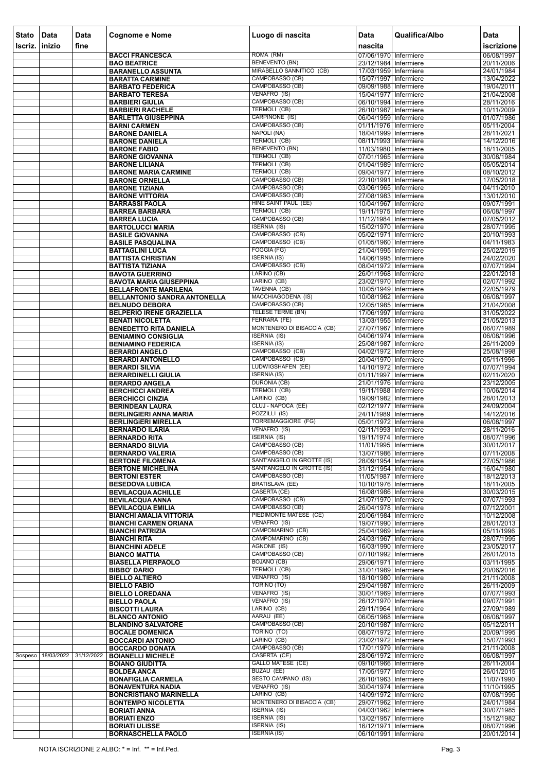| Stato Iscriz. | Data inizio | Data fine | Cognome e Nome | Luogo di nascita | Data nascita | Qualifica/Albo | Data iscrizione |
|---|---|---|---|---|---|---|---|
| | | | BACCI FRANCESCA | ROMA (RM) | 07/06/1970 | Infermiere | 06/08/1997 |
| | | | BAO BEATRICE | BENEVENTO (BN) | 23/12/1984 | Infermiere | 20/11/2006 |
| | | | BARANELLO ASSUNTA | MIRABELLO SANNITICO (CB) | 17/03/1959 | Infermiere | 24/01/1984 |
| | | | BARATTA CARMINE | CAMPOBASSO (CB) | 15/07/1997 | Infermiere | 13/04/2022 |
| | | | BARBATO FEDERICA | CAMPOBASSO (CB) | 09/09/1988 | Infermiere | 19/04/2011 |
| | | | BARBATO TERESA | VENAFRO (IS) | 15/04/1977 | Infermiere | 21/04/2008 |
| | | | BARBIERI GIULIA | CAMPOBASSO (CB) | 06/10/1994 | Infermiere | 28/11/2016 |
| | | | BARBIERI RACHELE | TERMOLI (CB) | 26/10/1987 | Infermiere | 10/11/2009 |
| | | | BARLETTA GIUSEPPINA | CARPINONE (IS) | 06/04/1959 | Infermiere | 01/07/1986 |
| | | | BARNI CARMEN | CAMPOBASSO (CB) | 01/11/1976 | Infermiere | 05/11/2004 |
| | | | BARONE DANIELA | NAPOLI (NA) | 18/04/1999 | Infermiere | 28/11/2021 |
| | | | BARONE DANIELA | TERMOLI (CB) | 08/11/1993 | Infermiere | 14/12/2016 |
| | | | BARONE FABIO | BENEVENTO (BN) | 11/03/1980 | Infermiere | 18/11/2005 |
| | | | BARONE GIOVANNA | TERMOLI (CB) | 07/01/1965 | Infermiere | 30/08/1984 |
| | | | BARONE LILIANA | TERMOLI (CB) | 01/04/1989 | Infermiere | 05/05/2014 |
| | | | BARONE MARIA CARMINE | TERMOLI (CB) | 09/04/1977 | Infermiere | 08/10/2012 |
| | | | BARONE ORNELLA | CAMPOBASSO (CB) | 22/10/1991 | Infermiere | 17/05/2018 |
| | | | BARONE TIZIANA | CAMPOBASSO (CB) | 03/06/1965 | Infermiere | 04/11/2010 |
| | | | BARONE VITTORIA | CAMPOBASSO (CB) | 27/08/1983 | Infermiere | 13/01/2010 |
| | | | BARRASSI PAOLA | HINE SAINT PAUL (EE) | 10/04/1967 | Infermiere | 09/07/1991 |
| | | | BARREA BARBARA | TERMOLI (CB) | 19/11/1975 | Infermiere | 06/08/1997 |
| | | | BARREA LUCIA | CAMPOBASSO (CB) | 11/12/1984 | Infermiere | 07/05/2012 |
| | | | BARTOLUCCI MARIA | ISERNIA (IS) | 15/02/1970 | Infermiere | 28/07/1995 |
| | | | BASILE GIOVANNA | CAMPOBASSO (CB) | 05/02/1971 | Infermiere | 20/10/1993 |
| | | | BASILE PASQUALINA | CAMPOBASSO (CB) | 01/05/1960 | Infermiere | 04/11/1983 |
| | | | BATTAGLINI LUCA | FOGGIA (FG) | 21/04/1995 | Infermiere | 25/02/2019 |
| | | | BATTISTA CHRISTIAN | ISERNIA (IS) | 14/06/1995 | Infermiere | 24/02/2020 |
| | | | BATTISTA TIZIANA | CAMPOBASSO (CB) | 08/04/1972 | Infermiere | 07/07/1994 |
| | | | BAVOTA GUERRINO | LARINO (CB) | 26/01/1968 | Infermiere | 22/01/2018 |
| | | | BAVOTA MARIA GIUSEPPINA | LARINO (CB) | 23/02/1970 | Infermiere | 02/07/1992 |
| | | | BELLAFRONTE MARILENA | TAVENNA (CB) | 10/05/1949 | Infermiere | 22/05/1979 |
| | | | BELLANTONIO SANDRA ANTONELLA | MACCHIAGODENA (IS) | 10/08/1962 | Infermiere | 06/08/1997 |
| | | | BELNUDO DEBORA | CAMPOBASSO (CB) | 12/05/1985 | Infermiere | 21/04/2008 |
| | | | BELPERIO IRENE GRAZIELLA | TELESE TERME (BN) | 17/06/1997 | Infermiere | 31/05/2022 |
| | | | BENATI NICOLETTA | FERRARA (FE) | 13/03/1955 | Infermiere | 21/05/2013 |
| | | | BENEDETTO RITA DANIELA | MONTENERO DI BISACCIA (CB) | 27/07/1967 | Infermiere | 06/07/1989 |
| | | | BENIAMINO CONSIGLIA | ISERNIA (IS) | 04/06/1974 | Infermiere | 06/08/1996 |
| | | | BENIAMINO FEDERICA | ISERNIA (IS) | 25/08/1987 | Infermiere | 26/11/2009 |
| | | | BERARDI ANGELO | CAMPOBASSO (CB) | 04/02/1972 | Infermiere | 25/08/1998 |
| | | | BERARDI ANTONELLO | CAMPOBASSO (CB) | 20/04/1970 | Infermiere | 05/11/1996 |
| | | | BERARDI SILVIA | LUDWIGSHAFEN (EE) | 14/10/1972 | Infermiere | 07/07/1994 |
| | | | BERARDINELLI GIULIA | ISERNIA (IS) | 01/11/1997 | Infermiere | 02/11/2020 |
| | | | BERARDO ANGELA | DURONIA (CB) | 21/01/1976 | Infermiere | 23/12/2005 |
| | | | BERCHICCI ANDREA | TERMOLI (CB) | 19/11/1988 | Infermiere | 10/06/2014 |
| | | | BERCHICCI CINZIA | LARINO (CB) | 19/09/1982 | Infermiere | 28/01/2013 |
| | | | BERINDEAN LAURA | CLUJ - NAPOCA (EE) | 02/12/1977 | Infermiere | 24/09/2004 |
| | | | BERLINGIERI ANNA MARIA | POZZILLI (IS) | 24/11/1989 | Infermiere | 14/12/2016 |
| | | | BERLINGIERI MIRELLA | TORREMAGGIORE (FG) | 05/01/1972 | Infermiere | 06/08/1997 |
| | | | BERNARDO ILARIA | VENAFRO (IS) | 02/11/1993 | Infermiere | 28/11/2016 |
| | | | BERNARDO RITA | ISERNIA (IS) | 19/11/1974 | Infermiere | 08/07/1996 |
| | | | BERNARDO SILVIA | CAMPOBASSO (CB) | 11/01/1995 | Infermiere | 30/01/2017 |
| | | | BERNARDO VALERIA | CAMPOBASSO (CB) | 13/07/1986 | Infermiere | 07/11/2008 |
| | | | BERTONE FILOMENA | SANT'ANGELO IN GROTTE (IS) | 28/09/1954 | Infermiere | 27/05/1986 |
| | | | BERTONE MICHELINA | SANT'ANGELO IN GROTTE (IS) | 31/12/1954 | Infermiere | 16/04/1980 |
| | | | BERTONI ESTER | CAMPOBASSO (CB) | 11/05/1987 | Infermiere | 18/12/2013 |
| | | | BESEDOVA LUBICA | BRATISLAVA (EE) | 10/10/1976 | Infermiere | 18/11/2005 |
| | | | BEVILACQUA ACHILLE | CASERTA (CE) | 16/08/1986 | Infermiere | 30/03/2015 |
| | | | BEVILACQUA ANNA | CAMPOBASSO (CB) | 21/07/1970 | Infermiere | 07/07/1993 |
| | | | BEVILACQUA EMILIA | CAMPOBASSO (CB) | 26/04/1978 | Infermiere | 07/12/2001 |
| | | | BIANCHI AMALIA VITTORIA | PIEDIMONTE MATESE (CE) | 20/06/1984 | Infermiere | 10/12/2008 |
| | | | BIANCHI CARMEN ORIANA | VENAFRO (IS) | 19/07/1990 | Infermiere | 28/01/2013 |
| | | | BIANCHI PATRIZIA | CAMPOMARINO (CB) | 25/04/1969 | Infermiere | 05/11/1996 |
| | | | BIANCHI RITA | CAMPOMARINO (CB) | 24/03/1967 | Infermiere | 28/07/1995 |
| | | | BIANCHINI ADELE | AGNONE (IS) | 16/03/1990 | Infermiere | 23/05/2017 |
| | | | BIANCO MATTIA | CAMPOBASSO (CB) | 07/10/1992 | Infermiere | 26/01/2015 |
| | | | BIASELLA PIERPAOLO | BOJANO (CB) | 29/06/1971 | Infermiere | 03/11/1995 |
| | | | BIBBO' DARIO | TERMOLI (CB) | 31/01/1989 | Infermiere | 20/06/2016 |
| | | | BIELLO ALTIERO | VENAFRO (IS) | 18/10/1980 | Infermiere | 21/11/2008 |
| | | | BIELLO FABIO | TORINO (TO) | 29/04/1987 | Infermiere | 26/11/2009 |
| | | | BIELLO LOREDANA | VENAFRO (IS) | 30/01/1969 | Infermiere | 07/07/1993 |
| | | | BIELLO PAOLA | VENAFRO (IS) | 26/12/1970 | Infermiere | 09/07/1991 |
| | | | BISCOTTI LAURA | LARINO (CB) | 29/11/1964 | Infermiere | 27/09/1989 |
| | | | BLANCO ANTONIO | AARAU (EE) | 06/05/1968 | Infermiere | 06/08/1997 |
| | | | BLANDINO SALVATORE | CAMPOBASSO (CB) | 20/10/1987 | Infermiere | 05/12/2011 |
| | | | BOCALE DOMENICA | TORINO (TO) | 08/07/1972 | Infermiere | 20/09/1995 |
| | | | BOCCARDI ANTONIO | LARINO (CB) | 23/02/1972 | Infermiere | 15/07/1993 |
| | | | BOCCARDO DONATA | CAMPOBASSO (CB) | 17/01/1979 | Infermiere | 21/11/2008 |
| Sospeso | 18/03/2022 | 31/12/2022 | BOIANELLI MICHELE | CASERTA (CE) | 28/06/1972 | Infermiere | 06/08/1997 |
| | | | BOIANO GIUDITTA | GALLO MATESE (CE) | 09/10/1966 | Infermiere | 26/11/2004 |
| | | | BOLDEA ANCA | BUZAU (EE) | 17/05/1977 | Infermiere | 26/01/2015 |
| | | | BONAFIGLIA CARMELA | SESTO CAMPANO (IS) | 26/10/1963 | Infermiere | 11/07/1990 |
| | | | BONAVENTURA NADIA | VENAFRO (IS) | 30/04/1974 | Infermiere | 11/10/1995 |
| | | | BONCRISTIANO MARINELLA | LARINO (CB) | 14/09/1972 | Infermiere | 07/08/1995 |
| | | | BONTEMPO NICOLETTA | MONTENERO DI BISACCIA (CB) | 29/07/1962 | Infermiere | 24/01/1984 |
| | | | BORIATI ANNA | ISERNIA (IS) | 04/03/1962 | Infermiere | 30/07/1985 |
| | | | BORIATI ENZO | ISERNIA (IS) | 13/02/1957 | Infermiere | 15/12/1982 |
| | | | BORIATI ULISSE | ISERNIA (IS) | 16/12/1971 | Infermiere | 08/07/1996 |
| | | | BORNASCHELLA PAOLO | ISERNIA (IS) | 06/10/1991 | Infermiere | 20/01/2014 |

NOTA ISCRIZIONE 2 ALBO: * = Inf. ** = Inf.Ped.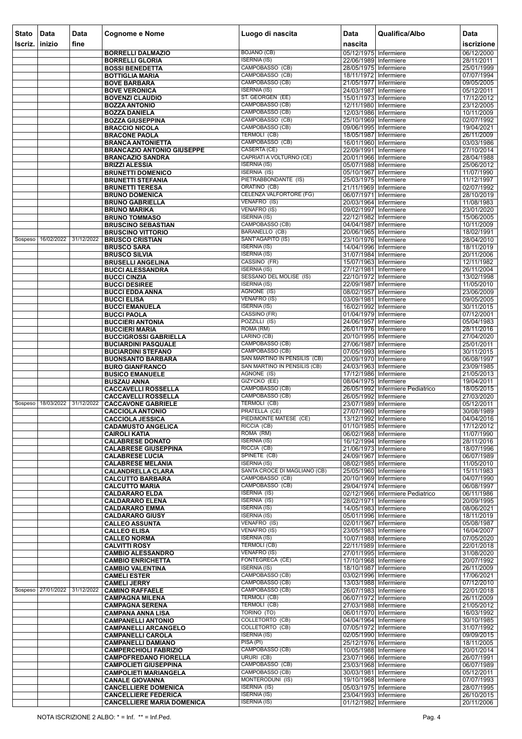| Stato Iscriz. | Data inizio | Data fine | Cognome e Nome | Luogo di nascita | Data nascita | Qualifica/Albo | Data iscrizione |
|---|---|---|---|---|---|---|---|
| | | | BORRELLI DALMAZIO | BOJANO (CB) | 05/12/1975 | Infermiere | 06/12/2000 |
| | | | BORRELLI GLORIA | ISERNIA (IS) | 22/06/1989 | Infermiere | 28/11/2011 |
| | | | BOSSI BENEDETTA | CAMPOBASSO (CB) | 28/05/1975 | Infermiere | 25/01/1999 |
| | | | BOTTIGLIA MARIA | CAMPOBASSO (CB) | 18/11/1972 | Infermiere | 07/07/1994 |
| | | | BOVE BARBARA | CAMPOBASSO (CB) | 21/05/1977 | Infermiere | 09/05/2005 |
| | | | BOVE VERONICA | ISERNIA (IS) | 24/03/1987 | Infermiere | 05/12/2011 |
| | | | BOVENZI CLAUDIO | ST. GEORGEN (EE) | 15/01/1973 | Infermiere | 17/12/2012 |
| | | | BOZZA ANTONIO | CAMPOBASSO (CB) | 12/11/1980 | Infermiere | 23/12/2005 |
| | | | BOZZA DANIELA | CAMPOBASSO (CB) | 12/03/1986 | Infermiere | 10/11/2009 |
| | | | BOZZA GIUSEPPINA | CAMPOBASSO (CB) | 25/10/1969 | Infermiere | 02/07/1992 |
| | | | BRACCIO NICOLA | CAMPOBASSO (CB) | 09/06/1995 | Infermiere | 19/04/2021 |
| | | | BRACONE PAOLA | TERMOLI (CB) | 18/05/1987 | Infermiere | 26/11/2009 |
| | | | BRANCA ANTONIETTA | CAMPOBASSO (CB) | 16/01/1960 | Infermiere | 03/03/1986 |
| | | | BRANCAZIO ANTONIO GIUSEPPE | CASERTA (CE) | 22/09/1991 | Infermiere | 27/10/2014 |
| | | | BRANCAZIO SANDRA | CAPRIATI A VOLTURNO (CE) | 20/01/1966 | Infermiere | 28/04/1988 |
| | | | BRIZZI ALESSIA | ISERNIA (IS) | 05/07/1988 | Infermiere | 25/06/2012 |
| | | | BRUNETTI DOMENICO | ISERNIA (IS) | 05/10/1967 | Infermiere | 11/07/1990 |
| | | | BRUNETTI STEFANIA | PIETRABBONDANTE (IS) | 25/03/1975 | Infermiere | 11/12/1997 |
| | | | BRUNETTI TERESA | ORATINO (CB) | 21/11/1969 | Infermiere | 02/07/1992 |
| | | | BRUNO DOMENICA | CELENZA VALFORTORE (FG) | 06/07/1971 | Infermiere | 28/10/2019 |
| | | | BRUNO GABRIELLA | VENAFRO (IS) | 20/03/1964 | Infermiere | 11/08/1983 |
| | | | BRUNO MARIKA | VENAFRO (IS) | 09/02/1997 | Infermiere | 23/01/2020 |
| | | | BRUNO TOMMASO | ISERNIA (IS) | 22/12/1982 | Infermiere | 15/06/2005 |
| | | | BRUSCINO SEBASTIAN | CAMPOBASSO (CB) | 04/04/1987 | Infermiere | 10/11/2009 |
| | | | BRUSCINO VITTORIO | BARANELLO (CB) | 20/06/1965 | Infermiere | 18/02/1991 |
| Sospeso | 16/02/2022 | 31/12/2022 | BRUSCO CRISTIAN | SANT'AGAPITO (IS) | 23/10/1976 | Infermiere | 28/04/2010 |
| | | | BRUSCO SARA | ISERNIA (IS) | 14/04/1996 | Infermiere | 18/11/2019 |
| | | | BRUSCO SILVIA | ISERNIA (IS) | 31/07/1984 | Infermiere | 20/11/2006 |
| | | | BRUSELLI ANGELINA | CASSINO (FR) | 15/07/1963 | Infermiere | 12/11/1982 |
| | | | BUCCI ALESSANDRA | ISERNIA (IS) | 27/12/1981 | Infermiere | 26/11/2004 |
| | | | BUCCI CINZIA | SESSANO DEL MOLISE (IS) | 22/10/1972 | Infermiere | 13/02/1998 |
| | | | BUCCI DESIREE | ISERNIA (IS) | 22/09/1987 | Infermiere | 11/05/2010 |
| | | | BUCCI EDDA ANNA | AGNONE (IS) | 08/02/1957 | Infermiere | 23/06/2009 |
| | | | BUCCI ELISA | VENAFRO (IS) | 03/09/1981 | Infermiere | 09/05/2005 |
| | | | BUCCI EMANUELA | ISERNIA (IS) | 16/02/1992 | Infermiere | 30/11/2015 |
| | | | BUCCI PAOLA | CASSINO (FR) | 01/04/1979 | Infermiere | 07/12/2001 |
| | | | BUCCIERI ANTONIA | POZZILLI (IS) | 24/06/1957 | Infermiere | 05/04/1983 |
| | | | BUCCIERI MARIA | ROMA (RM) | 26/01/1976 | Infermiere | 28/11/2016 |
| | | | BUCCIGROSSI GABRIELLA | LARINO (CB) | 20/10/1995 | Infermiere | 27/04/2020 |
| | | | BUCIARDINI PASQUALE | CAMPOBASSO (CB) | 27/06/1987 | Infermiere | 25/01/2011 |
| | | | BUCIARDINI STEFANO | CAMPOBASSO (CB) | 07/05/1993 | Infermiere | 30/11/2015 |
| | | | BUONSANTO BARBARA | SAN MARTINO IN PENSILIS (CB) | 20/09/1970 | Infermiere | 06/08/1997 |
| | | | BURO GIANFRANCO | SAN MARTINO IN PENSILIS (CB) | 24/03/1963 | Infermiere | 23/09/1985 |
| | | | BUSICO EMANUELE | AGNONE (IS) | 17/12/1986 | Infermiere | 21/05/2013 |
| | | | BUSZAU ANNA | GIZYCKO (EE) | 08/04/1975 | Infermiere | 19/04/2011 |
| | | | CACCAVELLI ROSSELLA | CAMPOBASSO (CB) | 26/05/1992 | Infermiere Pediatrico | 18/05/2015 |
| | | | CACCAVELLI ROSSELLA | CAMPOBASSO (CB) | 26/05/1992 | Infermiere | 27/03/2020 |
| Sospeso | 18/03/2022 | 31/12/2022 | CACCAVONE GABRIELE | TERMOLI (CB) | 23/07/1989 | Infermiere | 05/12/2011 |
| | | | CACCIOLA ANTONIO | PRATELLA (CE) | 27/07/1960 | Infermiere | 30/08/1989 |
| | | | CACCIOLA JESSICA | PIEDIMONTE MATESE (CE) | 13/12/1992 | Infermiere | 04/04/2016 |
| | | | CADAMUSTO ANGELICA | RICCIA (CB) | 01/10/1985 | Infermiere | 17/12/2012 |
| | | | CAIROLI KATIA | ROMA (RM) | 06/02/1968 | Infermiere | 11/07/1990 |
| | | | CALABRESE DONATO | ISERNIA (IS) | 16/12/1994 | Infermiere | 28/11/2016 |
| | | | CALABRESE GIUSEPPINA | RICCIA (CB) | 21/06/1973 | Infermiere | 18/07/1996 |
| | | | CALABRESE LUCIA | SPINETE (CB) | 24/09/1967 | Infermiere | 06/07/1989 |
| | | | CALABRESE MELANIA | ISERNIA (IS) | 08/02/1985 | Infermiere | 11/05/2010 |
| | | | CALANDRELLA CLARA | SANTA CROCE DI MAGLIANO (CB) | 25/05/1960 | Infermiere | 15/11/1983 |
| | | | CALCUTTO BARBARA | CAMPOBASSO (CB) | 20/10/1969 | Infermiere | 04/07/1990 |
| | | | CALCUTTO MARIA | CAMPOBASSO (CB) | 29/04/1974 | Infermiere | 06/08/1997 |
| | | | CALDARARO ELDA | ISERNIA (IS) | 02/12/1966 | Infermiere Pediatrico | 06/11/1986 |
| | | | CALDARARO ELENA | ISERNIA (IS) | 28/02/1971 | Infermiere | 20/09/1995 |
| | | | CALDARARO EMMA | ISERNIA (IS) | 14/05/1983 | Infermiere | 08/06/2021 |
| | | | CALDARARO GIUSY | ISERNIA (IS) | 05/01/1996 | Infermiere | 18/11/2019 |
| | | | CALLEO ASSUNTA | VENAFRO (IS) | 02/01/1967 | Infermiere | 05/08/1987 |
| | | | CALLEO ELISA | VENAFRO (IS) | 23/05/1983 | Infermiere | 16/04/2007 |
| | | | CALLEO NORMA | ISERNIA (IS) | 10/07/1988 | Infermiere | 07/05/2020 |
| | | | CALVITTI ROSY | TERMOLI (CB) | 22/11/1989 | Infermiere | 22/01/2018 |
| | | | CAMBIO ALESSANDRO | VENAFRO (IS) | 27/01/1995 | Infermiere | 31/08/2020 |
| | | | CAMBIO ENRICHETTA | FONTEGRECA (CE) | 17/10/1968 | Infermiere | 20/07/1992 |
| | | | CAMBIO VALENTINA | ISERNIA (IS) | 18/10/1987 | Infermiere | 26/11/2009 |
| | | | CAMELI ESTER | CAMPOBASSO (CB) | 03/02/1996 | Infermiere | 17/06/2021 |
| | | | CAMELI JERRY | CAMPOBASSO (CB) | 13/03/1988 | Infermiere | 07/12/2010 |
| Sospeso | 27/01/2022 | 31/12/2022 | CAMINO RAFFAELE | CAMPOBASSO (CB) | 26/07/1983 | Infermiere | 22/01/2018 |
| | | | CAMPAGNA MILENA | TERMOLI (CB) | 06/07/1972 | Infermiere | 26/11/2009 |
| | | | CAMPAGNA SERENA | TERMOLI (CB) | 27/03/1988 | Infermiere | 21/05/2012 |
| | | | CAMPANA ANNA LISA | TORINO (TO) | 06/01/1970 | Infermiere | 16/03/1992 |
| | | | CAMPANELLI ANTONIO | COLLETORTO (CB) | 04/04/1964 | Infermiere | 30/10/1985 |
| | | | CAMPANELLI ARCANGELO | COLLETORTO (CB) | 07/05/1972 | Infermiere | 31/07/1992 |
| | | | CAMPANELLI CAROLA | ISERNIA (IS) | 02/05/1990 | Infermiere | 09/09/2015 |
| | | | CAMPANELLI DAMIANO | PISA (PI) | 25/12/1976 | Infermiere | 18/11/2005 |
| | | | CAMPERCHIOLI FABRIZIO | CAMPOBASSO (CB) | 10/05/1988 | Infermiere | 20/01/2014 |
| | | | CAMPOFREDANO FIORELLA | URURI (CB) | 23/07/1966 | Infermiere | 26/07/1991 |
| | | | CAMPOLIETI GIUSEPPINA | CAMPOBASSO (CB) | 23/03/1968 | Infermiere | 06/07/1989 |
| | | | CAMPOLIETI MARIANGELA | CAMPOBASSO (CB) | 30/03/1981 | Infermiere | 05/12/2011 |
| | | | CANALE GIOVANNA | MONTERODUNI (IS) | 19/10/1968 | Infermiere | 07/07/1993 |
| | | | CANCELLIERE DOMENICA | ISERNIA (IS) | 05/03/1975 | Infermiere | 28/07/1995 |
| | | | CANCELLIERE FEDERICA | ISERNIA (IS) | 23/04/1993 | Infermiere | 26/10/2015 |
| | | | CANCELLIERE MARIA DOMENICA | ISERNIA (IS) | 01/12/1982 | Infermiere | 20/11/2006 |

NOTA ISCRIZIONE 2 ALBO: * = Inf. ** = Inf.Ped.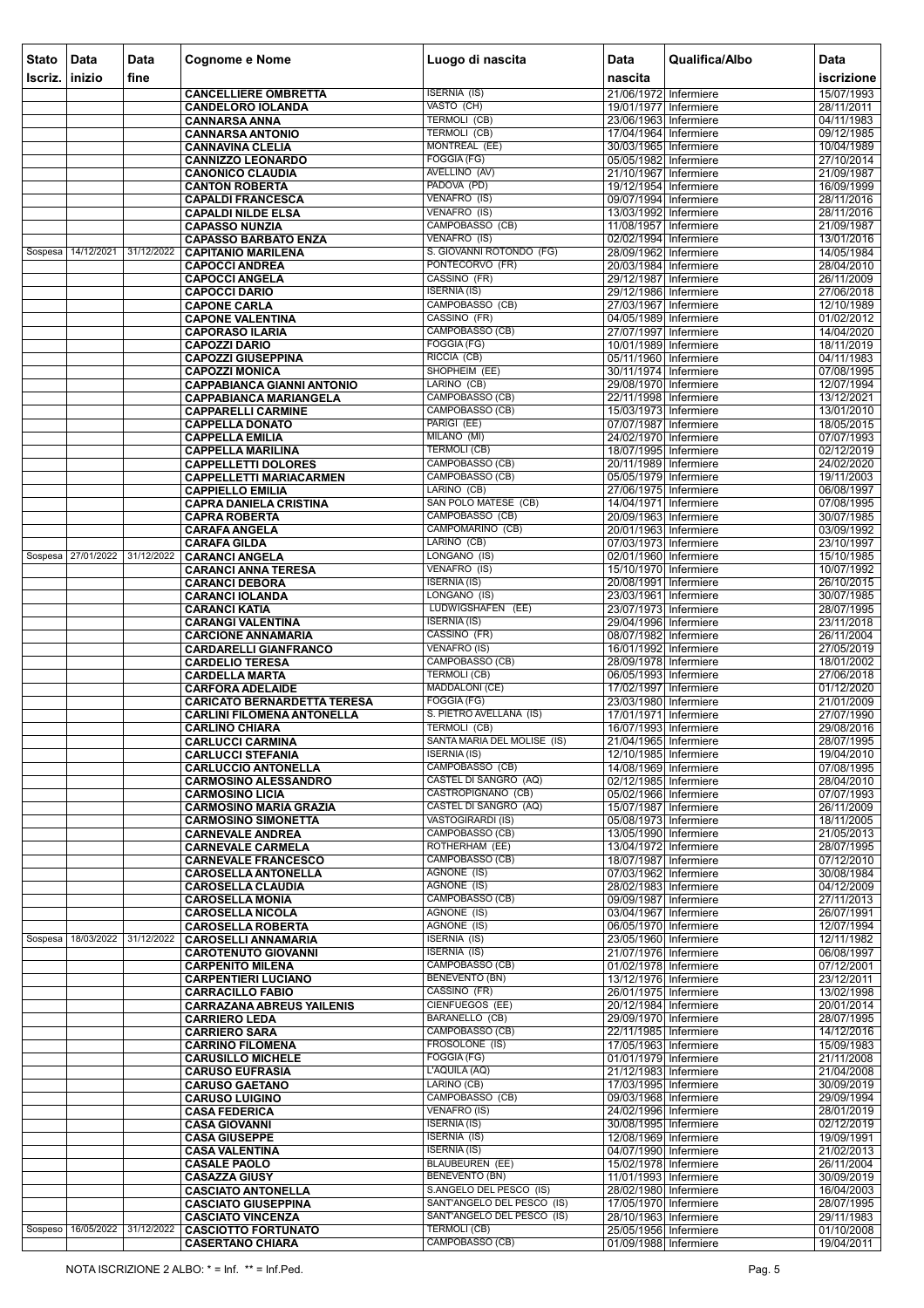| Stato Iscriz. | Data inizio | Data fine | Cognome e Nome | Luogo di nascita | Data nascita | Qualifica/Albo | Data iscrizione |
|---|---|---|---|---|---|---|---|
| | | | CANCELLIERE OMBRETTA | ISERNIA (IS) | 21/06/1972 | Infermiere | 15/07/1993 |
| | | | CANDELORO IOLANDA | VASTO (CH) | 19/01/1977 | Infermiere | 28/11/2011 |
| | | | CANNARSA ANNA | TERMOLI (CB) | 23/06/1963 | Infermiere | 04/11/1983 |
| | | | CANNARSA ANTONIO | TERMOLI (CB) | 17/04/1964 | Infermiere | 09/12/1985 |
| | | | CANNAVINA CLELIA | MONTREAL (EE) | 30/03/1965 | Infermiere | 10/04/1989 |
| | | | CANNIZZO LEONARDO | FOGGIA (FG) | 05/05/1982 | Infermiere | 27/10/2014 |
| | | | CANONICO CLAUDIA | AVELLINO (AV) | 21/10/1967 | Infermiere | 21/09/1987 |
| | | | CANTON ROBERTA | PADOVA (PD) | 19/12/1954 | Infermiere | 16/09/1999 |
| | | | CAPALDI FRANCESCA | VENAFRO (IS) | 09/07/1994 | Infermiere | 28/11/2016 |
| | | | CAPALDI NILDE ELSA | VENAFRO (IS) | 13/03/1992 | Infermiere | 28/11/2016 |
| | | | CAPASSO NUNZIA | CAMPOBASSO (CB) | 11/08/1957 | Infermiere | 21/09/1987 |
| | | | CAPASSO BARBATO ENZA | VENAFRO (IS) | 02/02/1994 | Infermiere | 13/01/2016 |
| Sospesa | 14/12/2021 | 31/12/2022 | CAPITANIO MARILENA | S. GIOVANNI ROTONDO (FG) | 28/09/1962 | Infermiere | 14/05/1984 |
| | | | CAPOCCI ANDREA | PONTECORVO (FR) | 20/03/1984 | Infermiere | 28/04/2010 |
| | | | CAPOCCI ANGELA | CASSINO (FR) | 29/12/1987 | Infermiere | 26/11/2009 |
| | | | CAPOCCI DARIO | ISERNIA (IS) | 29/12/1986 | Infermiere | 27/06/2018 |
| | | | CAPONE CARLA | CAMPOBASSO (CB) | 27/03/1967 | Infermiere | 12/10/1989 |
| | | | CAPONE VALENTINA | CASSINO (FR) | 04/05/1989 | Infermiere | 01/02/2012 |
| | | | CAPORASO ILARIA | CAMPOBASSO (CB) | 27/07/1997 | Infermiere | 14/04/2020 |
| | | | CAPOZZI DARIO | FOGGIA (FG) | 10/01/1989 | Infermiere | 18/11/2019 |
| | | | CAPOZZI GIUSEPPINA | RICCIA (CB) | 05/11/1960 | Infermiere | 04/11/1983 |
| | | | CAPOZZI MONICA | SHOPHEIM (EE) | 30/11/1974 | Infermiere | 07/08/1995 |
| | | | CAPPABIANCA GIANNI ANTONIO | LARINO (CB) | 29/08/1970 | Infermiere | 12/07/1994 |
| | | | CAPPABIANCA MARIANGELA | CAMPOBASSO (CB) | 22/11/1998 | Infermiere | 13/12/2021 |
| | | | CAPPARELLI CARMINE | CAMPOBASSO (CB) | 15/03/1973 | Infermiere | 13/01/2010 |
| | | | CAPPELLA DONATO | PARIGI (EE) | 07/07/1987 | Infermiere | 18/05/2015 |
| | | | CAPPELLA EMILIA | MILANO (MI) | 24/02/1970 | Infermiere | 07/07/1993 |
| | | | CAPPELLA MARILINA | TERMOLI (CB) | 18/07/1995 | Infermiere | 02/12/2019 |
| | | | CAPPELLETTI DOLORES | CAMPOBASSO (CB) | 20/11/1989 | Infermiere | 24/02/2020 |
| | | | CAPPELLETTI MARIACARMEN | CAMPOBASSO (CB) | 05/05/1979 | Infermiere | 19/11/2003 |
| | | | CAPPIELLO EMILIA | LARINO (CB) | 27/06/1975 | Infermiere | 06/08/1997 |
| | | | CAPRA DANIELA CRISTINA | SAN POLO MATESE (CB) | 14/04/1971 | Infermiere | 07/08/1995 |
| | | | CAPRA ROBERTA | CAMPOBASSO (CB) | 20/09/1963 | Infermiere | 30/07/1985 |
| | | | CARAFA ANGELA | CAMPOMARINO (CB) | 20/01/1963 | Infermiere | 03/09/1992 |
| | | | CARAFA GILDA | LARINO (CB) | 07/03/1973 | Infermiere | 23/10/1997 |
| Sospesa | 27/01/2022 | 31/12/2022 | CARANCI ANGELA | LONGANO (IS) | 02/01/1960 | Infermiere | 15/10/1985 |
| | | | CARANCI ANNA TERESA | VENAFRO (IS) | 15/10/1970 | Infermiere | 10/07/1992 |
| | | | CARANCI DEBORA | ISERNIA (IS) | 20/08/1991 | Infermiere | 26/10/2015 |
| | | | CARANCI IOLANDA | LONGANO (IS) | 23/03/1961 | Infermiere | 30/07/1985 |
| | | | CARANCI KATIA | LUDWIGSHAFEN (EE) | 23/07/1973 | Infermiere | 28/07/1995 |
| | | | CARANGI VALENTINA | ISERNIA (IS) | 29/04/1996 | Infermiere | 23/11/2018 |
| | | | CARCIONE ANNAMARIA | CASSINO (FR) | 08/07/1982 | Infermiere | 26/11/2004 |
| | | | CARDARELLI GIANFRANCO | VENAFRO (IS) | 16/01/1992 | Infermiere | 27/05/2019 |
| | | | CARDELIO TERESA | CAMPOBASSO (CB) | 28/09/1978 | Infermiere | 18/01/2002 |
| | | | CARDELLA MARTA | TERMOLI (CB) | 06/05/1993 | Infermiere | 27/06/2018 |
| | | | CARFORA ADELAIDE | MADDALONI (CE) | 17/02/1997 | Infermiere | 01/12/2020 |
| | | | CARICATO BERNARDETTA TERESA | FOGGIA (FG) | 23/03/1980 | Infermiere | 21/01/2009 |
| | | | CARLINI FILOMENA ANTONELLA | S. PIETRO AVELLANA (IS) | 17/01/1971 | Infermiere | 27/07/1990 |
| | | | CARLINO CHIARA | TERMOLI (CB) | 16/07/1993 | Infermiere | 29/08/2016 |
| | | | CARLUCCI CARMINA | SANTA MARIA DEL MOLISE (IS) | 21/04/1965 | Infermiere | 28/07/1995 |
| | | | CARLUCCI STEFANIA | ISERNIA (IS) | 12/10/1985 | Infermiere | 19/04/2010 |
| | | | CARLUCCIO ANTONELLA | CAMPOBASSO (CB) | 14/08/1969 | Infermiere | 07/08/1995 |
| | | | CARMOSINO ALESSANDRO | CASTEL DI SANGRO (AQ) | 02/12/1985 | Infermiere | 28/04/2010 |
| | | | CARMOSINO LICIA | CASTROPIGNANO (CB) | 05/02/1966 | Infermiere | 07/07/1993 |
| | | | CARMOSINO MARIA GRAZIA | CASTEL DI SANGRO (AQ) | 15/07/1987 | Infermiere | 26/11/2009 |
| | | | CARMOSINO SIMONETTA | VASTOGIRARDI (IS) | 05/08/1973 | Infermiere | 18/11/2005 |
| | | | CARNEVALE ANDREA | CAMPOBASSO (CB) | 13/05/1990 | Infermiere | 21/05/2013 |
| | | | CARNEVALE CARMELA | ROTHERHAM (EE) | 13/04/1972 | Infermiere | 28/07/1995 |
| | | | CARNEVALE FRANCESCO | CAMPOBASSO (CB) | 18/07/1987 | Infermiere | 07/12/2010 |
| | | | CAROSELLA ANTONELLA | AGNONE (IS) | 07/03/1962 | Infermiere | 30/08/1984 |
| | | | CAROSELLA CLAUDIA | AGNONE (IS) | 28/02/1983 | Infermiere | 04/12/2009 |
| | | | CAROSELLA MONIA | CAMPOBASSO (CB) | 09/09/1987 | Infermiere | 27/11/2013 |
| | | | CAROSELLA NICOLA | AGNONE (IS) | 03/04/1967 | Infermiere | 26/07/1991 |
| | | | CAROSELLA ROBERTA | AGNONE (IS) | 06/05/1970 | Infermiere | 12/07/1994 |
| Sospesa | 18/03/2022 | 31/12/2022 | CAROSELLI ANNAMARIA | ISERNIA (IS) | 23/05/1960 | Infermiere | 12/11/1982 |
| | | | CAROTENUTO GIOVANNI | ISERNIA (IS) | 21/07/1976 | Infermiere | 06/08/1997 |
| | | | CARPENITO MILENA | CAMPOBASSO (CB) | 01/02/1978 | Infermiere | 07/12/2001 |
| | | | CARPENTIERI LUCIANO | BENEVENTO (BN) | 13/12/1976 | Infermiere | 23/12/2011 |
| | | | CARRACILLO FABIO | CASSINO (FR) | 26/01/1975 | Infermiere | 13/02/1998 |
| | | | CARRAZANA ABREUS YAILENIS | CIENFUEGOS (EE) | 20/12/1984 | Infermiere | 20/01/2014 |
| | | | CARRIERO LEDA | BARANELLO (CB) | 29/09/1970 | Infermiere | 28/07/1995 |
| | | | CARRIERO SARA | CAMPOBASSO (CB) | 22/11/1985 | Infermiere | 14/12/2016 |
| | | | CARRINO FILOMENA | FROSOLONE (IS) | 17/05/1963 | Infermiere | 15/09/1983 |
| | | | CARUSILLO MICHELE | FOGGIA (FG) | 01/01/1979 | Infermiere | 21/11/2008 |
| | | | CARUSO EUFRASIA | L'AQUILA (AQ) | 21/12/1983 | Infermiere | 21/04/2008 |
| | | | CARUSO GAETANO | LARINO (CB) | 17/03/1995 | Infermiere | 30/09/2019 |
| | | | CARUSO LUIGINO | CAMPOBASSO (CB) | 09/03/1968 | Infermiere | 29/09/1994 |
| | | | CASA FEDERICA | VENAFRO (IS) | 24/02/1996 | Infermiere | 28/01/2019 |
| | | | CASA GIOVANNI | ISERNIA (IS) | 30/08/1995 | Infermiere | 02/12/2019 |
| | | | CASA GIUSEPPE | ISERNIA (IS) | 12/08/1969 | Infermiere | 19/09/1991 |
| | | | CASA VALENTINA | ISERNIA (IS) | 04/07/1990 | Infermiere | 21/02/2013 |
| | | | CASALE PAOLO | BLAUBEUREN (EE) | 15/02/1978 | Infermiere | 26/11/2004 |
| | | | CASAZZA GIUSY | BENEVENTO (BN) | 11/01/1993 | Infermiere | 30/09/2019 |
| | | | CASCIATO ANTONELLA | S.ANGELO DEL PESCO (IS) | 28/02/1980 | Infermiere | 16/04/2003 |
| | | | CASCIATO GIUSEPPINA | SANT'ANGELO DEL PESCO (IS) | 17/05/1970 | Infermiere | 28/07/1995 |
| | | | CASCIATO VINCENZA | SANT'ANGELO DEL PESCO (IS) | 28/10/1963 | Infermiere | 29/11/1983 |
| Sospeso | 16/05/2022 | 31/12/2022 | CASCIOTTO FORTUNATO | TERMOLI (CB) | 25/05/1956 | Infermiere | 01/10/2008 |
| | | | CASERTANO CHIARA | CAMPOBASSO (CB) | 01/09/1988 | Infermiere | 19/04/2011 |

NOTA ISCRIZIONE 2 ALBO: * = Inf. ** = Inf.Ped.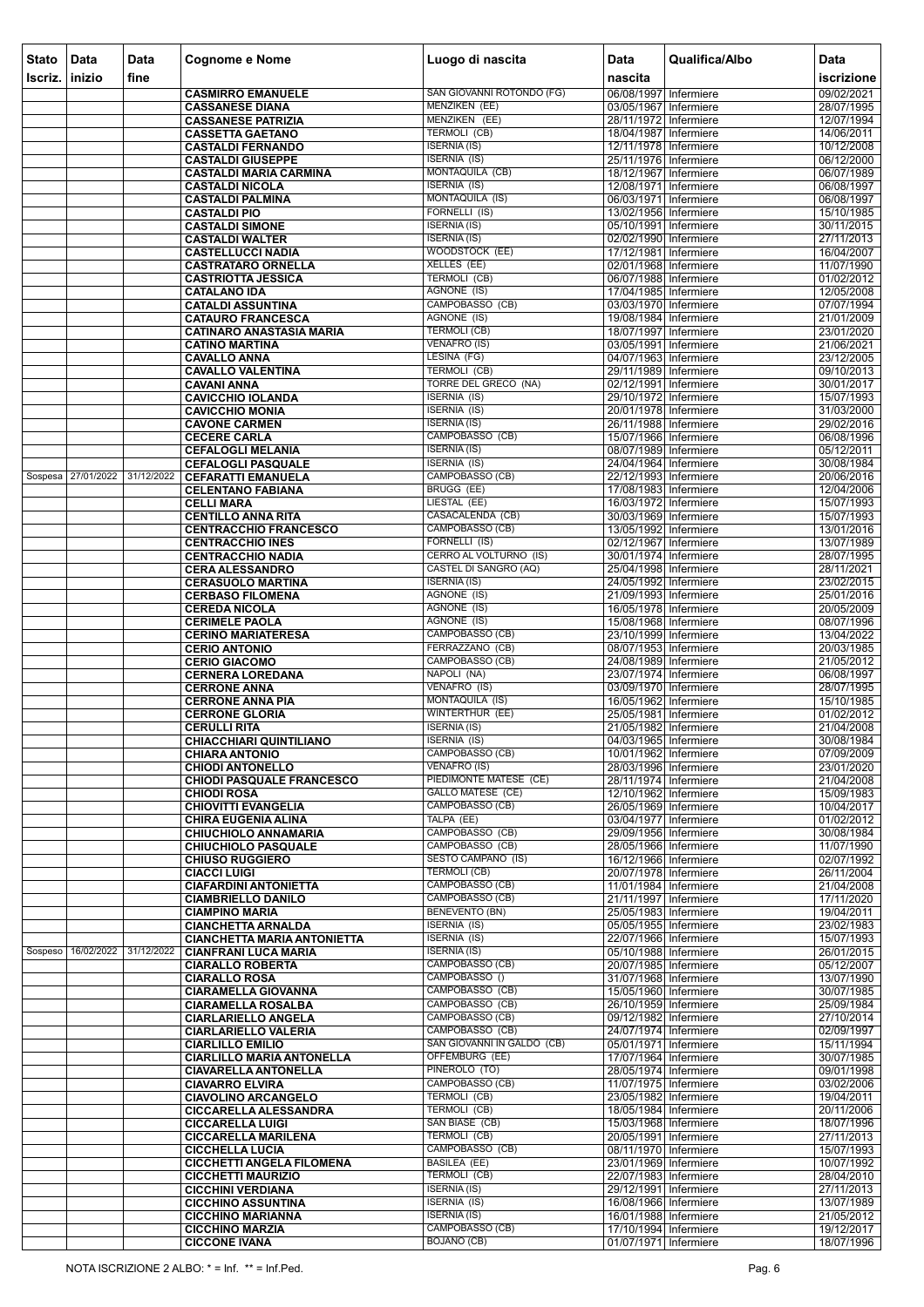| Stato Iscriz. | Data inizio | Data fine | Cognome e Nome | Luogo di nascita | Data nascita | Qualifica/Albo | Data iscrizione |
|---|---|---|---|---|---|---|---|
| | | | CASMIRRO EMANUELE | SAN GIOVANNI ROTONDO (FG) | 06/08/1997 | Infermiere | 09/02/2021 |
| | | | CASSANESE DIANA | MENZIKEN (EE) | 03/05/1967 | Infermiere | 28/07/1995 |
| | | | CASSANESE PATRIZIA | MENZIKEN (EE) | 28/11/1972 | Infermiere | 12/07/1994 |
| | | | CASSETTA GAETANO | TERMOLI (CB) | 18/04/1987 | Infermiere | 14/06/2011 |
| | | | CASTALDI FERNANDO | ISERNIA (IS) | 12/11/1978 | Infermiere | 10/12/2008 |
| | | | CASTALDI GIUSEPPE | ISERNIA (IS) | 25/11/1976 | Infermiere | 06/12/2000 |
| | | | CASTALDI MARIA CARMINA | MONTAQUILA (CB) | 18/12/1967 | Infermiere | 06/07/1989 |
| | | | CASTALDI NICOLA | ISERNIA (IS) | 12/08/1971 | Infermiere | 06/08/1997 |
| | | | CASTALDI PALMINA | MONTAQUILA (IS) | 06/03/1971 | Infermiere | 06/08/1997 |
| | | | CASTALDI PIO | FORNELLI (IS) | 13/02/1956 | Infermiere | 15/10/1985 |
| | | | CASTALDI SIMONE | ISERNIA (IS) | 05/10/1991 | Infermiere | 30/11/2015 |
| | | | CASTALDI WALTER | ISERNIA (IS) | 02/02/1990 | Infermiere | 27/11/2013 |
| | | | CASTELLUCCI NADIA | WOODSTOCK (EE) | 17/12/1981 | Infermiere | 16/04/2007 |
| | | | CASTRATARO ORNELLA | XELLES (EE) | 02/01/1968 | Infermiere | 11/07/1990 |
| | | | CASTRIOTTA JESSICA | TERMOLI (CB) | 06/07/1988 | Infermiere | 01/02/2012 |
| | | | CATALANO IDA | AGNONE (IS) | 17/04/1985 | Infermiere | 12/05/2008 |
| | | | CATALDI ASSUNTINA | CAMPOBASSO (CB) | 03/03/1970 | Infermiere | 07/07/1994 |
| | | | CATAURO FRANCESCA | AGNONE (IS) | 19/08/1984 | Infermiere | 21/01/2009 |
| | | | CATINARO ANASTASIA MARIA | TERMOLI (CB) | 18/07/1997 | Infermiere | 23/01/2020 |
| | | | CATINO MARTINA | VENAFRO (IS) | 03/05/1991 | Infermiere | 21/06/2021 |
| | | | CAVALLO ANNA | LESINA (FG) | 04/07/1963 | Infermiere | 23/12/2005 |
| | | | CAVALLO VALENTINA | TERMOLI (CB) | 29/11/1989 | Infermiere | 09/10/2013 |
| | | | CAVANI ANNA | TORRE DEL GRECO (NA) | 02/12/1991 | Infermiere | 30/01/2017 |
| | | | CAVICCHIO IOLANDA | ISERNIA (IS) | 29/10/1972 | Infermiere | 15/07/1993 |
| | | | CAVICCHIO MONIA | ISERNIA (IS) | 20/01/1978 | Infermiere | 31/03/2000 |
| | | | CAVONE CARMEN | ISERNIA (IS) | 26/11/1988 | Infermiere | 29/02/2016 |
| | | | CECERE CARLA | CAMPOBASSO (CB) | 15/07/1966 | Infermiere | 06/08/1996 |
| | | | CEFALOGLI MELANIA | ISERNIA (IS) | 08/07/1989 | Infermiere | 05/12/2011 |
| | | | CEFALOGLI PASQUALE | ISERNIA (IS) | 24/04/1964 | Infermiere | 30/08/1984 |
| Sospesa | 27/01/2022 | 31/12/2022 | CEFARATTI EMANUELA | CAMPOBASSO (CB) | 22/12/1993 | Infermiere | 20/06/2016 |
| | | | CELENTANO FABIANA | BRUGG (EE) | 17/08/1983 | Infermiere | 12/04/2006 |
| | | | CELLI MARA | LIESTAL (EE) | 16/03/1972 | Infermiere | 15/07/1993 |
| | | | CENTILLO ANNA RITA | CASACALENDA (CB) | 30/03/1969 | Infermiere | 15/07/1993 |
| | | | CENTRACCHIO FRANCESCO | CAMPOBASSO (CB) | 13/05/1992 | Infermiere | 13/01/2016 |
| | | | CENTRACCHIO INES | FORNELLI (IS) | 02/12/1967 | Infermiere | 13/07/1989 |
| | | | CENTRACCHIO NADIA | CERRO AL VOLTURNO (IS) | 30/01/1974 | Infermiere | 28/07/1995 |
| | | | CERA ALESSANDRO | CASTEL DI SANGRO (AQ) | 25/04/1998 | Infermiere | 28/11/2021 |
| | | | CERASUOLO MARTINA | ISERNIA (IS) | 24/05/1992 | Infermiere | 23/02/2015 |
| | | | CERBASO FILOMENA | AGNONE (IS) | 21/09/1993 | Infermiere | 25/01/2016 |
| | | | CEREDA NICOLA | AGNONE (IS) | 16/05/1978 | Infermiere | 20/05/2009 |
| | | | CERIMELE PAOLA | AGNONE (IS) | 15/08/1968 | Infermiere | 08/07/1996 |
| | | | CERINO MARIATERESA | CAMPOBASSO (CB) | 23/10/1999 | Infermiere | 13/04/2022 |
| | | | CERIO ANTONIO | FERRAZZANO (CB) | 08/07/1953 | Infermiere | 20/03/1985 |
| | | | CERIO GIACOMO | CAMPOBASSO (CB) | 24/08/1989 | Infermiere | 21/05/2012 |
| | | | CERNERA LOREDANA | NAPOLI (NA) | 23/07/1974 | Infermiere | 06/08/1997 |
| | | | CERRONE ANNA | VENAFRO (IS) | 03/09/1970 | Infermiere | 28/07/1995 |
| | | | CERRONE ANNA PIA | MONTAQUILA (IS) | 16/05/1962 | Infermiere | 15/10/1985 |
| | | | CERRONE GLORIA | WINTERTHUR (EE) | 25/05/1981 | Infermiere | 01/02/2012 |
| | | | CERULLI RITA | ISERNIA (IS) | 21/05/1982 | Infermiere | 21/04/2008 |
| | | | CHIACCHIARI QUINTILIANO | ISERNIA (IS) | 04/03/1965 | Infermiere | 30/08/1984 |
| | | | CHIARA ANTONIO | CAMPOBASSO (CB) | 10/01/1962 | Infermiere | 07/09/2009 |
| | | | CHIODI ANTONELLO | VENAFRO (IS) | 28/03/1996 | Infermiere | 23/01/2020 |
| | | | CHIODI PASQUALE FRANCESCO | PIEDIMONTE MATESE (CE) | 28/11/1974 | Infermiere | 21/04/2008 |
| | | | CHIODI ROSA | GALLO MATESE (CE) | 12/10/1962 | Infermiere | 15/09/1983 |
| | | | CHIOVITTI EVANGELIA | CAMPOBASSO (CB) | 26/05/1969 | Infermiere | 10/04/2017 |
| | | | CHIRA EUGENIA ALINA | TALPA (EE) | 03/04/1977 | Infermiere | 01/02/2012 |
| | | | CHIUCHIOLO ANNAMARIA | CAMPOBASSO (CB) | 29/09/1956 | Infermiere | 30/08/1984 |
| | | | CHIUCHIOLO PASQUALE | CAMPOBASSO (CB) | 28/05/1966 | Infermiere | 11/07/1990 |
| | | | CHIUSO RUGGIERO | SESTO CAMPANO (IS) | 16/12/1966 | Infermiere | 02/07/1992 |
| | | | CIACCI LUIGI | TERMOLI (CB) | 20/07/1978 | Infermiere | 26/11/2004 |
| | | | CIAFARDINI ANTONIETTA | CAMPOBASSO (CB) | 11/01/1984 | Infermiere | 21/04/2008 |
| | | | CIAMBRIELLO DANILO | CAMPOBASSO (CB) | 21/11/1997 | Infermiere | 17/11/2020 |
| | | | CIAMPINO MARIA | BENEVENTO (BN) | 25/05/1983 | Infermiere | 19/04/2011 |
| | | | CIANCHETTA ARNALDA | ISERNIA (IS) | 05/05/1955 | Infermiere | 23/02/1983 |
| | | | CIANCHETTA MARIA ANTONIETTA | ISERNIA (IS) | 22/07/1966 | Infermiere | 15/07/1993 |
| Sospeso | 16/02/2022 | 31/12/2022 | CIANFRANI LUCA MARIA | ISERNIA (IS) | 05/10/1988 | Infermiere | 26/01/2015 |
| | | | CIARALLO ROBERTA | CAMPOBASSO (CB) | 20/07/1985 | Infermiere | 05/12/2007 |
| | | | CIARALLO ROSA | CAMPOBASSO () | 31/07/1968 | Infermiere | 13/07/1990 |
| | | | CIARAMELLA GIOVANNA | CAMPOBASSO (CB) | 15/05/1960 | Infermiere | 30/07/1985 |
| | | | CIARAMELLA ROSALBA | CAMPOBASSO (CB) | 26/10/1959 | Infermiere | 25/09/1984 |
| | | | CIARLARIELLO ANGELA | CAMPOBASSO (CB) | 09/12/1982 | Infermiere | 27/10/2014 |
| | | | CIARLARIELLO VALERIA | CAMPOBASSO (CB) | 24/07/1974 | Infermiere | 02/09/1997 |
| | | | CIARLILLO EMILIO | SAN GIOVANNI IN GALDO (CB) | 05/01/1971 | Infermiere | 15/11/1994 |
| | | | CIARLILLO MARIA ANTONELLA | OFFEMBURG (EE) | 17/07/1964 | Infermiere | 30/07/1985 |
| | | | CIAVARELLA ANTONELLA | PINEROLO (TO) | 28/05/1974 | Infermiere | 09/01/1998 |
| | | | CIAVARRO ELVIRA | CAMPOBASSO (CB) | 11/07/1975 | Infermiere | 03/02/2006 |
| | | | CIAVOLINO ARCANGELO | TERMOLI (CB) | 23/05/1982 | Infermiere | 19/04/2011 |
| | | | CICCARELLA ALESSANDRA | TERMOLI (CB) | 18/05/1984 | Infermiere | 20/11/2006 |
| | | | CICCARELLA LUIGI | SAN BIASE (CB) | 15/03/1968 | Infermiere | 18/07/1996 |
| | | | CICCARELLA MARILENA | TERMOLI (CB) | 20/05/1991 | Infermiere | 27/11/2013 |
| | | | CICCHELLA LUCIA | CAMPOBASSO (CB) | 08/11/1970 | Infermiere | 15/07/1993 |
| | | | CICCHETTI ANGELA FILOMENA | BASILEA (EE) | 23/01/1969 | Infermiere | 10/07/1992 |
| | | | CICCHETTI MAURIZIO | TERMOLI (CB) | 22/07/1983 | Infermiere | 28/04/2010 |
| | | | CICCHINI VERDIANA | ISERNIA (IS) | 29/12/1991 | Infermiere | 27/11/2013 |
| | | | CICCHINO ASSUNTINA | ISERNIA (IS) | 16/08/1966 | Infermiere | 13/07/1989 |
| | | | CICCHINO MARIANNA | ISERNIA (IS) | 16/01/1988 | Infermiere | 21/05/2012 |
| | | | CICCHINO MARZIA | CAMPOBASSO (CB) | 17/10/1994 | Infermiere | 19/12/2017 |
| | | | CICCONE IVANA | BOJANO (CB) | 01/07/1971 | Infermiere | 18/07/1996 |

NOTA ISCRIZIONE 2 ALBO: * = Inf. ** = Inf.Ped.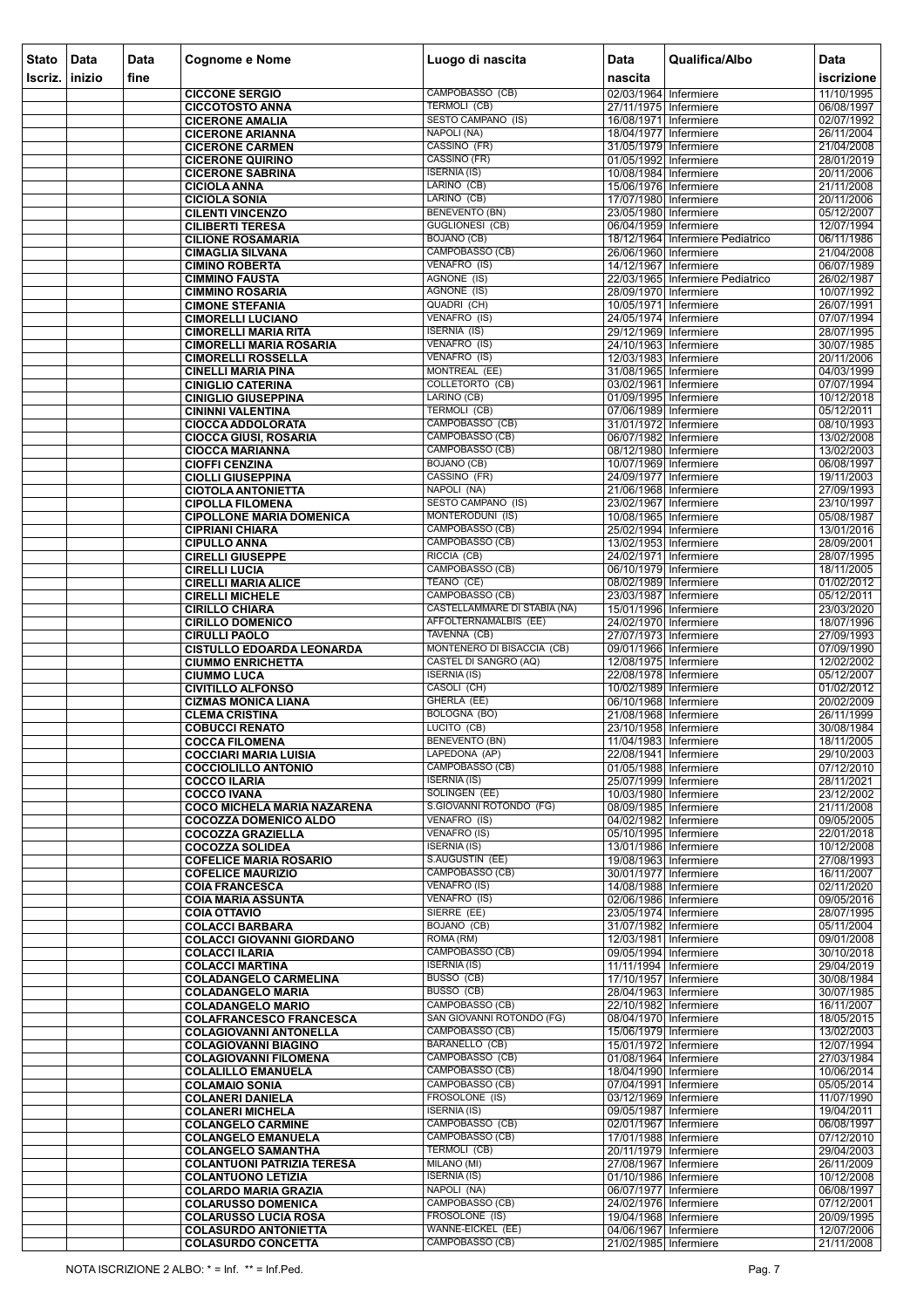| Stato Iscriz. | Data inizio | Data fine | Cognome e Nome | Luogo di nascita | Data nascita | Qualifica/Albo | Data iscrizione |
|---|---|---|---|---|---|---|---|
| | | | CICCONE SERGIO | CAMPOBASSO (CB) | 02/03/1964 | Infermiere | 11/10/1995 |
| | | | CICCOTOSTO ANNA | TERMOLI (CB) | 27/11/1975 | Infermiere | 06/08/1997 |
| | | | CICERONE AMALIA | SESTO CAMPANO (IS) | 16/08/1971 | Infermiere | 02/07/1992 |
| | | | CICERONE ARIANNA | NAPOLI (NA) | 18/04/1977 | Infermiere | 26/11/2004 |
| | | | CICERONE CARMEN | CASSINO (FR) | 31/05/1979 | Infermiere | 21/04/2008 |
| | | | CICERONE QUIRINO | CASSINO (FR) | 01/05/1992 | Infermiere | 28/01/2019 |
| | | | CICERONE SABRINA | ISERNIA (IS) | 10/08/1984 | Infermiere | 20/11/2006 |
| | | | CICIOLA ANNA | LARINO (CB) | 15/06/1976 | Infermiere | 21/11/2008 |
| | | | CICIOLA SONIA | LARINO (CB) | 17/07/1980 | Infermiere | 20/11/2006 |
| | | | CILENTI VINCENZO | BENEVENTO (BN) | 23/05/1980 | Infermiere | 05/12/2007 |
| | | | CILIBERTI TERESA | GUGLIONESI (CB) | 06/04/1959 | Infermiere | 12/07/1994 |
| | | | CILIONE ROSAMARIA | BOJANO (CB) | 18/12/1964 | Infermiere Pediatrico | 06/11/1986 |
| | | | CIMAGLIA SILVANA | CAMPOBASSO (CB) | 26/06/1960 | Infermiere | 21/04/2008 |
| | | | CIMINO ROBERTA | VENAFRO (IS) | 14/12/1967 | Infermiere | 06/07/1989 |
| | | | CIMMINO FAUSTA | AGNONE (IS) | 22/03/1965 | Infermiere Pediatrico | 26/02/1987 |
| | | | CIMMINO ROSARIA | AGNONE (IS) | 28/09/1970 | Infermiere | 10/07/1992 |
| | | | CIMONE STEFANIA | QUADRI (CH) | 10/05/1971 | Infermiere | 26/07/1991 |
| | | | CIMORELLI LUCIANO | VENAFRO (IS) | 24/05/1974 | Infermiere | 07/07/1994 |
| | | | CIMORELLI MARIA RITA | ISERNIA (IS) | 29/12/1969 | Infermiere | 28/07/1995 |
| | | | CIMORELLI MARIA ROSARIA | VENAFRO (IS) | 24/10/1963 | Infermiere | 30/07/1985 |
| | | | CIMORELLI ROSSELLA | VENAFRO (IS) | 12/03/1983 | Infermiere | 20/11/2006 |
| | | | CINELLI MARIA PINA | MONTREAL (EE) | 31/08/1965 | Infermiere | 04/03/1999 |
| | | | CINIGLIO CATERINA | COLLETORTO (CB) | 03/02/1961 | Infermiere | 07/07/1994 |
| | | | CINIGLIO GIUSEPPINA | LARINO (CB) | 01/09/1995 | Infermiere | 10/12/2018 |
| | | | CININNI VALENTINA | TERMOLI (CB) | 07/06/1989 | Infermiere | 05/12/2011 |
| | | | CIOCCA ADDOLORATA | CAMPOBASSO (CB) | 31/01/1972 | Infermiere | 08/10/1993 |
| | | | CIOCCA GIUSI, ROSARIA | CAMPOBASSO (CB) | 06/07/1982 | Infermiere | 13/02/2008 |
| | | | CIOCCA MARIANNA | CAMPOBASSO (CB) | 08/12/1980 | Infermiere | 13/02/2003 |
| | | | CIOFFI CENZINA | BOJANO (CB) | 10/07/1969 | Infermiere | 06/08/1997 |
| | | | CIOLLI GIUSEPPINA | CASSINO (FR) | 24/09/1977 | Infermiere | 19/11/2003 |
| | | | CIOTOLA ANTONIETTA | NAPOLI (NA) | 21/06/1968 | Infermiere | 27/09/1993 |
| | | | CIPOLLA FILOMENA | SESTO CAMPANO (IS) | 23/02/1967 | Infermiere | 23/10/1997 |
| | | | CIPOLLONE MARIA DOMENICA | MONTERODUNI (IS) | 10/08/1965 | Infermiere | 05/08/1987 |
| | | | CIPRIANI CHIARA | CAMPOBASSO (CB) | 25/02/1994 | Infermiere | 13/01/2016 |
| | | | CIPULLO ANNA | CAMPOBASSO (CB) | 13/02/1953 | Infermiere | 28/09/2001 |
| | | | CIRELLI GIUSEPPE | RICCIA (CB) | 24/02/1971 | Infermiere | 28/07/1995 |
| | | | CIRELLI LUCIA | CAMPOBASSO (CB) | 06/10/1979 | Infermiere | 18/11/2005 |
| | | | CIRELLI MARIA ALICE | TEANO (CE) | 08/02/1989 | Infermiere | 01/02/2012 |
| | | | CIRELLI MICHELE | CAMPOBASSO (CB) | 23/03/1987 | Infermiere | 05/12/2011 |
| | | | CIRILLO CHIARA | CASTELLAMMARE DI STABIA (NA) | 15/01/1996 | Infermiere | 23/03/2020 |
| | | | CIRILLO DOMENICO | AFFOLTERNAMALBIS (EE) | 24/02/1970 | Infermiere | 18/07/1996 |
| | | | CIRULLI PAOLO | TAVENNA (CB) | 27/07/1973 | Infermiere | 27/09/1993 |
| | | | CISTULLO EDOARDA LEONARDA | MONTENERO DI BISACCIA (CB) | 09/01/1966 | Infermiere | 07/09/1990 |
| | | | CIUMMO ENRICHETTA | CASTEL DI SANGRO (AQ) | 12/08/1975 | Infermiere | 12/02/2002 |
| | | | CIUMMO LUCA | ISERNIA (IS) | 22/08/1978 | Infermiere | 05/12/2007 |
| | | | CIVITILLO ALFONSO | CASOLI (CH) | 10/02/1989 | Infermiere | 01/02/2012 |
| | | | CIZMAS MONICA LIANA | GHERLA (EE) | 06/10/1968 | Infermiere | 20/02/2009 |
| | | | CLEMA CRISTINA | BOLOGNA (BO) | 21/08/1968 | Infermiere | 26/11/1999 |
| | | | COBUCCI RENATO | LUCITO (CB) | 23/10/1958 | Infermiere | 30/08/1984 |
| | | | COCCA FILOMENA | BENEVENTO (BN) | 11/04/1983 | Infermiere | 18/11/2005 |
| | | | COCCIARI MARIA LUISIA | LAPEDONA (AP) | 22/08/1941 | Infermiere | 29/10/2003 |
| | | | COCCIOLILLO ANTONIO | CAMPOBASSO (CB) | 01/05/1988 | Infermiere | 07/12/2010 |
| | | | COCCO ILARIA | ISERNIA (IS) | 25/07/1999 | Infermiere | 28/11/2021 |
| | | | COCCO IVANA | SOLINGEN (EE) | 10/03/1980 | Infermiere | 23/12/2002 |
| | | | COCO MICHELA MARIA NAZARENA | S.GIOVANNI ROTONDO (FG) | 08/09/1985 | Infermiere | 21/11/2008 |
| | | | COCOZZA DOMENICO ALDO | VENAFRO (IS) | 04/02/1982 | Infermiere | 09/05/2005 |
| | | | COCOZZA GRAZIELLA | VENAFRO (IS) | 05/10/1995 | Infermiere | 22/01/2018 |
| | | | COCOZZA SOLIDEA | ISERNIA (IS) | 13/01/1986 | Infermiere | 10/12/2008 |
| | | | COFELICE MARIA ROSARIO | S.AUGUSTIN (EE) | 19/08/1963 | Infermiere | 27/08/1993 |
| | | | COFELICE MAURIZIO | CAMPOBASSO (CB) | 30/01/1977 | Infermiere | 16/11/2007 |
| | | | COIA FRANCESCA | VENAFRO (IS) | 14/08/1988 | Infermiere | 02/11/2020 |
| | | | COIA MARIA ASSUNTA | VENAFRO (IS) | 02/06/1986 | Infermiere | 09/05/2016 |
| | | | COIA OTTAVIO | SIERRE (EE) | 23/05/1974 | Infermiere | 28/07/1995 |
| | | | COLACCI BARBARA | BOJANO (CB) | 31/07/1982 | Infermiere | 05/11/2004 |
| | | | COLACCI GIOVANNI GIORDANO | ROMA (RM) | 12/03/1981 | Infermiere | 09/01/2008 |
| | | | COLACCI ILARIA | CAMPOBASSO (CB) | 09/05/1994 | Infermiere | 30/10/2018 |
| | | | COLACCI MARTINA | ISERNIA (IS) | 11/11/1994 | Infermiere | 29/04/2019 |
| | | | COLADANGELO CARMELINA | BUSSO (CB) | 17/10/1957 | Infermiere | 30/08/1984 |
| | | | COLADANGELO MARIA | BUSSO (CB) | 28/04/1963 | Infermiere | 30/07/1985 |
| | | | COLADANGELO MARIO | CAMPOBASSO (CB) | 22/10/1982 | Infermiere | 16/11/2007 |
| | | | COLAFRANCESCO FRANCESCA | SAN GIOVANNI ROTONDO (FG) | 08/04/1970 | Infermiere | 18/05/2015 |
| | | | COLAGIOVANNI ANTONELLA | CAMPOBASSO (CB) | 15/06/1979 | Infermiere | 13/02/2003 |
| | | | COLAGIOVANNI BIAGINO | BARANELLO (CB) | 15/01/1972 | Infermiere | 12/07/1994 |
| | | | COLAGIOVANNI FILOMENA | CAMPOBASSO (CB) | 01/08/1964 | Infermiere | 27/03/1984 |
| | | | COLALILLO EMANUELA | CAMPOBASSO (CB) | 18/04/1990 | Infermiere | 10/06/2014 |
| | | | COLAMAIO SONIA | CAMPOBASSO (CB) | 07/04/1991 | Infermiere | 05/05/2014 |
| | | | COLANERI DANIELA | FROSOLONE (IS) | 03/12/1969 | Infermiere | 11/07/1990 |
| | | | COLANERI MICHELA | ISERNIA (IS) | 09/05/1987 | Infermiere | 19/04/2011 |
| | | | COLANGELO CARMINE | CAMPOBASSO (CB) | 02/01/1967 | Infermiere | 06/08/1997 |
| | | | COLANGELO EMANUELA | CAMPOBASSO (CB) | 17/01/1988 | Infermiere | 07/12/2010 |
| | | | COLANGELO SAMANTHA | TERMOLI (CB) | 20/11/1979 | Infermiere | 29/04/2003 |
| | | | COLANTUONI PATRIZIA TERESA | MILANO (MI) | 27/08/1967 | Infermiere | 26/11/2009 |
| | | | COLANTUONO LETIZIA | ISERNIA (IS) | 01/10/1986 | Infermiere | 10/12/2008 |
| | | | COLARDO MARIA GRAZIA | NAPOLI (NA) | 06/07/1977 | Infermiere | 06/08/1997 |
| | | | COLARUSSO DOMENICA | CAMPOBASSO (CB) | 24/02/1976 | Infermiere | 07/12/2001 |
| | | | COLARUSSO LUCIA ROSA | FROSOLONE (IS) | 19/04/1968 | Infermiere | 20/09/1995 |
| | | | COLASURDO ANTONIETTA | WANNE-EICKEL (EE) | 04/06/1967 | Infermiere | 12/07/2006 |
| | | | COLASURDO CONCETTA | CAMPOBASSO (CB) | 21/02/1985 | Infermiere | 21/11/2008 |

NOTA ISCRIZIONE 2 ALBO: * = Inf. ** = Inf.Ped.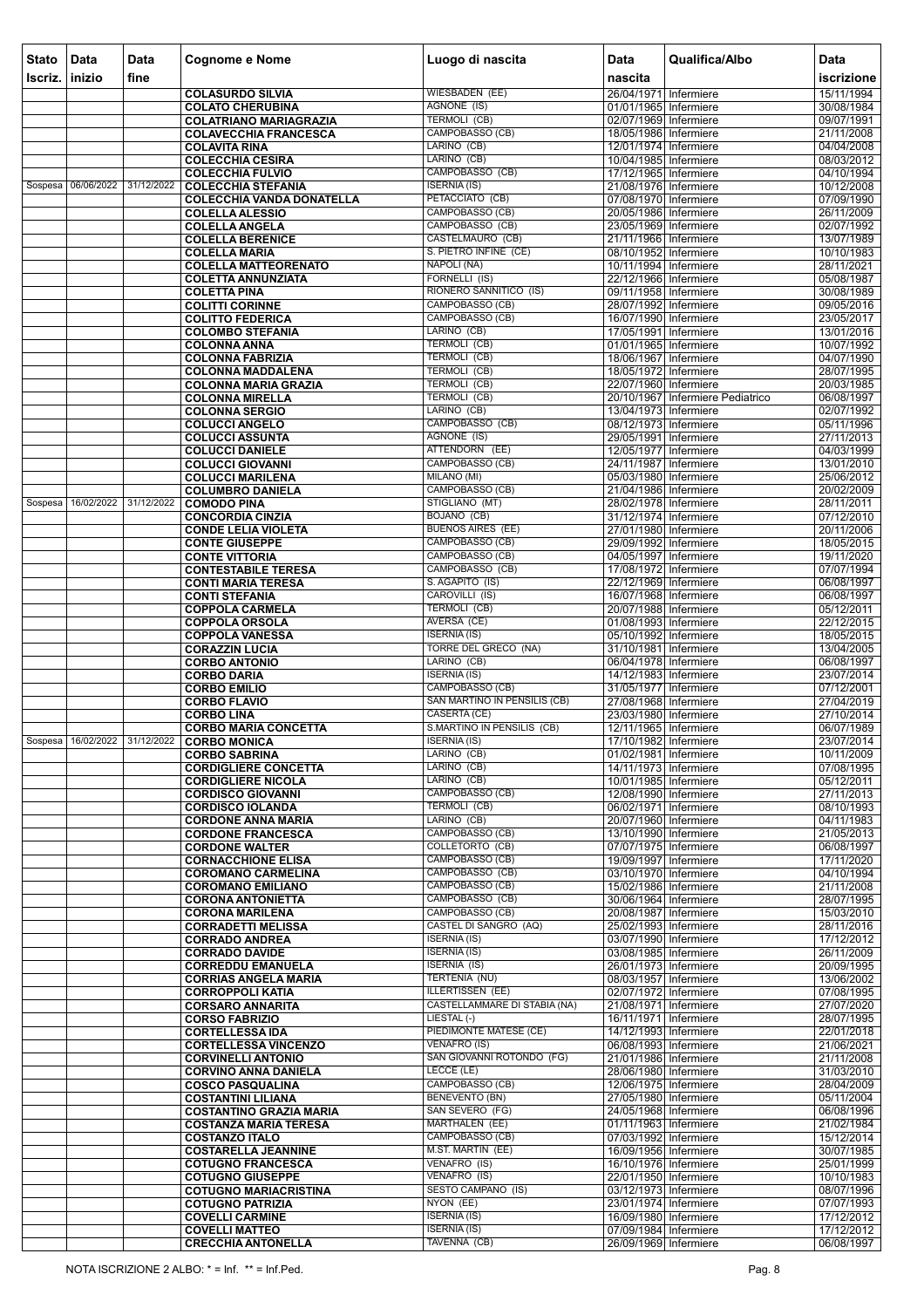| Stato Iscriz. | Data inizio | Data fine | Cognome e Nome | Luogo di nascita | Data nascita | Qualifica/Albo | Data iscrizione |
|---|---|---|---|---|---|---|---|
| | | | COLASURDO SILVIA | WIESBADEN (EE) | 26/04/1971 | Infermiere | 15/11/1994 |
| | | | COLATO CHERUBINA | AGNONE (IS) | 01/01/1965 | Infermiere | 30/08/1984 |
| | | | COLATRIANO MARIAGRAZIA | TERMOLI (CB) | 02/07/1969 | Infermiere | 09/07/1991 |
| | | | COLAVECCHIA FRANCESCA | CAMPOBASSO (CB) | 18/05/1986 | Infermiere | 21/11/2008 |
| | | | COLAVITA RINA | LARINO (CB) | 12/01/1974 | Infermiere | 04/04/2008 |
| | | | COLECCHIA CESIRA | LARINO (CB) | 10/04/1985 | Infermiere | 08/03/2012 |
| | | | COLECCHIA FULVIO | CAMPOBASSO (CB) | 17/12/1965 | Infermiere | 04/10/1994 |
| Sospesa | 06/06/2022 | 31/12/2022 | COLECCHIA STEFANIA | ISERNIA (IS) | 21/08/1976 | Infermiere | 10/12/2008 |
| | | | COLECCHIA VANDA DONATELLA | PETACCIATO (CB) | 07/08/1970 | Infermiere | 07/09/1990 |
| | | | COLELLA ALESSIO | CAMPOBASSO (CB) | 20/05/1986 | Infermiere | 26/11/2009 |
| | | | COLELLA ANGELA | CAMPOBASSO (CB) | 23/05/1969 | Infermiere | 02/07/1992 |
| | | | COLELLA BERENICE | CASTELMAURO (CB) | 21/11/1966 | Infermiere | 13/07/1989 |
| | | | COLELLA MARIA | S. PIETRO INFINE (CE) | 08/10/1952 | Infermiere | 10/10/1983 |
| | | | COLELLA MATTEORENATO | NAPOLI (NA) | 10/11/1994 | Infermiere | 28/11/2021 |
| | | | COLETTA ANNUNZIATA | FORNELLI (IS) | 22/12/1966 | Infermiere | 05/08/1987 |
| | | | COLETTA PINA | RIONERO SANNITICO (IS) | 09/11/1958 | Infermiere | 30/08/1989 |
| | | | COLITTI CORINNE | CAMPOBASSO (CB) | 28/07/1992 | Infermiere | 09/05/2016 |
| | | | COLITTO FEDERICA | CAMPOBASSO (CB) | 16/07/1990 | Infermiere | 23/05/2017 |
| | | | COLOMBO STEFANIA | LARINO (CB) | 17/05/1991 | Infermiere | 13/01/2016 |
| | | | COLONNA ANNA | TERMOLI (CB) | 01/01/1965 | Infermiere | 10/07/1992 |
| | | | COLONNA FABRIZIA | TERMOLI (CB) | 18/06/1967 | Infermiere | 04/07/1990 |
| | | | COLONNA MADDALENA | TERMOLI (CB) | 18/05/1972 | Infermiere | 28/07/1995 |
| | | | COLONNA MARIA GRAZIA | TERMOLI (CB) | 22/07/1960 | Infermiere | 20/03/1985 |
| | | | COLONNA MIRELLA | TERMOLI (CB) | 20/10/1967 | Infermiere Pediatrico | 06/08/1997 |
| | | | COLONNA SERGIO | LARINO (CB) | 13/04/1973 | Infermiere | 02/07/1992 |
| | | | COLUCCI ANGELO | CAMPOBASSO (CB) | 08/12/1973 | Infermiere | 05/11/1996 |
| | | | COLUCCI ASSUNTA | AGNONE (IS) | 29/05/1991 | Infermiere | 27/11/2013 |
| | | | COLUCCI DANIELE | ATTENDORN (EE) | 12/05/1977 | Infermiere | 04/03/1999 |
| | | | COLUCCI GIOVANNI | CAMPOBASSO (CB) | 24/11/1987 | Infermiere | 13/01/2010 |
| | | | COLUCCI MARILENA | MILANO (MI) | 05/03/1980 | Infermiere | 25/06/2012 |
| | | | COLUMBRO DANIELA | CAMPOBASSO (CB) | 21/04/1986 | Infermiere | 20/02/2009 |
| Sospesa | 16/02/2022 | 31/12/2022 | COMODO PINA | STIGLIANO (MT) | 28/02/1978 | Infermiere | 28/11/2011 |
| | | | CONCORDIA CINZIA | BOJANO (CB) | 31/12/1974 | Infermiere | 07/12/2010 |
| | | | CONDE LELIA VIOLETA | BUENOS AIRES (EE) | 27/01/1980 | Infermiere | 20/11/2006 |
| | | | CONTE GIUSEPPE | CAMPOBASSO (CB) | 29/09/1992 | Infermiere | 18/05/2015 |
| | | | CONTE VITTORIA | CAMPOBASSO (CB) | 04/05/1997 | Infermiere | 19/11/2020 |
| | | | CONTESTABILE TERESA | CAMPOBASSO (CB) | 17/08/1972 | Infermiere | 07/07/1994 |
| | | | CONTI MARIA TERESA | S. AGAPITO (IS) | 22/12/1969 | Infermiere | 06/08/1997 |
| | | | CONTI STEFANIA | CAROVILLI (IS) | 16/07/1968 | Infermiere | 06/08/1997 |
| | | | COPPOLA CARMELA | TERMOLI (CB) | 20/07/1988 | Infermiere | 05/12/2011 |
| | | | COPPOLA ORSOLA | AVERSA (CE) | 01/08/1993 | Infermiere | 22/12/2015 |
| | | | COPPOLA VANESSA | ISERNIA (IS) | 05/10/1992 | Infermiere | 18/05/2015 |
| | | | CORAZZIN LUCIA | TORRE DEL GRECO (NA) | 31/10/1981 | Infermiere | 13/04/2005 |
| | | | CORBO ANTONIO | LARINO (CB) | 06/04/1978 | Infermiere | 06/08/1997 |
| | | | CORBO DARIA | ISERNIA (IS) | 14/12/1983 | Infermiere | 23/07/2014 |
| | | | CORBO EMILIO | CAMPOBASSO (CB) | 31/05/1977 | Infermiere | 07/12/2001 |
| | | | CORBO FLAVIO | SAN MARTINO IN PENSILIS (CB) | 27/08/1968 | Infermiere | 27/04/2019 |
| | | | CORBO LINA | CASERTA (CE) | 23/03/1980 | Infermiere | 27/10/2014 |
| | | | CORBO MARIA CONCETTA | S.MARTINO IN PENSILIS (CB) | 12/11/1965 | Infermiere | 06/07/1989 |
| Sospesa | 16/02/2022 | 31/12/2022 | CORBO MONICA | ISERNIA (IS) | 17/10/1982 | Infermiere | 23/07/2014 |
| | | | CORBO SABRINA | LARINO (CB) | 01/02/1981 | Infermiere | 10/11/2009 |
| | | | CORDIGLIERE CONCETTA | LARINO (CB) | 14/11/1973 | Infermiere | 07/08/1995 |
| | | | CORDIGLIERE NICOLA | LARINO (CB) | 10/01/1985 | Infermiere | 05/12/2011 |
| | | | CORDISCO GIOVANNI | CAMPOBASSO (CB) | 12/08/1990 | Infermiere | 27/11/2013 |
| | | | CORDISCO IOLANDA | TERMOLI (CB) | 06/02/1971 | Infermiere | 08/10/1993 |
| | | | CORDONE ANNA MARIA | LARINO (CB) | 20/07/1960 | Infermiere | 04/11/1983 |
| | | | CORDONE FRANCESCA | CAMPOBASSO (CB) | 13/10/1990 | Infermiere | 21/05/2013 |
| | | | CORDONE WALTER | COLLETORTO (CB) | 07/07/1975 | Infermiere | 06/08/1997 |
| | | | CORNACCHIONE ELISA | CAMPOBASSO (CB) | 19/09/1997 | Infermiere | 17/11/2020 |
| | | | COROMANO CARMELINA | CAMPOBASSO (CB) | 03/10/1970 | Infermiere | 04/10/1994 |
| | | | COROMANO EMILIANO | CAMPOBASSO (CB) | 15/02/1986 | Infermiere | 21/11/2008 |
| | | | CORONA ANTONIETTA | CAMPOBASSO (CB) | 30/06/1964 | Infermiere | 28/07/1995 |
| | | | CORONA MARILENA | CAMPOBASSO (CB) | 20/08/1987 | Infermiere | 15/03/2010 |
| | | | CORRADETTI MELISSA | CASTEL DI SANGRO (AQ) | 25/02/1993 | Infermiere | 28/11/2016 |
| | | | CORRADO ANDREA | ISERNIA (IS) | 03/07/1990 | Infermiere | 17/12/2012 |
| | | | CORRADO DAVIDE | ISERNIA (IS) | 03/08/1985 | Infermiere | 26/11/2009 |
| | | | CORREDDU EMANUELA | ISERNIA (IS) | 26/01/1973 | Infermiere | 20/09/1995 |
| | | | CORRIAS ANGELA MARIA | TERTENIA (NU) | 08/03/1957 | Infermiere | 13/06/2002 |
| | | | CORROPPOLI KATIA | ILLERTISSEN (EE) | 02/07/1972 | Infermiere | 07/08/1995 |
| | | | CORSARO ANNARITA | CASTELLAMMARE DI STABIA (NA) | 21/08/1971 | Infermiere | 27/07/2020 |
| | | | CORSO FABRIZIO | LIESTAL (-) | 16/11/1971 | Infermiere | 28/07/1995 |
| | | | CORTELLESSA IDA | PIEDIMONTE MATESE (CE) | 14/12/1993 | Infermiere | 22/01/2018 |
| | | | CORTELLESSA VINCENZO | VENAFRO (IS) | 06/08/1993 | Infermiere | 21/06/2021 |
| | | | CORVINELLI ANTONIO | SAN GIOVANNI ROTONDO (FG) | 21/01/1986 | Infermiere | 21/11/2008 |
| | | | CORVINO ANNA DANIELA | LECCE (LE) | 28/06/1980 | Infermiere | 31/03/2010 |
| | | | COSCO PASQUALINA | CAMPOBASSO (CB) | 12/06/1975 | Infermiere | 28/04/2009 |
| | | | COSTANTINI LILIANA | BENEVENTO (BN) | 27/05/1980 | Infermiere | 05/11/2004 |
| | | | COSTANTINO GRAZIA MARIA | SAN SEVERO (FG) | 24/05/1968 | Infermiere | 06/08/1996 |
| | | | COSTANZA MARIA TERESA | MARTHALEN (EE) | 01/11/1963 | Infermiere | 21/02/1984 |
| | | | COSTANZO ITALO | CAMPOBASSO (CB) | 07/03/1992 | Infermiere | 15/12/2014 |
| | | | COSTARELLA JEANNINE | M.ST. MARTIN (EE) | 16/09/1956 | Infermiere | 30/07/1985 |
| | | | COTUGNO FRANCESCA | VENAFRO (IS) | 16/10/1976 | Infermiere | 25/01/1999 |
| | | | COTUGNO GIUSEPPE | VENAFRO (IS) | 22/01/1950 | Infermiere | 10/10/1983 |
| | | | COTUGNO MARIACRISTINA | SESTO CAMPANO (IS) | 03/12/1973 | Infermiere | 08/07/1996 |
| | | | COTUGNO PATRIZIA | NYON (EE) | 23/01/1974 | Infermiere | 07/07/1993 |
| | | | COVELLI CARMINE | ISERNIA (IS) | 16/09/1980 | Infermiere | 17/12/2012 |
| | | | COVELLI MATTEO | ISERNIA (IS) | 07/09/1984 | Infermiere | 17/12/2012 |
| | | | CRECCHIA ANTONELLA | TAVENNA (CB) | 26/09/1969 | Infermiere | 06/08/1997 |

NOTA ISCRIZIONE 2 ALBO: * = Inf. ** = Inf.Ped.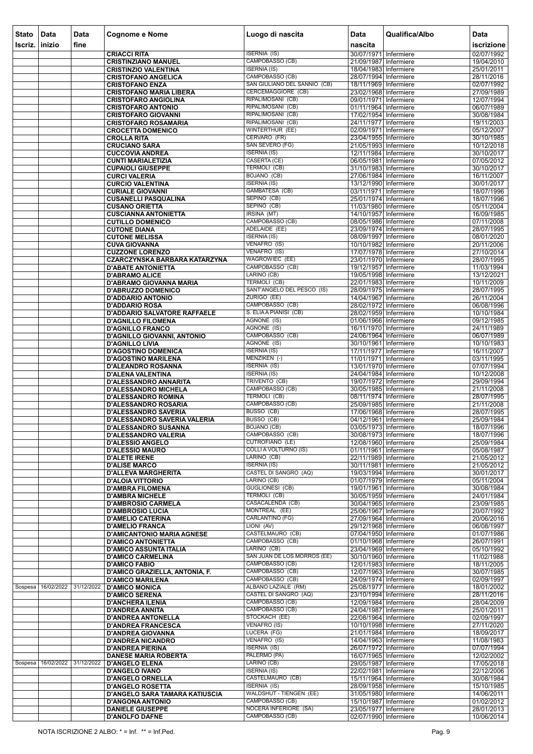| Stato Iscriz. | Data inizio | Data fine | Cognome e Nome | Luogo di nascita | Data nascita | Qualifica/Albo | Data iscrizione |
|---|---|---|---|---|---|---|---|
| | | | CRIACCI RITA | ISERNIA (IS) | 30/07/1971 | Infermiere | 02/07/1992 |
| | | | CRISTINZIANO MANUEL | CAMPOBASSO (CB) | 21/09/1987 | Infermiere | 19/04/2010 |
| | | | CRISTINZIO VALENTINA | ISERNIA (IS) | 18/04/1983 | Infermiere | 25/01/2011 |
| | | | CRISTOFANO ANGELICA | CAMPOBASSO (CB) | 28/07/1994 | Infermiere | 28/11/2016 |
| | | | CRISTOFANO ENZA | SAN GIULIANO DEL SANNIO (CB) | 18/11/1969 | Infermiere | 02/07/1992 |
| | | | CRISTOFANO MARIA LIBERA | CERCEMAGGIORE (CB) | 23/02/1968 | Infermiere | 27/09/1989 |
| | | | CRISTOFARO ANGIOLINA | RIPALIMOSANI (CB) | 09/01/1971 | Infermiere | 12/07/1994 |
| | | | CRISTOFARO ANTONIO | RIPALIMOSANI (CB) | 01/11/1964 | Infermiere | 06/07/1989 |
| | | | CRISTOFARO GIOVANNI | RIPALIMOSANI (CB) | 17/02/1954 | Infermiere | 30/08/1984 |
| | | | CRISTOFARO ROSAMARIA | RIPALIMOSANI (CB) | 24/11/1977 | Infermiere | 19/11/2003 |
| | | | CROCETTA DOMENICO | WINTERTHUR (EE) | 02/09/1971 | Infermiere | 05/12/2007 |
| | | | CROLLA RITA | CERVARO (FR) | 23/04/1955 | Infermiere | 30/10/1985 |
| | | | CRUCIANO SARA | SAN SEVERO (FG) | 21/05/1993 | Infermiere | 10/12/2018 |
| | | | CUCCOVIA ANDREA | ISERNIA (IS) | 12/11/1984 | Infermiere | 30/10/2017 |
| | | | CUNTI MARIALETIZIA | CASERTA (CE) | 06/05/1981 | Infermiere | 07/05/2012 |
| | | | CUPAIOLI GIUSEPPE | TERMOLI (CB) | 31/10/1983 | Infermiere | 30/10/2017 |
| | | | CURCI VALERIA | BOJANO (CB) | 27/06/1984 | Infermiere | 16/11/2007 |
| | | | CURCIO VALENTINA | ISERNIA (IS) | 13/12/1990 | Infermiere | 30/01/2017 |
| | | | CURIALE GIOVANNI | GAMBATESA (CB) | 03/11/1971 | Infermiere | 18/07/1996 |
| | | | CUSANELLI PASQUALINA | SEPINO (CB) | 25/01/1974 | Infermiere | 18/07/1996 |
| | | | CUSANO ORIETTA | SEPINO (CB) | 11/03/1980 | Infermiere | 05/11/2004 |
| | | | CUSCIANNA ANTONIETTA | IRSINA (MT) | 14/10/1957 | Infermiere | 16/09/1985 |
| | | | CUTILLO DOMENICO | CAMPOBASSO (CB) | 08/05/1986 | Infermiere | 07/11/2008 |
| | | | CUTONE DIANA | ADELAIDE (EE) | 23/09/1974 | Infermiere | 28/07/1995 |
| | | | CUTONE MELISSA | ISERNIA (IS) | 08/09/1997 | Infermiere | 08/01/2020 |
| | | | CUVA GIOVANNA | VENAFRO (IS) | 10/10/1982 | Infermiere | 20/11/2006 |
| | | | CUZZONE LORENZO | VENAFRO (IS) | 17/07/1978 | Infermiere | 27/10/2014 |
| | | | CZARCZYNSKA BARBARA KATARZYNA | WAGROWIEC (EE) | 23/01/1970 | Infermiere | 28/07/1995 |
| | | | D'ABATE ANTONIETTA | CAMPOBASSO (CB) | 19/12/1957 | Infermiere | 11/03/1994 |
| | | | D'ABRAMO ALICE | LARINO (CB) | 19/05/1998 | Infermiere | 13/12/2021 |
| | | | D'ABRAMO GIOVANNA MARIA | TERMOLI (CB) | 22/01/1983 | Infermiere | 10/11/2009 |
| | | | D'ABRUZZO DOMENICO | SANT'ANGELO DEL PESCO (IS) | 28/09/1975 | Infermiere | 28/07/1995 |
| | | | D'ADDARIO ANTONIO | ZURIGO (EE) | 14/04/1967 | Infermiere | 26/11/2004 |
| | | | D'ADDARIO ROSA | CAMPOBASSO (CB) | 28/02/1972 | Infermiere | 06/08/1996 |
| | | | D'ADDARIO SALVATORE RAFFAELE | S. ELIA A PIANISI (CB) | 28/02/1959 | Infermiere | 10/10/1984 |
| | | | D'AGNILLO FILOMENA | AGNONE (IS) | 01/06/1966 | Infermiere | 09/12/1985 |
| | | | D'AGNILLO FRANCO | AGNONE (IS) | 16/11/1970 | Infermiere | 24/11/1989 |
| | | | D'AGNILLO GIOVANNI, ANTONIO | CAMPOBASSO (CB) | 24/06/1964 | Infermiere | 06/07/1989 |
| | | | D'AGNILLO LIVIA | AGNONE (IS) | 30/10/1961 | Infermiere | 10/10/1983 |
| | | | D'AGOSTINO DOMENICA | ISERNIA (IS) | 17/11/1977 | Infermiere | 16/11/2007 |
| | | | D'AGOSTINO MARILENA | MENZIKEN (-) | 11/01/1971 | Infermiere | 03/11/1995 |
| | | | D'ALEANDRO ROSANNA | ISERNIA (IS) | 13/01/1970 | Infermiere | 07/07/1994 |
| | | | D'ALENA VALENTINA | ISERNIA (IS) | 24/04/1984 | Infermiere | 10/12/2008 |
| | | | D'ALESSANDRO ANNARITA | TRIVENTO (CB) | 19/07/1972 | Infermiere | 29/09/1994 |
| | | | D'ALESSANDRO MICHELA | CAMPOBASSO (CB) | 30/05/1985 | Infermiere | 21/11/2008 |
| | | | D'ALESSANDRO ROMINA | TERMOLI (CB) | 08/11/1974 | Infermiere | 28/07/1995 |
| | | | D'ALESSANDRO ROSARIA | CAMPOBASSO (CB) | 25/09/1985 | Infermiere | 21/11/2008 |
| | | | D'ALESSANDRO SAVERIA | BUSSO (CB) | 17/06/1968 | Infermiere | 28/07/1995 |
| | | | D'ALESSANDRO SAVERIA VALERIA | BUSSO (CB) | 04/12/1961 | Infermiere | 25/09/1984 |
| | | | D'ALESSANDRO SUSANNA | BOJANO (CB) | 03/05/1973 | Infermiere | 18/07/1996 |
| | | | D'ALESSANDRO VALERIA | CAMPOBASSO (CB) | 30/08/1973 | Infermiere | 18/07/1996 |
| | | | D'ALESSIO ANGELO | CUTROFIANO (LE) | 12/08/1960 | Infermiere | 25/09/1984 |
| | | | D'ALESSIO MAURO | COLLI A VOLTURNO (IS) | 01/11/1961 | Infermiere | 05/08/1987 |
| | | | D'ALETE IRENE | LARINO (CB) | 22/11/1989 | Infermiere | 21/05/2012 |
| | | | D'ALISE MARCO | ISERNIA (IS) | 30/11/1981 | Infermiere | 21/05/2012 |
| | | | D'ALLEVA MARGHERITA | CASTEL DI SANGRO (AQ) | 19/03/1994 | Infermiere | 30/01/2017 |
| | | | D'ALOIA VITTORIO | LARINO (CB) | 01/07/1979 | Infermiere | 05/11/2004 |
| | | | D'AMBRA FILOMENA | GUGLIONESI (CB) | 19/01/1961 | Infermiere | 30/08/1984 |
| | | | D'AMBRA MICHELE | TERMOLI (CB) | 30/05/1959 | Infermiere | 24/01/1984 |
| | | | D'AMBROSIO CARMELA | CASACALENDA (CB) | 30/04/1965 | Infermiere | 23/09/1985 |
| | | | D'AMBROSIO LUCIA | MONTREAL (EE) | 25/06/1967 | Infermiere | 20/07/1992 |
| | | | D'AMELIO CATERINA | CARLANTINO (FG) | 27/09/1964 | Infermiere | 20/06/2016 |
| | | | D'AMELIO FRANCA | LIONI (AV) | 29/12/1968 | Infermiere | 06/08/1997 |
| | | | D'AMICANTONIO MARIA AGNESE | CASTELMAURO (CB) | 07/04/1950 | Infermiere | 01/07/1986 |
| | | | D'AMICO ANTONIETTA | CAMPOBASSO (CB) | 01/10/1968 | Infermiere | 26/07/1991 |
| | | | D'AMICO ASSUNTA ITALIA | LARINO (CB) | 23/04/1969 | Infermiere | 05/10/1992 |
| | | | D'AMICO CARMELINA | SAN JUAN DE LOS MORROS (EE) | 30/10/1960 | Infermiere | 11/02/1988 |
| | | | D'AMICO FABIO | CAMPOBASSO (CB) | 12/01/1983 | Infermiere | 18/11/2005 |
| | | | D'AMICO GRAZIELLA, ANTONIA, F. | CAMPOBASSO (CB) | 12/07/1963 | Infermiere | 30/07/1985 |
| | | | D'AMICO MARILENA | CAMPOBASSO (CB) | 24/09/1974 | Infermiere | 02/09/1997 |
| Sospesa | 16/02/2022 | 31/12/2022 | D'AMICO MONICA | ALBANO LAZIALE (RM) | 25/08/1977 | Infermiere | 18/01/2002 |
| | | | D'AMICO SERENA | CASTEL DI SANGRO (AQ) | 23/10/1994 | Infermiere | 28/11/2016 |
| | | | D'ANCHERA ILENIA | CAMPOBASSO (CB) | 12/09/1984 | Infermiere | 28/04/2009 |
| | | | D'ANDREA ANNITA | CAMPOBASSO (CB) | 24/04/1987 | Infermiere | 25/01/2011 |
| | | | D'ANDREA ANTONELLA | STOCKACH (EE) | 22/08/1964 | Infermiere | 02/09/1997 |
| | | | D'ANDREA FRANCESCA | VENAFRO (IS) | 10/10/1998 | Infermiere | 27/11/2020 |
| | | | D'ANDREA GIOVANNA | LUCERA (FG) | 21/01/1984 | Infermiere | 18/09/2017 |
| | | | D'ANDREA NICANDRO | VENAFRO (IS) | 14/04/1963 | Infermiere | 11/08/1983 |
| | | | D'ANDREA PIERINA | ISERNIA (IS) | 26/07/1972 | Infermiere | 07/07/1994 |
| | | | DANESE MARIA ROBERTA | PALERMO (PA) | 16/07/1965 | Infermiere | 12/02/2002 |
| Sospesa | 16/02/2022 | 31/12/2022 | D'ANGELO ELENA | LARINO (CB) | 29/05/1987 | Infermiere | 17/05/2018 |
| | | | D'ANGELO IVANO | ISERNIA (IS) | 22/02/1981 | Infermiere | 22/12/2006 |
| | | | D'ANGELO ORNELLA | CASTELMAURO (CB) | 15/11/1964 | Infermiere | 30/08/1984 |
| | | | D'ANGELO ROSETTA | ISERNIA (IS) | 28/09/1958 | Infermiere | 15/10/1985 |
| | | | D'ANGELO SARA TAMARA KATIUSCIA | WALDSHUT - TIENGEN (EE) | 31/05/1980 | Infermiere | 14/06/2011 |
| | | | D'ANGONA ANTONIO | CAMPOBASSO (CB) | 15/10/1987 | Infermiere | 01/02/2012 |
| | | | DANIELE GIUSEPPE | NOCERA INFERIORE (SA) | 23/05/1977 | Infermiere | 28/01/2013 |
| | | | D'ANOLFO DAFNE | CAMPOBASSO (CB) | 02/07/1990 | Infermiere | 10/06/2014 |

NOTA ISCRIZIONE 2 ALBO: * = Inf. ** = Inf.Ped.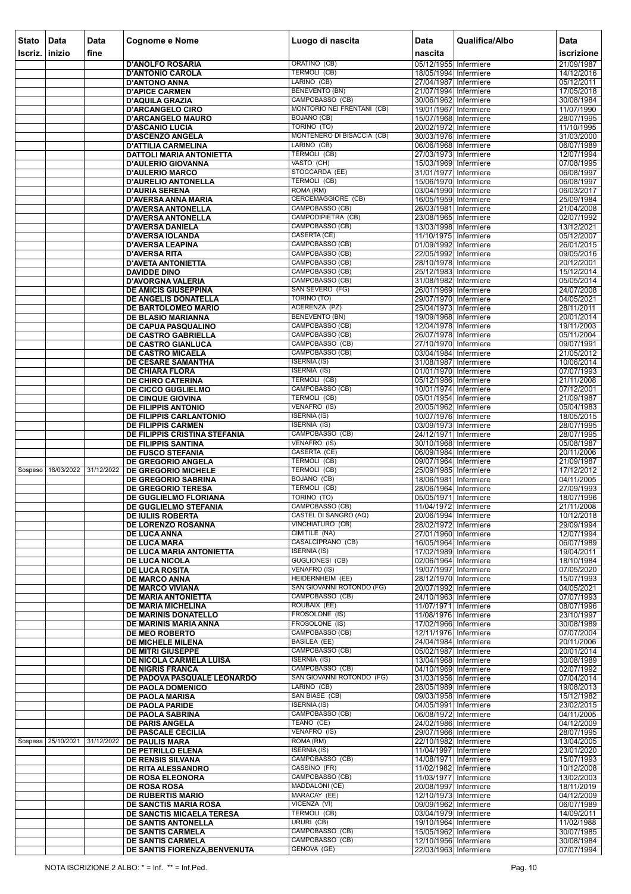| Stato Iscriz. | Data inizio | Data fine | Cognome e Nome | Luogo di nascita | Data nascita | Qualifica/Albo | Data iscrizione |
|---|---|---|---|---|---|---|---|
| | | | D'ANOLFO ROSARIA | ORATINO (CB) | 05/12/1955 | Infermiere | 21/09/1987 |
| | | | D'ANTONIO CAROLA | TERMOLI (CB) | 18/05/1994 | Infermiere | 14/12/2016 |
| | | | D'ANTONO ANNA | LARINO (CB) | 27/04/1987 | Infermiere | 05/12/2011 |
| | | | D'APICE CARMEN | BENEVENTO (BN) | 21/07/1994 | Infermiere | 17/05/2018 |
| | | | D'AQUILA GRAZIA | CAMPOBASSO (CB) | 30/06/1962 | Infermiere | 30/08/1984 |
| | | | D'ARCANGELO CIRO | MONTORIO NEI FRENTANI (CB) | 19/01/1967 | Infermiere | 11/07/1990 |
| | | | D'ARCANGELO MAURO | BOJANO (CB) | 15/07/1968 | Infermiere | 28/07/1995 |
| | | | D'ASCANIO LUCIA | TORINO (TO) | 20/02/1972 | Infermiere | 11/10/1995 |
| | | | D'ASCENZO ANGELA | MONTENERO DI BISACCIA (CB) | 30/03/1976 | Infermiere | 31/03/2000 |
| | | | D'ATTILIA CARMELINA | LARINO (CB) | 06/06/1968 | Infermiere | 06/07/1989 |
| | | | DATTOLI MARIA ANTONIETTA | TERMOLI (CB) | 27/03/1973 | Infermiere | 12/07/1994 |
| | | | D'AULERIO GIOVANNA | VASTO (CH) | 15/03/1969 | Infermiere | 07/08/1995 |
| | | | D'AULERIO MARCO | STOCCARDA (EE) | 31/01/1977 | Infermiere | 06/08/1997 |
| | | | D'AURELIO ANTONELLA | TERMOLI (CB) | 15/06/1970 | Infermiere | 06/08/1997 |
| | | | D'AURIA SERENA | ROMA (RM) | 03/04/1990 | Infermiere | 06/03/2017 |
| | | | D'AVERSA ANNA MARIA | CERCEMAGGIORE (CB) | 16/05/1959 | Infermiere | 25/09/1984 |
| | | | D'AVERSA ANTONELLA | CAMPOBASSO (CB) | 26/03/1981 | Infermiere | 21/04/2008 |
| | | | D'AVERSA ANTONELLA | CAMPODIPIETRA (CB) | 23/08/1965 | Infermiere | 02/07/1992 |
| | | | D'AVERSA DANIELA | CAMPOBASSO (CB) | 13/03/1998 | Infermiere | 13/12/2021 |
| | | | D'AVERSA IOLANDA | CASERTA (CE) | 11/10/1975 | Infermiere | 05/12/2007 |
| | | | D'AVERSA LEAPINA | CAMPOBASSO (CB) | 01/09/1992 | Infermiere | 26/01/2015 |
| | | | D'AVERSA RITA | CAMPOBASSO (CB) | 22/05/1992 | Infermiere | 09/05/2016 |
| | | | D'AVETA ANTONIETTA | CAMPOBASSO (CB) | 28/10/1978 | Infermiere | 20/12/2001 |
| | | | DAVIDDE DINO | CAMPOBASSO (CB) | 25/12/1983 | Infermiere | 15/12/2014 |
| | | | D'AVORGNA VALERIA | CAMPOBASSO (CB) | 31/08/1982 | Infermiere | 05/05/2014 |
| | | | DE AMICIS GIUSEPPINA | SAN SEVERO (FG) | 26/01/1969 | Infermiere | 24/07/2008 |
| | | | DE ANGELIS DONATELLA | TORINO (TO) | 29/07/1970 | Infermiere | 04/05/2021 |
| | | | DE BARTOLOMEO MARIO | ACERENZA (PZ) | 25/04/1973 | Infermiere | 28/11/2011 |
| | | | DE BLASIO MARIANNA | BENEVENTO (BN) | 19/09/1968 | Infermiere | 20/01/2014 |
| | | | DE CAPUA PASQUALINO | CAMPOBASSO (CB) | 12/04/1978 | Infermiere | 19/11/2003 |
| | | | DE CASTRO GABRIELLA | CAMPOBASSO (CB) | 26/07/1978 | Infermiere | 05/11/2004 |
| | | | DE CASTRO GIANLUCA | CAMPOBASSO (CB) | 27/10/1970 | Infermiere | 09/07/1991 |
| | | | DE CASTRO MICAELA | CAMPOBASSO (CB) | 03/04/1984 | Infermiere | 21/05/2012 |
| | | | DE CESARE SAMANTHA | ISERNIA (IS) | 31/08/1987 | Infermiere | 10/06/2014 |
| | | | DE CHIARA FLORA | ISERNIA (IS) | 01/01/1970 | Infermiere | 07/07/1993 |
| | | | DE CHIRO CATERINA | TERMOLI (CB) | 05/12/1986 | Infermiere | 21/11/2008 |
| | | | DE CICCO GUGLIELMO | CAMPOBASSO (CB) | 10/01/1974 | Infermiere | 07/12/2001 |
| | | | DE CINQUE GIOVINA | TERMOLI (CB) | 05/01/1954 | Infermiere | 21/09/1987 |
| | | | DE FILIPPIS ANTONIO | VENAFRO (IS) | 20/05/1962 | Infermiere | 05/04/1983 |
| | | | DE FILIPPIS CARLANTONIO | ISERNIA (IS) | 10/07/1976 | Infermiere | 18/05/2015 |
| | | | DE FILIPPIS CARMEN | ISERNIA (IS) | 03/09/1973 | Infermiere | 28/07/1995 |
| | | | DE FILIPPIS CRISTINA STEFANIA | CAMPOBASSO (CB) | 24/12/1971 | Infermiere | 28/07/1995 |
| | | | DE FILIPPIS SANTINA | VENAFRO (IS) | 30/10/1968 | Infermiere | 05/08/1987 |
| | | | DE FUSCO STEFANIA | CASERTA (CE) | 06/09/1984 | Infermiere | 20/11/2006 |
| | | | DE GREGORIO ANGELA | TERMOLI (CB) | 09/07/1964 | Infermiere | 21/09/1987 |
| Sospeso | 18/03/2022 | 31/12/2022 | DE GREGORIO MICHELE | TERMOLI (CB) | 25/09/1985 | Infermiere | 17/12/2012 |
| | | | DE GREGORIO SABRINA | BOJANO (CB) | 18/06/1981 | Infermiere | 04/11/2005 |
| | | | DE GREGORIO TERESA | TERMOLI (CB) | 28/06/1964 | Infermiere | 27/09/1993 |
| | | | DE GUGLIELMO FLORIANA | TORINO (TO) | 05/05/1971 | Infermiere | 18/07/1996 |
| | | | DE GUGLIELMO STEFANIA | CAMPOBASSO (CB) | 11/04/1972 | Infermiere | 21/11/2008 |
| | | | DE IULIIS ROBERTA | CASTEL DI SANGRO (AQ) | 20/06/1994 | Infermiere | 10/12/2018 |
| | | | DE LORENZO ROSANNA | VINCHIATURO (CB) | 28/02/1972 | Infermiere | 29/09/1994 |
| | | | DE LUCA ANNA | CIMITILE (NA) | 27/01/1960 | Infermiere | 12/07/1994 |
| | | | DE LUCA MARA | CASALCIPRANO (CB) | 16/05/1964 | Infermiere | 06/07/1989 |
| | | | DE LUCA MARIA ANTONIETTA | ISERNIA (IS) | 17/02/1989 | Infermiere | 19/04/2011 |
| | | | DE LUCA NICOLA | GUGLIONESI (CB) | 02/06/1964 | Infermiere | 18/10/1984 |
| | | | DE LUCA ROSITA | VENAFRO (IS) | 19/07/1997 | Infermiere | 07/05/2020 |
| | | | DE MARCO ANNA | HEIDERNHEIM (EE) | 28/12/1970 | Infermiere | 15/07/1993 |
| | | | DE MARCO VIVIANA | SAN GIOVANNI ROTONDO (FG) | 20/07/1992 | Infermiere | 04/05/2021 |
| | | | DE MARIA ANTONIETTA | CAMPOBASSO (CB) | 24/10/1963 | Infermiere | 07/07/1993 |
| | | | DE MARIA MICHELINA | ROUBAIX (EE) | 11/07/1971 | Infermiere | 08/07/1996 |
| | | | DE MARINIS DONATELLO | FROSOLONE (IS) | 11/08/1976 | Infermiere | 23/10/1997 |
| | | | DE MARINIS MARIA ANNA | FROSOLONE (IS) | 17/02/1966 | Infermiere | 30/08/1989 |
| | | | DE MEO ROBERTO | CAMPOBASSO (CB) | 12/11/1976 | Infermiere | 07/07/2004 |
| | | | DE MICHELE MILENA | BASILEA (EE) | 24/04/1984 | Infermiere | 20/11/2006 |
| | | | DE MITRI GIUSEPPE | CAMPOBASSO (CB) | 05/02/1987 | Infermiere | 20/01/2014 |
| | | | DE NICOLA CARMELA LUISA | ISERNIA (IS) | 13/04/1968 | Infermiere | 30/08/1989 |
| | | | DE NIGRIS FRANCA | CAMPOBASSO (CB) | 04/10/1969 | Infermiere | 02/07/1992 |
| | | | DE PADOVA PASQUALE LEONARDO | SAN GIOVANNI ROTONDO (FG) | 31/03/1956 | Infermiere | 07/04/2014 |
| | | | DE PAOLA DOMENICO | LARINO (CB) | 28/05/1989 | Infermiere | 19/08/2013 |
| | | | DE PAOLA MARISA | SAN BIASE (CB) | 09/03/1958 | Infermiere | 15/12/1982 |
| | | | DE PAOLA PARIDE | ISERNIA (IS) | 04/05/1991 | Infermiere | 23/02/2015 |
| | | | DE PAOLA SABRINA | CAMPOBASSO (CB) | 06/08/1972 | Infermiere | 04/11/2005 |
| | | | DE PARIS ANGELA | TEANO (CE) | 24/02/1986 | Infermiere | 04/12/2009 |
| | | | DE PASCALE CECILIA | VENAFRO (IS) | 29/07/1966 | Infermiere | 28/07/1995 |
| Sospesa | 25/10/2021 | 31/12/2022 | DE PAULIS MARA | ROMA (RM) | 22/10/1982 | Infermiere | 13/04/2005 |
| | | | DE PETRILLO ELENA | ISERNIA (IS) | 11/04/1997 | Infermiere | 23/01/2020 |
| | | | DE RENSIS SILVANA | CAMPOBASSO (CB) | 14/08/1971 | Infermiere | 15/07/1993 |
| | | | DE RITA ALESSANDRO | CASSINO (FR) | 11/02/1982 | Infermiere | 10/12/2008 |
| | | | DE ROSA ELEONORA | CAMPOBASSO (CB) | 11/03/1977 | Infermiere | 13/02/2003 |
| | | | DE ROSA ROSA | MADDALONI (CE) | 20/08/1997 | Infermiere | 18/11/2019 |
| | | | DE RUBERTIS MARIO | MARACAY (EE) | 12/10/1973 | Infermiere | 04/12/2009 |
| | | | DE SANCTIS MARIA ROSA | VICENZA (VI) | 09/09/1962 | Infermiere | 06/07/1989 |
| | | | DE SANCTIS MICAELA TERESA | TERMOLI (CB) | 03/04/1979 | Infermiere | 14/09/2011 |
| | | | DE SANTIS ANTONELLA | URURI (CB) | 19/10/1964 | Infermiere | 11/02/1988 |
| | | | DE SANTIS CARMELA | CAMPOBASSO (CB) | 15/05/1962 | Infermiere | 30/07/1985 |
| | | | DE SANTIS CARMELA | CAMPOBASSO (CB) | 12/10/1956 | Infermiere | 30/08/1984 |
| | | | DE SANTIS FIORENZA,BENVENUTA | GENOVA (GE) | 22/03/1963 | Infermiere | 07/07/1994 |

NOTA ISCRIZIONE 2 ALBO: * = Inf. ** = Inf.Ped.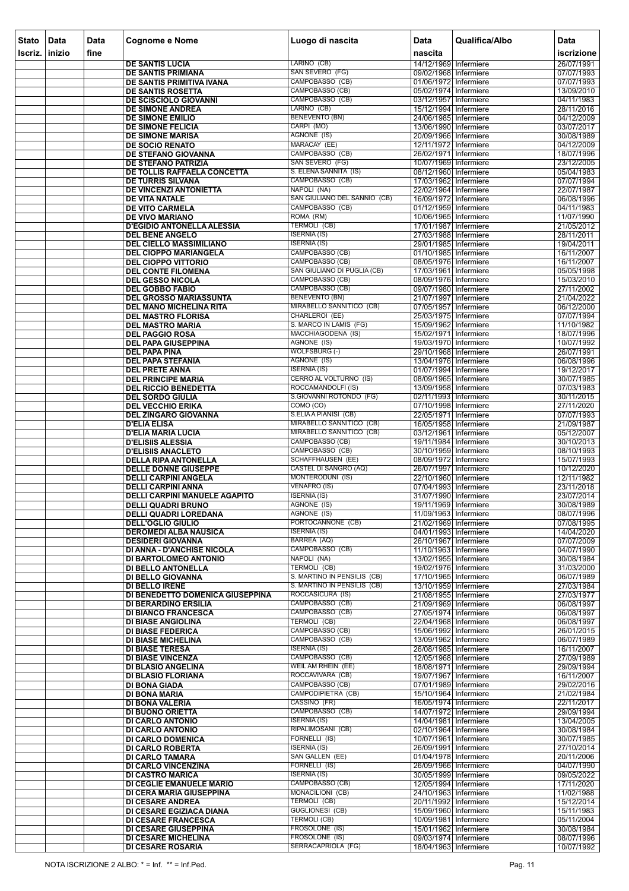| Stato Iscriz. | Data inizio | Data fine | Cognome e Nome | Luogo di nascita | Data nascita | Qualifica/Albo | Data iscrizione |
|---|---|---|---|---|---|---|---|
| | | | DE SANTIS LUCIA | LARINO (CB) | 14/12/1969 | Infermiere | 26/07/1991 |
| | | | DE SANTIS PRIMIANA | SAN SEVERO (FG) | 09/02/1968 | Infermiere | 07/07/1993 |
| | | | DE SANTIS PRIMITIVA IVANA | CAMPOBASSO (CB) | 01/06/1972 | Infermiere | 07/07/1993 |
| | | | DE SANTIS ROSETTA | CAMPOBASSO (CB) | 05/02/1974 | Infermiere | 13/09/2010 |
| | | | DE SCISCIOLO GIOVANNI | CAMPOBASSO (CB) | 03/12/1957 | Infermiere | 04/11/1983 |
| | | | DE SIMONE ANDREA | LARINO (CB) | 15/12/1994 | Infermiere | 28/11/2016 |
| | | | DE SIMONE EMILIO | BENEVENTO (BN) | 24/06/1985 | Infermiere | 04/12/2009 |
| | | | DE SIMONE FELICIA | CARPI (MO) | 13/06/1990 | Infermiere | 03/07/2017 |
| | | | DE SIMONE MARISA | AGNONE (IS) | 20/09/1966 | Infermiere | 30/08/1989 |
| | | | DE SOCIO RENATO | MARACAY (EE) | 12/11/1972 | Infermiere | 04/12/2009 |
| | | | DE STEFANO GIOVANNA | CAMPOBASSO (CB) | 26/02/1971 | Infermiere | 18/07/1996 |
| | | | DE STEFANO PATRIZIA | SAN SEVERO (FG) | 10/07/1969 | Infermiere | 23/12/2005 |
| | | | DE TOLLIS RAFFAELA CONCETTA | S. ELENA SANNITA (IS) | 08/12/1960 | Infermiere | 05/04/1983 |
| | | | DE TURRIS SILVANA | CAMPOBASSO (CB) | 17/03/1962 | Infermiere | 07/07/1994 |
| | | | DE VINCENZI ANTONIETTA | NAPOLI (NA) | 22/02/1964 | Infermiere | 22/07/1987 |
| | | | DE VITA NATALE | SAN GIULIANO DEL SANNIO (CB) | 16/09/1972 | Infermiere | 06/08/1996 |
| | | | DE VITO CARMELA | CAMPOBASSO (CB) | 01/12/1959 | Infermiere | 04/11/1983 |
| | | | DE VIVO MARIANO | ROMA (RM) | 10/06/1965 | Infermiere | 11/07/1990 |
| | | | D'EGIDIO ANTONELLA ALESSIA | TERMOLI (CB) | 17/01/1987 | Infermiere | 21/05/2012 |
| | | | DEL BENE ANGELO | ISERNIA (IS) | 27/03/1988 | Infermiere | 28/11/2011 |
| | | | DEL CIELLO MASSIMILIANO | ISERNIA (IS) | 29/01/1985 | Infermiere | 19/04/2011 |
| | | | DEL CIOPPO MARIANGELA | CAMPOBASSO (CB) | 01/10/1985 | Infermiere | 16/11/2007 |
| | | | DEL CIOPPO VITTORIO | CAMPOBASSO (CB) | 08/05/1976 | Infermiere | 16/11/2007 |
| | | | DEL CONTE FILOMENA | SAN GIULIANO DI PUGLIA (CB) | 17/03/1961 | Infermiere | 05/05/1998 |
| | | | DEL GESSO NICOLA | CAMPOBASSO (CB) | 08/09/1976 | Infermiere | 15/03/2010 |
| | | | DEL GOBBO FABIO | CAMPOBASSO (CB) | 09/07/1980 | Infermiere | 27/11/2002 |
| | | | DEL GROSSO MARIASSUNTA | BENEVENTO (BN) | 21/07/1997 | Infermiere | 21/04/2022 |
| | | | DEL MANO MICHELINA RITA | MIRABELLO SANNITICO (CB) | 07/05/1957 | Infermiere | 06/12/2000 |
| | | | DEL MASTRO FLORISA | CHARLEROI (EE) | 25/03/1975 | Infermiere | 07/07/1994 |
| | | | DEL MASTRO MARIA | S. MARCO IN LAMIS (FG) | 15/09/1962 | Infermiere | 11/10/1982 |
| | | | DEL PAGGIO ROSA | MACCHIAGODENA (IS) | 15/02/1971 | Infermiere | 18/07/1996 |
| | | | DEL PAPA GIUSEPPINA | AGNONE (IS) | 19/03/1970 | Infermiere | 10/07/1992 |
| | | | DEL PAPA PINA | WOLFSBURG (-) | 29/10/1968 | Infermiere | 26/07/1991 |
| | | | DEL PAPA STEFANIA | AGNONE (IS) | 13/04/1976 | Infermiere | 06/08/1996 |
| | | | DEL PRETE ANNA | ISERNIA (IS) | 01/07/1994 | Infermiere | 19/12/2017 |
| | | | DEL PRINCIPE MARIA | CERRO AL VOLTURNO (IS) | 08/09/1965 | Infermiere | 30/07/1985 |
| | | | DEL RICCIO BENEDETTA | ROCCAMANDOLFI (IS) | 13/09/1958 | Infermiere | 07/03/1983 |
| | | | DEL SORDO GIULIA | S.GIOVANNI ROTONDO (FG) | 02/11/1993 | Infermiere | 30/11/2015 |
| | | | DEL VECCHIO ERIKA | COMO (CO) | 07/10/1998 | Infermiere | 27/11/2020 |
| | | | DEL ZINGARO GIOVANNA | S.ELIA A PIANISI (CB) | 22/05/1971 | Infermiere | 07/07/1993 |
| | | | D'ELIA ELISA | MIRABELLO SANNITICO (CB) | 16/05/1958 | Infermiere | 21/09/1987 |
| | | | D'ELIA MARIA LUCIA | MIRABELLO SANNITICO (CB) | 03/12/1961 | Infermiere | 05/12/2007 |
| | | | D'ELISIIS ALESSIA | CAMPOBASSO (CB) | 19/11/1984 | Infermiere | 30/10/2013 |
| | | | D'ELISIIS ANACLETO | CAMPOBASSO (CB) | 30/10/1959 | Infermiere | 08/10/1993 |
| | | | DELLA RIPA ANTONELLA | SCHAFFHAUSEN (EE) | 08/09/1972 | Infermiere | 15/07/1993 |
| | | | DELLE DONNE GIUSEPPE | CASTEL DI SANGRO (AQ) | 26/07/1997 | Infermiere | 10/12/2020 |
| | | | DELLI CARPINI ANGELA | MONTERODUNI (IS) | 22/10/1960 | Infermiere | 12/11/1982 |
| | | | DELLI CARPINI ANNA | VENAFRO (IS) | 07/04/1993 | Infermiere | 23/11/2018 |
| | | | DELLI CARPINI MANUELE AGAPITO | ISERNIA (IS) | 31/07/1990 | Infermiere | 23/07/2014 |
| | | | DELLI QUADRI BRUNO | AGNONE (IS) | 19/11/1969 | Infermiere | 30/08/1989 |
| | | | DELLI QUADRI LOREDANA | AGNONE (IS) | 11/09/1963 | Infermiere | 08/07/1996 |
| | | | DELL'OGLIO GIULIO | PORTOCANNONE (CB) | 21/02/1969 | Infermiere | 07/08/1995 |
| | | | DEROMEDI ALBA NAUSICA | ISERNIA (IS) | 04/01/1993 | Infermiere | 14/04/2020 |
| | | | DESIDERI GIOVANNA | BARREA (AQ) | 26/10/1967 | Infermiere | 07/07/2009 |
| | | | DI ANNA - D'ANCHISE NICOLA | CAMPOBASSO (CB) | 11/10/1963 | Infermiere | 04/07/1990 |
| | | | DI BARTOLOMEO ANTONIO | NAPOLI (NA) | 13/02/1955 | Infermiere | 30/08/1984 |
| | | | DI BELLO ANTONELLA | TERMOLI (CB) | 19/02/1976 | Infermiere | 31/03/2000 |
| | | | DI BELLO GIOVANNA | S. MARTINO IN PENSILIS (CB) | 17/10/1965 | Infermiere | 06/07/1989 |
| | | | DI BELLO IRENE | S. MARTINO IN PENSILIS (CB) | 13/10/1959 | Infermiere | 27/03/1984 |
| | | | DI BENEDETTO DOMENICA GIUSEPPINA | ROCCASICURA (IS) | 21/08/1955 | Infermiere | 27/03/1977 |
| | | | DI BERARDINO ERSILIA | CAMPOBASSO (CB) | 21/09/1969 | Infermiere | 06/08/1997 |
| | | | DI BIANCO FRANCESCA | CAMPOBASSO (CB) | 27/05/1974 | Infermiere | 06/08/1997 |
| | | | DI BIASE ANGIOLINA | TERMOLI (CB) | 22/04/1968 | Infermiere | 06/08/1997 |
| | | | DI BIASE FEDERICA | CAMPOBASSO (CB) | 15/06/1992 | Infermiere | 26/01/2015 |
| | | | DI BIASE MICHELINA | CAMPOBASSO (CB) | 13/09/1962 | Infermiere | 06/07/1989 |
| | | | DI BIASE TERESA | ISERNIA (IS) | 26/08/1985 | Infermiere | 16/11/2007 |
| | | | DI BIASE VINCENZA | CAMPOBASSO (CB) | 12/05/1968 | Infermiere | 27/09/1989 |
| | | | DI BLASIO ANGELINA | WEIL AM RHEIN (EE) | 18/08/1971 | Infermiere | 29/09/1994 |
| | | | DI BLASIO FLORIANA | ROCCAVIVARA (CB) | 19/07/1967 | Infermiere | 16/11/2007 |
| | | | DI BONA GIADA | CAMPOBASSO (CB) | 07/01/1989 | Infermiere | 29/02/2016 |
| | | | DI BONA MARIA | CAMPODIPIETRA (CB) | 15/10/1964 | Infermiere | 21/02/1984 |
| | | | DI BONA VALERIA | CASSINO (FR) | 16/05/1974 | Infermiere | 22/11/2017 |
| | | | DI BUONO ORIETTA | CAMPOBASSO (CB) | 14/07/1972 | Infermiere | 29/09/1994 |
| | | | DI CARLO ANTONIO | ISERNIA (IS) | 14/04/1981 | Infermiere | 13/04/2005 |
| | | | DI CARLO ANTONIO | RIPALIMOSANI (CB) | 02/10/1964 | Infermiere | 30/08/1984 |
| | | | DI CARLO DOMENICA | FORNELLI (IS) | 10/07/1961 | Infermiere | 30/07/1985 |
| | | | DI CARLO ROBERTA | ISERNIA (IS) | 26/09/1991 | Infermiere | 27/10/2014 |
| | | | DI CARLO TAMARA | SAN GALLEN (EE) | 01/04/1978 | Infermiere | 20/11/2006 |
| | | | DI CARLO VINCENZINA | FORNELLI (IS) | 26/09/1966 | Infermiere | 04/07/1990 |
| | | | DI CASTRO MARICA | ISERNIA (IS) | 30/05/1999 | Infermiere | 09/05/2022 |
| | | | DI CEGLIE EMANUELE MARIO | CAMPOBASSO (CB) | 12/05/1994 | Infermiere | 17/11/2020 |
| | | | DI CERA MARIA GIUSEPPINA | MONACILIONI (CB) | 24/10/1963 | Infermiere | 11/02/1988 |
| | | | DI CESARE ANDREA | TERMOLI (CB) | 20/11/1992 | Infermiere | 15/12/2014 |
| | | | DI CESARE EGIZIACA DIANA | GUGLIONESI (CB) | 15/09/1960 | Infermiere | 15/11/1983 |
| | | | DI CESARE FRANCESCA | TERMOLI (CB) | 10/09/1981 | Infermiere | 05/11/2004 |
| | | | DI CESARE GIUSEPPINA | FROSOLONE (IS) | 15/01/1962 | Infermiere | 30/08/1984 |
| | | | DI CESARE MICHELINA | FROSOLONE (IS) | 09/03/1974 | Infermiere | 08/07/1996 |
| | | | DI CESARE ROSARIA | SERRACAPRIOLA (FG) | 18/04/1963 | Infermiere | 10/07/1992 |

NOTA ISCRIZIONE 2 ALBO: * = Inf. ** = Inf.Ped.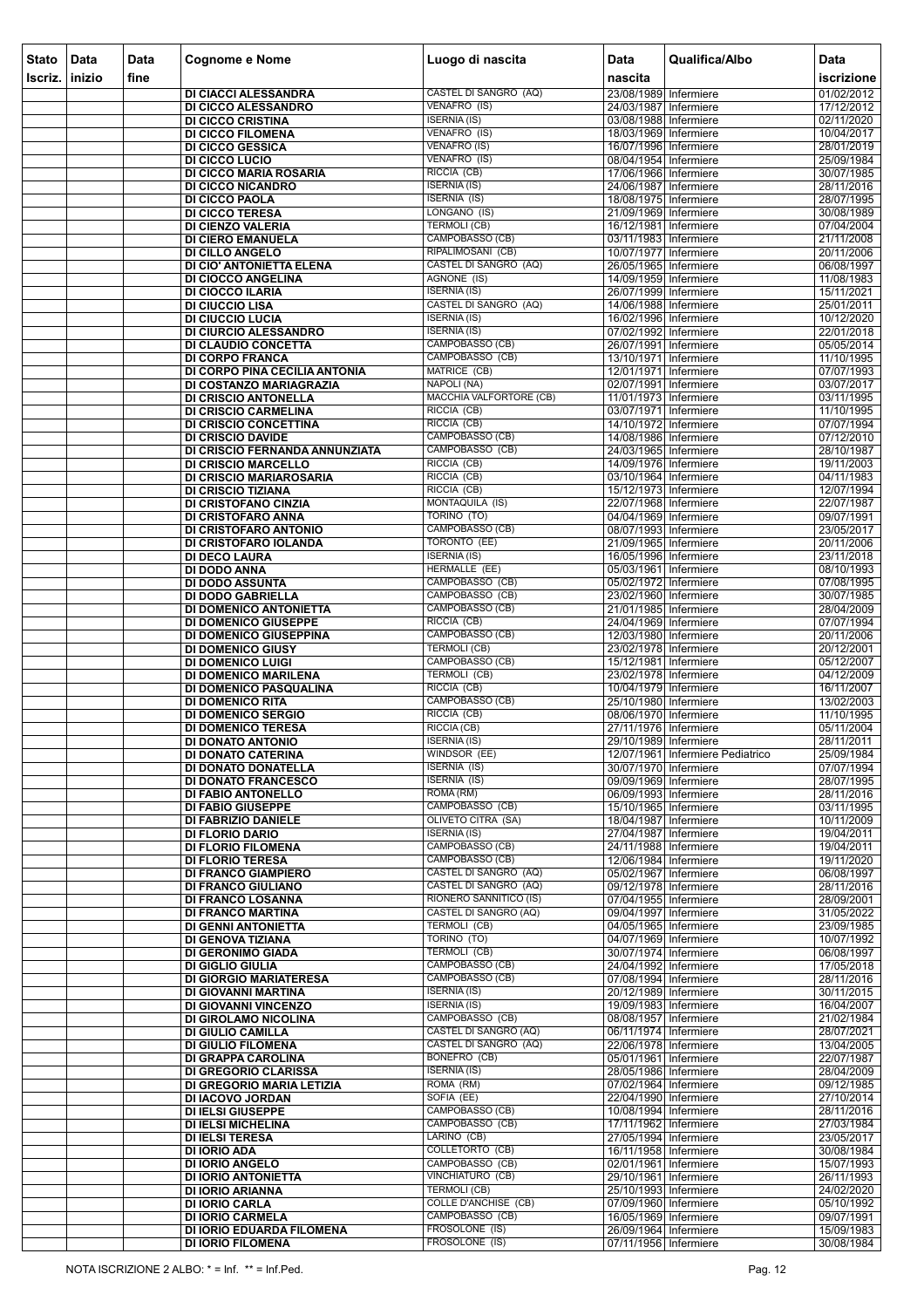| Stato Iscriz. | Data inizio | Data fine | Cognome e Nome | Luogo di nascita | Data nascita | Qualifica/Albo | Data iscrizione |
|---|---|---|---|---|---|---|---|
| | | | DI CIACCI ALESSANDRA | CASTEL DI SANGRO (AQ) | 23/08/1989 | Infermiere | 01/02/2012 |
| | | | DI CICCO ALESSANDRO | VENAFRO (IS) | 24/03/1987 | Infermiere | 17/12/2012 |
| | | | DI CICCO CRISTINA | ISERNIA (IS) | 03/08/1988 | Infermiere | 02/11/2020 |
| | | | DI CICCO FILOMENA | VENAFRO (IS) | 18/03/1969 | Infermiere | 10/04/2017 |
| | | | DI CICCO GESSICA | VENAFRO (IS) | 16/07/1996 | Infermiere | 28/01/2019 |
| | | | DI CICCO LUCIO | VENAFRO (IS) | 08/04/1954 | Infermiere | 25/09/1984 |
| | | | DI CICCO MARIA ROSARIA | RICCIA (CB) | 17/06/1966 | Infermiere | 30/07/1985 |
| | | | DI CICCO NICANDRO | ISERNIA (IS) | 24/06/1987 | Infermiere | 28/11/2016 |
| | | | DI CICCO PAOLA | ISERNIA (IS) | 18/08/1975 | Infermiere | 28/07/1995 |
| | | | DI CICCO TERESA | LONGANO (IS) | 21/09/1969 | Infermiere | 30/08/1989 |
| | | | DI CIENZO VALERIA | TERMOLI (CB) | 16/12/1981 | Infermiere | 07/04/2004 |
| | | | DI CIERO EMANUELA | CAMPOBASSO (CB) | 03/11/1983 | Infermiere | 21/11/2008 |
| | | | DI CILLO ANGELO | RIPALIMOSANI (CB) | 10/07/1977 | Infermiere | 20/11/2006 |
| | | | DI CIO' ANTONIETTA ELENA | CASTEL DI SANGRO (AQ) | 26/05/1965 | Infermiere | 06/08/1997 |
| | | | DI CIOCCO ANGELINA | AGNONE (IS) | 14/09/1959 | Infermiere | 11/08/1983 |
| | | | DI CIOCCO ILARIA | ISERNIA (IS) | 26/07/1999 | Infermiere | 15/11/2021 |
| | | | DI CIUCCIO LISA | CASTEL DI SANGRO (AQ) | 14/06/1988 | Infermiere | 25/01/2011 |
| | | | DI CIUCCIO LUCIA | ISERNIA (IS) | 16/02/1996 | Infermiere | 10/12/2020 |
| | | | DI CIURCIO ALESSANDRO | ISERNIA (IS) | 07/02/1992 | Infermiere | 22/01/2018 |
| | | | DI CLAUDIO CONCETTA | CAMPOBASSO (CB) | 26/07/1991 | Infermiere | 05/05/2014 |
| | | | DI CORPO FRANCA | CAMPOBASSO (CB) | 13/10/1971 | Infermiere | 11/10/1995 |
| | | | DI CORPO PINA CECILIA ANTONIA | MATRICE (CB) | 12/01/1971 | Infermiere | 07/07/1993 |
| | | | DI COSTANZO MARIAGRAZIA | NAPOLI (NA) | 02/07/1991 | Infermiere | 03/07/2017 |
| | | | DI CRISCIO ANTONELLA | MACCHIA VALFORTORE (CB) | 11/01/1973 | Infermiere | 03/11/1995 |
| | | | DI CRISCIO CARMELINA | RICCIA (CB) | 03/07/1971 | Infermiere | 11/10/1995 |
| | | | DI CRISCIO CONCETTINA | RICCIA (CB) | 14/10/1972 | Infermiere | 07/07/1994 |
| | | | DI CRISCIO DAVIDE | CAMPOBASSO (CB) | 14/08/1986 | Infermiere | 07/12/2010 |
| | | | DI CRISCIO FERNANDA ANNUNZIATA | CAMPOBASSO (CB) | 24/03/1965 | Infermiere | 28/10/1987 |
| | | | DI CRISCIO MARCELLO | RICCIA (CB) | 14/09/1976 | Infermiere | 19/11/2003 |
| | | | DI CRISCIO MARIAROSARIA | RICCIA (CB) | 03/10/1964 | Infermiere | 04/11/1983 |
| | | | DI CRISCIO TIZIANA | RICCIA (CB) | 15/12/1973 | Infermiere | 12/07/1994 |
| | | | DI CRISTOFANO CINZIA | MONTAQUILA (IS) | 22/07/1968 | Infermiere | 22/07/1987 |
| | | | DI CRISTOFARO ANNA | TORINO (TO) | 04/04/1969 | Infermiere | 09/07/1991 |
| | | | DI CRISTOFARO ANTONIO | CAMPOBASSO (CB) | 08/07/1993 | Infermiere | 23/05/2017 |
| | | | DI CRISTOFARO IOLANDA | TORONTO (EE) | 21/09/1965 | Infermiere | 20/11/2006 |
| | | | DI DECO LAURA | ISERNIA (IS) | 16/05/1996 | Infermiere | 23/11/2018 |
| | | | DI DODO ANNA | HERMALLE (EE) | 05/03/1961 | Infermiere | 08/10/1993 |
| | | | DI DODO ASSUNTA | CAMPOBASSO (CB) | 05/02/1972 | Infermiere | 07/08/1995 |
| | | | DI DODO GABRIELLA | CAMPOBASSO (CB) | 23/02/1960 | Infermiere | 30/07/1985 |
| | | | DI DOMENICO ANTONIETTA | CAMPOBASSO (CB) | 21/01/1985 | Infermiere | 28/04/2009 |
| | | | DI DOMENICO GIUSEPPE | RICCIA (CB) | 24/04/1969 | Infermiere | 07/07/1994 |
| | | | DI DOMENICO GIUSEPPINA | CAMPOBASSO (CB) | 12/03/1980 | Infermiere | 20/11/2006 |
| | | | DI DOMENICO GIUSY | TERMOLI (CB) | 23/02/1978 | Infermiere | 20/12/2001 |
| | | | DI DOMENICO LUIGI | CAMPOBASSO (CB) | 15/12/1981 | Infermiere | 05/12/2007 |
| | | | DI DOMENICO MARILENA | TERMOLI (CB) | 23/02/1978 | Infermiere | 04/12/2009 |
| | | | DI DOMENICO PASQUALINA | RICCIA (CB) | 10/04/1979 | Infermiere | 16/11/2007 |
| | | | DI DOMENICO RITA | CAMPOBASSO (CB) | 25/10/1980 | Infermiere | 13/02/2003 |
| | | | DI DOMENICO SERGIO | RICCIA (CB) | 08/06/1970 | Infermiere | 11/10/1995 |
| | | | DI DOMENICO TERESA | RICCIA (CB) | 27/11/1976 | Infermiere | 05/11/2004 |
| | | | DI DONATO ANTONIO | ISERNIA (IS) | 29/10/1989 | Infermiere | 28/11/2011 |
| | | | DI DONATO CATERINA | WINDSOR (EE) | 12/07/1961 | Infermiere Pediatrico | 25/09/1984 |
| | | | DI DONATO DONATELLA | ISERNIA (IS) | 30/07/1970 | Infermiere | 07/07/1994 |
| | | | DI DONATO FRANCESCO | ISERNIA (IS) | 09/09/1969 | Infermiere | 28/07/1995 |
| | | | DI FABIO ANTONELLO | ROMA (RM) | 06/09/1993 | Infermiere | 28/11/2016 |
| | | | DI FABIO GIUSEPPE | CAMPOBASSO (CB) | 15/10/1965 | Infermiere | 03/11/1995 |
| | | | DI FABRIZIO DANIELE | OLIVETO CITRA (SA) | 18/04/1987 | Infermiere | 10/11/2009 |
| | | | DI FLORIO DARIO | ISERNIA (IS) | 27/04/1987 | Infermiere | 19/04/2011 |
| | | | DI FLORIO FILOMENA | CAMPOBASSO (CB) | 24/11/1988 | Infermiere | 19/04/2011 |
| | | | DI FLORIO TERESA | CAMPOBASSO (CB) | 12/06/1984 | Infermiere | 19/11/2020 |
| | | | DI FRANCO GIAMPIERO | CASTEL DI SANGRO (AQ) | 05/02/1967 | Infermiere | 06/08/1997 |
| | | | DI FRANCO GIULIANO | CASTEL DI SANGRO (AQ) | 09/12/1978 | Infermiere | 28/11/2016 |
| | | | DI FRANCO LOSANNA | RIONERO SANNITICO (IS) | 07/04/1955 | Infermiere | 28/09/2001 |
| | | | DI FRANCO MARTINA | CASTEL DI SANGRO (AQ) | 09/04/1997 | Infermiere | 31/05/2022 |
| | | | DI GENNI ANTONIETTA | TERMOLI (CB) | 04/05/1965 | Infermiere | 23/09/1985 |
| | | | DI GENOVA TIZIANA | TORINO (TO) | 04/07/1969 | Infermiere | 10/07/1992 |
| | | | DI GERONIMO GIADA | TERMOLI (CB) | 30/07/1974 | Infermiere | 06/08/1997 |
| | | | DI GIGLIO GIULIA | CAMPOBASSO (CB) | 24/04/1992 | Infermiere | 17/05/2018 |
| | | | DI GIORGIO MARIATERESA | CAMPOBASSO (CB) | 07/08/1994 | Infermiere | 28/11/2016 |
| | | | DI GIOVANNI MARTINA | ISERNIA (IS) | 20/12/1989 | Infermiere | 30/11/2015 |
| | | | DI GIOVANNI VINCENZO | ISERNIA (IS) | 19/09/1983 | Infermiere | 16/04/2007 |
| | | | DI GIROLAMO NICOLINA | CAMPOBASSO (CB) | 08/08/1957 | Infermiere | 21/02/1984 |
| | | | DI GIULIO CAMILLA | CASTEL DI SANGRO (AQ) | 06/11/1974 | Infermiere | 28/07/2021 |
| | | | DI GIULIO FILOMENA | CASTEL DI SANGRO (AQ) | 22/06/1978 | Infermiere | 13/04/2005 |
| | | | DI GRAPPA CAROLINA | BONEFRO (CB) | 05/01/1961 | Infermiere | 22/07/1987 |
| | | | DI GREGORIO CLARISSA | ISERNIA (IS) | 28/05/1986 | Infermiere | 28/04/2009 |
| | | | DI GREGORIO MARIA LETIZIA | ROMA (RM) | 07/02/1964 | Infermiere | 09/12/1985 |
| | | | DI IACOVO JORDAN | SOFIA (EE) | 22/04/1990 | Infermiere | 27/10/2014 |
| | | | DI IELSI GIUSEPPE | CAMPOBASSO (CB) | 10/08/1994 | Infermiere | 28/11/2016 |
| | | | DI IELSI MICHELINA | CAMPOBASSO (CB) | 17/11/1962 | Infermiere | 27/03/1984 |
| | | | DI IELSI TERESA | LARINO (CB) | 27/05/1994 | Infermiere | 23/05/2017 |
| | | | DI IORIO ADA | COLLETORTO (CB) | 16/11/1958 | Infermiere | 30/08/1984 |
| | | | DI IORIO ANGELO | CAMPOBASSO (CB) | 02/01/1961 | Infermiere | 15/07/1993 |
| | | | DI IORIO ANTONIETTA | VINCHIATURO (CB) | 29/10/1961 | Infermiere | 26/11/1993 |
| | | | DI IORIO ARIANNA | TERMOLI (CB) | 25/10/1993 | Infermiere | 24/02/2020 |
| | | | DI IORIO CARLA | COLLE D'ANCHISE (CB) | 07/09/1960 | Infermiere | 05/10/1992 |
| | | | DI IORIO CARMELA | CAMPOBASSO (CB) | 16/05/1969 | Infermiere | 09/07/1991 |
| | | | DI IORIO EDUARDA FILOMENA | FROSOLONE (IS) | 26/09/1964 | Infermiere | 15/09/1983 |
| | | | DI IORIO FILOMENA | FROSOLONE (IS) | 07/11/1956 | Infermiere | 30/08/1984 |

NOTA ISCRIZIONE 2 ALBO: * = Inf. ** = Inf.Ped.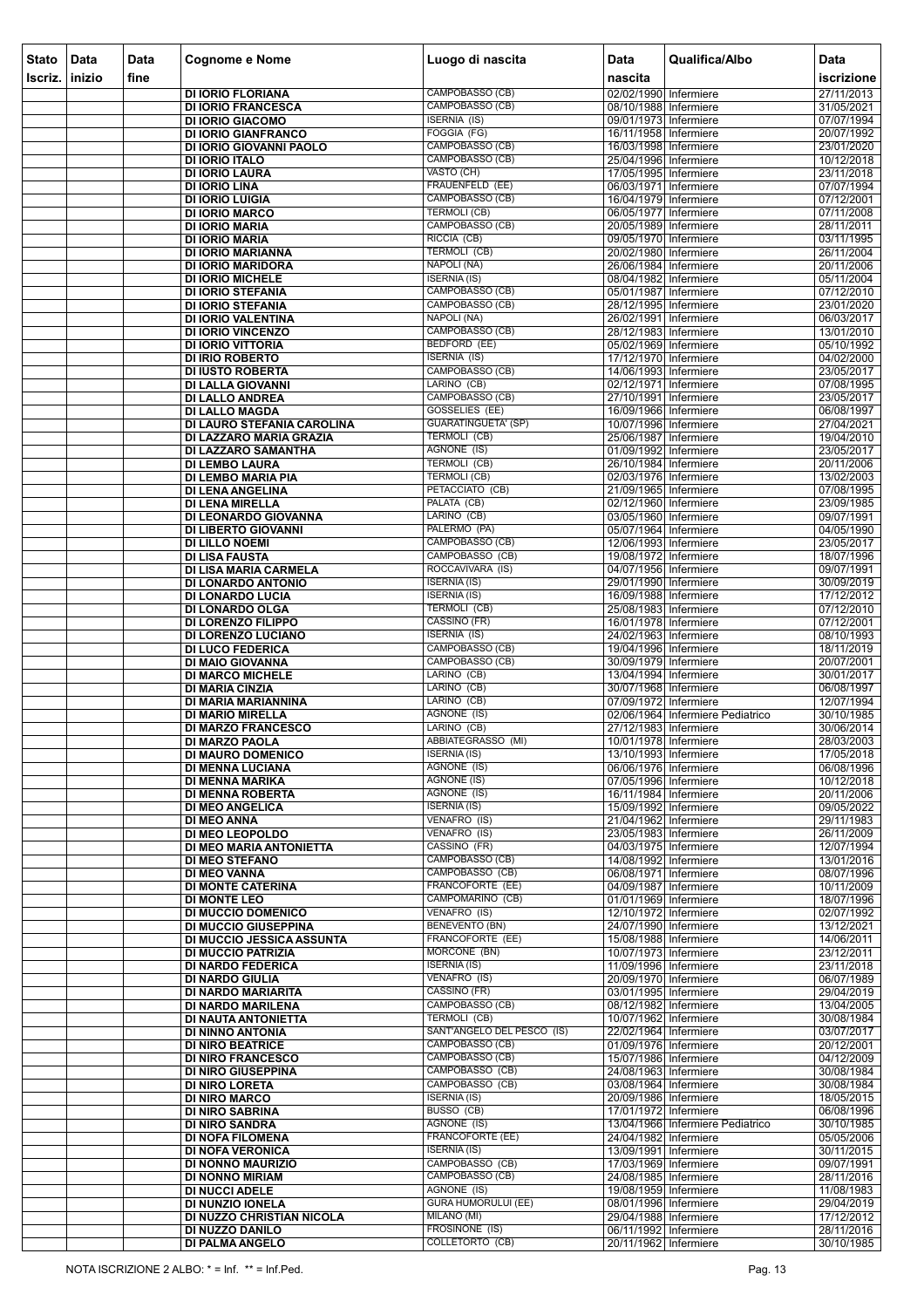| Stato Iscriz. | Data inizio | Data fine | Cognome e Nome | Luogo di nascita | Data nascita | Qualifica/Albo | Data iscrizione |
|---|---|---|---|---|---|---|---|
| | | | DI IORIO FLORIANA | CAMPOBASSO (CB) | 02/02/1990 | Infermiere | 27/11/2013 |
| | | | DI IORIO FRANCESCA | CAMPOBASSO (CB) | 08/10/1988 | Infermiere | 31/05/2021 |
| | | | DI IORIO GIACOMO | ISERNIA (IS) | 09/01/1973 | Infermiere | 07/07/1994 |
| | | | DI IORIO GIANFRANCO | FOGGIA (FG) | 16/11/1958 | Infermiere | 20/07/1992 |
| | | | DI IORIO GIOVANNI PAOLO | CAMPOBASSO (CB) | 16/03/1998 | Infermiere | 23/01/2020 |
| | | | DI IORIO ITALO | CAMPOBASSO (CB) | 25/04/1996 | Infermiere | 10/12/2018 |
| | | | DI IORIO LAURA | VASTO (CH) | 17/05/1995 | Infermiere | 23/11/2018 |
| | | | DI IORIO LINA | FRAUENFELD (EE) | 06/03/1971 | Infermiere | 07/07/1994 |
| | | | DI IORIO LUIGIA | CAMPOBASSO (CB) | 16/04/1979 | Infermiere | 07/12/2001 |
| | | | DI IORIO MARCO | TERMOLI (CB) | 06/05/1977 | Infermiere | 07/11/2008 |
| | | | DI IORIO MARIA | CAMPOBASSO (CB) | 20/05/1989 | Infermiere | 28/11/2011 |
| | | | DI IORIO MARIA | RICCIA (CB) | 09/05/1970 | Infermiere | 03/11/1995 |
| | | | DI IORIO MARIANNA | TERMOLI (CB) | 20/02/1980 | Infermiere | 26/11/2004 |
| | | | DI IORIO MARIDORA | NAPOLI (NA) | 26/06/1984 | Infermiere | 20/11/2006 |
| | | | DI IORIO MICHELE | ISERNIA (IS) | 08/04/1982 | Infermiere | 05/11/2004 |
| | | | DI IORIO STEFANIA | CAMPOBASSO (CB) | 05/01/1987 | Infermiere | 07/12/2010 |
| | | | DI IORIO STEFANIA | CAMPOBASSO (CB) | 28/12/1995 | Infermiere | 23/01/2020 |
| | | | DI IORIO VALENTINA | NAPOLI (NA) | 26/02/1991 | Infermiere | 06/03/2017 |
| | | | DI IORIO VINCENZO | CAMPOBASSO (CB) | 28/12/1983 | Infermiere | 13/01/2010 |
| | | | DI IORIO VITTORIA | BEDFORD (EE) | 05/02/1969 | Infermiere | 05/10/1992 |
| | | | DI IRIO ROBERTO | ISERNIA (IS) | 17/12/1970 | Infermiere | 04/02/2000 |
| | | | DI IUSTO ROBERTA | CAMPOBASSO (CB) | 14/06/1993 | Infermiere | 23/05/2017 |
| | | | DI LALLA GIOVANNI | LARINO (CB) | 02/12/1971 | Infermiere | 07/08/1995 |
| | | | DI LALLO ANDREA | CAMPOBASSO (CB) | 27/10/1991 | Infermiere | 23/05/2017 |
| | | | DI LALLO MAGDA | GOSSELIES (EE) | 16/09/1966 | Infermiere | 06/08/1997 |
| | | | DI LAURO STEFANIA CAROLINA | GUARATINGUETA' (SP) | 10/07/1996 | Infermiere | 27/04/2021 |
| | | | DI LAZZARO MARIA GRAZIA | TERMOLI (CB) | 25/06/1987 | Infermiere | 19/04/2010 |
| | | | DI LAZZARO SAMANTHA | AGNONE (IS) | 01/09/1992 | Infermiere | 23/05/2017 |
| | | | DI LEMBO LAURA | TERMOLI (CB) | 26/10/1984 | Infermiere | 20/11/2006 |
| | | | DI LEMBO MARIA PIA | TERMOLI (CB) | 02/03/1976 | Infermiere | 13/02/2003 |
| | | | DI LENA ANGELINA | PETACCIATO (CB) | 21/09/1965 | Infermiere | 07/08/1995 |
| | | | DI LENA MIRELLA | PALATA (CB) | 02/12/1960 | Infermiere | 23/09/1985 |
| | | | DI LEONARDO GIOVANNA | LARINO (CB) | 03/05/1960 | Infermiere | 09/07/1991 |
| | | | DI LIBERTO GIOVANNI | PALERMO (PA) | 05/07/1964 | Infermiere | 04/05/1990 |
| | | | DI LILLO NOEMI | CAMPOBASSO (CB) | 12/06/1993 | Infermiere | 23/05/2017 |
| | | | DI LISA FAUSTA | CAMPOBASSO (CB) | 19/08/1972 | Infermiere | 18/07/1996 |
| | | | DI LISA MARIA CARMELA | ROCCAVIVARA (IS) | 04/07/1956 | Infermiere | 09/07/1991 |
| | | | DI LONARDO ANTONIO | ISERNIA (IS) | 29/01/1990 | Infermiere | 30/09/2019 |
| | | | DI LONARDO LUCIA | ISERNIA (IS) | 16/09/1988 | Infermiere | 17/12/2012 |
| | | | DI LONARDO OLGA | TERMOLI (CB) | 25/08/1983 | Infermiere | 07/12/2010 |
| | | | DI LORENZO FILIPPO | CASSINO (FR) | 16/01/1978 | Infermiere | 07/12/2001 |
| | | | DI LORENZO LUCIANO | ISERNIA (IS) | 24/02/1963 | Infermiere | 08/10/1993 |
| | | | DI LUCO FEDERICA | CAMPOBASSO (CB) | 19/04/1996 | Infermiere | 18/11/2019 |
| | | | DI MAIO GIOVANNA | CAMPOBASSO (CB) | 30/09/1979 | Infermiere | 20/07/2001 |
| | | | DI MARCO MICHELE | LARINO (CB) | 13/04/1994 | Infermiere | 30/01/2017 |
| | | | DI MARIA CINZIA | LARINO (CB) | 30/07/1968 | Infermiere | 06/08/1997 |
| | | | DI MARIA MARIANNINA | LARINO (CB) | 07/09/1972 | Infermiere | 12/07/1994 |
| | | | DI MARIO MIRELLA | AGNONE (IS) | 02/06/1964 | Infermiere Pediatrico | 30/10/1985 |
| | | | DI MARZO FRANCESCO | LARINO (CB) | 27/12/1983 | Infermiere | 30/06/2014 |
| | | | DI MARZO PAOLA | ABBIATEGRASSO (MI) | 10/01/1978 | Infermiere | 28/03/2003 |
| | | | DI MAURO DOMENICO | ISERNIA (IS) | 13/10/1993 | Infermiere | 17/05/2018 |
| | | | DI MENNA LUCIANA | AGNONE (IS) | 06/06/1976 | Infermiere | 06/08/1996 |
| | | | DI MENNA MARIKA | AGNONE (IS) | 07/05/1996 | Infermiere | 10/12/2018 |
| | | | DI MENNA ROBERTA | AGNONE (IS) | 16/11/1984 | Infermiere | 20/11/2006 |
| | | | DI MEO ANGELICA | ISERNIA (IS) | 15/09/1992 | Infermiere | 09/05/2022 |
| | | | DI MEO ANNA | VENAFRO (IS) | 21/04/1962 | Infermiere | 29/11/1983 |
| | | | DI MEO LEOPOLDO | VENAFRO (IS) | 23/05/1983 | Infermiere | 26/11/2009 |
| | | | DI MEO MARIA ANTONIETTA | CASSINO (FR) | 04/03/1975 | Infermiere | 12/07/1994 |
| | | | DI MEO STEFANO | CAMPOBASSO (CB) | 14/08/1992 | Infermiere | 13/01/2016 |
| | | | DI MEO VANNA | CAMPOBASSO (CB) | 06/08/1971 | Infermiere | 08/07/1996 |
| | | | DI MONTE CATERINA | FRANCOFORTE (EE) | 04/09/1987 | Infermiere | 10/11/2009 |
| | | | DI MONTE LEO | CAMPOMARINO (CB) | 01/01/1969 | Infermiere | 18/07/1996 |
| | | | DI MUCCIO DOMENICO | VENAFRO (IS) | 12/10/1972 | Infermiere | 02/07/1992 |
| | | | DI MUCCIO GIUSEPPINA | BENEVENTO (BN) | 24/07/1990 | Infermiere | 13/12/2021 |
| | | | DI MUCCIO JESSICA ASSUNTA | FRANCOFORTE (EE) | 15/08/1988 | Infermiere | 14/06/2011 |
| | | | DI MUCCIO PATRIZIA | MORCONE (BN) | 10/07/1973 | Infermiere | 23/12/2011 |
| | | | DI NARDO FEDERICA | ISERNIA (IS) | 11/09/1996 | Infermiere | 23/11/2018 |
| | | | DI NARDO GIULIA | VENAFRO (IS) | 20/09/1970 | Infermiere | 06/07/1989 |
| | | | DI NARDO MARIARITA | CASSINO (FR) | 03/01/1995 | Infermiere | 29/04/2019 |
| | | | DI NARDO MARILENA | CAMPOBASSO (CB) | 08/12/1982 | Infermiere | 13/04/2005 |
| | | | DI NAUTA ANTONIETTA | TERMOLI (CB) | 10/07/1962 | Infermiere | 30/08/1984 |
| | | | DI NINNO ANTONIA | SANT'ANGELO DEL PESCO (IS) | 22/02/1964 | Infermiere | 03/07/2017 |
| | | | DI NIRO BEATRICE | CAMPOBASSO (CB) | 01/09/1976 | Infermiere | 20/12/2001 |
| | | | DI NIRO FRANCESCO | CAMPOBASSO (CB) | 15/07/1986 | Infermiere | 04/12/2009 |
| | | | DI NIRO GIUSEPPINA | CAMPOBASSO (CB) | 24/08/1963 | Infermiere | 30/08/1984 |
| | | | DI NIRO LORETA | CAMPOBASSO (CB) | 03/08/1964 | Infermiere | 30/08/1984 |
| | | | DI NIRO MARCO | ISERNIA (IS) | 20/09/1986 | Infermiere | 18/05/2015 |
| | | | DI NIRO SABRINA | BUSSO (CB) | 17/01/1972 | Infermiere | 06/08/1996 |
| | | | DI NIRO SANDRA | AGNONE (IS) | 13/04/1966 | Infermiere Pediatrico | 30/10/1985 |
| | | | DI NOFA FILOMENA | FRANCOFORTE (EE) | 24/04/1982 | Infermiere | 05/05/2006 |
| | | | DI NOFA VERONICA | ISERNIA (IS) | 13/09/1991 | Infermiere | 30/11/2015 |
| | | | DI NONNO MAURIZIO | CAMPOBASSO (CB) | 17/03/1969 | Infermiere | 09/07/1991 |
| | | | DI NONNO MIRIAM | CAMPOBASSO (CB) | 24/08/1985 | Infermiere | 28/11/2016 |
| | | | DI NUCCI ADELE | AGNONE (IS) | 19/08/1959 | Infermiere | 11/08/1983 |
| | | | DI NUNZIO IONELA | GURA HUMORULUI (EE) | 08/01/1996 | Infermiere | 29/04/2019 |
| | | | DI NUZZO CHRISTIAN NICOLA | MILANO (MI) | 29/04/1988 | Infermiere | 17/12/2012 |
| | | | DI NUZZO DANILO | FROSINONE (IS) | 06/11/1992 | Infermiere | 28/11/2016 |
| | | | DI PALMA ANGELO | COLLETORTO (CB) | 20/11/1962 | Infermiere | 30/10/1985 |

NOTA ISCRIZIONE 2 ALBO: * = Inf. ** = Inf.Ped.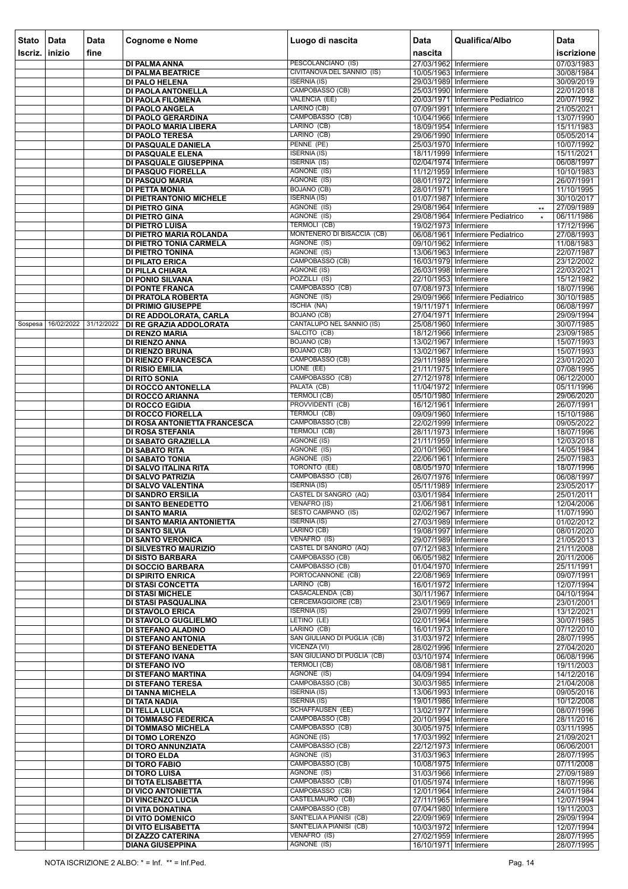| Stato Iscriz. | Data inizio | Data fine | Cognome e Nome | Luogo di nascita | Data nascita | Qualifica/Albo | Data iscrizione |
|---|---|---|---|---|---|---|---|
| | | | DI PALMA ANNA | PESCOLANCIANO (IS) | 27/03/1962 | Infermiere | 07/03/1983 |
| | | | DI PALMA BEATRICE | CIVITANOVA DEL SANNIO (IS) | 10/05/1963 | Infermiere | 30/08/1984 |
| | | | DI PALO HELENA | ISERNIA (IS) | 29/03/1989 | Infermiere | 30/09/2019 |
| | | | DI PAOLA ANTONELLA | CAMPOBASSO (CB) | 25/03/1990 | Infermiere | 22/01/2018 |
| | | | DI PAOLA FILOMENA | VALENCIA (EE) | 20/03/1971 | Infermiere Pediatrico | 20/07/1992 |
| | | | DI PAOLO ANGELA | LARINO (CB) | 07/09/1991 | Infermiere | 21/05/2021 |
| | | | DI PAOLO GERARDINA | CAMPOBASSO (CB) | 10/04/1966 | Infermiere | 13/07/1990 |
| | | | DI PAOLO MARIA LIBERA | LARINO (CB) | 18/09/1954 | Infermiere | 15/11/1983 |
| | | | DI PAOLO TERESA | LARINO (CB) | 29/06/1990 | Infermiere | 05/05/2014 |
| | | | DI PASQUALE DANIELA | PENNE (PE) | 25/03/1970 | Infermiere | 10/07/1992 |
| | | | DI PASQUALE ELENA | ISERNIA (IS) | 18/11/1999 | Infermiere | 15/11/2021 |
| | | | DI PASQUALE GIUSEPPINA | ISERNIA (IS) | 02/04/1974 | Infermiere | 06/08/1997 |
| | | | DI PASQUO FIORELLA | AGNONE (IS) | 11/12/1959 | Infermiere | 10/10/1983 |
| | | | DI PASQUO MARIA | AGNONE (IS) | 08/01/1972 | Infermiere | 26/07/1991 |
| | | | DI PETTA MONIA | BOJANO (CB) | 28/01/1971 | Infermiere | 11/10/1995 |
| | | | DI PIETRANTONIO MICHELE | ISERNIA (IS) | 01/07/1987 | Infermiere | 30/10/2017 |
| | | | DI PIETRO GINA | AGNONE (IS) | 29/08/1964 | Infermiere ** | 27/09/1989 |
| | | | DI PIETRO GINA | AGNONE (IS) | 29/08/1964 | Infermiere Pediatrico * | 06/11/1986 |
| | | | DI PIETRO LUISA | TERMOLI (CB) | 19/02/1973 | Infermiere | 17/12/1996 |
| | | | DI PIETRO MARIA ROLANDA | MONTENERO DI BISACCIA (CB) | 06/08/1961 | Infermiere Pediatrico | 27/08/1993 |
| | | | DI PIETRO TONIA CARMELA | AGNONE (IS) | 09/10/1962 | Infermiere | 11/08/1983 |
| | | | DI PIETRO TONINA | AGNONE (IS) | 13/06/1963 | Infermiere | 22/07/1987 |
| | | | DI PILATO ERICA | CAMPOBASSO (CB) | 16/03/1979 | Infermiere | 23/12/2002 |
| | | | DI PILLA CHIARA | AGNONE (IS) | 26/03/1998 | Infermiere | 22/03/2021 |
| | | | DI PONIO SILVANA | POZZILLI (IS) | 22/10/1953 | Infermiere | 15/12/1982 |
| | | | DI PONTE FRANCA | CAMPOBASSO (CB) | 07/08/1973 | Infermiere | 18/07/1996 |
| | | | DI PRATOLA ROBERTA | AGNONE (IS) | 29/09/1966 | Infermiere Pediatrico | 30/10/1985 |
| | | | DI PRIMIO GIUSEPPE | ISCHIA (NA) | 19/11/1971 | Infermiere | 06/08/1997 |
| | | | DI RE ADDOLORATA, CARLA | BOJANO (CB) | 27/04/1971 | Infermiere | 29/09/1994 |
| Sospesa | 16/02/2022 | 31/12/2022 | DI RE GRAZIA ADDOLORATA | CANTALUPO NEL SANNIO (IS) | 25/08/1960 | Infermiere | 30/07/1985 |
| | | | DI RENZO MARIA | SALCITO (CB) | 18/12/1966 | Infermiere | 23/09/1985 |
| | | | DI RIENZO ANNA | BOJANO (CB) | 13/02/1967 | Infermiere | 15/07/1993 |
| | | | DI RIENZO BRUNA | BOJANO (CB) | 13/02/1967 | Infermiere | 15/07/1993 |
| | | | DI RIENZO FRANCESCA | CAMPOBASSO (CB) | 29/11/1989 | Infermiere | 23/01/2020 |
| | | | DI RISIO EMILIA | LIONE (EE) | 21/11/1975 | Infermiere | 07/08/1995 |
| | | | DI RITO SONIA | CAMPOBASSO (CB) | 27/12/1978 | Infermiere | 06/12/2000 |
| | | | DI ROCCO ANTONELLA | PALATA (CB) | 11/04/1972 | Infermiere | 05/11/1996 |
| | | | DI ROCCO ARIANNA | TERMOLI (CB) | 05/10/1980 | Infermiere | 29/06/2020 |
| | | | DI ROCCO EGIDIA | PROVVIDENTI (CB) | 16/12/1961 | Infermiere | 26/07/1991 |
| | | | DI ROCCO FIORELLA | TERMOLI (CB) | 09/09/1960 | Infermiere | 15/10/1986 |
| | | | DI ROSA ANTONIETTA FRANCESCA | CAMPOBASSO (CB) | 22/02/1999 | Infermiere | 09/05/2022 |
| | | | DI ROSA STEFANIA | TERMOLI (CB) | 28/11/1973 | Infermiere | 18/07/1996 |
| | | | DI SABATO GRAZIELLA | AGNONE (IS) | 21/11/1959 | Infermiere | 12/03/2018 |
| | | | DI SABATO RITA | AGNONE (IS) | 20/10/1960 | Infermiere | 14/05/1984 |
| | | | DI SABATO TONIA | AGNONE (IS) | 22/06/1961 | Infermiere | 25/07/1983 |
| | | | DI SALVO ITALINA RITA | TORONTO (EE) | 08/05/1970 | Infermiere | 18/07/1996 |
| | | | DI SALVO PATRIZIA | CAMPOBASSO (CB) | 26/07/1976 | Infermiere | 06/08/1997 |
| | | | DI SALVO VALENTINA | ISERNIA (IS) | 05/11/1989 | Infermiere | 23/05/2017 |
| | | | DI SANDRO ERSILIA | CASTEL DI SANGRO (AQ) | 03/01/1984 | Infermiere | 25/01/2011 |
| | | | DI SANTO BENEDETTO | VENAFRO (IS) | 21/06/1981 | Infermiere | 12/04/2006 |
| | | | DI SANTO MARIA | SESTO CAMPANO (IS) | 02/02/1967 | Infermiere | 11/07/1990 |
| | | | DI SANTO MARIA ANTONIETTA | ISERNIA (IS) | 27/03/1989 | Infermiere | 01/02/2012 |
| | | | DI SANTO SILVIA | LARINO (CB) | 19/08/1997 | Infermiere | 08/01/2020 |
| | | | DI SANTO VERONICA | VENAFRO (IS) | 29/07/1989 | Infermiere | 21/05/2013 |
| | | | DI SILVESTRO MAURIZIO | CASTEL DI SANGRO (AQ) | 07/12/1983 | Infermiere | 21/11/2008 |
| | | | DI SISTO BARBARA | CAMPOBASSO (CB) | 06/05/1982 | Infermiere | 20/11/2006 |
| | | | DI SOCCIO BARBARA | CAMPOBASSO (CB) | 01/04/1970 | Infermiere | 25/11/1991 |
| | | | DI SPIRITO ENRICA | PORTOCANNONE (CB) | 22/08/1969 | Infermiere | 09/07/1991 |
| | | | DI STASI CONCETTA | LARINO (CB) | 16/01/1972 | Infermiere | 12/07/1994 |
| | | | DI STASI MICHELE | CASACALENDA (CB) | 30/11/1967 | Infermiere | 04/10/1994 |
| | | | DI STASI PASQUALINA | CERCEMAGGIORE (CB) | 23/01/1969 | Infermiere | 23/01/2001 |
| | | | DI STAVOLO ERICA | ISERNIA (IS) | 29/07/1999 | Infermiere | 13/12/2021 |
| | | | DI STAVOLO GUGLIELMO | LETINO (LE) | 02/01/1964 | Infermiere | 30/07/1985 |
| | | | DI STEFANO ALADINO | LARINO (CB) | 16/01/1973 | Infermiere | 07/12/2010 |
| | | | DI STEFANO ANTONIA | SAN GIULIANO DI PUGLIA (CB) | 31/03/1972 | Infermiere | 28/07/1995 |
| | | | DI STEFANO BENEDETTA | VICENZA (VI) | 28/02/1996 | Infermiere | 27/04/2020 |
| | | | DI STEFANO IVANA | SAN GIULIANO DI PUGLIA (CB) | 03/10/1974 | Infermiere | 06/08/1996 |
| | | | DI STEFANO IVO | TERMOLI (CB) | 08/08/1981 | Infermiere | 19/11/2003 |
| | | | DI STEFANO MARTINA | AGNONE (IS) | 04/09/1994 | Infermiere | 14/12/2016 |
| | | | DI STEFANO TERESA | CAMPOBASSO (CB) | 30/03/1985 | Infermiere | 21/04/2008 |
| | | | DI TANNA MICHELA | ISERNIA (IS) | 13/06/1993 | Infermiere | 09/05/2016 |
| | | | DI TATA NADIA | ISERNIA (IS) | 19/01/1986 | Infermiere | 10/12/2008 |
| | | | DI TELLA LUCIA | SCHAFFAUSEN (EE) | 13/02/1977 | Infermiere | 08/07/1996 |
| | | | DI TOMMASO FEDERICA | CAMPOBASSO (CB) | 20/10/1994 | Infermiere | 28/11/2016 |
| | | | DI TOMMASO MICHELA | CAMPOBASSO (CB) | 30/05/1975 | Infermiere | 03/11/1995 |
| | | | DI TOMO LORENZO | AGNONE (IS) | 17/03/1992 | Infermiere | 21/09/2021 |
| | | | DI TORO ANNUNZIATA | CAMPOBASSO (CB) | 22/12/1973 | Infermiere | 06/06/2001 |
| | | | DI TORO ELDA | AGNONE (IS) | 31/03/1963 | Infermiere | 28/07/1995 |
| | | | DI TORO FABIO | CAMPOBASSO (CB) | 10/08/1975 | Infermiere | 07/11/2008 |
| | | | DI TORO LUISA | AGNONE (IS) | 31/03/1966 | Infermiere | 27/09/1989 |
| | | | DI TOTA ELISABETTA | CAMPOBASSO (CB) | 01/05/1974 | Infermiere | 18/07/1996 |
| | | | DI VICO ANTONIETTA | CAMPOBASSO (CB) | 12/01/1964 | Infermiere | 24/01/1984 |
| | | | DI VINCENZO LUCIA | CASTELMAURO (CB) | 27/11/1965 | Infermiere | 12/07/1994 |
| | | | DI VITA DONATINA | CAMPOBASSO (CB) | 07/04/1980 | Infermiere | 19/11/2003 |
| | | | DI VITO DOMENICO | SANT'ELIA A PIANISI (CB) | 22/09/1969 | Infermiere | 29/09/1994 |
| | | | DI VITO ELISABETTA | SANT'ELIA A PIANISI (CB) | 10/03/1972 | Infermiere | 12/07/1994 |
| | | | DI ZAZZO CATERINA | VENAFRO (IS) | 27/02/1959 | Infermiere | 28/07/1995 |
| | | | DIANA GIUSEPPINA | AGNONE (IS) | 16/10/1971 | Infermiere | 28/07/1995 |

NOTA ISCRIZIONE 2 ALBO: * = Inf. ** = Inf.Ped.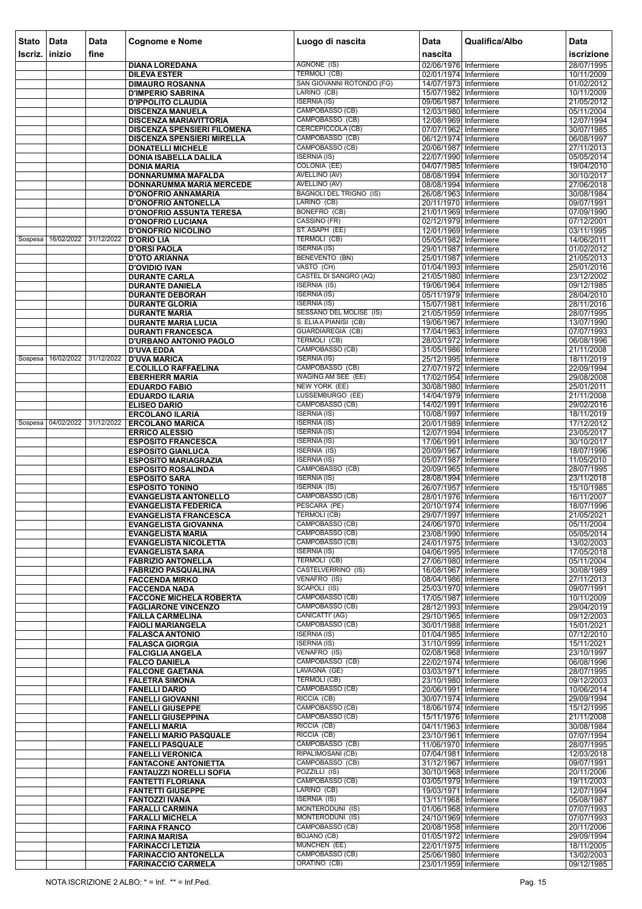| Stato Iscriz. | Data inizio | Data fine | Cognome e Nome | Luogo di nascita | Data nascita | Qualifica/Albo | Data iscrizione |
|---|---|---|---|---|---|---|---|
| | | | DIANA LOREDANA | AGNONE (IS) | 02/06/1976 | Infermiere | 28/07/1995 |
| | | | DILEVA ESTER | TERMOLI (CB) | 02/01/1974 | Infermiere | 10/11/2009 |
| | | | DIMAURO ROSANNA | SAN GIOVANNI ROTONDO (FG) | 14/07/1973 | Infermiere | 01/02/2012 |
| | | | D'IMPERIO SABRINA | LARINO (CB) | 15/07/1982 | Infermiere | 10/11/2009 |
| | | | D'IPPOLITO CLAUDIA | ISERNIA (IS) | 09/06/1987 | Infermiere | 21/05/2012 |
| | | | DISCENZA MANUELA | CAMPOBASSO (CB) | 12/03/1980 | Infermiere | 05/11/2004 |
| | | | DISCENZA MARIAVITTORIA | CAMPOBASSO (CB) | 12/08/1969 | Infermiere | 12/07/1994 |
| | | | DISCENZA SPENSIERI FILOMENA | CERCEPICCOLA (CB) | 07/07/1962 | Infermiere | 30/07/1985 |
| | | | DISCENZA SPENSIERI MIRELLA | CAMPOBASSO (CB) | 06/12/1974 | Infermiere | 06/08/1997 |
| | | | DONATELLI MICHELE | CAMPOBASSO (CB) | 20/06/1987 | Infermiere | 27/11/2013 |
| | | | DONIA ISABELLA DALILA | ISERNIA (IS) | 22/07/1990 | Infermiere | 05/05/2014 |
| | | | DONIA MARIA | COLONIA (EE) | 04/07/1985 | Infermiere | 19/04/2010 |
| | | | DONNARUMMA MAFALDA | AVELLINO (AV) | 08/08/1994 | Infermiere | 30/10/2017 |
| | | | DONNARUMMA MARIA MERCEDE | AVELLINO (AV) | 08/08/1994 | Infermiere | 27/06/2018 |
| | | | D'ONOFRIO ANNAMARIA | BAGNOLI DEL TRIGNO (IS) | 26/08/1963 | Infermiere | 30/08/1984 |
| | | | D'ONOFRIO ANTONELLA | LARINO (CB) | 20/11/1970 | Infermiere | 09/07/1991 |
| | | | D'ONOFRIO ASSUNTA TERESA | BONEFRO (CB) | 21/01/1969 | Infermiere | 07/09/1990 |
| | | | D'ONOFRIO LUCIANA | CASSINO (FR) | 02/12/1979 | Infermiere | 07/12/2001 |
| | | | D'ONOFRIO NICOLINO | ST. ASAPH (EE) | 12/01/1969 | Infermiere | 03/11/1995 |
| Sospesa | 16/02/2022 | 31/12/2022 | D'ORIO LIA | TERMOLI (CB) | 05/05/1982 | Infermiere | 14/06/2011 |
| | | | D'ORSI PAOLA | ISERNIA (IS) | 29/01/1987 | Infermiere | 01/02/2012 |
| | | | D'OTO ARIANNA | BENEVENTO (BN) | 25/01/1987 | Infermiere | 21/05/2013 |
| | | | D'OVIDIO IVAN | VASTO (CH) | 01/04/1993 | Infermiere | 25/01/2016 |
| | | | DURANTE CARLA | CASTEL DI SANGRO (AQ) | 21/05/1980 | Infermiere | 23/12/2002 |
| | | | DURANTE DANIELA | ISERNIA (IS) | 19/06/1964 | Infermiere | 09/12/1985 |
| | | | DURANTE DEBORAH | ISERNIA (IS) | 05/11/1979 | Infermiere | 28/04/2010 |
| | | | DURANTE GLORIA | ISERNIA (IS) | 15/07/1981 | Infermiere | 28/11/2016 |
| | | | DURANTE MARIA | SESSANO DEL MOLISE (IS) | 21/05/1959 | Infermiere | 28/07/1995 |
| | | | DURANTE MARIA LUCIA | S. ELIA A PIANISI (CB) | 19/06/1967 | Infermiere | 13/07/1990 |
| | | | DURANTI FRANCESCA | GUARDIAREGIA (CB) | 17/04/1963 | Infermiere | 07/07/1993 |
| | | | D'URBANO ANTONIO PAOLO | TERMOLI (CB) | 28/03/1972 | Infermiere | 06/08/1996 |
| | | | D'UVA EDDA | CAMPOBASSO (CB) | 31/05/1986 | Infermiere | 21/11/2008 |
| Sospesa | 16/02/2022 | 31/12/2022 | D'UVA MARICA | ISERNIA (IS) | 25/12/1995 | Infermiere | 18/11/2019 |
| | | | E.COLILLO RAFFAELINA | CAMPOBASSO (CB) | 27/07/1972 | Infermiere | 22/09/1994 |
| | | | EBERHERR MARIA | WAGING AM SEE (EE) | 17/02/1954 | Infermiere | 29/08/2008 |
| | | | EDUARDO FABIO | NEW YORK (EE) | 30/08/1980 | Infermiere | 25/01/2011 |
| | | | EDUARDO ILARIA | LUSSEMBURGO (EE) | 14/04/1979 | Infermiere | 21/11/2008 |
| | | | ELISEO DARIO | CAMPOBASSO (CB) | 14/02/1991 | Infermiere | 29/02/2016 |
| | | | ERCOLANO ILARIA | ISERNIA (IS) | 10/08/1997 | Infermiere | 18/11/2019 |
| Sospesa | 04/02/2022 | 31/12/2022 | ERCOLANO MARICA | ISERNIA (IS) | 20/01/1989 | Infermiere | 17/12/2012 |
| | | | ERRICO ALESSIO | ISERNIA (IS) | 12/07/1994 | Infermiere | 23/05/2017 |
| | | | ESPOSITO FRANCESCA | ISERNIA (IS) | 17/06/1991 | Infermiere | 30/10/2017 |
| | | | ESPOSITO GIANLUCA | ISERNIA (IS) | 20/09/1967 | Infermiere | 18/07/1996 |
| | | | ESPOSITO MARIAGRAZIA | ISERNIA (IS) | 05/07/1987 | Infermiere | 11/05/2010 |
| | | | ESPOSITO ROSALINDA | CAMPOBASSO (CB) | 20/09/1965 | Infermiere | 28/07/1995 |
| | | | ESPOSITO SARA | ISERNIA (IS) | 28/08/1994 | Infermiere | 23/11/2018 |
| | | | ESPOSITO TONINO | ISERNIA (IS) | 26/07/1957 | Infermiere | 15/10/1985 |
| | | | EVANGELISTA ANTONELLO | CAMPOBASSO (CB) | 28/01/1976 | Infermiere | 16/11/2007 |
| | | | EVANGELISTA FEDERICA | PESCARA (PE) | 20/10/1974 | Infermiere | 18/07/1996 |
| | | | EVANGELISTA FRANCESCA | TERMOLI (CB) | 29/07/1997 | Infermiere | 21/05/2021 |
| | | | EVANGELISTA GIOVANNA | CAMPOBASSO (CB) | 24/06/1970 | Infermiere | 05/11/2004 |
| | | | EVANGELISTA MARIA | CAMPOBASSO (CB) | 23/08/1990 | Infermiere | 05/05/2014 |
| | | | EVANGELISTA NICOLETTA | CAMPOBASSO (CB) | 24/01/1975 | Infermiere | 13/02/2003 |
| | | | EVANGELISTA SARA | ISERNIA (IS) | 04/06/1995 | Infermiere | 17/05/2018 |
| | | | FABRIZIO ANTONELLA | TERMOLI (CB) | 27/06/1980 | Infermiere | 05/11/2004 |
| | | | FABRIZIO PASQUALINA | CASTELVERRINO (IS) | 16/08/1967 | Infermiere | 30/08/1989 |
| | | | FACCENDA MIRKO | VENAFRO (IS) | 08/04/1986 | Infermiere | 27/11/2013 |
| | | | FACCENDA NADA | SCAPOLI (IS) | 25/03/1970 | Infermiere | 09/07/1991 |
| | | | FACCONE MICHELA ROBERTA | CAMPOBASSO (CB) | 17/05/1987 | Infermiere | 10/11/2009 |
| | | | FAGLIARONE VINCENZO | CAMPOBASSO (CB) | 28/12/1993 | Infermiere | 29/04/2019 |
| | | | FAILLA CARMELINA | CANICATTI' (AG) | 29/10/1965 | Infermiere | 09/12/2003 |
| | | | FAIOLI MARIANGELA | CAMPOBASSO (CB) | 30/01/1988 | Infermiere | 15/01/2021 |
| | | | FALASCA ANTONIO | ISERNIA (IS) | 01/04/1985 | Infermiere | 07/12/2010 |
| | | | FALASCA GIORGIA | ISERNIA (IS) | 31/10/1999 | Infermiere | 15/11/2021 |
| | | | FALCIGLIA ANGELA | VENAFRO (IS) | 02/08/1968 | Infermiere | 23/10/1997 |
| | | | FALCO DANIELA | CAMPOBASSO (CB) | 22/02/1974 | Infermiere | 06/08/1996 |
| | | | FALCONE GAETANA | LAVAGNA (GE) | 03/03/1971 | Infermiere | 28/07/1995 |
| | | | FALETRA SIMONA | TERMOLI (CB) | 23/10/1980 | Infermiere | 09/12/2003 |
| | | | FANELLI DARIO | CAMPOBASSO (CB) | 20/06/1991 | Infermiere | 10/06/2014 |
| | | | FANELLI GIOVANNI | RICCIA (CB) | 30/07/1974 | Infermiere | 29/09/1994 |
| | | | FANELLI GIUSEPPE | CAMPOBASSO (CB) | 18/06/1974 | Infermiere | 15/12/1995 |
| | | | FANELLI GIUSEPPINA | CAMPOBASSO (CB) | 15/11/1976 | Infermiere | 21/11/2008 |
| | | | FANELLI MARIA | RICCIA (CB) | 04/11/1963 | Infermiere | 30/08/1984 |
| | | | FANELLI MARIO PASQUALE | RICCIA (CB) | 23/10/1961 | Infermiere | 07/07/1994 |
| | | | FANELLI PASQUALE | CAMPOBASSO (CB) | 11/06/1970 | Infermiere | 28/07/1995 |
| | | | FANELLI VERONICA | RIPALIMOSANI (CB) | 07/04/1981 | Infermiere | 12/03/2018 |
| | | | FANTACONE ANTONIETTA | CAMPOBASSO (CB) | 31/12/1967 | Infermiere | 09/07/1991 |
| | | | FANTAUZZI NORELLI SOFIA | POZZILLI (IS) | 30/10/1968 | Infermiere | 20/11/2006 |
| | | | FANTETTI FLORIANA | CAMPOBASSO (CB) | 03/05/1979 | Infermiere | 19/11/2003 |
| | | | FANTETTI GIUSEPPE | LARINO (CB) | 19/03/1971 | Infermiere | 12/07/1994 |
| | | | FANTOZZI IVANA | ISERNIA (IS) | 13/11/1968 | Infermiere | 05/08/1987 |
| | | | FARALLI CARMINA | MONTERODUNI (IS) | 01/06/1968 | Infermiere | 07/07/1993 |
| | | | FARALLI MICHELA | MONTERODUNI (IS) | 24/10/1969 | Infermiere | 07/07/1993 |
| | | | FARINA FRANCO | CAMPOBASSO (CB) | 20/08/1958 | Infermiere | 20/11/2006 |
| | | | FARINA MARISA | BOJANO (CB) | 01/05/1972 | Infermiere | 29/09/1994 |
| | | | FARINACCI LETIZIA | MUNCHEN (EE) | 22/01/1975 | Infermiere | 18/11/2005 |
| | | | FARINACCIO ANTONELLA | CAMPOBASSO (CB) | 25/06/1980 | Infermiere | 13/02/2003 |
| | | | FARINACCIO CARMELA | ORATINO (CB) | 23/01/1959 | Infermiere | 09/12/1985 |

NOTA ISCRIZIONE 2 ALBO: * = Inf. ** = Inf.Ped.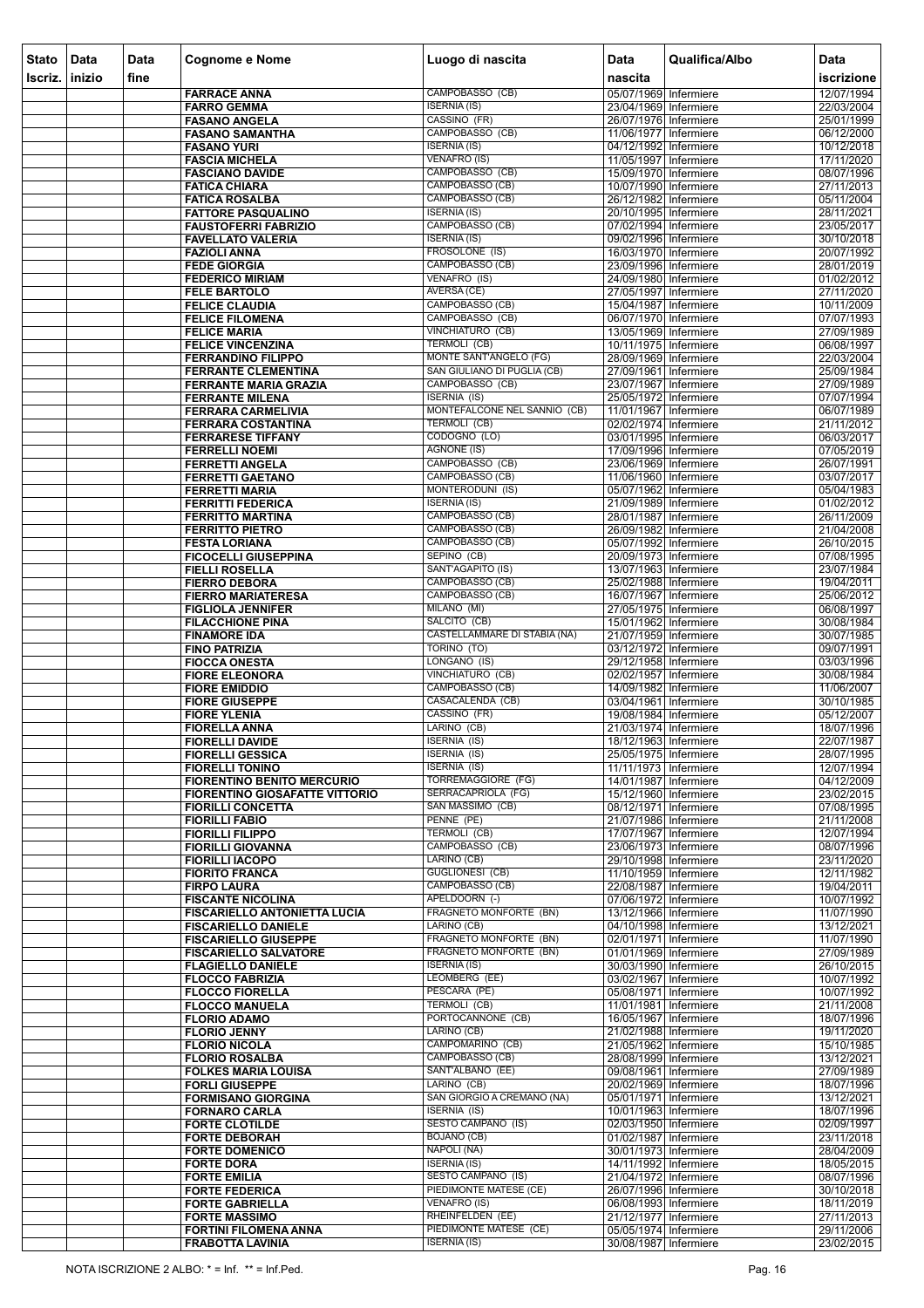| Stato Iscriz. | Data inizio | Data fine | Cognome e Nome | Luogo di nascita | Data nascita | Qualifica/Albo | Data iscrizione |
|---|---|---|---|---|---|---|---|
| | | | FARRACE ANNA | CAMPOBASSO (CB) | 05/07/1969 | Infermiere | 12/07/1994 |
| | | | FARRO GEMMA | ISERNIA (IS) | 23/04/1969 | Infermiere | 22/03/2004 |
| | | | FASANO ANGELA | CASSINO (FR) | 26/07/1976 | Infermiere | 25/01/1999 |
| | | | FASANO SAMANTHA | CAMPOBASSO (CB) | 11/06/1977 | Infermiere | 06/12/2000 |
| | | | FASANO YURI | ISERNIA (IS) | 04/12/1992 | Infermiere | 10/12/2018 |
| | | | FASCIA MICHELA | VENAFRO (IS) | 11/05/1997 | Infermiere | 17/11/2020 |
| | | | FASCIANO DAVIDE | CAMPOBASSO (CB) | 15/09/1970 | Infermiere | 08/07/1996 |
| | | | FATICA CHIARA | CAMPOBASSO (CB) | 10/07/1990 | Infermiere | 27/11/2013 |
| | | | FATICA ROSALBA | CAMPOBASSO (CB) | 26/12/1982 | Infermiere | 05/11/2004 |
| | | | FATTORE PASQUALINO | ISERNIA (IS) | 20/10/1995 | Infermiere | 28/11/2021 |
| | | | FAUSTOFERRI FABRIZIO | CAMPOBASSO (CB) | 07/02/1994 | Infermiere | 23/05/2017 |
| | | | FAVELLATO VALERIA | ISERNIA (IS) | 09/02/1996 | Infermiere | 30/10/2018 |
| | | | FAZIOLI ANNA | FROSOLONE (IS) | 16/03/1970 | Infermiere | 20/07/1992 |
| | | | FEDE GIORGIA | CAMPOBASSO (CB) | 23/09/1996 | Infermiere | 28/01/2019 |
| | | | FEDERICO MIRIAM | VENAFRO (IS) | 24/09/1980 | Infermiere | 01/02/2012 |
| | | | FELE BARTOLO | AVERSA (CE) | 27/05/1997 | Infermiere | 27/11/2020 |
| | | | FELICE CLAUDIA | CAMPOBASSO (CB) | 15/04/1987 | Infermiere | 10/11/2009 |
| | | | FELICE FILOMENA | CAMPOBASSO (CB) | 06/07/1970 | Infermiere | 07/07/1993 |
| | | | FELICE MARIA | VINCHIATURO (CB) | 13/05/1969 | Infermiere | 27/09/1989 |
| | | | FELICE VINCENZINA | TERMOLI (CB) | 10/11/1975 | Infermiere | 06/08/1997 |
| | | | FERRANDINO FILIPPO | MONTE SANT'ANGELO (FG) | 28/09/1969 | Infermiere | 22/03/2004 |
| | | | FERRANTE CLEMENTINA | SAN GIULIANO DI PUGLIA (CB) | 27/09/1961 | Infermiere | 25/09/1984 |
| | | | FERRANTE MARIA GRAZIA | CAMPOBASSO (CB) | 23/07/1967 | Infermiere | 27/09/1989 |
| | | | FERRANTE MILENA | ISERNIA (IS) | 25/05/1972 | Infermiere | 07/07/1994 |
| | | | FERRARA CARMELIVIA | MONTEFALCONE NEL SANNIO (CB) | 11/01/1967 | Infermiere | 06/07/1989 |
| | | | FERRARA COSTANTINA | TERMOLI (CB) | 02/02/1974 | Infermiere | 21/11/2012 |
| | | | FERRARESE TIFFANY | CODOGNO (LO) | 03/01/1995 | Infermiere | 06/03/2017 |
| | | | FERRELLI NOEMI | AGNONE (IS) | 17/09/1996 | Infermiere | 07/05/2019 |
| | | | FERRETTI ANGELA | CAMPOBASSO (CB) | 23/06/1969 | Infermiere | 26/07/1991 |
| | | | FERRETTI GAETANO | CAMPOBASSO (CB) | 11/06/1960 | Infermiere | 03/07/2017 |
| | | | FERRETTI MARIA | MONTERODUNI (IS) | 05/07/1962 | Infermiere | 05/04/1983 |
| | | | FERRITTI FEDERICA | ISERNIA (IS) | 21/09/1989 | Infermiere | 01/02/2012 |
| | | | FERRITTO MARTINA | CAMPOBASSO (CB) | 28/01/1987 | Infermiere | 26/11/2009 |
| | | | FERRITTO PIETRO | CAMPOBASSO (CB) | 26/09/1982 | Infermiere | 21/04/2008 |
| | | | FESTA LORIANA | CAMPOBASSO (CB) | 05/07/1992 | Infermiere | 26/10/2015 |
| | | | FICOCELLI GIUSEPPINA | SEPINO (CB) | 20/09/1973 | Infermiere | 07/08/1995 |
| | | | FIELLI ROSELLA | SANT'AGAPITO (IS) | 13/07/1963 | Infermiere | 23/07/1984 |
| | | | FIERRO DEBORA | CAMPOBASSO (CB) | 25/02/1988 | Infermiere | 19/04/2011 |
| | | | FIERRO MARIATERESA | CAMPOBASSO (CB) | 16/07/1967 | Infermiere | 25/06/2012 |
| | | | FIGLIOLA JENNIFER | MILANO (MI) | 27/05/1975 | Infermiere | 06/08/1997 |
| | | | FILACCHIONE PINA | SALCITO (CB) | 15/01/1962 | Infermiere | 30/08/1984 |
| | | | FINAMORE IDA | CASTELLAMMARE DI STABIA (NA) | 21/07/1959 | Infermiere | 30/07/1985 |
| | | | FINO PATRIZIA | TORINO (TO) | 03/12/1972 | Infermiere | 09/07/1991 |
| | | | FIOCCA ONESTA | LONGANO (IS) | 29/12/1958 | Infermiere | 03/03/1996 |
| | | | FIORE ELEONORA | VINCHIATURO (CB) | 02/02/1957 | Infermiere | 30/08/1984 |
| | | | FIORE EMIDDIO | CAMPOBASSO (CB) | 14/09/1982 | Infermiere | 11/06/2007 |
| | | | FIORE GIUSEPPE | CASACALENDA (CB) | 03/04/1961 | Infermiere | 30/10/1985 |
| | | | FIORE YLENIA | CASSINO (FR) | 19/08/1984 | Infermiere | 05/12/2007 |
| | | | FIORELLA ANNA | LARINO (CB) | 21/03/1974 | Infermiere | 18/07/1996 |
| | | | FIORELLI DAVIDE | ISERNIA (IS) | 18/12/1963 | Infermiere | 22/07/1987 |
| | | | FIORELLI GESSICA | ISERNIA (IS) | 25/05/1975 | Infermiere | 28/07/1995 |
| | | | FIORELLI TONINO | ISERNIA (IS) | 11/11/1973 | Infermiere | 12/07/1994 |
| | | | FIORENTINO BENITO MERCURIO | TORREMAGGIORE (FG) | 14/01/1987 | Infermiere | 04/12/2009 |
| | | | FIORENTINO GIOSAFATTE VITTORIO | SERRACAPRIOLA (FG) | 15/12/1960 | Infermiere | 23/02/2015 |
| | | | FIORILLI CONCETTA | SAN MASSIMO (CB) | 08/12/1971 | Infermiere | 07/08/1995 |
| | | | FIORILLI FABIO | PENNE (PE) | 21/07/1986 | Infermiere | 21/11/2008 |
| | | | FIORILLI FILIPPO | TERMOLI (CB) | 17/07/1967 | Infermiere | 12/07/1994 |
| | | | FIORILLI GIOVANNA | CAMPOBASSO (CB) | 23/06/1973 | Infermiere | 08/07/1996 |
| | | | FIORILLI IACOPO | LARINO (CB) | 29/10/1998 | Infermiere | 23/11/2020 |
| | | | FIORITO FRANCA | GUGLIONESI (CB) | 11/10/1959 | Infermiere | 12/11/1982 |
| | | | FIRPO LAURA | CAMPOBASSO (CB) | 22/08/1987 | Infermiere | 19/04/2011 |
| | | | FISCANTE NICOLINA | APELDOORN (-) | 07/06/1972 | Infermiere | 10/07/1992 |
| | | | FISCARIELLO ANTONIETTA LUCIA | FRAGNETO MONFORTE (BN) | 13/12/1966 | Infermiere | 11/07/1990 |
| | | | FISCARIELLO DANIELE | LARINO (CB) | 04/10/1998 | Infermiere | 13/12/2021 |
| | | | FISCARIELLO GIUSEPPE | FRAGNETO MONFORTE (BN) | 02/01/1971 | Infermiere | 11/07/1990 |
| | | | FISCARIELLO SALVATORE | FRAGNETO MONFORTE (BN) | 01/01/1969 | Infermiere | 27/09/1989 |
| | | | FLAGIELLO DANIELE | ISERNIA (IS) | 30/03/1990 | Infermiere | 26/10/2015 |
| | | | FLOCCO FABRIZIA | LEOMBERG (EE) | 03/02/1967 | Infermiere | 10/07/1992 |
| | | | FLOCCO FIORELLA | PESCARA (PE) | 05/08/1971 | Infermiere | 10/07/1992 |
| | | | FLOCCO MANUELA | TERMOLI (CB) | 11/01/1981 | Infermiere | 21/11/2008 |
| | | | FLORIO ADAMO | PORTOCANNONE (CB) | 16/05/1967 | Infermiere | 18/07/1996 |
| | | | FLORIO JENNY | LARINO (CB) | 21/02/1988 | Infermiere | 19/11/2020 |
| | | | FLORIO NICOLA | CAMPOMARINO (CB) | 21/05/1962 | Infermiere | 15/10/1985 |
| | | | FLORIO ROSALBA | CAMPOBASSO (CB) | 28/08/1999 | Infermiere | 13/12/2021 |
| | | | FOLKES MARIA LOUISA | SANT'ALBANO (EE) | 09/08/1961 | Infermiere | 27/09/1989 |
| | | | FORLI GIUSEPPE | LARINO (CB) | 20/02/1969 | Infermiere | 18/07/1996 |
| | | | FORMISANO GIORGINA | SAN GIORGIO A CREMANO (NA) | 05/01/1971 | Infermiere | 13/12/2021 |
| | | | FORNARO CARLA | ISERNIA (IS) | 10/01/1963 | Infermiere | 18/07/1996 |
| | | | FORTE CLOTILDE | SESTO CAMPANO (IS) | 02/03/1950 | Infermiere | 02/09/1997 |
| | | | FORTE DEBORAH | BOJANO (CB) | 01/02/1987 | Infermiere | 23/11/2018 |
| | | | FORTE DOMENICO | NAPOLI (NA) | 30/01/1973 | Infermiere | 28/04/2009 |
| | | | FORTE DORA | ISERNIA (IS) | 14/11/1992 | Infermiere | 18/05/2015 |
| | | | FORTE EMILIA | SESTO CAMPANO (IS) | 21/04/1972 | Infermiere | 08/07/1996 |
| | | | FORTE FEDERICA | PIEDIMONTE MATESE (CE) | 26/07/1996 | Infermiere | 30/10/2018 |
| | | | FORTE GABRIELLA | VENAFRO (IS) | 06/08/1993 | Infermiere | 18/11/2019 |
| | | | FORTE MASSIMO | RHEINFELDEN (EE) | 21/12/1977 | Infermiere | 27/11/2013 |
| | | | FORTINI FILOMENA ANNA | PIEDIMONTE MATESE (CE) | 05/05/1974 | Infermiere | 29/11/2006 |
| | | | FRABOTTA LAVINIA | ISERNIA (IS) | 30/08/1987 | Infermiere | 23/02/2015 |

NOTA ISCRIZIONE 2 ALBO: * = Inf. ** = Inf.Ped.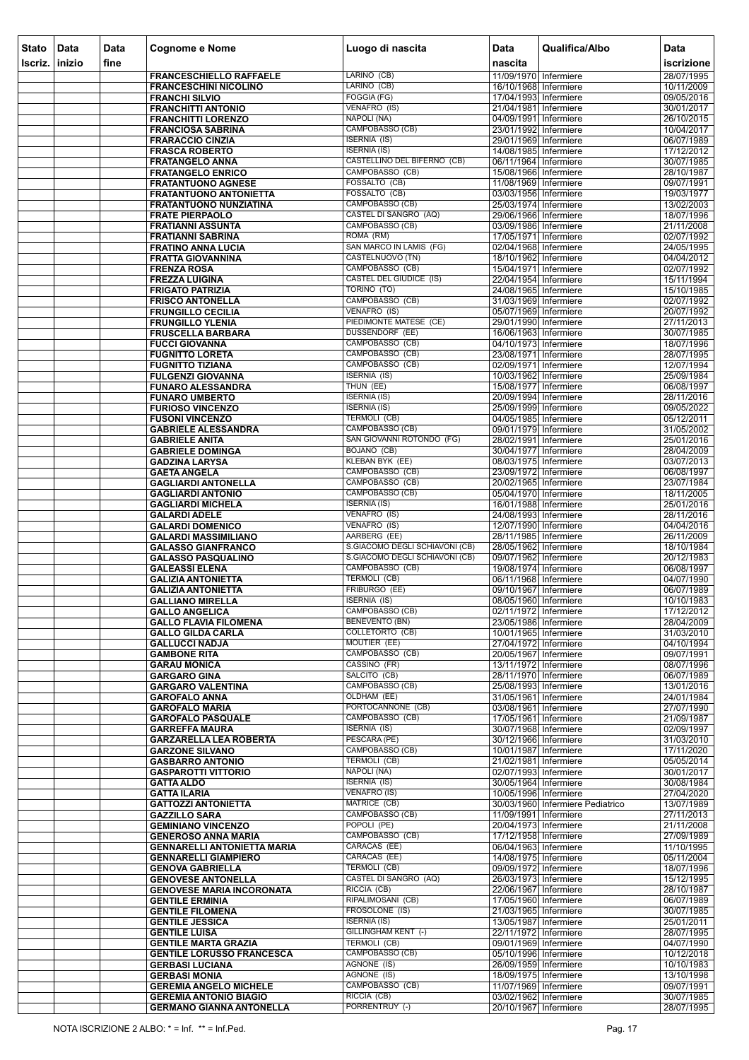| Stato Iscriz. | Data inizio | Data fine | Cognome e Nome | Luogo di nascita | Data nascita | Qualifica/Albo | Data iscrizione |
|---|---|---|---|---|---|---|---|
| | | | FRANCESCHIELLO RAFFAELE | LARINO (CB) | 11/09/1970 | Infermiere | 28/07/1995 |
| | | | FRANCESCHINI NICOLINO | LARINO (CB) | 16/10/1968 | Infermiere | 10/11/2009 |
| | | | FRANCHI SILVIO | FOGGIA (FG) | 17/04/1993 | Infermiere | 09/05/2016 |
| | | | FRANCHITTI ANTONIO | VENAFRO (IS) | 21/04/1981 | Infermiere | 30/01/2017 |
| | | | FRANCHITTI LORENZO | NAPOLI (NA) | 04/09/1991 | Infermiere | 26/10/2015 |
| | | | FRANCIOSA SABRINA | CAMPOBASSO (CB) | 23/01/1992 | Infermiere | 10/04/2017 |
| | | | FRARACCIO CINZIA | ISERNIA (IS) | 29/01/1969 | Infermiere | 06/07/1989 |
| | | | FRASCA ROBERTO | ISERNIA (IS) | 14/08/1985 | Infermiere | 17/12/2012 |
| | | | FRATANGELO ANNA | CASTELLINO DEL BIFERNO (CB) | 06/11/1964 | Infermiere | 30/07/1985 |
| | | | FRATANGELO ENRICO | CAMPOBASSO (CB) | 15/08/1966 | Infermiere | 28/10/1987 |
| | | | FRATANTUONO AGNESE | FOSSALTO (CB) | 11/08/1969 | Infermiere | 09/07/1991 |
| | | | FRATANTUONO ANTONIETTA | FOSSALTO (CB) | 03/03/1956 | Infermiere | 19/03/1977 |
| | | | FRATANTUONO NUNZIATINA | CAMPOBASSO (CB) | 25/03/1974 | Infermiere | 13/02/2003 |
| | | | FRATE PIERPAOLO | CASTEL DI SANGRO (AQ) | 29/06/1966 | Infermiere | 18/07/1996 |
| | | | FRATIANNI ASSUNTA | CAMPOBASSO (CB) | 03/09/1986 | Infermiere | 21/11/2008 |
| | | | FRATIANNI SABRINA | ROMA (RM) | 17/05/1971 | Infermiere | 02/07/1992 |
| | | | FRATINO ANNA LUCIA | SAN MARCO IN LAMIS (FG) | 02/04/1968 | Infermiere | 24/05/1995 |
| | | | FRATTA GIOVANNINA | CASTELNUOVO (TN) | 18/10/1962 | Infermiere | 04/04/2012 |
| | | | FRENZA ROSA | CAMPOBASSO (CB) | 15/04/1971 | Infermiere | 02/07/1992 |
| | | | FREZZA LUIGINA | CASTEL DEL GIUDICE (IS) | 22/04/1954 | Infermiere | 15/11/1994 |
| | | | FRIGATO PATRIZIA | TORINO (TO) | 24/08/1965 | Infermiere | 15/10/1985 |
| | | | FRISCO ANTONELLA | CAMPOBASSO (CB) | 31/03/1969 | Infermiere | 02/07/1992 |
| | | | FRUNGILLO CECILIA | VENAFRO (IS) | 05/07/1969 | Infermiere | 20/07/1992 |
| | | | FRUNGILLO YLENIA | PIEDIMONTE MATESE (CE) | 29/01/1990 | Infermiere | 27/11/2013 |
| | | | FRUSCELLA BARBARA | DUSSENDORF (EE) | 16/06/1963 | Infermiere | 30/07/1985 |
| | | | FUCCI GIOVANNA | CAMPOBASSO (CB) | 04/10/1973 | Infermiere | 18/07/1996 |
| | | | FUGNITTO LORETA | CAMPOBASSO (CB) | 23/08/1971 | Infermiere | 28/07/1995 |
| | | | FUGNITTO TIZIANA | CAMPOBASSO (CB) | 02/09/1971 | Infermiere | 12/07/1994 |
| | | | FULGENZI GIOVANNA | ISERNIA (IS) | 10/03/1962 | Infermiere | 25/09/1984 |
| | | | FUNARO ALESSANDRA | THUN (EE) | 15/08/1977 | Infermiere | 06/08/1997 |
| | | | FUNARO UMBERTO | ISERNIA (IS) | 20/09/1994 | Infermiere | 28/11/2016 |
| | | | FURIOSO VINCENZO | ISERNIA (IS) | 25/09/1999 | Infermiere | 09/05/2022 |
| | | | FUSONI VINCENZO | TERMOLI (CB) | 04/05/1985 | Infermiere | 05/12/2011 |
| | | | GABRIELE ALESSANDRA | CAMPOBASSO (CB) | 09/01/1979 | Infermiere | 31/05/2002 |
| | | | GABRIELE ANITA | SAN GIOVANNI ROTONDO (FG) | 28/02/1991 | Infermiere | 25/01/2016 |
| | | | GABRIELE DOMINGA | BOJANO (CB) | 30/04/1977 | Infermiere | 28/04/2009 |
| | | | GADZINA LARYSA | KLEBAN BYK (EE) | 08/03/1975 | Infermiere | 03/07/2013 |
| | | | GAETA ANGELA | CAMPOBASSO (CB) | 23/09/1972 | Infermiere | 06/08/1997 |
| | | | GAGLIARDI ANTONELLA | CAMPOBASSO (CB) | 20/02/1965 | Infermiere | 23/07/1984 |
| | | | GAGLIARDI ANTONIO | CAMPOBASSO (CB) | 05/04/1970 | Infermiere | 18/11/2005 |
| | | | GAGLIARDI MICHELA | ISERNIA (IS) | 16/01/1988 | Infermiere | 25/01/2016 |
| | | | GALARDI ADELE | VENAFRO (IS) | 24/08/1993 | Infermiere | 28/11/2016 |
| | | | GALARDI DOMENICO | VENAFRO (IS) | 12/07/1990 | Infermiere | 04/04/2016 |
| | | | GALARDI MASSIMILIANO | AARBERG (EE) | 28/11/1985 | Infermiere | 26/11/2009 |
| | | | GALASSO GIANFRANCO | S.GIACOMO DEGLI SCHIAVONI (CB) | 28/05/1962 | Infermiere | 18/10/1984 |
| | | | GALASSO PASQUALINO | S.GIACOMO DEGLI SCHIAVONI (CB) | 09/07/1962 | Infermiere | 20/12/1983 |
| | | | GALEASSI ELENA | CAMPOBASSO (CB) | 19/08/1974 | Infermiere | 06/08/1997 |
| | | | GALIZIA ANTONIETTA | TERMOLI (CB) | 06/11/1968 | Infermiere | 04/07/1990 |
| | | | GALIZIA ANTONIETTA | FRIBURGO (EE) | 09/10/1967 | Infermiere | 06/07/1989 |
| | | | GALLIANO MIRELLA | ISERNIA (IS) | 08/05/1960 | Infermiere | 10/10/1983 |
| | | | GALLO ANGELICA | CAMPOBASSO (CB) | 02/11/1972 | Infermiere | 17/12/2012 |
| | | | GALLO FLAVIA FILOMENA | BENEVENTO (BN) | 23/05/1986 | Infermiere | 28/04/2009 |
| | | | GALLO GILDA CARLA | COLLETORTO (CB) | 10/01/1965 | Infermiere | 31/03/2010 |
| | | | GALLUCCI NADJA | MOUTIER (EE) | 27/04/1972 | Infermiere | 04/10/1994 |
| | | | GAMBONE RITA | CAMPOBASSO (CB) | 20/05/1967 | Infermiere | 09/07/1991 |
| | | | GARAU MONICA | CASSINO (FR) | 13/11/1972 | Infermiere | 08/07/1996 |
| | | | GARGARO GINA | SALCITO (CB) | 28/11/1970 | Infermiere | 06/07/1989 |
| | | | GARGARO VALENTINA | CAMPOBASSO (CB) | 25/08/1993 | Infermiere | 13/01/2016 |
| | | | GAROFALO ANNA | OLDHAM (EE) | 31/05/1961 | Infermiere | 24/01/1984 |
| | | | GAROFALO MARIA | PORTOCANNONE (CB) | 03/08/1961 | Infermiere | 27/07/1990 |
| | | | GAROFALO PASQUALE | CAMPOBASSO (CB) | 17/05/1961 | Infermiere | 21/09/1987 |
| | | | GARREFFA MAURA | ISERNIA (IS) | 30/07/1968 | Infermiere | 02/09/1997 |
| | | | GARZARELLA LEA ROBERTA | PESCARA (PE) | 30/12/1966 | Infermiere | 31/03/2010 |
| | | | GARZONE SILVANO | CAMPOBASSO (CB) | 10/01/1987 | Infermiere | 17/11/2020 |
| | | | GASBARRO ANTONIO | TERMOLI (CB) | 21/02/1981 | Infermiere | 05/05/2014 |
| | | | GASPAROTTI VITTORIO | NAPOLI (NA) | 02/07/1993 | Infermiere | 30/01/2017 |
| | | | GATTA ALDO | ISERNIA (IS) | 30/05/1964 | Infermiere | 30/08/1984 |
| | | | GATTA ILARIA | VENAFRO (IS) | 10/05/1996 | Infermiere | 27/04/2020 |
| | | | GATTOZZI ANTONIETTA | MATRICE (CB) | 30/03/1960 | Infermiere Pediatrico | 13/07/1989 |
| | | | GAZZILLO SARA | CAMPOBASSO (CB) | 11/09/1991 | Infermiere | 27/11/2013 |
| | | | GEMINIANO VINCENZO | POPOLI (PE) | 20/04/1973 | Infermiere | 21/11/2008 |
| | | | GENEROSO ANNA MARIA | CAMPOBASSO (CB) | 17/12/1958 | Infermiere | 27/09/1989 |
| | | | GENNARELLI ANTONIETTA MARIA | CARACAS (EE) | 06/04/1963 | Infermiere | 11/10/1995 |
| | | | GENNARELLI GIAMPIERO | CARACAS (EE) | 14/08/1975 | Infermiere | 05/11/2004 |
| | | | GENOVA GABRIELLA | TERMOLI (CB) | 09/09/1972 | Infermiere | 18/07/1996 |
| | | | GENOVESE ANTONELLA | CASTEL DI SANGRO (AQ) | 26/03/1973 | Infermiere | 15/12/1995 |
| | | | GENOVESE MARIA INCORONATA | RICCIA (CB) | 22/06/1967 | Infermiere | 28/10/1987 |
| | | | GENTILE ERMINIA | RIPALIMOSANI (CB) | 17/05/1960 | Infermiere | 06/07/1989 |
| | | | GENTILE FILOMENA | FROSOLONE (IS) | 21/03/1965 | Infermiere | 30/07/1985 |
| | | | GENTILE JESSICA | ISERNIA (IS) | 13/05/1987 | Infermiere | 25/01/2011 |
| | | | GENTILE LUISA | GILLINGHAM KENT (-) | 22/11/1972 | Infermiere | 28/07/1995 |
| | | | GENTILE MARTA GRAZIA | TERMOLI (CB) | 09/01/1969 | Infermiere | 04/07/1990 |
| | | | GENTILE LORUSSO FRANCESCA | CAMPOBASSO (CB) | 05/10/1996 | Infermiere | 10/12/2018 |
| | | | GERBASI LUCIANA | AGNONE (IS) | 26/09/1959 | Infermiere | 10/10/1983 |
| | | | GERBASI MONIA | AGNONE (IS) | 18/09/1975 | Infermiere | 13/10/1998 |
| | | | GEREMIA ANGELO MICHELE | CAMPOBASSO (CB) | 11/07/1969 | Infermiere | 09/07/1991 |
| | | | GEREMIA ANTONIO BIAGIO | RICCIA (CB) | 03/02/1962 | Infermiere | 30/07/1985 |
| | | | GERMANO GIANNA ANTONELLA | PORRENTRUY (-) | 20/10/1967 | Infermiere | 28/07/1995 |

NOTA ISCRIZIONE 2 ALBO: * = Inf. ** = Inf.Ped.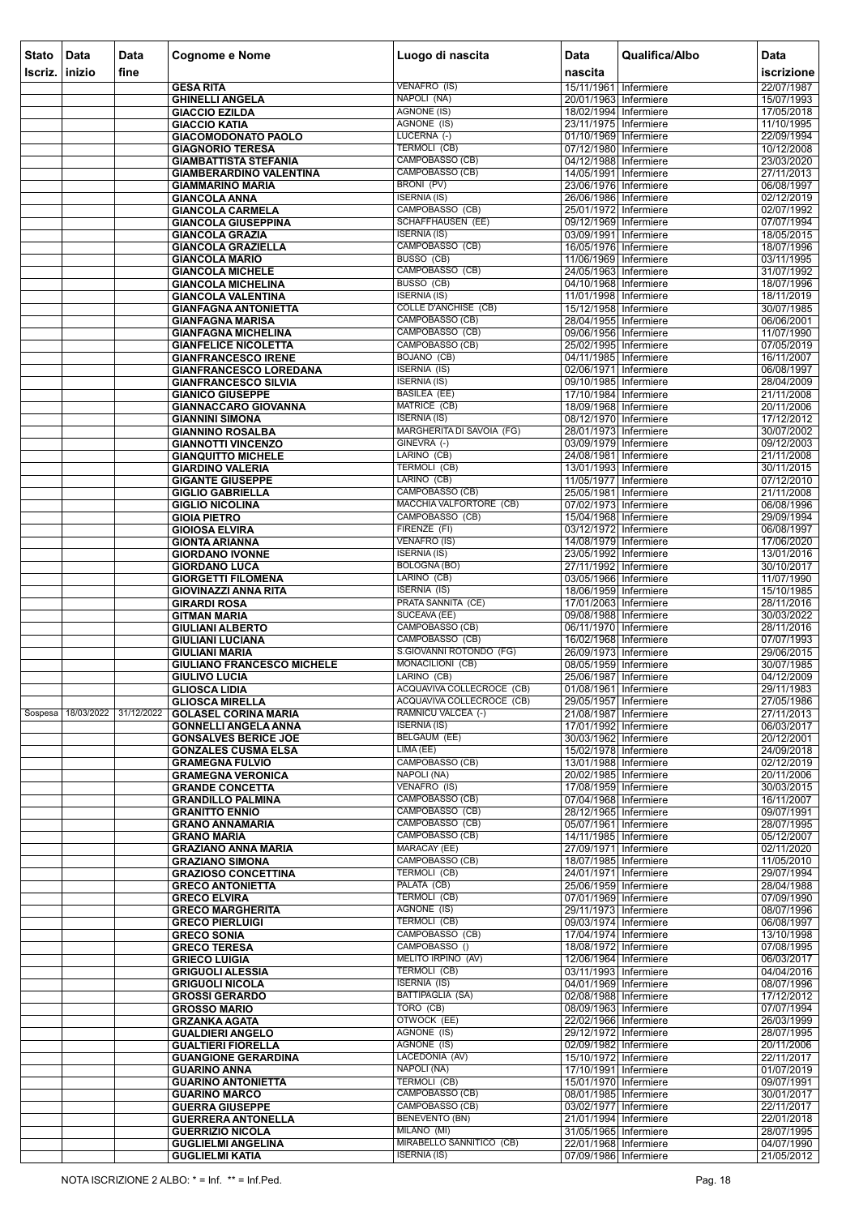| Stato Iscriz. | Data inizio | Data fine | Cognome e Nome | Luogo di nascita | Data nascita | Qualifica/Albo | Data iscrizione |
|---|---|---|---|---|---|---|---|
| | | | GESA RITA | VENAFRO (IS) | 15/11/1961 | Infermiere | 22/07/1987 |
| | | | GHINELLI ANGELA | NAPOLI (NA) | 20/01/1963 | Infermiere | 15/07/1993 |
| | | | GIACCIO EZILDA | AGNONE (IS) | 18/02/1994 | Infermiere | 17/05/2018 |
| | | | GIACCIO KATIA | AGNONE (IS) | 23/11/1975 | Infermiere | 11/10/1995 |
| | | | GIACOMODONATO PAOLO | LUCERNA (-) | 01/10/1969 | Infermiere | 22/09/1994 |
| | | | GIAGNORIO TERESA | TERMOLI (CB) | 07/12/1980 | Infermiere | 10/12/2008 |
| | | | GIAMBATTISTA STEFANIA | CAMPOBASSO (CB) | 04/12/1988 | Infermiere | 23/03/2020 |
| | | | GIAMBERARDINO VALENTINA | CAMPOBASSO (CB) | 14/05/1991 | Infermiere | 27/11/2013 |
| | | | GIAMMARINO MARIA | BRONI (PV) | 23/06/1976 | Infermiere | 06/08/1997 |
| | | | GIANCOLA ANNA | ISERNIA (IS) | 26/06/1986 | Infermiere | 02/12/2019 |
| | | | GIANCOLA CARMELA | CAMPOBASSO (CB) | 25/01/1972 | Infermiere | 02/07/1992 |
| | | | GIANCOLA GIUSEPPINA | SCHAFFHAUSEN (EE) | 09/12/1969 | Infermiere | 07/07/1994 |
| | | | GIANCOLA GRAZIA | ISERNIA (IS) | 03/09/1991 | Infermiere | 18/05/2015 |
| | | | GIANCOLA GRAZIELLA | CAMPOBASSO (CB) | 16/05/1976 | Infermiere | 18/07/1996 |
| | | | GIANCOLA MARIO | BUSSO (CB) | 11/06/1969 | Infermiere | 03/11/1995 |
| | | | GIANCOLA MICHELE | CAMPOBASSO (CB) | 24/05/1963 | Infermiere | 31/07/1992 |
| | | | GIANCOLA MICHELINA | BUSSO (CB) | 04/10/1968 | Infermiere | 18/07/1996 |
| | | | GIANCOLA VALENTINA | ISERNIA (IS) | 11/01/1998 | Infermiere | 18/11/2019 |
| | | | GIANFAGNA ANTONIETTA | COLLE D'ANCHISE (CB) | 15/12/1958 | Infermiere | 30/07/1985 |
| | | | GIANFAGNA MARISA | CAMPOBASSO (CB) | 28/04/1955 | Infermiere | 06/06/2001 |
| | | | GIANFAGNA MICHELINA | CAMPOBASSO (CB) | 09/06/1956 | Infermiere | 11/07/1990 |
| | | | GIANFELICE NICOLETTA | CAMPOBASSO (CB) | 25/02/1995 | Infermiere | 07/05/2019 |
| | | | GIANFRANCESCO IRENE | BOJANO (CB) | 04/11/1985 | Infermiere | 16/11/2007 |
| | | | GIANFRANCESCO LOREDANA | ISERNIA (IS) | 02/06/1971 | Infermiere | 06/08/1997 |
| | | | GIANFRANCESCO SILVIA | ISERNIA (IS) | 09/10/1985 | Infermiere | 28/04/2009 |
| | | | GIANICO GIUSEPPE | BASILEA (EE) | 17/10/1984 | Infermiere | 21/11/2008 |
| | | | GIANNACCARO GIOVANNA | MATRICE (CB) | 18/09/1968 | Infermiere | 20/11/2006 |
| | | | GIANNINI SIMONA | ISERNIA (IS) | 08/12/1970 | Infermiere | 17/12/2012 |
| | | | GIANNINO ROSALBA | MARGHERITA DI SAVOIA (FG) | 28/01/1973 | Infermiere | 30/07/2002 |
| | | | GIANNOTTI VINCENZO | GINEVRA (-) | 03/09/1979 | Infermiere | 09/12/2003 |
| | | | GIANQUITTO MICHELE | LARINO (CB) | 24/08/1981 | Infermiere | 21/11/2008 |
| | | | GIARDINO VALERIA | TERMOLI (CB) | 13/01/1993 | Infermiere | 30/11/2015 |
| | | | GIGANTE GIUSEPPE | LARINO (CB) | 11/05/1977 | Infermiere | 07/12/2010 |
| | | | GIGLIO GABRIELLA | CAMPOBASSO (CB) | 25/05/1981 | Infermiere | 21/11/2008 |
| | | | GIGLIO NICOLINA | MACCHIA VALFORTORE (CB) | 07/02/1973 | Infermiere | 06/08/1996 |
| | | | GIOIA PIETRO | CAMPOBASSO (CB) | 15/04/1968 | Infermiere | 29/09/1994 |
| | | | GIOIOSA ELVIRA | FIRENZE (FI) | 03/12/1972 | Infermiere | 06/08/1997 |
| | | | GIONTA ARIANNA | VENAFRO (IS) | 14/08/1979 | Infermiere | 17/06/2020 |
| | | | GIORDANO IVONNE | ISERNIA (IS) | 23/05/1992 | Infermiere | 13/01/2016 |
| | | | GIORDANO LUCA | BOLOGNA (BO) | 27/11/1992 | Infermiere | 30/10/2017 |
| | | | GIORGETTI FILOMENA | LARINO (CB) | 03/05/1966 | Infermiere | 11/07/1990 |
| | | | GIOVINAZZI ANNA RITA | ISERNIA (IS) | 18/06/1959 | Infermiere | 15/10/1985 |
| | | | GIRARDI ROSA | PRATA SANNITA (CE) | 17/01/2063 | Infermiere | 28/11/2016 |
| | | | GITMAN MARIA | SUCEAVA (EE) | 09/08/1988 | Infermiere | 30/03/2022 |
| | | | GIULIANI ALBERTO | CAMPOBASSO (CB) | 06/11/1970 | Infermiere | 28/11/2016 |
| | | | GIULIANI LUCIANA | CAMPOBASSO (CB) | 16/02/1968 | Infermiere | 07/07/1993 |
| | | | GIULIANI MARIA | S.GIOVANNI ROTONDO (FG) | 26/09/1973 | Infermiere | 29/06/2015 |
| | | | GIULIANO FRANCESCO MICHELE | MONACILIONI (CB) | 08/05/1959 | Infermiere | 30/07/1985 |
| | | | GIULIVO LUCIA | LARINO (CB) | 25/06/1987 | Infermiere | 04/12/2009 |
| | | | GLIOSCA LIDIA | ACQUAVIVA COLLECROCE (CB) | 01/08/1961 | Infermiere | 29/11/1983 |
| | | | GLIOSCA MIRELLA | ACQUAVIVA COLLECROCE (CB) | 29/05/1957 | Infermiere | 27/05/1986 |
| Sospesa | 18/03/2022 | 31/12/2022 | GOLASEL CORINA MARIA | RAMNICU VALCEA (-) | 21/08/1987 | Infermiere | 27/11/2013 |
| | | | GONNELLI ANGELA ANNA | ISERNIA (IS) | 17/01/1992 | Infermiere | 06/03/2017 |
| | | | GONSALVES BERICE JOE | BELGAUM (EE) | 30/03/1962 | Infermiere | 20/12/2001 |
| | | | GONZALES CUSMA ELSA | LIMA (EE) | 15/02/1978 | Infermiere | 24/09/2018 |
| | | | GRAMEGNA FULVIO | CAMPOBASSO (CB) | 13/01/1988 | Infermiere | 02/12/2019 |
| | | | GRAMEGNA VERONICA | NAPOLI (NA) | 20/02/1985 | Infermiere | 20/11/2006 |
| | | | GRANDE CONCETTA | VENAFRO (IS) | 17/08/1959 | Infermiere | 30/03/2015 |
| | | | GRANDILLO PALMINA | CAMPOBASSO (CB) | 07/04/1968 | Infermiere | 16/11/2007 |
| | | | GRANITTO ENNIO | CAMPOBASSO (CB) | 28/12/1965 | Infermiere | 09/07/1991 |
| | | | GRANO ANNAMARIA | CAMPOBASSO (CB) | 05/07/1961 | Infermiere | 28/07/1995 |
| | | | GRANO MARIA | CAMPOBASSO (CB) | 14/11/1985 | Infermiere | 05/12/2007 |
| | | | GRAZIANO ANNA MARIA | MARACAY (EE) | 27/09/1971 | Infermiere | 02/11/2020 |
| | | | GRAZIANO SIMONA | CAMPOBASSO (CB) | 18/07/1985 | Infermiere | 11/05/2010 |
| | | | GRAZIOSO CONCETTINA | TERMOLI (CB) | 24/01/1971 | Infermiere | 29/07/1994 |
| | | | GRECO ANTONIETTA | PALATA (CB) | 25/06/1959 | Infermiere | 28/04/1988 |
| | | | GRECO ELVIRA | TERMOLI (CB) | 07/01/1969 | Infermiere | 07/09/1990 |
| | | | GRECO MARGHERITA | AGNONE (IS) | 29/11/1973 | Infermiere | 08/07/1996 |
| | | | GRECO PIERLUIGI | TERMOLI (CB) | 09/03/1974 | Infermiere | 06/08/1997 |
| | | | GRECO SONIA | CAMPOBASSO (CB) | 17/04/1974 | Infermiere | 13/10/1998 |
| | | | GRECO TERESA | CAMPOBASSO () | 18/08/1972 | Infermiere | 07/08/1995 |
| | | | GRIECO LUIGIA | MELITO IRPINO (AV) | 12/06/1964 | Infermiere | 06/03/2017 |
| | | | GRIGUOLI ALESSIA | TERMOLI (CB) | 03/11/1993 | Infermiere | 04/04/2016 |
| | | | GRIGUOLI NICOLA | ISERNIA (IS) | 04/01/1969 | Infermiere | 08/07/1996 |
| | | | GROSSI GERARDO | BATTIPAGLIA (SA) | 02/08/1988 | Infermiere | 17/12/2012 |
| | | | GROSSO MARIO | TORO (CB) | 08/09/1963 | Infermiere | 07/07/1994 |
| | | | GRZANKA AGATA | OTWOCK (EE) | 22/02/1966 | Infermiere | 26/03/1999 |
| | | | GUALDIERI ANGELO | AGNONE (IS) | 29/12/1972 | Infermiere | 28/07/1995 |
| | | | GUALTIERI FIORELLA | AGNONE (IS) | 02/09/1982 | Infermiere | 20/11/2006 |
| | | | GUANGIONE GERARDINA | LACEDONIA (AV) | 15/10/1972 | Infermiere | 22/11/2017 |
| | | | GUARINO ANNA | NAPOLI (NA) | 17/10/1991 | Infermiere | 01/07/2019 |
| | | | GUARINO ANTONIETTA | TERMOLI (CB) | 15/01/1970 | Infermiere | 09/07/1991 |
| | | | GUARINO MARCO | CAMPOBASSO (CB) | 08/01/1985 | Infermiere | 30/01/2017 |
| | | | GUERRA GIUSEPPE | CAMPOBASSO (CB) | 03/02/1977 | Infermiere | 22/11/2017 |
| | | | GUERRERA ANTONELLA | BENEVENTO (BN) | 21/01/1994 | Infermiere | 22/01/2018 |
| | | | GUERRIZIO NICOLA | MILANO (MI) | 31/05/1965 | Infermiere | 28/07/1995 |
| | | | GUGLIELMI ANGELINA | MIRABELLO SANNITICO (CB) | 22/01/1968 | Infermiere | 04/07/1990 |
| | | | GUGLIELMI KATIA | ISERNIA (IS) | 07/09/1986 | Infermiere | 21/05/2012 |

NOTA ISCRIZIONE 2 ALBO: * = Inf. ** = Inf.Ped.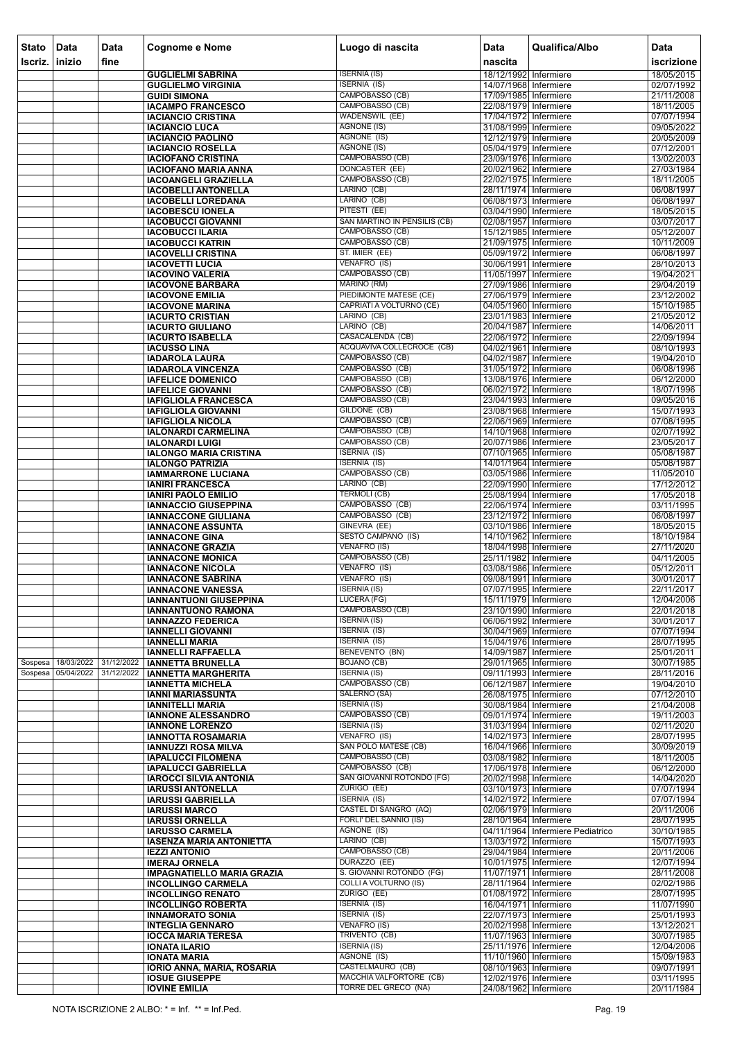| Stato Iscriz. | Data inizio | Data fine | Cognome e Nome | Luogo di nascita | Data nascita | Qualifica/Albo | Data iscrizione |
|---|---|---|---|---|---|---|---|
| | | | GUGLIELMI SABRINA | ISERNIA (IS) | 18/12/1992 | Infermiere | 18/05/2015 |
| | | | GUGLIELMO VIRGINIA | ISERNIA (IS) | 14/07/1968 | Infermiere | 02/07/1992 |
| | | | GUIDI SIMONA | CAMPOBASSO (CB) | 17/09/1985 | Infermiere | 21/11/2008 |
| | | | IACAMPO FRANCESCO | CAMPOBASSO (CB) | 22/08/1979 | Infermiere | 18/11/2005 |
| | | | IACIANCIO CRISTINA | WADENSWIL (EE) | 17/04/1972 | Infermiere | 07/07/1994 |
| | | | IACIANCIO LUCA | AGNONE (IS) | 31/08/1999 | Infermiere | 09/05/2022 |
| | | | IACIANCIO PAOLINO | AGNONE (IS) | 12/12/1979 | Infermiere | 20/05/2009 |
| | | | IACIANCIO ROSELLA | AGNONE (IS) | 05/04/1979 | Infermiere | 07/12/2001 |
| | | | IACIOFANO CRISTINA | CAMPOBASSO (CB) | 23/09/1976 | Infermiere | 13/02/2003 |
| | | | IACIOFANO MARIA ANNA | DONCASTER (EE) | 20/02/1962 | Infermiere | 27/03/1984 |
| | | | IACOANGELI GRAZIELLA | CAMPOBASSO (CB) | 22/02/1975 | Infermiere | 18/11/2005 |
| | | | IACOBELLI ANTONELLA | LARINO (CB) | 28/11/1974 | Infermiere | 06/08/1997 |
| | | | IACOBELLI LOREDANA | LARINO (CB) | 06/08/1973 | Infermiere | 06/08/1997 |
| | | | IACOBESCU IONELA | PITESTI (EE) | 03/04/1990 | Infermiere | 18/05/2015 |
| | | | IACOBUCCI GIOVANNI | SAN MARTINO IN PENSILIS (CB) | 02/08/1957 | Infermiere | 03/07/2017 |
| | | | IACOBUCCI ILARIA | CAMPOBASSO (CB) | 15/12/1985 | Infermiere | 05/12/2007 |
| | | | IACOBUCCI KATRIN | CAMPOBASSO (CB) | 21/09/1975 | Infermiere | 10/11/2009 |
| | | | IACOVELLI CRISTINA | ST. IMIER (EE) | 05/09/1972 | Infermiere | 06/08/1997 |
| | | | IACOVETTI LUCIA | VENAFRO (IS) | 30/06/1991 | Infermiere | 28/10/2013 |
| | | | IACOVINO VALERIA | CAMPOBASSO (CB) | 11/05/1997 | Infermiere | 19/04/2021 |
| | | | IACOVONE BARBARA | MARINO (RM) | 27/09/1986 | Infermiere | 29/04/2019 |
| | | | IACOVONE EMILIA | PIEDIMONTE MATESE (CE) | 27/06/1979 | Infermiere | 23/12/2002 |
| | | | IACOVONE MARINA | CAPRIATI A VOLTURNO (CE) | 04/05/1960 | Infermiere | 15/10/1985 |
| | | | IACURTO CRISTIAN | LARINO (CB) | 23/01/1983 | Infermiere | 21/05/2012 |
| | | | IACURTO GIULIANO | LARINO (CB) | 20/04/1987 | Infermiere | 14/06/2011 |
| | | | IACURTO ISABELLA | CASACALENDA (CB) | 22/06/1972 | Infermiere | 22/09/1994 |
| | | | IACUSSO LINA | ACQUAVIVA COLLECROCE (CB) | 04/02/1961 | Infermiere | 08/10/1993 |
| | | | IADAROLA LAURA | CAMPOBASSO (CB) | 04/02/1987 | Infermiere | 19/04/2010 |
| | | | IADAROLA VINCENZA | CAMPOBASSO (CB) | 31/05/1972 | Infermiere | 06/08/1996 |
| | | | IAFELICE DOMENICO | CAMPOBASSO (CB) | 13/08/1976 | Infermiere | 06/12/2000 |
| | | | IAFELICE GIOVANNI | CAMPOBASSO (CB) | 06/02/1972 | Infermiere | 18/07/1996 |
| | | | IAFIGLIOLA FRANCESCA | CAMPOBASSO (CB) | 23/04/1993 | Infermiere | 09/05/2016 |
| | | | IAFIGLIOLA GIOVANNI | GILDONE (CB) | 23/08/1968 | Infermiere | 15/07/1993 |
| | | | IAFIGLIOLA NICOLA | CAMPOBASSO (CB) | 22/06/1969 | Infermiere | 07/08/1995 |
| | | | IALONARDI CARMELINA | CAMPOBASSO (CB) | 14/10/1968 | Infermiere | 02/07/1992 |
| | | | IALONARDI LUIGI | CAMPOBASSO (CB) | 20/07/1986 | Infermiere | 23/05/2017 |
| | | | IALONGO MARIA CRISTINA | ISERNIA (IS) | 07/10/1965 | Infermiere | 05/08/1987 |
| | | | IALONGO PATRIZIA | ISERNIA (IS) | 14/01/1964 | Infermiere | 05/08/1987 |
| | | | IAMMARRONE LUCIANA | CAMPOBASSO (CB) | 03/05/1986 | Infermiere | 11/05/2010 |
| | | | IANIRI FRANCESCA | LARINO (CB) | 22/09/1990 | Infermiere | 17/12/2012 |
| | | | IANIRI PAOLO EMILIO | TERMOLI (CB) | 25/08/1994 | Infermiere | 17/05/2018 |
| | | | IANNACCIO GIUSEPPINA | CAMPOBASSO (CB) | 22/06/1974 | Infermiere | 03/11/1995 |
| | | | IANNACCONE GIULIANA | CAMPOBASSO (CB) | 23/12/1972 | Infermiere | 06/08/1997 |
| | | | IANNACONE ASSUNTA | GINEVRA (EE) | 03/10/1986 | Infermiere | 18/05/2015 |
| | | | IANNACONE GINA | SESTO CAMPANO (IS) | 14/10/1962 | Infermiere | 18/10/1984 |
| | | | IANNACONE GRAZIA | VENAFRO (IS) | 18/04/1998 | Infermiere | 27/11/2020 |
| | | | IANNACONE MONICA | CAMPOBASSO (CB) | 25/11/1982 | Infermiere | 04/11/2005 |
| | | | IANNACONE NICOLA | VENAFRO (IS) | 03/08/1986 | Infermiere | 05/12/2011 |
| | | | IANNACONE SABRINA | VENAFRO (IS) | 09/08/1991 | Infermiere | 30/01/2017 |
| | | | IANNACONE VANESSA | ISERNIA (IS) | 07/07/1995 | Infermiere | 22/11/2017 |
| | | | IANNANTUONI GIUSEPPINA | LUCERA (FG) | 15/11/1979 | Infermiere | 12/04/2006 |
| | | | IANNANTUONO RAMONA | CAMPOBASSO (CB) | 23/10/1990 | Infermiere | 22/01/2018 |
| | | | IANNAZZO FEDERICA | ISERNIA (IS) | 06/06/1992 | Infermiere | 30/01/2017 |
| | | | IANNELLI GIOVANNI | ISERNIA (IS) | 30/04/1969 | Infermiere | 07/07/1994 |
| | | | IANNELLI MARIA | ISERNIA (IS) | 15/04/1976 | Infermiere | 28/07/1995 |
| | | | IANNELLI RAFFAELLA | BENEVENTO (BN) | 14/09/1987 | Infermiere | 25/01/2011 |
| Sospesa | 18/03/2022 | 31/12/2022 | IANNETTA BRUNELLA | BOJANO (CB) | 29/01/1965 | Infermiere | 30/07/1985 |
| Sospesa | 05/04/2022 | 31/12/2022 | IANNETTA MARGHERITA | ISERNIA (IS) | 09/11/1993 | Infermiere | 28/11/2016 |
| | | | IANNETTA MICHELA | CAMPOBASSO (CB) | 06/12/1987 | Infermiere | 19/04/2010 |
| | | | IANNI MARIASSUNTA | SALERNO (SA) | 26/08/1975 | Infermiere | 07/12/2010 |
| | | | IANNITELLI MARIA | ISERNIA (IS) | 30/08/1984 | Infermiere | 21/04/2008 |
| | | | IANNONE ALESSANDRO | CAMPOBASSO (CB) | 09/01/1974 | Infermiere | 19/11/2003 |
| | | | IANNONE LORENZO | ISERNIA (IS) | 31/03/1994 | Infermiere | 02/11/2020 |
| | | | IANNOTTA ROSAMARIA | VENAFRO (IS) | 14/02/1973 | Infermiere | 28/07/1995 |
| | | | IANNUZZI ROSA MILVA | SAN POLO MATESE (CB) | 16/04/1966 | Infermiere | 30/09/2019 |
| | | | IAPALUCCI FILOMENA | CAMPOBASSO (CB) | 03/08/1982 | Infermiere | 18/11/2005 |
| | | | IAPALUCCI GABRIELLA | CAMPOBASSO (CB) | 17/06/1978 | Infermiere | 06/12/2000 |
| | | | IAROCCI SILVIA ANTONIA | SAN GIOVANNI ROTONDO (FG) | 20/02/1998 | Infermiere | 14/04/2020 |
| | | | IARUSSI ANTONELLA | ZURIGO (EE) | 03/10/1973 | Infermiere | 07/07/1994 |
| | | | IARUSSI GABRIELLA | ISERNIA (IS) | 14/02/1972 | Infermiere | 07/07/1994 |
| | | | IARUSSI MARCO | CASTEL DI SANGRO (AQ) | 02/06/1979 | Infermiere | 20/11/2006 |
| | | | IARUSSI ORNELLA | FORLI' DEL SANNIO (IS) | 28/10/1964 | Infermiere | 28/07/1995 |
| | | | IARUSSO CARMELA | AGNONE (IS) | 04/11/1964 | Infermiere Pediatrico | 30/10/1985 |
| | | | IASENZA MARIA ANTONIETTA | LARINO (CB) | 13/03/1972 | Infermiere | 15/07/1993 |
| | | | IEZZI ANTONIO | CAMPOBASSO (CB) | 29/04/1984 | Infermiere | 20/11/2006 |
| | | | IMERAJ ORNELA | DURAZZO (EE) | 10/01/1975 | Infermiere | 12/07/1994 |
| | | | IMPAGNATIELLO MARIA GRAZIA | S. GIOVANNI ROTONDO (FG) | 11/07/1971 | Infermiere | 28/11/2008 |
| | | | INCOLLINGO CARMELA | COLLI A VOLTURNO (IS) | 28/11/1964 | Infermiere | 02/02/1986 |
| | | | INCOLLINGO RENATO | ZURIGO (EE) | 01/08/1972 | Infermiere | 28/07/1995 |
| | | | INCOLLINGO ROBERTA | ISERNIA (IS) | 16/04/1971 | Infermiere | 11/07/1990 |
| | | | INNAMORATO SONIA | ISERNIA (IS) | 22/07/1973 | Infermiere | 25/01/1993 |
| | | | INTEGLIA GENNARO | VENAFRO (IS) | 20/02/1998 | Infermiere | 13/12/2021 |
| | | | IOCCA MARIA TERESA | TRIVENTO (CB) | 11/07/1963 | Infermiere | 30/07/1985 |
| | | | IONATA ILARIO | ISERNIA (IS) | 25/11/1976 | Infermiere | 12/04/2006 |
| | | | IONATA MARIA | AGNONE (IS) | 11/10/1960 | Infermiere | 15/09/1983 |
| | | | IORIO ANNA, MARIA, ROSARIA | CASTELMAURO (CB) | 08/10/1963 | Infermiere | 09/07/1991 |
| | | | IOSUE GIUSEPPE | MACCHIA VALFORTORE (CB) | 12/02/1976 | Infermiere | 03/11/1995 |
| | | | IOVINE EMILIA | TORRE DEL GRECO (NA) | 24/08/1962 | Infermiere | 20/11/1984 |

NOTA ISCRIZIONE 2 ALBO: * = Inf. ** = Inf.Ped.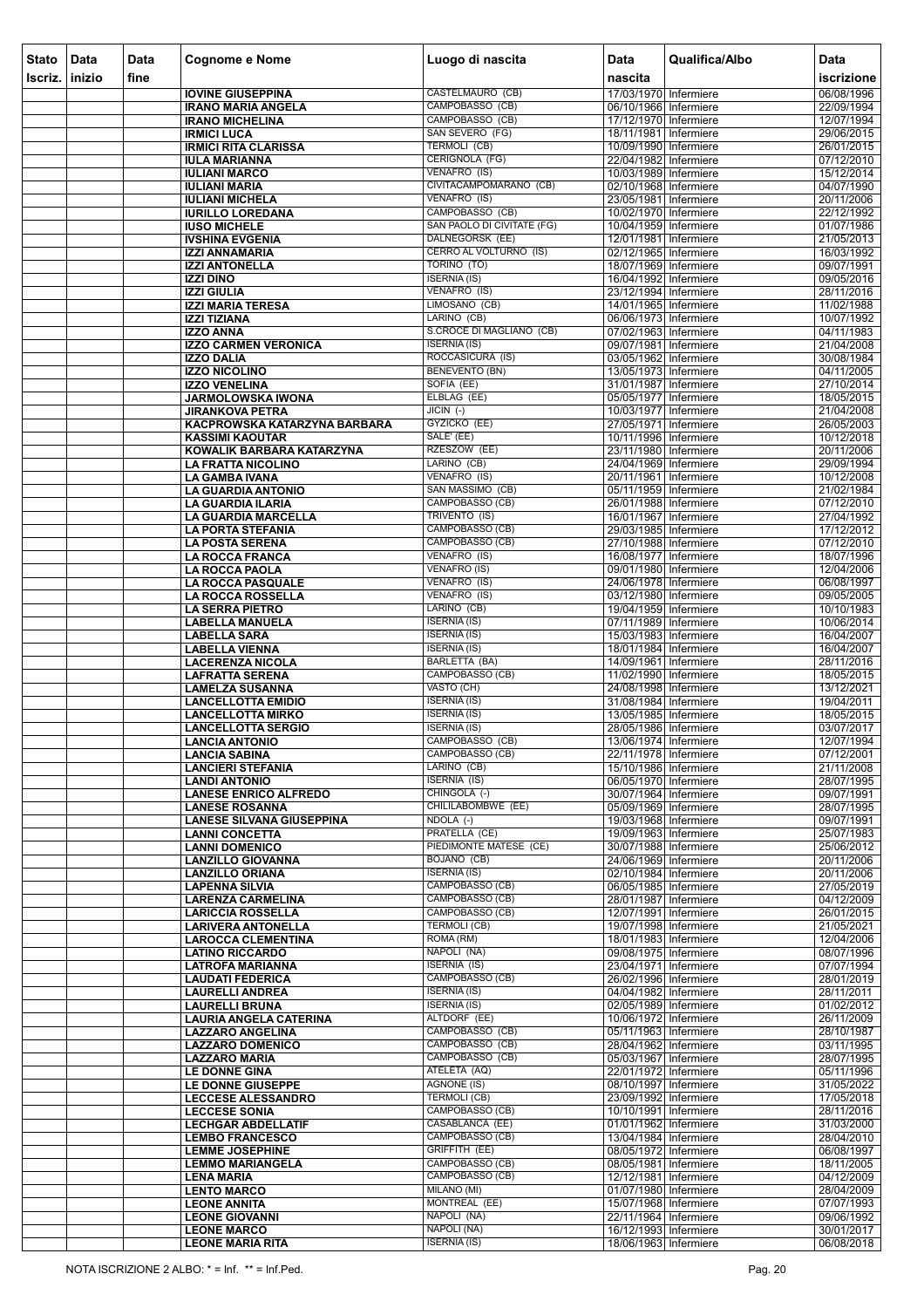| Stato Iscriz. | Data inizio | Data fine | Cognome e Nome | Luogo di nascita | Data nascita | Qualifica/Albo | Data iscrizione |
|---|---|---|---|---|---|---|---|
| | | | IOVINE GIUSEPPINA | CASTELMAURO (CB) | 17/03/1970 | Infermiere | 06/08/1996 |
| | | | IRANO MARIA ANGELA | CAMPOBASSO (CB) | 06/10/1966 | Infermiere | 22/09/1994 |
| | | | IRANO MICHELINA | CAMPOBASSO (CB) | 17/12/1970 | Infermiere | 12/07/1994 |
| | | | IRMICI LUCA | SAN SEVERO (FG) | 18/11/1981 | Infermiere | 29/06/2015 |
| | | | IRMICI RITA CLARISSA | TERMOLI (CB) | 10/09/1990 | Infermiere | 26/01/2015 |
| | | | IULA MARIANNA | CERIGNOLA (FG) | 22/04/1982 | Infermiere | 07/12/2010 |
| | | | IULIANI MARCO | VENAFRO (IS) | 10/03/1989 | Infermiere | 15/12/2014 |
| | | | IULIANI MARIA | CIVITACAMPOMARANO (CB) | 02/10/1968 | Infermiere | 04/07/1990 |
| | | | IULIANI MICHELA | VENAFRO (IS) | 23/05/1981 | Infermiere | 20/11/2006 |
| | | | IURILLO LOREDANA | CAMPOBASSO (CB) | 10/02/1970 | Infermiere | 22/12/1992 |
| | | | IUSO MICHELE | SAN PAOLO DI CIVITATE (FG) | 10/04/1959 | Infermiere | 01/07/1986 |
| | | | IVSHINA EVGENIA | DALNEGORSK (EE) | 12/01/1981 | Infermiere | 21/05/2013 |
| | | | IZZI ANNAMARIA | CERRO AL VOLTURNO (IS) | 02/12/1965 | Infermiere | 16/03/1992 |
| | | | IZZI ANTONELLA | TORINO (TO) | 18/07/1969 | Infermiere | 09/07/1991 |
| | | | IZZI DINO | ISERNIA (IS) | 16/04/1992 | Infermiere | 09/05/2016 |
| | | | IZZI GIULIA | VENAFRO (IS) | 23/12/1994 | Infermiere | 28/11/2016 |
| | | | IZZI MARIA TERESA | LIMOSANO (CB) | 14/01/1965 | Infermiere | 11/02/1988 |
| | | | IZZI TIZIANA | LARINO (CB) | 06/06/1973 | Infermiere | 10/07/1992 |
| | | | IZZO ANNA | S.CROCE DI MAGLIANO (CB) | 07/02/1963 | Infermiere | 04/11/1983 |
| | | | IZZO CARMEN VERONICA | ISERNIA (IS) | 09/07/1981 | Infermiere | 21/04/2008 |
| | | | IZZO DALIA | ROCCASICURA (IS) | 03/05/1962 | Infermiere | 30/08/1984 |
| | | | IZZO NICOLINO | BENEVENTO (BN) | 13/05/1973 | Infermiere | 04/11/2005 |
| | | | IZZO VENELINA | SOFIA (EE) | 31/01/1987 | Infermiere | 27/10/2014 |
| | | | JARMOLOWSKA IWONA | ELBLAG (EE) | 05/05/1977 | Infermiere | 18/05/2015 |
| | | | JIRANKOVA PETRA | JICIN (-) | 10/03/1977 | Infermiere | 21/04/2008 |
| | | | KACPROWSKA KATARZYNA BARBARA | GYZICKO (EE) | 27/05/1971 | Infermiere | 26/05/2003 |
| | | | KASSIMI KAOUTAR | SALE' (EE) | 10/11/1996 | Infermiere | 10/12/2018 |
| | | | KOWALIK BARBARA KATARZYNA | RZESZOW (EE) | 23/11/1980 | Infermiere | 20/11/2006 |
| | | | LA FRATTA NICOLINO | LARINO (CB) | 24/04/1969 | Infermiere | 29/09/1994 |
| | | | LA GAMBA IVANA | VENAFRO (IS) | 20/11/1961 | Infermiere | 10/12/2008 |
| | | | LA GUARDIA ANTONIO | SAN MASSIMO (CB) | 05/11/1959 | Infermiere | 21/02/1984 |
| | | | LA GUARDIA ILARIA | CAMPOBASSO (CB) | 26/01/1988 | Infermiere | 07/12/2010 |
| | | | LA GUARDIA MARCELLA | TRIVENTO (IS) | 16/01/1967 | Infermiere | 27/04/1992 |
| | | | LA PORTA STEFANIA | CAMPOBASSO (CB) | 29/03/1985 | Infermiere | 17/12/2012 |
| | | | LA POSTA SERENA | CAMPOBASSO (CB) | 27/10/1988 | Infermiere | 07/12/2010 |
| | | | LA ROCCA FRANCA | VENAFRO (IS) | 16/08/1977 | Infermiere | 18/07/1996 |
| | | | LA ROCCA PAOLA | VENAFRO (IS) | 09/01/1980 | Infermiere | 12/04/2006 |
| | | | LA ROCCA PASQUALE | VENAFRO (IS) | 24/06/1978 | Infermiere | 06/08/1997 |
| | | | LA ROCCA ROSSELLA | VENAFRO (IS) | 03/12/1980 | Infermiere | 09/05/2005 |
| | | | LA SERRA PIETRO | LARINO (CB) | 19/04/1959 | Infermiere | 10/10/1983 |
| | | | LABELLA MANUELA | ISERNIA (IS) | 07/11/1989 | Infermiere | 10/06/2014 |
| | | | LABELLA SARA | ISERNIA (IS) | 15/03/1983 | Infermiere | 16/04/2007 |
| | | | LABELLA VIENNA | ISERNIA (IS) | 18/01/1984 | Infermiere | 16/04/2007 |
| | | | LACERENZA NICOLA | BARLETTA (BA) | 14/09/1961 | Infermiere | 28/11/2016 |
| | | | LAFRATTA SERENA | CAMPOBASSO (CB) | 11/02/1990 | Infermiere | 18/05/2015 |
| | | | LAMELZA SUSANNA | VASTO (CH) | 24/08/1998 | Infermiere | 13/12/2021 |
| | | | LANCELLOTTA EMIDIO | ISERNIA (IS) | 31/08/1984 | Infermiere | 19/04/2011 |
| | | | LANCELLOTTA MIRKO | ISERNIA (IS) | 13/05/1985 | Infermiere | 18/05/2015 |
| | | | LANCELLOTTA SERGIO | ISERNIA (IS) | 28/05/1986 | Infermiere | 03/07/2017 |
| | | | LANCIA ANTONIO | CAMPOBASSO (CB) | 13/06/1974 | Infermiere | 12/07/1994 |
| | | | LANCIA SABINA | CAMPOBASSO (CB) | 22/11/1978 | Infermiere | 07/12/2001 |
| | | | LANCIERI STEFANIA | LARINO (CB) | 15/10/1986 | Infermiere | 21/11/2008 |
| | | | LANDI ANTONIO | ISERNIA (IS) | 06/05/1970 | Infermiere | 28/07/1995 |
| | | | LANESE ENRICO ALFREDO | CHINGOLA (-) | 30/07/1964 | Infermiere | 09/07/1991 |
| | | | LANESE ROSANNA | CHILILABOMBWE (EE) | 05/09/1969 | Infermiere | 28/07/1995 |
| | | | LANESE SILVANA GIUSEPPINA | NDOLA (-) | 19/03/1968 | Infermiere | 09/07/1991 |
| | | | LANNI CONCETTA | PRATELLA (CE) | 19/09/1963 | Infermiere | 25/07/1983 |
| | | | LANNI DOMENICO | PIEDIMONTE MATESE (CE) | 30/07/1988 | Infermiere | 25/06/2012 |
| | | | LANZILLO GIOVANNA | BOJANO (CB) | 24/06/1969 | Infermiere | 20/11/2006 |
| | | | LANZILLO ORIANA | ISERNIA (IS) | 02/10/1984 | Infermiere | 20/11/2006 |
| | | | LAPENNA SILVIA | CAMPOBASSO (CB) | 06/05/1985 | Infermiere | 27/05/2019 |
| | | | LARENZA CARMELINA | CAMPOBASSO (CB) | 28/01/1987 | Infermiere | 04/12/2009 |
| | | | LARICCIA ROSSELLA | CAMPOBASSO (CB) | 12/07/1991 | Infermiere | 26/01/2015 |
| | | | LARIVERA ANTONELLA | TERMOLI (CB) | 19/07/1998 | Infermiere | 21/05/2021 |
| | | | LAROCCA CLEMENTINA | ROMA (RM) | 18/01/1983 | Infermiere | 12/04/2006 |
| | | | LATINO RICCARDO | NAPOLI (NA) | 09/08/1975 | Infermiere | 08/07/1996 |
| | | | LATROFA MARIANNA | ISERNIA (IS) | 23/04/1971 | Infermiere | 07/07/1994 |
| | | | LAUDATI FEDERICA | CAMPOBASSO (CB) | 26/02/1996 | Infermiere | 28/01/2019 |
| | | | LAURELLI ANDREA | ISERNIA (IS) | 04/04/1982 | Infermiere | 28/11/2011 |
| | | | LAURELLI BRUNA | ISERNIA (IS) | 02/05/1989 | Infermiere | 01/02/2012 |
| | | | LAURIA ANGELA CATERINA | ALTDORF (EE) | 10/06/1972 | Infermiere | 26/11/2009 |
| | | | LAZZARO ANGELINA | CAMPOBASSO (CB) | 05/11/1963 | Infermiere | 28/10/1987 |
| | | | LAZZARO DOMENICO | CAMPOBASSO (CB) | 28/04/1962 | Infermiere | 03/11/1995 |
| | | | LAZZARO MARIA | CAMPOBASSO (CB) | 05/03/1967 | Infermiere | 28/07/1995 |
| | | | LE DONNE GINA | ATELETA (AQ) | 22/01/1972 | Infermiere | 05/11/1996 |
| | | | LE DONNE GIUSEPPE | AGNONE (IS) | 08/10/1997 | Infermiere | 31/05/2022 |
| | | | LECCESE ALESSANDRO | TERMOLI (CB) | 23/09/1992 | Infermiere | 17/05/2018 |
| | | | LECCESE SONIA | CAMPOBASSO (CB) | 10/10/1991 | Infermiere | 28/11/2016 |
| | | | LECHGAR ABDELLATIF | CASABLANCA (EE) | 01/01/1962 | Infermiere | 31/03/2000 |
| | | | LEMBO FRANCESCO | CAMPOBASSO (CB) | 13/04/1984 | Infermiere | 28/04/2010 |
| | | | LEMME JOSEPHINE | GRIFFITH (EE) | 08/05/1972 | Infermiere | 06/08/1997 |
| | | | LEMMO MARIANGELA | CAMPOBASSO (CB) | 08/05/1981 | Infermiere | 18/11/2005 |
| | | | LENA MARIA | CAMPOBASSO (CB) | 12/12/1981 | Infermiere | 04/12/2009 |
| | | | LENTO MARCO | MILANO (MI) | 01/07/1980 | Infermiere | 28/04/2009 |
| | | | LEONE ANNITA | MONTREAL (EE) | 15/07/1968 | Infermiere | 07/07/1993 |
| | | | LEONE GIOVANNI | NAPOLI (NA) | 22/11/1964 | Infermiere | 09/06/1992 |
| | | | LEONE MARCO | NAPOLI (NA) | 16/12/1993 | Infermiere | 30/01/2017 |
| | | | LEONE MARIA RITA | ISERNIA (IS) | 18/06/1963 | Infermiere | 06/08/2018 |

NOTA ISCRIZIONE 2 ALBO: * = Inf. ** = Inf.Ped.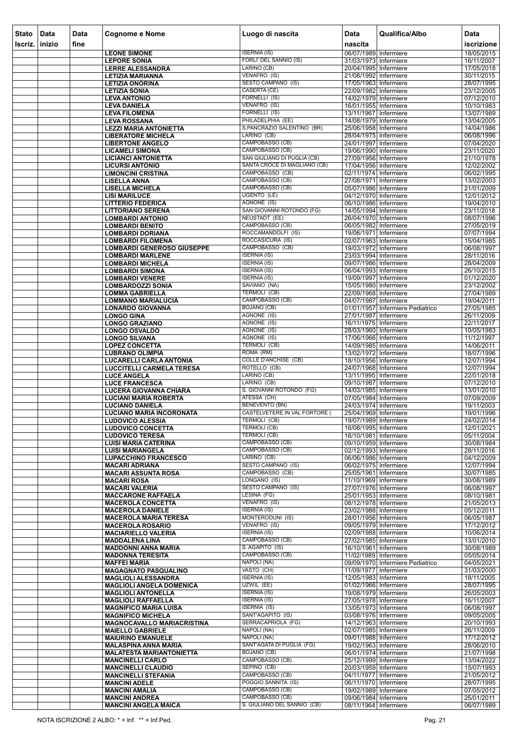| Stato Iscriz. | Data inizio | Data fine | Cognome e Nome | Luogo di nascita | Data nascita | Qualifica/Albo | Data iscrizione |
|---|---|---|---|---|---|---|---|
| | | | LEONE SIMONE | ISERNIA (IS) | 06/07/1989 | Infermiere | 18/05/2015 |
| | | | LEPORE SONIA | FORLI' DEL SANNIO (IS) | 31/03/1973 | Infermiere | 16/11/2007 |
| | | | LERRE ALESSANDRA | LARINO (CB) | 20/04/1995 | Infermiere | 17/05/2018 |
| | | | LETIZIA MARIANNA | VENAFRO (IS) | 21/08/1992 | Infermiere | 30/11/2015 |
| | | | LETIZIA ONORINA | SESTO CAMPANO (IS) | 17/05/1963 | Infermiere | 28/07/1995 |
| | | | LETIZIA SONIA | CASERTA (CE) | 22/09/1982 | Infermiere | 23/12/2005 |
| | | | LEVA ANTONIO | FORNELLI (IS) | 14/02/1979 | Infermiere | 07/12/2010 |
| | | | LEVA DANIELA | VENAFRO (IS) | 16/01/1955 | Infermiere | 10/10/1983 |
| | | | LEVA FILOMENA | FORNELLI (IS) | 13/11/1967 | Infermiere | 13/07/1989 |
| | | | LEVA ROSSANA | PHILADELPHIA (EE) | 14/08/1979 | Infermiere | 13/04/2005 |
| | | | LEZZI MARIA ANTONIETTA | S.PANCRAZIO SALENTINO (BR) | 25/06/1958 | Infermiere | 14/04/1986 |
| | | | LIBERATORE MICHELA | LARINO (CB) | 28/04/1975 | Infermiere | 06/08/1996 |
| | | | LIBERTONE ANGELO | CAMPOBASSO (CB) | 24/01/1997 | Infermiere | 07/04/2020 |
| | | | LICAMELI SIMONA | CAMPOBASSO (CB) | 19/06/1990 | Infermiere | 23/11/2020 |
| | | | LICIANCI ANTONIETTA | SAN GIULIANO DI PUGLIA (CB) | 27/09/1956 | Infermiere | 21/10/1978 |
| | | | LICURSI ANTONIO | SANTA CROCE DI MAGLIANO (CB) | 17/04/1956 | Infermiere | 12/02/2002 |
| | | | LIMONCINI CRISTINA | CAMPOBASSO (CB) | 02/11/1974 | Infermiere | 06/02/1995 |
| | | | LISELLA ANNA | CAMPOBASSO (CB) | 27/08/1971 | Infermiere | 13/02/2003 |
| | | | LISELLA MICHELA | CAMPOBASSO (CB) | 05/07/1986 | Infermiere | 21/01/2009 |
| | | | LISI MARILUCE | UGENTO (LE) | 04/12/1970 | Infermiere | 12/01/2012 |
| | | | LITTERIO FEDERICA | AGNONE (IS) | 06/10/1986 | Infermiere | 19/04/2010 |
| | | | LITTORIANO SERENA | SAN GIOVANNI ROTONDO (FG) | 14/05/1994 | Infermiere | 23/11/2018 |
| | | | LOMBARDI ANTONIO | NEUSTADT (EE) | 26/04/1970 | Infermiere | 08/07/1996 |
| | | | LOMBARDI BENITO | CAMPOBASSO (CB) | 06/05/1982 | Infermiere | 27/05/2019 |
| | | | LOMBARDI DORIANA | ROCCAMANDOLFI (IS) | 19/06/1971 | Infermiere | 07/07/1994 |
| | | | LOMBARDI FILOMENA | ROCCASICURA (IS) | 02/07/1963 | Infermiere | 15/04/1985 |
| | | | LOMBARDI GENEROSO GIUSEPPE | CAMPOBASSO (CB) | 19/03/1972 | Infermiere | 06/08/1997 |
| | | | LOMBARDI MARLENE | ISERNIA (IS) | 23/03/1994 | Infermiere | 28/11/2016 |
| | | | LOMBARDI MICHELA | ISERNIA (IS) | 09/07/1986 | Infermiere | 28/04/2009 |
| | | | LOMBARDI SIMONA | ISERNIA (IS) | 06/04/1993 | Infermiere | 26/10/2015 |
| | | | LOMBARDI VENERE | ISERNIA (IS) | 19/09/1997 | Infermiere | 01/12/2020 |
| | | | LOMBARDOZZI SONIA | SAVIANO (NA) | 15/05/1980 | Infermiere | 23/12/2002 |
| | | | LOMMA GABRIELLA | TERMOLI (CB) | 22/09/1968 | Infermiere | 27/04/1989 |
| | | | LOMMANO MARIALUCIA | CAMPOBASSO (CB) | 04/07/1987 | Infermiere | 19/04/2011 |
| | | | LONARDO GIOVANNA | BOJANO (CB) | 01/01/1957 | Infermiere Pediatrico | 27/05/1985 |
| | | | LONGO GINA | AGNONE (IS) | 27/01/1987 | Infermiere | 26/11/2009 |
| | | | LONGO GRAZIANO | AGNONE (IS) | 16/11/1975 | Infermiere | 22/11/2017 |
| | | | LONGO OSVALDO | AGNONE (IS) | 28/03/1960 | Infermiere | 10/05/1983 |
| | | | LONGO SILVANA | AGNONE (IS) | 17/06/1966 | Infermiere | 11/12/1997 |
| | | | LOPEZ CONCETTA | TERMOLI (CB) | 14/09/1985 | Infermiere | 14/06/2011 |
| | | | LUBRANO OLIMPIA | ROMA (RM) | 13/02/1972 | Infermiere | 18/07/1996 |
| | | | LUCARELLI CARLA ANTONIA | COLLE D'ANCHISE (CB) | 18/10/1956 | Infermiere | 12/07/1994 |
| | | | LUCCITELLI CARMELA TERESA | ROTELLO (CB) | 24/07/1968 | Infermiere | 12/07/1994 |
| | | | LUCE ANGELA | LARINO (CB) | 13/11/1995 | Infermiere | 22/01/2018 |
| | | | LUCE FRANCESCA | LARINO (CB) | 09/10/1987 | Infermiere | 07/12/2010 |
| | | | LUCERA GIOVANNA CHIARA | S. GIOVANNI ROTONDO (FG) | 14/03/1985 | Infermiere | 13/01/2010 |
| | | | LUCIANI MARIA ROBERTA | ATESSA (CH) | 07/05/1984 | Infermiere | 07/09/2009 |
| | | | LUCIANO DANIELA | BENEVENTO (BN) | 24/03/1974 | Infermiere | 19/11/2003 |
| | | | LUCIANO MARIA INCORONATA | CASTELVETERE IN VAL FORTORE ( | 25/04/1969 | Infermiere | 19/01/1996 |
| | | | LUDOVICO ALESSIA | TERMOLI (CB) | 19/07/1989 | Infermiere | 24/02/2014 |
| | | | LUDOVICO CONCETTA | TERMOLI (CB) | 16/08/1995 | Infermiere | 12/01/2021 |
| | | | LUDOVICO TERESA | TERMOLI (CB) | 16/10/1981 | Infermiere | 05/11/2004 |
| | | | LUISI MARIA CATERINA | CAMPOBASSO (CB) | 09/10/1959 | Infermiere | 30/08/1984 |
| | | | LUISI MARIANGELA | CAMPOBASSO (CB) | 02/12/1993 | Infermiere | 28/11/2016 |
| | | | LUPACCHINO FRANCESCO | LARINO (CB) | 06/06/1986 | Infermiere | 04/12/2009 |
| | | | MACARI ADRIANA | SESTO CAMPANO (IS) | 06/02/1975 | Infermiere | 12/07/1994 |
| | | | MACARI ASSUNTA ROSA | CAMPOBASSO (CB) | 25/05/1961 | Infermiere | 30/07/1985 |
| | | | MACARI ROSA | LONGANO (IS) | 11/10/1969 | Infermiere | 30/08/1989 |
| | | | MACARI VALERIA | SESTO CAMPANO (IS) | 27/07/1976 | Infermiere | 06/08/1997 |
| | | | MACCARONE RAFFAELA | LESINA (FG) | 25/01/1953 | Infermiere | 08/10/1981 |
| | | | MACEROLA CONCETTA | VENAFRO (IS) | 08/12/1978 | Infermiere | 21/05/2013 |
| | | | MACEROLA DANIELE | ISERNIA (IS) | 23/02/1988 | Infermiere | 05/12/2011 |
| | | | MACEROLA MARIA TERESA | MONTERODUNI (IS) | 28/01/1956 | Infermiere | 06/05/1987 |
| | | | MACEROLA ROSARIO | VENAFRO (IS) | 09/05/1979 | Infermiere | 17/12/2012 |
| | | | MACIARIELLO VALERIA | ISERNIA (IS) | 02/09/1988 | Infermiere | 10/06/2014 |
| | | | MADDALENA LINA | CAMPOBASSO (CB) | 27/02/1985 | Infermiere | 13/01/2010 |
| | | | MADDONNI ANNA MARIA | S. AGAPITO (IS) | 16/10/1961 | Infermiere | 30/08/1989 |
| | | | MADONNA TERESITA | CAMPOBASSO (CB) | 11/02/1989 | Infermiere | 05/05/2014 |
| | | | MAFFEI MARIA | NAPOLI (NA) | 09/09/1970 | Infermiere Pediatrico | 04/05/2021 |
| | | | MAGAGNATO PASQUALINO | VASTO (CH) | 11/09/1977 | Infermiere | 31/03/2000 |
| | | | MAGLIOLI ALESSANDRA | ISERNIA (IS) | 12/05/1983 | Infermiere | 18/11/2005 |
| | | | MAGLIOLI ANGELA DOMENICA | UZWIL (EE) | 01/02/1966 | Infermiere | 28/07/1995 |
| | | | MAGLIOLI ANTONELLA | ISERNIA (IS) | 19/08/1979 | Infermiere | 26/05/2003 |
| | | | MAGLIOLI RAFFAELLA | ISERNIA (IS) | 27/05/1978 | Infermiere | 16/11/2007 |
| | | | MAGNIFICO MARIA LUISA | ISERNIA (IS) | 13/05/1973 | Infermiere | 06/08/1997 |
| | | | MAGNIFICO MICHELA | SANT'AGAPITO (IS) | 03/08/1976 | Infermiere | 09/05/2005 |
| | | | MAGNOCAVALLO MARIACRISTINA | SERRACAPRIOLA (FG) | 14/12/1963 | Infermiere | 20/10/1993 |
| | | | MAIELLO GABRIELE | NAPOLI (NA) | 02/07/1985 | Infermiere | 26/11/2009 |
| | | | MAIURINO EMANUELE | NAPOLI (NA) | 09/01/1988 | Infermiere | 17/12/2012 |
| | | | MALASPINA ANNA MARIA | SANT'AGATA DI PUGLIA (FG) | 19/02/1963 | Infermiere | 28/06/2010 |
| | | | MALATESTA MARIANTONIETTA | BOJANO (CB) | 06/01/1974 | Infermiere | 21/07/1998 |
| | | | MANCINELLI CARLO | CAMPOBASSO (CB) | 25/12/1999 | Infermiere | 13/04/2022 |
| | | | MANCINELLI CLAUDIO | SEPINO (CB) | 20/03/1959 | Infermiere | 15/07/1993 |
| | | | MANCINELLI STEFANIA | CAMPOBASSO (CB) | 04/11/1977 | Infermiere | 21/05/2012 |
| | | | MANCINI ADELE | POGGIO SANNITA (IS) | 06/11/1970 | Infermiere | 28/07/1995 |
| | | | MANCINI AMALIA | CAMPOBASSO (CB) | 19/02/1989 | Infermiere | 07/05/2012 |
| | | | MANCINI ANDREA | CAMPOBASSO (CB) | 09/06/1984 | Infermiere | 25/01/2011 |
| | | | MANCINI ANGELA MAICA | S. GIULIANO DEL SANNIO (CB) | 08/11/1964 | Infermiere | 06/07/1989 |

NOTA ISCRIZIONE 2 ALBO: * = Inf. ** = Inf.Ped.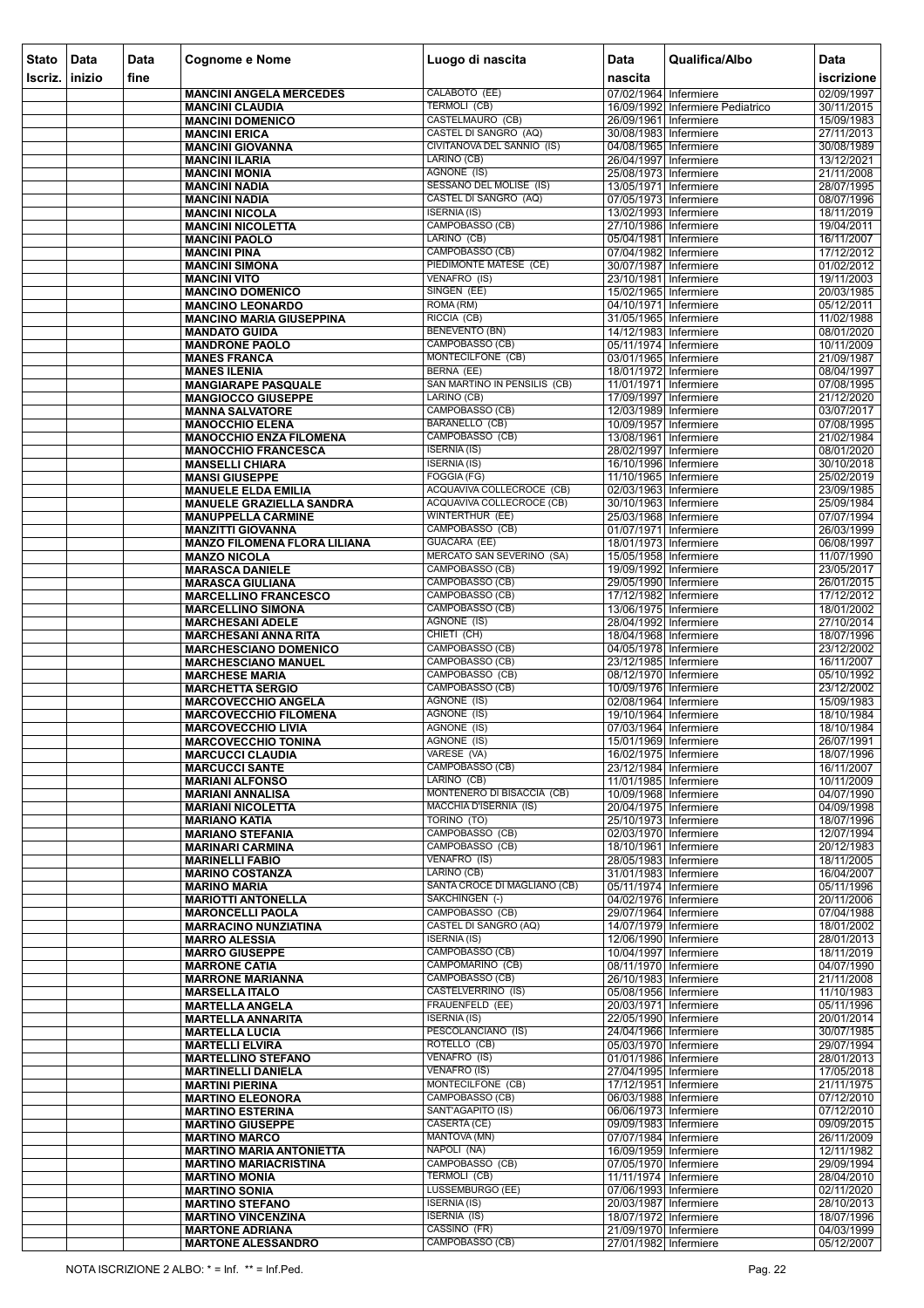| Stato Iscriz. | Data inizio | Data fine | Cognome e Nome | Luogo di nascita | Data nascita | Qualifica/Albo | Data iscrizione |
|---|---|---|---|---|---|---|---|
| | | | MANCINI ANGELA MERCEDES | CALABOTO (EE) | 07/02/1964 | Infermiere | 02/09/1997 |
| | | | MANCINI CLAUDIA | TERMOLI (CB) | 16/09/1992 | Infermiere Pediatrico | 30/11/2015 |
| | | | MANCINI DOMENICO | CASTELMAURO (CB) | 26/09/1961 | Infermiere | 15/09/1983 |
| | | | MANCINI ERICA | CASTEL DI SANGRO (AQ) | 30/08/1983 | Infermiere | 27/11/2013 |
| | | | MANCINI GIOVANNA | CIVITANOVA DEL SANNIO (IS) | 04/08/1965 | Infermiere | 30/08/1989 |
| | | | MANCINI ILARIA | LARINO (CB) | 26/04/1997 | Infermiere | 13/12/2021 |
| | | | MANCINI MONIA | AGNONE (IS) | 25/08/1973 | Infermiere | 21/11/2008 |
| | | | MANCINI NADIA | SESSANO DEL MOLISE (IS) | 13/05/1971 | Infermiere | 28/07/1995 |
| | | | MANCINI NADIA | CASTEL DI SANGRO (AQ) | 07/05/1973 | Infermiere | 08/07/1996 |
| | | | MANCINI NICOLA | ISERNIA (IS) | 13/02/1993 | Infermiere | 18/11/2019 |
| | | | MANCINI NICOLETTA | CAMPOBASSO (CB) | 27/10/1986 | Infermiere | 19/04/2011 |
| | | | MANCINI PAOLO | LARINO (CB) | 05/04/1981 | Infermiere | 16/11/2007 |
| | | | MANCINI PINA | CAMPOBASSO (CB) | 07/04/1982 | Infermiere | 17/12/2012 |
| | | | MANCINI SIMONA | PIEDIMONTE MATESE (CE) | 30/07/1987 | Infermiere | 01/02/2012 |
| | | | MANCINI VITO | VENAFRO (IS) | 23/10/1981 | Infermiere | 19/11/2003 |
| | | | MANCINO DOMENICO | SINGEN (EE) | 15/02/1965 | Infermiere | 20/03/1985 |
| | | | MANCINO LEONARDO | ROMA (RM) | 04/10/1971 | Infermiere | 05/12/2011 |
| | | | MANCINO MARIA GIUSEPPINA | RICCIA (CB) | 31/05/1965 | Infermiere | 11/02/1988 |
| | | | MANDATO GUIDA | BENEVENTO (BN) | 14/12/1983 | Infermiere | 08/01/2020 |
| | | | MANDRONE PAOLO | CAMPOBASSO (CB) | 05/11/1974 | Infermiere | 10/11/2009 |
| | | | MANES FRANCA | MONTECILFONE (CB) | 03/01/1965 | Infermiere | 21/09/1987 |
| | | | MANES ILENIA | BERNA (EE) | 18/01/1972 | Infermiere | 08/04/1997 |
| | | | MANGIARAPE PASQUALE | SAN MARTINO IN PENSILIS (CB) | 11/01/1971 | Infermiere | 07/08/1995 |
| | | | MANGIOCCO GIUSEPPE | LARINO (CB) | 17/09/1997 | Infermiere | 21/12/2020 |
| | | | MANNA SALVATORE | CAMPOBASSO (CB) | 12/03/1989 | Infermiere | 03/07/2017 |
| | | | MANOCCHIO ELENA | BARANELLO (CB) | 10/09/1957 | Infermiere | 07/08/1995 |
| | | | MANOCCHIO ENZA FILOMENA | CAMPOBASSO (CB) | 13/08/1961 | Infermiere | 21/02/1984 |
| | | | MANOCCHIO FRANCESCA | ISERNIA (IS) | 28/02/1997 | Infermiere | 08/01/2020 |
| | | | MANSELLI CHIARA | ISERNIA (IS) | 16/10/1996 | Infermiere | 30/10/2018 |
| | | | MANSI GIUSEPPE | FOGGIA (FG) | 11/10/1965 | Infermiere | 25/02/2019 |
| | | | MANUELE ELDA EMILIA | ACQUAVIVA COLLECROCE (CB) | 02/03/1963 | Infermiere | 23/09/1985 |
| | | | MANUELE GRAZIELLA SANDRA | ACQUAVIVA COLLECROCE (CB) | 30/10/1963 | Infermiere | 25/09/1984 |
| | | | MANUPPELLA CARMINE | WINTERTHUR (EE) | 25/03/1968 | Infermiere | 07/07/1994 |
| | | | MANZITTI GIOVANNA | CAMPOBASSO (CB) | 01/07/1971 | Infermiere | 26/03/1999 |
| | | | MANZO FILOMENA FLORA LILIANA | GUACARA (EE) | 18/01/1973 | Infermiere | 06/08/1997 |
| | | | MANZO NICOLA | MERCATO SAN SEVERINO (SA) | 15/05/1958 | Infermiere | 11/07/1990 |
| | | | MARASCA DANIELE | CAMPOBASSO (CB) | 19/09/1992 | Infermiere | 23/05/2017 |
| | | | MARASCA GIULIANA | CAMPOBASSO (CB) | 29/05/1990 | Infermiere | 26/01/2015 |
| | | | MARCELLINO FRANCESCO | CAMPOBASSO (CB) | 17/12/1982 | Infermiere | 17/12/2012 |
| | | | MARCELLINO SIMONA | CAMPOBASSO (CB) | 13/06/1975 | Infermiere | 18/01/2002 |
| | | | MARCHESANI ADELE | AGNONE (IS) | 28/04/1992 | Infermiere | 27/10/2014 |
| | | | MARCHESANI ANNA RITA | CHIETI (CH) | 18/04/1968 | Infermiere | 18/07/1996 |
| | | | MARCHESCIANO DOMENICO | CAMPOBASSO (CB) | 04/05/1978 | Infermiere | 23/12/2002 |
| | | | MARCHESCIANO MANUEL | CAMPOBASSO (CB) | 23/12/1985 | Infermiere | 16/11/2007 |
| | | | MARCHESE MARIA | CAMPOBASSO (CB) | 08/12/1970 | Infermiere | 05/10/1992 |
| | | | MARCHETTA SERGIO | CAMPOBASSO (CB) | 10/09/1976 | Infermiere | 23/12/2002 |
| | | | MARCOVECCHIO ANGELA | AGNONE (IS) | 02/08/1964 | Infermiere | 15/09/1983 |
| | | | MARCOVECCHIO FILOMENA | AGNONE (IS) | 19/10/1964 | Infermiere | 18/10/1984 |
| | | | MARCOVECCHIO LIVIA | AGNONE (IS) | 07/03/1964 | Infermiere | 18/10/1984 |
| | | | MARCOVECCHIO TONINA | AGNONE (IS) | 15/01/1969 | Infermiere | 26/07/1991 |
| | | | MARCUCCI CLAUDIA | VARESE (VA) | 16/02/1975 | Infermiere | 18/07/1996 |
| | | | MARCUCCI SANTE | CAMPOBASSO (CB) | 23/12/1984 | Infermiere | 16/11/2007 |
| | | | MARIANI ALFONSO | LARINO (CB) | 11/01/1985 | Infermiere | 10/11/2009 |
| | | | MARIANI ANNALISA | MONTENERO DI BISACCIA (CB) | 10/09/1968 | Infermiere | 04/07/1990 |
| | | | MARIANI NICOLETTA | MACCHIA D'ISERNIA (IS) | 20/04/1975 | Infermiere | 04/09/1998 |
| | | | MARIANO KATIA | TORINO (TO) | 25/10/1973 | Infermiere | 18/07/1996 |
| | | | MARIANO STEFANIA | CAMPOBASSO (CB) | 02/03/1970 | Infermiere | 12/07/1994 |
| | | | MARINARI CARMINA | CAMPOBASSO (CB) | 18/10/1961 | Infermiere | 20/12/1983 |
| | | | MARINELLI FABIO | VENAFRO (IS) | 28/05/1983 | Infermiere | 18/11/2005 |
| | | | MARINO COSTANZA | LARINO (CB) | 31/01/1983 | Infermiere | 16/04/2007 |
| | | | MARINO MARIA | SANTA CROCE DI MAGLIANO (CB) | 05/11/1974 | Infermiere | 05/11/1996 |
| | | | MARIOTTI ANTONELLA | SAKCHINGEN (-) | 04/02/1976 | Infermiere | 20/11/2006 |
| | | | MARONCELLI PAOLA | CAMPOBASSO (CB) | 29/07/1964 | Infermiere | 07/04/1988 |
| | | | MARRACINO NUNZIATINA | CASTEL DI SANGRO (AQ) | 14/07/1979 | Infermiere | 18/01/2002 |
| | | | MARRO ALESSIA | ISERNIA (IS) | 12/06/1990 | Infermiere | 28/01/2013 |
| | | | MARRO GIUSEPPE | CAMPOBASSO (CB) | 10/04/1997 | Infermiere | 18/11/2019 |
| | | | MARRONE CATIA | CAMPOMARINO (CB) | 08/11/1970 | Infermiere | 04/07/1990 |
| | | | MARRONE MARIANNA | CAMPOBASSO (CB) | 26/10/1983 | Infermiere | 21/11/2008 |
| | | | MARSELLA ITALO | CASTELVERRINO (IS) | 05/08/1956 | Infermiere | 11/10/1983 |
| | | | MARTELLA ANGELA | FRAUENFELD (EE) | 20/03/1971 | Infermiere | 05/11/1996 |
| | | | MARTELLA ANNARITA | ISERNIA (IS) | 22/05/1990 | Infermiere | 20/01/2014 |
| | | | MARTELLA LUCIA | PESCOLANCIANO (IS) | 24/04/1966 | Infermiere | 30/07/1985 |
| | | | MARTELLI ELVIRA | ROTELLO (CB) | 05/03/1970 | Infermiere | 29/07/1994 |
| | | | MARTELLINO STEFANO | VENAFRO (IS) | 01/01/1986 | Infermiere | 28/01/2013 |
| | | | MARTINELLI DANIELA | VENAFRO (IS) | 27/04/1995 | Infermiere | 17/05/2018 |
| | | | MARTINI PIERINA | MONTECILFONE (CB) | 17/12/1951 | Infermiere | 21/11/1975 |
| | | | MARTINO ELEONORA | CAMPOBASSO (CB) | 06/03/1988 | Infermiere | 07/12/2010 |
| | | | MARTINO ESTERINA | SANT'AGAPITO (IS) | 06/06/1973 | Infermiere | 07/12/2010 |
| | | | MARTINO GIUSEPPE | CASERTA (CE) | 09/09/1983 | Infermiere | 09/09/2015 |
| | | | MARTINO MARCO | MANTOVA (MN) | 07/07/1984 | Infermiere | 26/11/2009 |
| | | | MARTINO MARIA ANTONIETTA | NAPOLI (NA) | 16/09/1959 | Infermiere | 12/11/1982 |
| | | | MARTINO MARIACRISTINA | CAMPOBASSO (CB) | 07/05/1970 | Infermiere | 29/09/1994 |
| | | | MARTINO MONIA | TERMOLI (CB) | 11/11/1974 | Infermiere | 28/04/2010 |
| | | | MARTINO SONIA | LUSSEMBURGO (EE) | 07/06/1993 | Infermiere | 02/11/2020 |
| | | | MARTINO STEFANO | ISERNIA (IS) | 20/03/1987 | Infermiere | 28/10/2013 |
| | | | MARTINO VINCENZINA | ISERNIA (IS) | 18/07/1972 | Infermiere | 18/07/1996 |
| | | | MARTONE ADRIANA | CASSINO (FR) | 21/09/1970 | Infermiere | 04/03/1999 |
| | | | MARTONE ALESSANDRO | CAMPOBASSO (CB) | 27/01/1982 | Infermiere | 05/12/2007 |

NOTA ISCRIZIONE 2 ALBO: * = Inf. ** = Inf.Ped.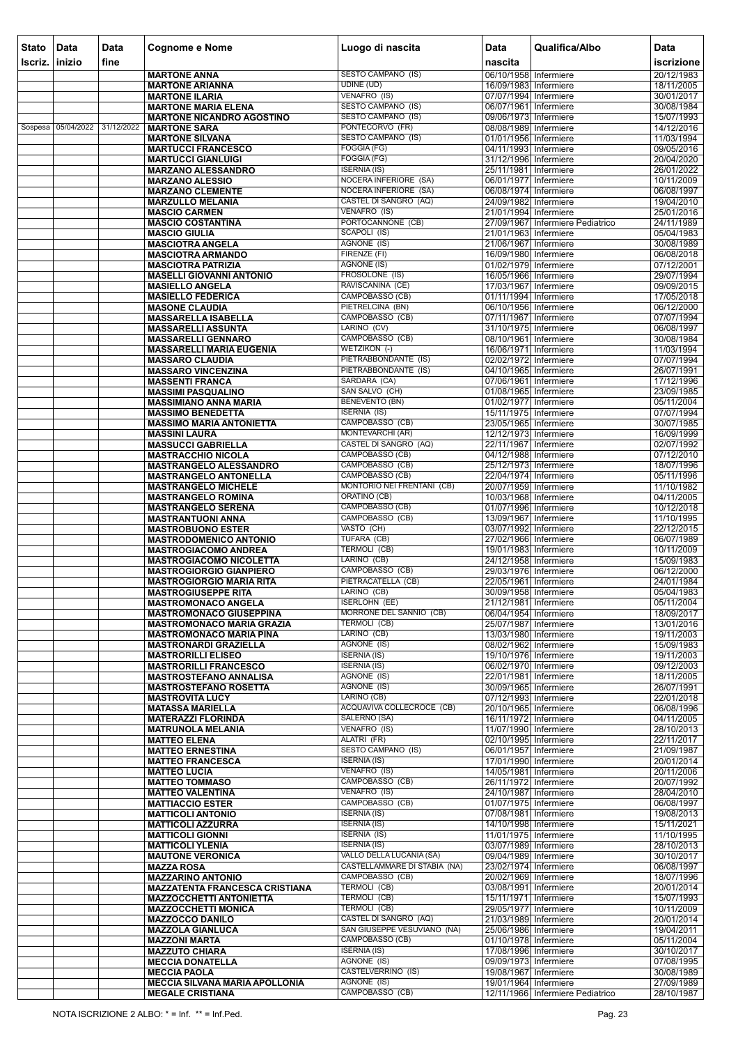| Stato Iscriz. | Data inizio | Data fine | Cognome e Nome | Luogo di nascita | Data nascita | Qualifica/Albo | Data iscrizione |
|---|---|---|---|---|---|---|---|
| | | | MARTONE ANNA | SESTO CAMPANO (IS) | 06/10/1958 | Infermiere | 20/12/1983 |
| | | | MARTONE ARIANNA | UDINE (UD) | 16/09/1983 | Infermiere | 18/11/2005 |
| | | | MARTONE ILARIA | VENAFRO (IS) | 07/07/1994 | Infermiere | 30/01/2017 |
| | | | MARTONE MARIA ELENA | SESTO CAMPANO (IS) | 06/07/1961 | Infermiere | 30/08/1984 |
| | | | MARTONE NICANDRO AGOSTINO | SESTO CAMPANO (IS) | 09/06/1973 | Infermiere | 15/07/1993 |
| Sospesa | 05/04/2022 | 31/12/2022 | MARTONE SARA | PONTECORVO (FR) | 08/08/1989 | Infermiere | 14/12/2016 |
| | | | MARTONE SILVANA | SESTO CAMPANO (IS) | 01/01/1956 | Infermiere | 11/03/1994 |
| | | | MARTUCCI FRANCESCO | FOGGIA (FG) | 04/11/1993 | Infermiere | 09/05/2016 |
| | | | MARTUCCI GIANLUIGI | FOGGIA (FG) | 31/12/1996 | Infermiere | 20/04/2020 |
| | | | MARZANO ALESSANDRO | ISERNIA (IS) | 25/11/1981 | Infermiere | 26/01/2022 |
| | | | MARZANO ALESSIO | NOCERA INFERIORE (SA) | 06/01/1977 | Infermiere | 10/11/2009 |
| | | | MARZANO CLEMENTE | NOCERA INFERIORE (SA) | 06/08/1974 | Infermiere | 06/08/1997 |
| | | | MARZULLO MELANIA | CASTEL DI SANGRO (AQ) | 24/09/1982 | Infermiere | 19/04/2010 |
| | | | MASCIO CARMEN | VENAFRO (IS) | 21/01/1994 | Infermiere | 25/01/2016 |
| | | | MASCIO COSTANTINA | PORTOCANNONE (CB) | 27/09/1967 | Infermiere Pediatrico | 24/11/1989 |
| | | | MASCIO GIULIA | SCAPOLI (IS) | 21/01/1963 | Infermiere | 05/04/1983 |
| | | | MASCIOTRA ANGELA | AGNONE (IS) | 21/06/1967 | Infermiere | 30/08/1989 |
| | | | MASCIOTRA ARMANDO | FIRENZE (FI) | 16/09/1980 | Infermiere | 06/08/2018 |
| | | | MASCIOTRA PATRIZIA | AGNONE (IS) | 01/02/1979 | Infermiere | 07/12/2001 |
| | | | MASELLI GIOVANNI ANTONIO | FROSOLONE (IS) | 16/05/1966 | Infermiere | 29/07/1994 |
| | | | MASIELLO ANGELA | RAVISCANINA (CE) | 17/03/1967 | Infermiere | 09/09/2015 |
| | | | MASIELLO FEDERICA | CAMPOBASSO (CB) | 01/11/1994 | Infermiere | 17/05/2018 |
| | | | MASONE CLAUDIA | PIETRELCINA (BN) | 06/10/1956 | Infermiere | 06/12/2000 |
| | | | MASSARELLA ISABELLA | CAMPOBASSO (CB) | 07/11/1967 | Infermiere | 07/07/1994 |
| | | | MASSARELLI ASSUNTA | LARINO (CV) | 31/10/1975 | Infermiere | 06/08/1997 |
| | | | MASSARELLI GENNARO | CAMPOBASSO (CB) | 08/10/1961 | Infermiere | 30/08/1984 |
| | | | MASSARELLI MARIA EUGENIA | WETZIKON (-) | 16/06/1971 | Infermiere | 11/03/1994 |
| | | | MASSARO CLAUDIA | PIETRABBONDANTE (IS) | 02/02/1972 | Infermiere | 07/07/1994 |
| | | | MASSARO VINCENZINA | PIETRABBONDANTE (IS) | 04/10/1965 | Infermiere | 26/07/1991 |
| | | | MASSENTI FRANCA | SARDARA (CA) | 07/06/1961 | Infermiere | 17/12/1996 |
| | | | MASSIMI PASQUALINO | SAN SALVO (CH) | 01/08/1965 | Infermiere | 23/09/1985 |
| | | | MASSIMIANO ANNA MARIA | BENEVENTO (BN) | 01/02/1977 | Infermiere | 05/11/2004 |
| | | | MASSIMO BENEDETTA | ISERNIA (IS) | 15/11/1975 | Infermiere | 07/07/1994 |
| | | | MASSIMO MARIA ANTONIETTA | CAMPOBASSO (CB) | 23/05/1965 | Infermiere | 30/07/1985 |
| | | | MASSINI LAURA | MONTEVARCHI (AR) | 12/12/1973 | Infermiere | 16/09/1999 |
| | | | MASSUCCI GABRIELLA | CASTEL DI SANGRO (AQ) | 22/11/1967 | Infermiere | 02/07/1992 |
| | | | MASTRACCHIO NICOLA | CAMPOBASSO (CB) | 04/12/1988 | Infermiere | 07/12/2010 |
| | | | MASTRANGELO ALESSANDRO | CAMPOBASSO (CB) | 25/12/1973 | Infermiere | 18/07/1996 |
| | | | MASTRANGELO ANTONELLA | CAMPOBASSO (CB) | 22/04/1974 | Infermiere | 05/11/1996 |
| | | | MASTRANGELO MICHELE | MONTORIO NEI FRENTANI (CB) | 20/07/1959 | Infermiere | 11/10/1982 |
| | | | MASTRANGELO ROMINA | ORATINO (CB) | 10/03/1968 | Infermiere | 04/11/2005 |
| | | | MASTRANGELO SERENA | CAMPOBASSO (CB) | 01/07/1996 | Infermiere | 10/12/2018 |
| | | | MASTRANTUONI ANNA | CAMPOBASSO (CB) | 13/09/1967 | Infermiere | 11/10/1995 |
| | | | MASTROBUONO ESTER | VASTO (CH) | 03/07/1992 | Infermiere | 22/12/2015 |
| | | | MASTRODOMENICO ANTONIO | TUFARA (CB) | 27/02/1966 | Infermiere | 06/07/1989 |
| | | | MASTROGIACOMO ANDREA | TERMOLI (CB) | 19/01/1983 | Infermiere | 10/11/2009 |
| | | | MASTROGIACOMO NICOLETTA | LARINO (CB) | 24/12/1958 | Infermiere | 15/09/1983 |
| | | | MASTROGIORGIO GIANPIERO | CAMPOBASSO (CB) | 29/03/1976 | Infermiere | 06/12/2000 |
| | | | MASTROGIORGIO MARIA RITA | PIETRACATELLA (CB) | 22/05/1961 | Infermiere | 24/01/1984 |
| | | | MASTROGIUSEPPE RITA | LARINO (CB) | 30/09/1958 | Infermiere | 05/04/1983 |
| | | | MASTROMONACO ANGELA | ISERLOHN (EE) | 21/12/1981 | Infermiere | 05/11/2004 |
| | | | MASTROMONACO GIUSEPPINA | MORRONE DEL SANNIO (CB) | 06/04/1954 | Infermiere | 18/09/2017 |
| | | | MASTROMONACO MARIA GRAZIA | TERMOLI (CB) | 25/07/1987 | Infermiere | 13/01/2016 |
| | | | MASTROMONACO MARIA PINA | LARINO (CB) | 13/03/1980 | Infermiere | 19/11/2003 |
| | | | MASTRONARDI GRAZIELLA | AGNONE (IS) | 08/02/1962 | Infermiere | 15/09/1983 |
| | | | MASTRORILLI ELISEO | ISERNIA (IS) | 19/10/1976 | Infermiere | 19/11/2003 |
| | | | MASTRORILLI FRANCESCO | ISERNIA (IS) | 06/02/1970 | Infermiere | 09/12/2003 |
| | | | MASTROSTEFANO ANNALISA | AGNONE (IS) | 22/01/1981 | Infermiere | 18/11/2005 |
| | | | MASTROSTEFANO ROSETTA | AGNONE (IS) | 30/09/1965 | Infermiere | 26/07/1991 |
| | | | MASTROVITA LUCY | LARINO (CB) | 07/12/1993 | Infermiere | 22/01/2018 |
| | | | MATASSA MARIELLA | ACQUAVIVA COLLECROCE (CB) | 20/10/1965 | Infermiere | 06/08/1996 |
| | | | MATERAZZI FLORINDA | SALERNO (SA) | 16/11/1972 | Infermiere | 04/11/2005 |
| | | | MATRUNOLA MELANIA | VENAFRO (IS) | 11/07/1990 | Infermiere | 28/10/2013 |
| | | | MATTEO ELENA | ALATRI (FR) | 02/10/1995 | Infermiere | 22/11/2017 |
| | | | MATTEO ERNESTINA | SESTO CAMPANO (IS) | 06/01/1957 | Infermiere | 21/09/1987 |
| | | | MATTEO FRANCESCA | ISERNIA (IS) | 17/01/1990 | Infermiere | 20/01/2014 |
| | | | MATTEO LUCIA | VENAFRO (IS) | 14/05/1981 | Infermiere | 20/11/2006 |
| | | | MATTEO TOMMASO | CAMPOBASSO (CB) | 26/11/1972 | Infermiere | 20/07/1992 |
| | | | MATTEO VALENTINA | VENAFRO (IS) | 24/10/1987 | Infermiere | 28/04/2010 |
| | | | MATTIACCIO ESTER | CAMPOBASSO (CB) | 01/07/1975 | Infermiere | 06/08/1997 |
| | | | MATTICOLI ANTONIO | ISERNIA (IS) | 07/08/1981 | Infermiere | 19/08/2013 |
| | | | MATTICOLI AZZURRA | ISERNIA (IS) | 14/10/1998 | Infermiere | 15/11/2021 |
| | | | MATTICOLI GIONNI | ISERNIA (IS) | 11/01/1975 | Infermiere | 11/10/1995 |
| | | | MATTICOLI YLENIA | ISERNIA (IS) | 03/07/1989 | Infermiere | 28/10/2013 |
| | | | MAUTONE VERONICA | VALLO DELLA LUCANIA (SA) | 09/04/1989 | Infermiere | 30/10/2017 |
| | | | MAZZA ROSA | CASTELLAMMARE DI STABIA (NA) | 23/02/1974 | Infermiere | 06/08/1997 |
| | | | MAZZARINO ANTONIO | CAMPOBASSO (CB) | 20/02/1969 | Infermiere | 18/07/1996 |
| | | | MAZZATENTA FRANCESCA CRISTIANA | TERMOLI (CB) | 03/08/1991 | Infermiere | 20/01/2014 |
| | | | MAZZOCCHETTI ANTONIETTA | TERMOLI (CB) | 15/11/1971 | Infermiere | 15/07/1993 |
| | | | MAZZOCCHETTI MONICA | TERMOLI (CB) | 29/05/1977 | Infermiere | 10/11/2009 |
| | | | MAZZOCCO DANILO | CASTEL DI SANGRO (AQ) | 21/03/1989 | Infermiere | 20/01/2014 |
| | | | MAZZOLA GIANLUCA | SAN GIUSEPPE VESUVIANO (NA) | 25/06/1986 | Infermiere | 19/04/2011 |
| | | | MAZZONI MARTA | CAMPOBASSO (CB) | 01/10/1978 | Infermiere | 05/11/2004 |
| | | | MAZZUTO CHIARA | ISERNIA (IS) | 17/08/1996 | Infermiere | 30/10/2017 |
| | | | MECCIA DONATELLA | AGNONE (IS) | 09/09/1973 | Infermiere | 07/08/1995 |
| | | | MECCIA PAOLA | CASTELVERRINO (IS) | 19/08/1967 | Infermiere | 30/08/1989 |
| | | | MECCIA SILVANA MARIA APOLLONIA | AGNONE (IS) | 19/01/1964 | Infermiere | 27/09/1989 |
| | | | MEGALE CRISTIANA | CAMPOBASSO (CB) | 12/11/1966 | Infermiere Pediatrico | 28/10/1987 |

NOTA ISCRIZIONE 2 ALBO: * = Inf. ** = Inf.Ped.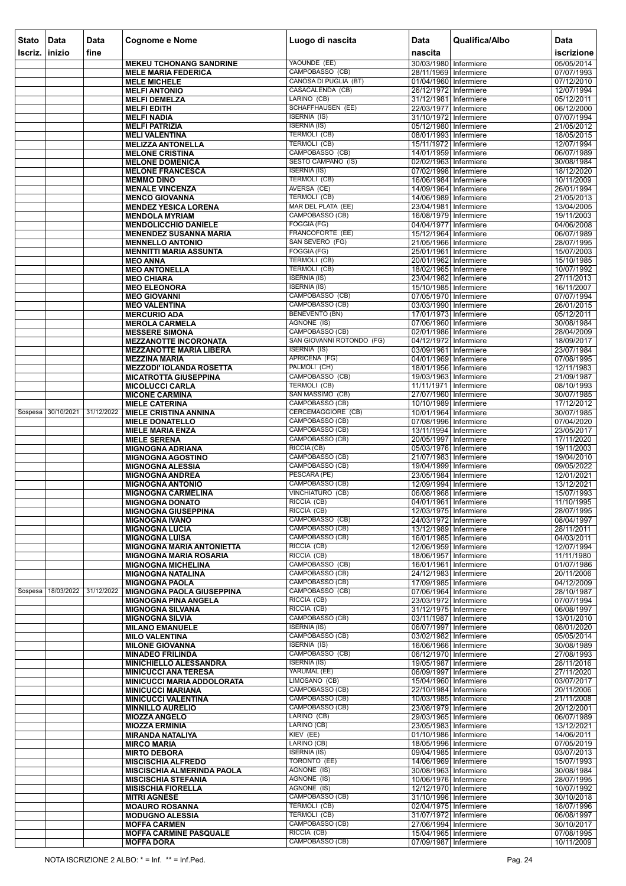| Stato Iscriz. | Data inizio | Data fine | Cognome e Nome | Luogo di nascita | Data nascita | Qualifica/Albo | Data iscrizione |
|---|---|---|---|---|---|---|---|
| | | | MEKEU TCHONANG SANDRINE | YAOUNDE (EE) | 30/03/1980 | Infermiere | 05/05/2014 |
| | | | MELE MARIA FEDERICA | CAMPOBASSO (CB) | 28/11/1969 | Infermiere | 07/07/1993 |
| | | | MELE MICHELE | CANOSA DI PUGLIA (BT) | 01/04/1960 | Infermiere | 07/12/2010 |
| | | | MELFI ANTONIO | CASACALENDA (CB) | 26/12/1972 | Infermiere | 12/07/1994 |
| | | | MELFI DEMELZA | LARINO (CB) | 31/12/1981 | Infermiere | 05/12/2011 |
| | | | MELFI EDITH | SCHAFFHAUSEN (EE) | 22/03/1977 | Infermiere | 06/12/2000 |
| | | | MELFI NADIA | ISERNIA (IS) | 31/10/1972 | Infermiere | 07/07/1994 |
| | | | MELFI PATRIZIA | ISERNIA (IS) | 05/12/1980 | Infermiere | 21/05/2012 |
| | | | MELI VALENTINA | TERMOLI (CB) | 08/01/1993 | Infermiere | 18/05/2015 |
| | | | MELIZZA ANTONELLA | TERMOLI (CB) | 15/11/1972 | Infermiere | 12/07/1994 |
| | | | MELONE CRISTINA | CAMPOBASSO (CB) | 14/01/1959 | Infermiere | 06/07/1989 |
| | | | MELONE DOMENICA | SESTO CAMPANO (IS) | 02/02/1963 | Infermiere | 30/08/1984 |
| | | | MELONE FRANCESCA | ISERNIA (IS) | 07/02/1998 | Infermiere | 18/12/2020 |
| | | | MEMMO DINO | TERMOLI (CB) | 16/06/1984 | Infermiere | 10/11/2009 |
| | | | MENALE VINCENZA | AVERSA (CE) | 14/09/1964 | Infermiere | 26/01/1994 |
| | | | MENCO GIOVANNA | TERMOLI (CB) | 14/06/1989 | Infermiere | 21/05/2013 |
| | | | MENDEZ YESICA LORENA | MAR DEL PLATA (EE) | 23/04/1981 | Infermiere | 13/04/2005 |
| | | | MENDOLA MYRIAM | CAMPOBASSO (CB) | 16/08/1979 | Infermiere | 19/11/2003 |
| | | | MENDOLICCHIO DANIELE | FOGGIA (FG) | 04/04/1977 | Infermiere | 04/06/2008 |
| | | | MENENDEZ SUSANNA MARIA | FRANCOFORTE (EE) | 15/12/1964 | Infermiere | 06/07/1989 |
| | | | MENNELLO ANTONIO | SAN SEVERO (FG) | 21/05/1966 | Infermiere | 28/07/1995 |
| | | | MENNITTI MARIA ASSUNTA | FOGGIA (FG) | 25/01/1961 | Infermiere | 15/07/2003 |
| | | | MEO ANNA | TERMOLI (CB) | 20/01/1962 | Infermiere | 15/10/1985 |
| | | | MEO ANTONELLA | TERMOLI (CB) | 18/02/1965 | Infermiere | 10/07/1992 |
| | | | MEO CHIARA | ISERNIA (IS) | 23/04/1982 | Infermiere | 27/11/2013 |
| | | | MEO ELEONORA | ISERNIA (IS) | 15/10/1985 | Infermiere | 16/11/2007 |
| | | | MEO GIOVANNI | CAMPOBASSO (CB) | 07/05/1970 | Infermiere | 07/07/1994 |
| | | | MEO VALENTINA | CAMPOBASSO (CB) | 03/03/1990 | Infermiere | 26/01/2015 |
| | | | MERCURIO ADA | BENEVENTO (BN) | 17/01/1973 | Infermiere | 05/12/2011 |
| | | | MEROLA CARMELA | AGNONE (IS) | 07/06/1960 | Infermiere | 30/08/1984 |
| | | | MESSERE SIMONA | CAMPOBASSO (CB) | 02/01/1986 | Infermiere | 28/04/2009 |
| | | | MEZZANOTTE INCORONATA | SAN GIOVANNI ROTONDO (FG) | 04/12/1972 | Infermiere | 18/09/2017 |
| | | | MEZZANOTTE MARIA LIBERA | ISERNIA (IS) | 03/09/1961 | Infermiere | 23/07/1984 |
| | | | MEZZINA MARIA | APRICENA (FG) | 04/01/1969 | Infermiere | 07/08/1995 |
| | | | MEZZODI' IOLANDA ROSETTA | PALMOLI (CH) | 18/01/1956 | Infermiere | 12/11/1983 |
| | | | MICATROTTA GIUSEPPINA | CAMPOBASSO (CB) | 19/03/1963 | Infermiere | 21/09/1987 |
| | | | MICOLUCCI CARLA | TERMOLI (CB) | 11/11/1971 | Infermiere | 08/10/1993 |
| | | | MICONE CARMINA | SAN MASSIMO (CB) | 27/07/1960 | Infermiere | 30/07/1985 |
| | | | MIELE CATERINA | CAMPOBASSO (CB) | 10/10/1989 | Infermiere | 17/12/2012 |
| Sospesa | 30/10/2021 | 31/12/2022 | MIELE CRISTINA ANNINA | CERCEMAGGIORE (CB) | 10/01/1964 | Infermiere | 30/07/1985 |
| | | | MIELE DONATELLO | CAMPOBASSO (CB) | 07/08/1996 | Infermiere | 07/04/2020 |
| | | | MIELE MARIA ENZA | CAMPOBASSO (CB) | 13/11/1994 | Infermiere | 23/05/2017 |
| | | | MIELE SERENA | CAMPOBASSO (CB) | 20/05/1997 | Infermiere | 17/11/2020 |
| | | | MIGNOGNA ADRIANA | RICCIA (CB) | 05/03/1976 | Infermiere | 19/11/2003 |
| | | | MIGNOGNA AGOSTINO | CAMPOBASSO (CB) | 21/07/1983 | Infermiere | 19/04/2010 |
| | | | MIGNOGNA ALESSIA | CAMPOBASSO (CB) | 19/04/1999 | Infermiere | 09/05/2022 |
| | | | MIGNOGNA ANDREA | PESCARA (PE) | 23/05/1984 | Infermiere | 12/01/2021 |
| | | | MIGNOGNA ANTONIO | CAMPOBASSO (CB) | 12/09/1994 | Infermiere | 13/12/2021 |
| | | | MIGNOGNA CARMELINA | VINCHIATURO (CB) | 06/08/1968 | Infermiere | 15/07/1993 |
| | | | MIGNOGNA DONATO | RICCIA (CB) | 04/01/1961 | Infermiere | 11/10/1995 |
| | | | MIGNOGNA GIUSEPPINA | RICCIA (CB) | 12/03/1975 | Infermiere | 28/07/1995 |
| | | | MIGNOGNA IVANO | CAMPOBASSO (CB) | 24/03/1972 | Infermiere | 08/04/1997 |
| | | | MIGNOGNA LUCIA | CAMPOBASSO (CB) | 13/12/1989 | Infermiere | 28/11/2011 |
| | | | MIGNOGNA LUISA | CAMPOBASSO (CB) | 16/01/1985 | Infermiere | 04/03/2011 |
| | | | MIGNOGNA MARIA ANTONIETTA | RICCIA (CB) | 12/06/1959 | Infermiere | 12/07/1994 |
| | | | MIGNOGNA MARIA ROSARIA | RICCIA (CB) | 18/06/1957 | Infermiere | 11/11/1980 |
| | | | MIGNOGNA MICHELINA | CAMPOBASSO (CB) | 16/01/1961 | Infermiere | 01/07/1986 |
| | | | MIGNOGNA NATALINA | CAMPOBASSO (CB) | 24/12/1983 | Infermiere | 20/11/2006 |
| | | | MIGNOGNA PAOLA | CAMPOBASSO (CB) | 17/09/1985 | Infermiere | 04/12/2009 |
| Sospesa | 18/03/2022 | 31/12/2022 | MIGNOGNA PAOLA GIUSEPPINA | CAMPOBASSO (CB) | 07/06/1964 | Infermiere | 28/10/1987 |
| | | | MIGNOGNA PINA ANGELA | RICCIA (CB) | 23/03/1972 | Infermiere | 07/07/1994 |
| | | | MIGNOGNA SILVANA | RICCIA (CB) | 31/12/1975 | Infermiere | 06/08/1997 |
| | | | MIGNOGNA SILVIA | CAMPOBASSO (CB) | 03/11/1987 | Infermiere | 13/01/2010 |
| | | | MILANO EMANUELE | ISERNIA (IS) | 06/07/1997 | Infermiere | 08/01/2020 |
| | | | MILO VALENTINA | CAMPOBASSO (CB) | 03/02/1982 | Infermiere | 05/05/2014 |
| | | | MILONE GIOVANNA | ISERNIA (IS) | 16/06/1966 | Infermiere | 30/08/1989 |
| | | | MINADEO FRILINDA | CAMPOBASSO (CB) | 06/12/1970 | Infermiere | 27/08/1993 |
| | | | MINICHIELLO ALESSANDRA | ISERNIA (IS) | 19/05/1987 | Infermiere | 28/11/2016 |
| | | | MINICUCCI ANA TERESA | YARUMAL (EE) | 06/09/1997 | Infermiere | 27/11/2020 |
| | | | MINICUCCI MARIA ADDOLORATA | LIMOSANO (CB) | 15/04/1960 | Infermiere | 03/07/2017 |
| | | | MINICUCCI MARIANA | CAMPOBASSO (CB) | 22/10/1984 | Infermiere | 20/11/2006 |
| | | | MINICUCCI VALENTINA | CAMPOBASSO (CB) | 10/03/1985 | Infermiere | 21/11/2008 |
| | | | MINNILLO AURELIO | CAMPOBASSO (CB) | 23/08/1979 | Infermiere | 20/12/2001 |
| | | | MIOZZA ANGELO | LARINO (CB) | 29/03/1965 | Infermiere | 06/07/1989 |
| | | | MIOZZA ERMINIA | LARINO (CB) | 23/05/1983 | Infermiere | 13/12/2021 |
| | | | MIRANDA NATALIYA | KIEV (EE) | 01/10/1986 | Infermiere | 14/06/2011 |
| | | | MIRCO MARIA | LARINO (CB) | 18/05/1996 | Infermiere | 07/05/2019 |
| | | | MIRTO DEBORA | ISERNIA (IS) | 09/04/1985 | Infermiere | 03/07/2013 |
| | | | MISCISCHIA ALFREDO | TORONTO (EE) | 14/06/1969 | Infermiere | 15/07/1993 |
| | | | MISCISCHIA ALMERINDA PAOLA | AGNONE (IS) | 30/08/1963 | Infermiere | 30/08/1984 |
| | | | MISCISCHIA STEFANIA | AGNONE (IS) | 10/06/1976 | Infermiere | 28/07/1995 |
| | | | MISISCHIA FIORELLA | AGNONE (IS) | 12/12/1970 | Infermiere | 10/07/1992 |
| | | | MITRI AGNESE | CAMPOBASSO (CB) | 31/10/1996 | Infermiere | 30/10/2018 |
| | | | MOAURO ROSANNA | TERMOLI (CB) | 02/04/1975 | Infermiere | 18/07/1996 |
| | | | MODUGNO ALESSIA | TERMOLI (CB) | 31/07/1972 | Infermiere | 06/08/1997 |
| | | | MOFFA CARMEN | CAMPOBASSO (CB) | 27/06/1994 | Infermiere | 30/10/2017 |
| | | | MOFFA CARMINE PASQUALE | RICCIA (CB) | 15/04/1965 | Infermiere | 07/08/1995 |
| | | | MOFFA DORA | CAMPOBASSO (CB) | 07/09/1987 | Infermiere | 10/11/2009 |

NOTA ISCRIZIONE 2 ALBO: * = Inf. ** = Inf.Ped.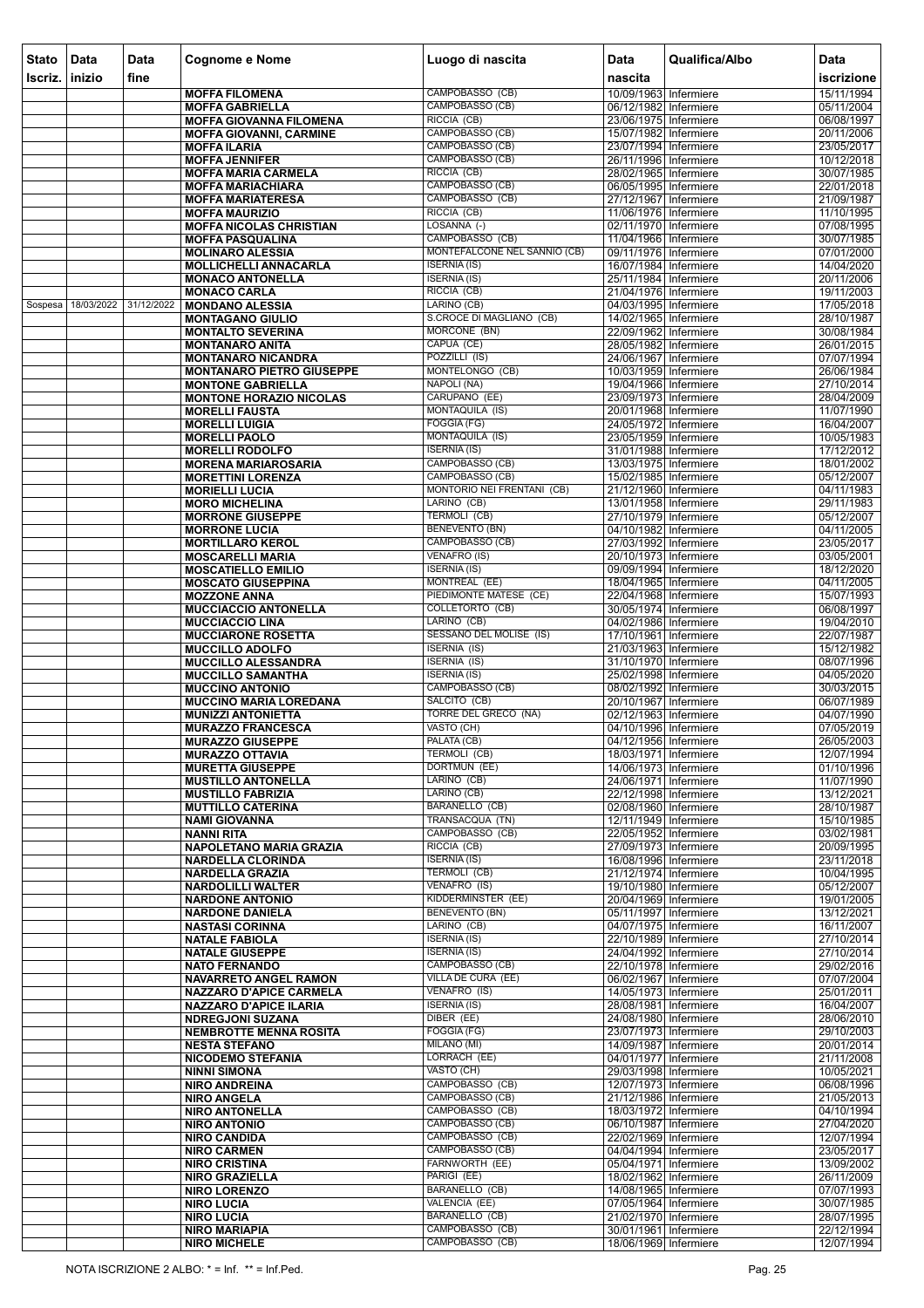| Stato Iscriz. | Data inizio | Data fine | Cognome e Nome | Luogo di nascita | Data nascita | Qualifica/Albo | Data iscrizione |
|---|---|---|---|---|---|---|---|
| | | | MOFFA FILOMENA | CAMPOBASSO (CB) | 10/09/1963 | Infermiere | 15/11/1994 |
| | | | MOFFA GABRIELLA | CAMPOBASSO (CB) | 06/12/1982 | Infermiere | 05/11/2004 |
| | | | MOFFA GIOVANNA FILOMENA | RICCIA (CB) | 23/06/1975 | Infermiere | 06/08/1997 |
| | | | MOFFA GIOVANNI, CARMINE | CAMPOBASSO (CB) | 15/07/1982 | Infermiere | 20/11/2006 |
| | | | MOFFA ILARIA | CAMPOBASSO (CB) | 23/07/1994 | Infermiere | 23/05/2017 |
| | | | MOFFA JENNIFER | CAMPOBASSO (CB) | 26/11/1996 | Infermiere | 10/12/2018 |
| | | | MOFFA MARIA CARMELA | RICCIA (CB) | 28/02/1965 | Infermiere | 30/07/1985 |
| | | | MOFFA MARIACHIARA | CAMPOBASSO (CB) | 06/05/1995 | Infermiere | 22/01/2018 |
| | | | MOFFA MARIATERESA | CAMPOBASSO (CB) | 27/12/1967 | Infermiere | 21/09/1987 |
| | | | MOFFA MAURIZIO | RICCIA (CB) | 11/06/1976 | Infermiere | 11/10/1995 |
| | | | MOFFA NICOLAS CHRISTIAN | LOSANNA (-) | 02/11/1970 | Infermiere | 07/08/1995 |
| | | | MOFFA PASQUALINA | CAMPOBASSO (CB) | 11/04/1966 | Infermiere | 30/07/1985 |
| | | | MOLINARO ALESSIA | MONTEFALCONE NEL SANNIO (CB) | 09/11/1976 | Infermiere | 07/01/2000 |
| | | | MOLLICHELLI ANNACARLA | ISERNIA (IS) | 16/07/1984 | Infermiere | 14/04/2020 |
| | | | MONACO ANTONELLA | ISERNIA (IS) | 25/11/1984 | Infermiere | 20/11/2006 |
| | | | MONACO CARLA | RICCIA (CB) | 21/04/1976 | Infermiere | 19/11/2003 |
| Sospesa | 18/03/2022 | 31/12/2022 | MONDANO ALESSIA | LARINO (CB) | 04/03/1995 | Infermiere | 17/05/2018 |
| | | | MONTAGANO GIULIO | S.CROCE DI MAGLIANO (CB) | 14/02/1965 | Infermiere | 28/10/1987 |
| | | | MONTALTO SEVERINA | MORCONE (BN) | 22/09/1962 | Infermiere | 30/08/1984 |
| | | | MONTANARO ANITA | CAPUA (CE) | 28/05/1982 | Infermiere | 26/01/2015 |
| | | | MONTANARO NICANDRA | POZZILLI (IS) | 24/06/1967 | Infermiere | 07/07/1994 |
| | | | MONTANARO PIETRO GIUSEPPE | MONTELONGO (CB) | 10/03/1959 | Infermiere | 26/06/1984 |
| | | | MONTONE GABRIELLA | NAPOLI (NA) | 19/04/1966 | Infermiere | 27/10/2014 |
| | | | MONTONE HORAZIO NICOLAS | CARUPANO (EE) | 23/09/1973 | Infermiere | 28/04/2009 |
| | | | MORELLI FAUSTA | MONTAQUILA (IS) | 20/01/1968 | Infermiere | 11/07/1990 |
| | | | MORELLI LUIGIA | FOGGIA (FG) | 24/05/1972 | Infermiere | 16/04/2007 |
| | | | MORELLI PAOLO | MONTAQUILA (IS) | 23/05/1959 | Infermiere | 10/05/1983 |
| | | | MORELLI RODOLFO | ISERNIA (IS) | 31/01/1988 | Infermiere | 17/12/2012 |
| | | | MORENA MARIAROSARIA | CAMPOBASSO (CB) | 13/03/1975 | Infermiere | 18/01/2002 |
| | | | MORETTINI LORENZA | CAMPOBASSO (CB) | 15/02/1985 | Infermiere | 05/12/2007 |
| | | | MORIELLI LUCIA | MONTORIO NEI FRENTANI (CB) | 21/12/1960 | Infermiere | 04/11/1983 |
| | | | MORO MICHELINA | LARINO (CB) | 13/01/1958 | Infermiere | 29/11/1983 |
| | | | MORRONE GIUSEPPE | TERMOLI (CB) | 27/10/1979 | Infermiere | 05/12/2007 |
| | | | MORRONE LUCIA | BENEVENTO (BN) | 04/10/1982 | Infermiere | 04/11/2005 |
| | | | MORTILLARO KEROL | CAMPOBASSO (CB) | 27/03/1992 | Infermiere | 23/05/2017 |
| | | | MOSCARELLI MARIA | VENAFRO (IS) | 20/10/1973 | Infermiere | 03/05/2001 |
| | | | MOSCATIELLO EMILIO | ISERNIA (IS) | 09/09/1994 | Infermiere | 18/12/2020 |
| | | | MOSCATO GIUSEPPINA | MONTREAL (EE) | 18/04/1965 | Infermiere | 04/11/2005 |
| | | | MOZZONE ANNA | PIEDIMONTE MATESE (CE) | 22/04/1968 | Infermiere | 15/07/1993 |
| | | | MUCCIACCIO ANTONELLA | COLLETORTO (CB) | 30/05/1974 | Infermiere | 06/08/1997 |
| | | | MUCCIACCIO LINA | LARINO (CB) | 04/02/1986 | Infermiere | 19/04/2010 |
| | | | MUCCIARONE ROSETTA | SESSANO DEL MOLISE (IS) | 17/10/1961 | Infermiere | 22/07/1987 |
| | | | MUCCILLO ADOLFO | ISERNIA (IS) | 21/03/1963 | Infermiere | 15/12/1982 |
| | | | MUCCILLO ALESSANDRA | ISERNIA (IS) | 31/10/1970 | Infermiere | 08/07/1996 |
| | | | MUCCILLO SAMANTHA | ISERNIA (IS) | 25/02/1998 | Infermiere | 04/05/2020 |
| | | | MUCCINO ANTONIO | CAMPOBASSO (CB) | 08/02/1992 | Infermiere | 30/03/2015 |
| | | | MUCCINO MARIA LOREDANA | SALCITO (CB) | 20/10/1967 | Infermiere | 06/07/1989 |
| | | | MUNIZZI ANTONIETTA | TORRE DEL GRECO (NA) | 02/12/1963 | Infermiere | 04/07/1990 |
| | | | MURAZZO FRANCESCA | VASTO (CH) | 04/10/1996 | Infermiere | 07/05/2019 |
| | | | MURAZZO GIUSEPPE | PALATA (CB) | 04/12/1956 | Infermiere | 26/05/2003 |
| | | | MURAZZO OTTAVIA | TERMOLI (CB) | 18/03/1971 | Infermiere | 12/07/1994 |
| | | | MURETTA GIUSEPPE | DORTMUN (EE) | 14/06/1973 | Infermiere | 01/10/1996 |
| | | | MUSTILLO ANTONELLA | LARINO (CB) | 24/06/1971 | Infermiere | 11/07/1990 |
| | | | MUSTILLO FABRIZIA | LARINO (CB) | 22/12/1998 | Infermiere | 13/12/2021 |
| | | | MUTTILLO CATERINA | BARANELLO (CB) | 02/08/1960 | Infermiere | 28/10/1987 |
| | | | NAMI GIOVANNA | TRANSACQUA (TN) | 12/11/1949 | Infermiere | 15/10/1985 |
| | | | NANNI RITA | CAMPOBASSO (CB) | 22/05/1952 | Infermiere | 03/02/1981 |
| | | | NAPOLETANO MARIA GRAZIA | RICCIA (CB) | 27/09/1973 | Infermiere | 20/09/1995 |
| | | | NARDELLA CLORINDA | ISERNIA (IS) | 16/08/1996 | Infermiere | 23/11/2018 |
| | | | NARDELLA GRAZIA | TERMOLI (CB) | 21/12/1974 | Infermiere | 10/04/1995 |
| | | | NARDOLILLI WALTER | VENAFRO (IS) | 19/10/1980 | Infermiere | 05/12/2007 |
| | | | NARDONE ANTONIO | KIDDERMINSTER (EE) | 20/04/1969 | Infermiere | 19/01/2005 |
| | | | NARDONE DANIELA | BENEVENTO (BN) | 05/11/1997 | Infermiere | 13/12/2021 |
| | | | NASTASI CORINNA | LARINO (CB) | 04/07/1975 | Infermiere | 16/11/2007 |
| | | | NATALE FABIOLA | ISERNIA (IS) | 22/10/1989 | Infermiere | 27/10/2014 |
| | | | NATALE GIUSEPPE | ISERNIA (IS) | 24/04/1992 | Infermiere | 27/10/2014 |
| | | | NATO FERNANDO | CAMPOBASSO (CB) | 22/10/1978 | Infermiere | 29/02/2016 |
| | | | NAVARRETO ANGEL RAMON | VILLA DE CURA (EE) | 06/02/1967 | Infermiere | 07/07/2004 |
| | | | NAZZARO D'APICE CARMELA | VENAFRO (IS) | 14/05/1973 | Infermiere | 25/01/2011 |
| | | | NAZZARO D'APICE ILARIA | ISERNIA (IS) | 28/08/1981 | Infermiere | 16/04/2007 |
| | | | NDREGJONI SUZANA | DIBER (EE) | 24/08/1980 | Infermiere | 28/06/2010 |
| | | | NEMBROTTE MENNA ROSITA | FOGGIA (FG) | 23/07/1973 | Infermiere | 29/10/2003 |
| | | | NESTA STEFANO | MILANO (MI) | 14/09/1987 | Infermiere | 20/01/2014 |
| | | | NICODEMO STEFANIA | LORRACH (EE) | 04/01/1977 | Infermiere | 21/11/2008 |
| | | | NINNI SIMONA | VASTO (CH) | 29/03/1998 | Infermiere | 10/05/2021 |
| | | | NIRO ANDREINA | CAMPOBASSO (CB) | 12/07/1973 | Infermiere | 06/08/1996 |
| | | | NIRO ANGELA | CAMPOBASSO (CB) | 21/12/1986 | Infermiere | 21/05/2013 |
| | | | NIRO ANTONELLA | CAMPOBASSO (CB) | 18/03/1972 | Infermiere | 04/10/1994 |
| | | | NIRO ANTONIO | CAMPOBASSO (CB) | 06/10/1987 | Infermiere | 27/04/2020 |
| | | | NIRO CANDIDA | CAMPOBASSO (CB) | 22/02/1969 | Infermiere | 12/07/1994 |
| | | | NIRO CARMEN | CAMPOBASSO (CB) | 04/04/1994 | Infermiere | 23/05/2017 |
| | | | NIRO CRISTINA | FARNWORTH (EE) | 05/04/1971 | Infermiere | 13/09/2002 |
| | | | NIRO GRAZIELLA | PARIGI (EE) | 18/02/1962 | Infermiere | 26/11/2009 |
| | | | NIRO LORENZO | BARANELLO (CB) | 14/08/1965 | Infermiere | 07/07/1993 |
| | | | NIRO LUCIA | VALENCIA (EE) | 07/05/1964 | Infermiere | 30/07/1985 |
| | | | NIRO LUCIA | BARANELLO (CB) | 21/02/1970 | Infermiere | 28/07/1995 |
| | | | NIRO MARIAPIA | CAMPOBASSO (CB) | 30/01/1961 | Infermiere | 22/12/1994 |
| | | | NIRO MICHELE | CAMPOBASSO (CB) | 18/06/1969 | Infermiere | 12/07/1994 |

NOTA ISCRIZIONE 2 ALBO: * = Inf. ** = Inf.Ped.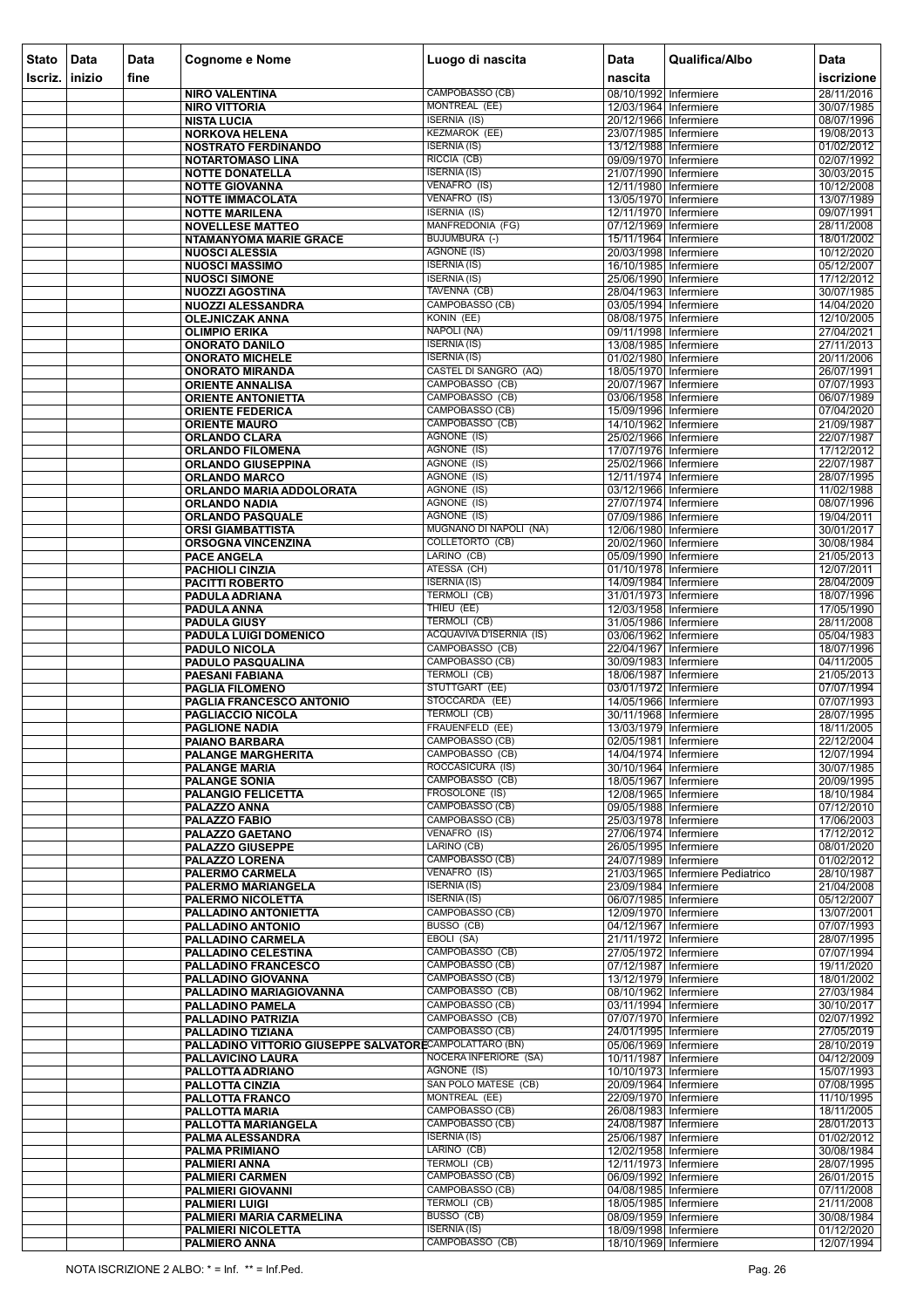| Stato Iscriz. | Data inizio | Data fine | Cognome e Nome | Luogo di nascita | Data nascita | Qualifica/Albo | Data iscrizione |
|---|---|---|---|---|---|---|---|
| | | | NIRO VALENTINA | CAMPOBASSO (CB) | 08/10/1992 | Infermiere | 28/11/2016 |
| | | | NIRO VITTORIA | MONTREAL (EE) | 12/03/1964 | Infermiere | 30/07/1985 |
| | | | NISTA LUCIA | ISERNIA (IS) | 20/12/1966 | Infermiere | 08/07/1996 |
| | | | NORKOVA HELENA | KEZMAROK (EE) | 23/07/1985 | Infermiere | 19/08/2013 |
| | | | NOSTRATO FERDINANDO | ISERNIA (IS) | 13/12/1988 | Infermiere | 01/02/2012 |
| | | | NOTARTOMASO LINA | RICCIA (CB) | 09/09/1970 | Infermiere | 02/07/1992 |
| | | | NOTTE DONATELLA | ISERNIA (IS) | 21/07/1990 | Infermiere | 30/03/2015 |
| | | | NOTTE GIOVANNA | VENAFRO (IS) | 12/11/1980 | Infermiere | 10/12/2008 |
| | | | NOTTE IMMACOLATA | VENAFRO (IS) | 13/05/1970 | Infermiere | 13/07/1989 |
| | | | NOTTE MARILENA | ISERNIA (IS) | 12/11/1970 | Infermiere | 09/07/1991 |
| | | | NOVELLESE MATTEO | MANFREDONIA (FG) | 07/12/1969 | Infermiere | 28/11/2008 |
| | | | NTAMANYOMA MARIE GRACE | BUJUMBURA (-) | 15/11/1964 | Infermiere | 18/01/2002 |
| | | | NUOSCI ALESSIA | AGNONE (IS) | 20/03/1998 | Infermiere | 10/12/2020 |
| | | | NUOSCI MASSIMO | ISERNIA (IS) | 16/10/1985 | Infermiere | 05/12/2007 |
| | | | NUOSCI SIMONE | ISERNIA (IS) | 25/06/1990 | Infermiere | 17/12/2012 |
| | | | NUOZZI AGOSTINA | TAVENNA (CB) | 28/04/1963 | Infermiere | 30/07/1985 |
| | | | NUOZZI ALESSANDRA | CAMPOBASSO (CB) | 03/05/1994 | Infermiere | 14/04/2020 |
| | | | OLEJNICZAK ANNA | KONIN (EE) | 08/08/1975 | Infermiere | 12/10/2005 |
| | | | OLIMPIO ERIKA | NAPOLI (NA) | 09/11/1998 | Infermiere | 27/04/2021 |
| | | | ONORATO DANILO | ISERNIA (IS) | 13/08/1985 | Infermiere | 27/11/2013 |
| | | | ONORATO MICHELE | ISERNIA (IS) | 01/02/1980 | Infermiere | 20/11/2006 |
| | | | ONORATO MIRANDA | CASTEL DI SANGRO (AQ) | 18/05/1970 | Infermiere | 26/07/1991 |
| | | | ORIENTE ANNALISA | CAMPOBASSO (CB) | 20/07/1967 | Infermiere | 07/07/1993 |
| | | | ORIENTE ANTONIETTA | CAMPOBASSO (CB) | 03/06/1958 | Infermiere | 06/07/1989 |
| | | | ORIENTE FEDERICA | CAMPOBASSO (CB) | 15/09/1996 | Infermiere | 07/04/2020 |
| | | | ORIENTE MAURO | CAMPOBASSO (CB) | 14/10/1962 | Infermiere | 21/09/1987 |
| | | | ORLANDO CLARA | AGNONE (IS) | 25/02/1966 | Infermiere | 22/07/1987 |
| | | | ORLANDO FILOMENA | AGNONE (IS) | 17/07/1976 | Infermiere | 17/12/2012 |
| | | | ORLANDO GIUSEPPINA | AGNONE (IS) | 25/02/1966 | Infermiere | 22/07/1987 |
| | | | ORLANDO MARCO | AGNONE (IS) | 12/11/1974 | Infermiere | 28/07/1995 |
| | | | ORLANDO MARIA ADDOLORATA | AGNONE (IS) | 03/12/1966 | Infermiere | 11/02/1988 |
| | | | ORLANDO NADIA | AGNONE (IS) | 27/07/1974 | Infermiere | 08/07/1996 |
| | | | ORLANDO PASQUALE | AGNONE (IS) | 07/09/1986 | Infermiere | 19/04/2011 |
| | | | ORSI GIAMBATTISTA | MUGNANO DI NAPOLI (NA) | 12/06/1980 | Infermiere | 30/01/2017 |
| | | | ORSOGNA VINCENZINA | COLLETORTO (CB) | 20/02/1960 | Infermiere | 30/08/1984 |
| | | | PACE ANGELA | LARINO (CB) | 05/09/1990 | Infermiere | 21/05/2013 |
| | | | PACHIOLI CINZIA | ATESSA (CH) | 01/10/1978 | Infermiere | 12/07/2011 |
| | | | PACITTI ROBERTO | ISERNIA (IS) | 14/09/1984 | Infermiere | 28/04/2009 |
| | | | PADULA ADRIANA | TERMOLI (CB) | 31/01/1973 | Infermiere | 18/07/1996 |
| | | | PADULA ANNA | THIEU (EE) | 12/03/1958 | Infermiere | 17/05/1990 |
| | | | PADULA GIUSY | TERMOLI (CB) | 31/05/1986 | Infermiere | 28/11/2008 |
| | | | PADULA LUIGI DOMENICO | ACQUAVIVA D'ISERNIA (IS) | 03/06/1962 | Infermiere | 05/04/1983 |
| | | | PADULO NICOLA | CAMPOBASSO (CB) | 22/04/1967 | Infermiere | 18/07/1996 |
| | | | PADULO PASQUALINA | CAMPOBASSO (CB) | 30/09/1983 | Infermiere | 04/11/2005 |
| | | | PAESANI FABIANA | TERMOLI (CB) | 18/06/1987 | Infermiere | 21/05/2013 |
| | | | PAGLIA FILOMENO | STUTTGART (EE) | 03/01/1972 | Infermiere | 07/07/1994 |
| | | | PAGLIA FRANCESCO ANTONIO | STOCCARDA (EE) | 14/05/1966 | Infermiere | 07/07/1993 |
| | | | PAGLIACCIO NICOLA | TERMOLI (CB) | 30/11/1968 | Infermiere | 28/07/1995 |
| | | | PAGLIONE NADIA | FRAUENFELD (EE) | 13/03/1979 | Infermiere | 18/11/2005 |
| | | | PAIANO BARBARA | CAMPOBASSO (CB) | 02/05/1981 | Infermiere | 22/12/2004 |
| | | | PALANGE MARGHERITA | CAMPOBASSO (CB) | 14/04/1974 | Infermiere | 12/07/1994 |
| | | | PALANGE MARIA | ROCCASICURA (IS) | 30/10/1964 | Infermiere | 30/07/1985 |
| | | | PALANGE SONIA | CAMPOBASSO (CB) | 18/05/1967 | Infermiere | 20/09/1995 |
| | | | PALANGIO FELICETTA | FROSOLONE (IS) | 12/08/1965 | Infermiere | 18/10/1984 |
| | | | PALAZZO ANNA | CAMPOBASSO (CB) | 09/05/1988 | Infermiere | 07/12/2010 |
| | | | PALAZZO FABIO | CAMPOBASSO (CB) | 25/03/1978 | Infermiere | 17/06/2003 |
| | | | PALAZZO GAETANO | VENAFRO (IS) | 27/06/1974 | Infermiere | 17/12/2012 |
| | | | PALAZZO GIUSEPPE | LARINO (CB) | 26/05/1995 | Infermiere | 08/01/2020 |
| | | | PALAZZO LORENA | CAMPOBASSO (CB) | 24/07/1989 | Infermiere | 01/02/2012 |
| | | | PALERMO CARMELA | VENAFRO (IS) | 21/03/1965 | Infermiere Pediatrico | 28/10/1987 |
| | | | PALERMO MARIANGELA | ISERNIA (IS) | 23/09/1984 | Infermiere | 21/04/2008 |
| | | | PALERMO NICOLETTA | ISERNIA (IS) | 06/07/1985 | Infermiere | 05/12/2007 |
| | | | PALLADINO ANTONIETTA | CAMPOBASSO (CB) | 12/09/1970 | Infermiere | 13/07/2001 |
| | | | PALLADINO ANTONIO | BUSSO (CB) | 04/12/1967 | Infermiere | 07/07/1993 |
| | | | PALLADINO CARMELA | EBOLI (SA) | 21/11/1972 | Infermiere | 28/07/1995 |
| | | | PALLADINO CELESTINA | CAMPOBASSO (CB) | 27/05/1972 | Infermiere | 07/07/1994 |
| | | | PALLADINO FRANCESCO | CAMPOBASSO (CB) | 07/12/1987 | Infermiere | 19/11/2020 |
| | | | PALLADINO GIOVANNA | CAMPOBASSO (CB) | 13/12/1979 | Infermiere | 18/01/2002 |
| | | | PALLADINO MARIAGIOVANNA | CAMPOBASSO (CB) | 08/10/1962 | Infermiere | 27/03/1984 |
| | | | PALLADINO PAMELA | CAMPOBASSO (CB) | 03/11/1994 | Infermiere | 30/10/2017 |
| | | | PALLADINO PATRIZIA | CAMPOBASSO (CB) | 07/07/1970 | Infermiere | 02/07/1992 |
| | | | PALLADINO TIZIANA | CAMPOBASSO (CB) | 24/01/1995 | Infermiere | 27/05/2019 |
| | | | PALLADINO VITTORIO GIUSEPPE SALVATORE | CAMPOLATTARO (BN) | 05/06/1969 | Infermiere | 28/10/2019 |
| | | | PALLAVICINO LAURA | NOCERA INFERIORE (SA) | 10/11/1987 | Infermiere | 04/12/2009 |
| | | | PALLOTTA ADRIANO | AGNONE (IS) | 10/10/1973 | Infermiere | 15/07/1993 |
| | | | PALLOTTA CINZIA | SAN POLO MATESE (CB) | 20/09/1964 | Infermiere | 07/08/1995 |
| | | | PALLOTTA FRANCO | MONTREAL (EE) | 22/09/1970 | Infermiere | 11/10/1995 |
| | | | PALLOTTA MARIA | CAMPOBASSO (CB) | 26/08/1983 | Infermiere | 18/11/2005 |
| | | | PALLOTTA MARIANGELA | CAMPOBASSO (CB) | 24/08/1987 | Infermiere | 28/01/2013 |
| | | | PALMA ALESSANDRA | ISERNIA (IS) | 25/06/1987 | Infermiere | 01/02/2012 |
| | | | PALMA PRIMIANO | LARINO (CB) | 12/02/1958 | Infermiere | 30/08/1984 |
| | | | PALMIERI ANNA | TERMOLI (CB) | 12/11/1973 | Infermiere | 28/07/1995 |
| | | | PALMIERI CARMEN | CAMPOBASSO (CB) | 06/09/1992 | Infermiere | 26/01/2015 |
| | | | PALMIERI GIOVANNI | CAMPOBASSO (CB) | 04/08/1985 | Infermiere | 07/11/2008 |
| | | | PALMIERI LUIGI | TERMOLI (CB) | 18/05/1985 | Infermiere | 21/11/2008 |
| | | | PALMIERI MARIA CARMELINA | BUSSO (CB) | 08/09/1959 | Infermiere | 30/08/1984 |
| | | | PALMIERI NICOLETTA | ISERNIA (IS) | 18/09/1998 | Infermiere | 01/12/2020 |
| | | | PALMIERO ANNA | CAMPOBASSO (CB) | 18/10/1969 | Infermiere | 12/07/1994 |

NOTA ISCRIZIONE 2 ALBO: * = Inf. ** = Inf.Ped.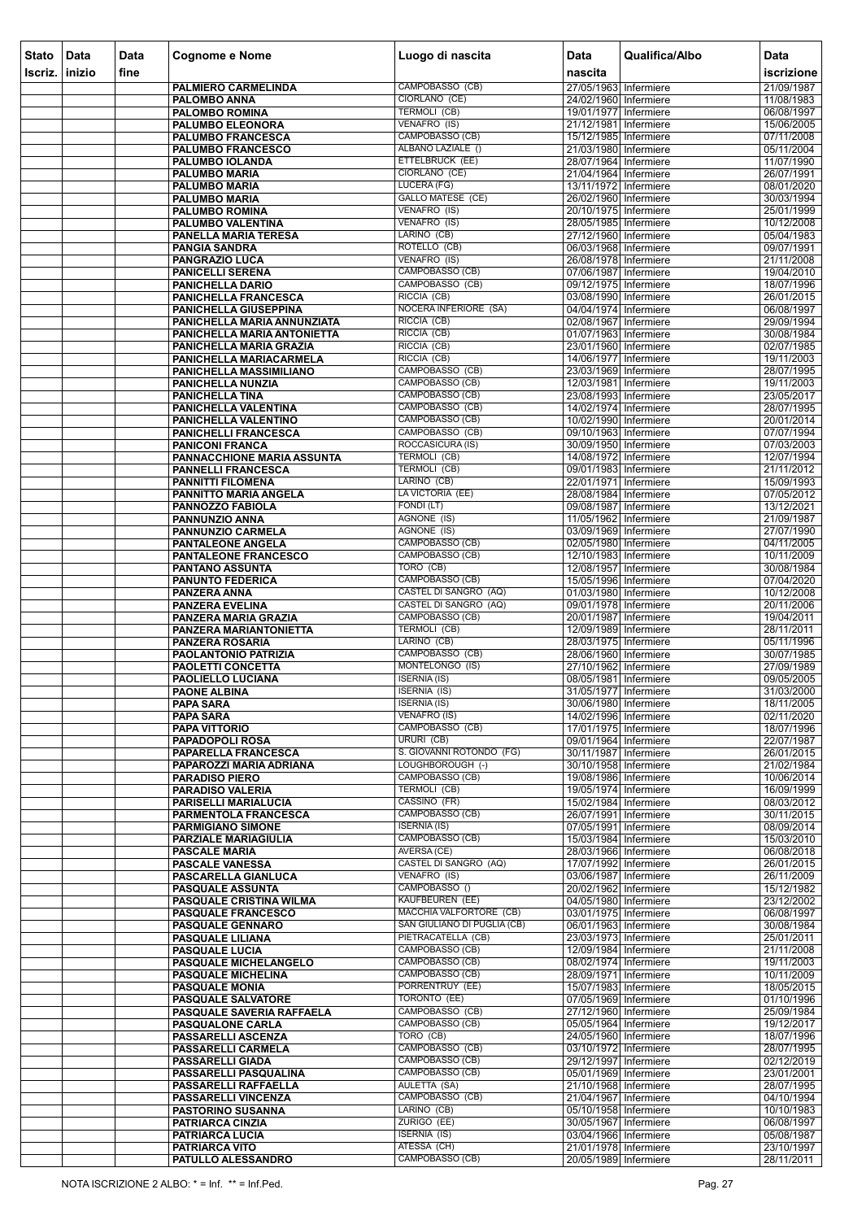| Stato Iscriz. | Data inizio | Data fine | Cognome e Nome | Luogo di nascita | Data nascita | Qualifica/Albo | Data iscrizione |
|---|---|---|---|---|---|---|---|
| | | | PALMIERO CARMELINDA | CAMPOBASSO (CB) | 27/05/1963 | Infermiere | 21/09/1987 |
| | | | PALOMBO ANNA | CIORLANO (CE) | 24/02/1960 | Infermiere | 11/08/1983 |
| | | | PALOMBO ROMINA | TERMOLI (CB) | 19/01/1977 | Infermiere | 06/08/1997 |
| | | | PALUMBO ELEONORA | VENAFRO (IS) | 21/12/1981 | Infermiere | 15/06/2005 |
| | | | PALUMBO FRANCESCA | CAMPOBASSO (CB) | 15/12/1985 | Infermiere | 07/11/2008 |
| | | | PALUMBO FRANCESCO | ALBANO LAZIALE () | 21/03/1980 | Infermiere | 05/11/2004 |
| | | | PALUMBO IOLANDA | ETTELBRUCK (EE) | 28/07/1964 | Infermiere | 11/07/1990 |
| | | | PALUMBO MARIA | CIORLANO (CE) | 21/04/1964 | Infermiere | 26/07/1991 |
| | | | PALUMBO MARIA | LUCERA (FG) | 13/11/1972 | Infermiere | 08/01/2020 |
| | | | PALUMBO MARIA | GALLO MATESE (CE) | 26/02/1960 | Infermiere | 30/03/1994 |
| | | | PALUMBO ROMINA | VENAFRO (IS) | 20/10/1975 | Infermiere | 25/01/1999 |
| | | | PALUMBO VALENTINA | VENAFRO (IS) | 28/05/1985 | Infermiere | 10/12/2008 |
| | | | PANELLA MARIA TERESA | LARINO (CB) | 27/12/1960 | Infermiere | 05/04/1983 |
| | | | PANGIA SANDRA | ROTELLO (CB) | 06/03/1968 | Infermiere | 09/07/1991 |
| | | | PANGRAZIO LUCA | VENAFRO (IS) | 26/08/1978 | Infermiere | 21/11/2008 |
| | | | PANICELLI SERENA | CAMPOBASSO (CB) | 07/06/1987 | Infermiere | 19/04/2010 |
| | | | PANICHELLA DARIO | CAMPOBASSO (CB) | 09/12/1975 | Infermiere | 18/07/1996 |
| | | | PANICHELLA FRANCESCA | RICCIA (CB) | 03/08/1990 | Infermiere | 26/01/2015 |
| | | | PANICHELLA GIUSEPPINA | NOCERA INFERIORE (SA) | 04/04/1974 | Infermiere | 06/08/1997 |
| | | | PANICHELLA MARIA ANNUNZIATA | RICCIA (CB) | 02/08/1967 | Infermiere | 29/09/1994 |
| | | | PANICHELLA MARIA ANTONIETTA | RICCIA (CB) | 01/07/1963 | Infermiere | 30/08/1984 |
| | | | PANICHELLA MARIA GRAZIA | RICCIA (CB) | 23/01/1960 | Infermiere | 02/07/1985 |
| | | | PANICHELLA MARIACARMELA | RICCIA (CB) | 14/06/1977 | Infermiere | 19/11/2003 |
| | | | PANICHELLA MASSIMILIANO | CAMPOBASSO (CB) | 23/03/1969 | Infermiere | 28/07/1995 |
| | | | PANICHELLA NUNZIA | CAMPOBASSO (CB) | 12/03/1981 | Infermiere | 19/11/2003 |
| | | | PANICHELLA TINA | CAMPOBASSO (CB) | 23/08/1993 | Infermiere | 23/05/2017 |
| | | | PANICHELLA VALENTINA | CAMPOBASSO (CB) | 14/02/1974 | Infermiere | 28/07/1995 |
| | | | PANICHELLA VALENTINO | CAMPOBASSO (CB) | 10/02/1990 | Infermiere | 20/01/2014 |
| | | | PANICHELLI FRANCESCA | CAMPOBASSO (CB) | 09/10/1963 | Infermiere | 07/07/1994 |
| | | | PANICONI FRANCA | ROCCASICURA (IS) | 30/09/1950 | Infermiere | 07/03/2003 |
| | | | PANNACCHIONE MARIA ASSUNTA | TERMOLI (CB) | 14/08/1972 | Infermiere | 12/07/1994 |
| | | | PANNELLI FRANCESCA | TERMOLI (CB) | 09/01/1983 | Infermiere | 21/11/2012 |
| | | | PANNITTI FILOMENA | LARINO (CB) | 22/01/1971 | Infermiere | 15/09/1993 |
| | | | PANNITTO MARIA ANGELA | LA VICTORIA (EE) | 28/08/1984 | Infermiere | 07/05/2012 |
| | | | PANNOZZO FABIOLA | FONDI (LT) | 09/08/1987 | Infermiere | 13/12/2021 |
| | | | PANNUNZIO ANNA | AGNONE (IS) | 11/05/1962 | Infermiere | 21/09/1987 |
| | | | PANNUNZIO CARMELA | AGNONE (IS) | 03/09/1969 | Infermiere | 27/07/1990 |
| | | | PANTALEONE ANGELA | CAMPOBASSO (CB) | 02/05/1980 | Infermiere | 04/11/2005 |
| | | | PANTALEONE FRANCESCO | CAMPOBASSO (CB) | 12/10/1983 | Infermiere | 10/11/2009 |
| | | | PANTANO ASSUNTA | TORO (CB) | 12/08/1957 | Infermiere | 30/08/1984 |
| | | | PANUNTO FEDERICA | CAMPOBASSO (CB) | 15/05/1996 | Infermiere | 07/04/2020 |
| | | | PANZERA ANNA | CASTEL DI SANGRO (AQ) | 01/03/1980 | Infermiere | 10/12/2008 |
| | | | PANZERA EVELINA | CASTEL DI SANGRO (AQ) | 09/01/1978 | Infermiere | 20/11/2006 |
| | | | PANZERA MARIA GRAZIA | CAMPOBASSO (CB) | 20/01/1987 | Infermiere | 19/04/2011 |
| | | | PANZERA MARIANTONIETTA | TERMOLI (CB) | 12/09/1989 | Infermiere | 28/11/2011 |
| | | | PANZERA ROSARIA | LARINO (CB) | 28/03/1975 | Infermiere | 05/11/1996 |
| | | | PAOLANTONIO PATRIZIA | CAMPOBASSO (CB) | 28/06/1960 | Infermiere | 30/07/1985 |
| | | | PAOLETTI CONCETTA | MONTELONGO (IS) | 27/10/1962 | Infermiere | 27/09/1989 |
| | | | PAOLIELLO LUCIANA | ISERNIA (IS) | 08/05/1981 | Infermiere | 09/05/2005 |
| | | | PAONE ALBINA | ISERNIA (IS) | 31/05/1977 | Infermiere | 31/03/2000 |
| | | | PAPA SARA | ISERNIA (IS) | 30/06/1980 | Infermiere | 18/11/2005 |
| | | | PAPA SARA | VENAFRO (IS) | 14/02/1996 | Infermiere | 02/11/2020 |
| | | | PAPA VITTORIO | CAMPOBASSO (CB) | 17/01/1975 | Infermiere | 18/07/1996 |
| | | | PAPADOPOLI ROSA | URURI (CB) | 09/01/1964 | Infermiere | 22/07/1987 |
| | | | PAPARELLA FRANCESCA | S. GIOVANNI ROTONDO (FG) | 30/11/1987 | Infermiere | 26/01/2015 |
| | | | PAPAROZZI MARIA ADRIANA | LOUGHBOROUGH (-) | 30/10/1958 | Infermiere | 21/02/1984 |
| | | | PARADISO PIERO | CAMPOBASSO (CB) | 19/08/1986 | Infermiere | 10/06/2014 |
| | | | PARADISO VALERIA | TERMOLI (CB) | 19/05/1974 | Infermiere | 16/09/1999 |
| | | | PARISELLI MARIALUCIA | CASSINO (FR) | 15/02/1984 | Infermiere | 08/03/2012 |
| | | | PARMENTOLA FRANCESCA | CAMPOBASSO (CB) | 26/07/1991 | Infermiere | 30/11/2015 |
| | | | PARMIGIANO SIMONE | ISERNIA (IS) | 07/05/1991 | Infermiere | 08/09/2014 |
| | | | PARZIALE MARIAGIULIA | CAMPOBASSO (CB) | 15/03/1984 | Infermiere | 15/03/2010 |
| | | | PASCALE MARIA | AVERSA (CE) | 28/03/1966 | Infermiere | 06/08/2018 |
| | | | PASCALE VANESSA | CASTEL DI SANGRO (AQ) | 17/07/1992 | Infermiere | 26/01/2015 |
| | | | PASCARELLA GIANLUCA | VENAFRO (IS) | 03/06/1987 | Infermiere | 26/11/2009 |
| | | | PASQUALE ASSUNTA | CAMPOBASSO () | 20/02/1962 | Infermiere | 15/12/1982 |
| | | | PASQUALE CRISTINA WILMA | KAUFBEUREN (EE) | 04/05/1980 | Infermiere | 23/12/2002 |
| | | | PASQUALE FRANCESCO | MACCHIA VALFORTORE (CB) | 03/01/1975 | Infermiere | 06/08/1997 |
| | | | PASQUALE GENNARO | SAN GIULIANO DI PUGLIA (CB) | 06/01/1963 | Infermiere | 30/08/1984 |
| | | | PASQUALE LILIANA | PIETRACATELLA (CB) | 23/03/1973 | Infermiere | 25/01/2011 |
| | | | PASQUALE LUCIA | CAMPOBASSO (CB) | 12/09/1984 | Infermiere | 21/11/2008 |
| | | | PASQUALE MICHELANGELO | CAMPOBASSO (CB) | 08/02/1974 | Infermiere | 19/11/2003 |
| | | | PASQUALE MICHELINA | CAMPOBASSO (CB) | 28/09/1971 | Infermiere | 10/11/2009 |
| | | | PASQUALE MONIA | PORRENTRUY (EE) | 15/07/1983 | Infermiere | 18/05/2015 |
| | | | PASQUALE SALVATORE | TORONTO (EE) | 07/05/1969 | Infermiere | 01/10/1996 |
| | | | PASQUALE SAVERIA RAFFAELA | CAMPOBASSO (CB) | 27/12/1960 | Infermiere | 25/09/1984 |
| | | | PASQUALONE CARLA | CAMPOBASSO (CB) | 05/05/1964 | Infermiere | 19/12/2017 |
| | | | PASSARELLI ASCENZA | TORO (CB) | 24/05/1960 | Infermiere | 18/07/1996 |
| | | | PASSARELLI CARMELA | CAMPOBASSO (CB) | 03/10/1972 | Infermiere | 28/07/1995 |
| | | | PASSARELLI GIADA | CAMPOBASSO (CB) | 29/12/1997 | Infermiere | 02/12/2019 |
| | | | PASSARELLI PASQUALINA | CAMPOBASSO (CB) | 05/01/1969 | Infermiere | 23/01/2001 |
| | | | PASSARELLI RAFFAELLA | AULETTA (SA) | 21/10/1968 | Infermiere | 28/07/1995 |
| | | | PASSARELLI VINCENZA | CAMPOBASSO (CB) | 21/04/1967 | Infermiere | 04/10/1994 |
| | | | PASTORINO SUSANNA | LARINO (CB) | 05/10/1958 | Infermiere | 10/10/1983 |
| | | | PATRIARCA CINZIA | ZURIGO (EE) | 30/05/1967 | Infermiere | 06/08/1997 |
| | | | PATRIARCA LUCIA | ISERNIA (IS) | 03/04/1966 | Infermiere | 05/08/1987 |
| | | | PATRIARCA VITO | ATESSA (CH) | 21/01/1978 | Infermiere | 23/10/1997 |
| | | | PATULLO ALESSANDRO | CAMPOBASSO (CB) | 20/05/1989 | Infermiere | 28/11/2011 |

NOTA ISCRIZIONE 2 ALBO: * = Inf. ** = Inf.Ped.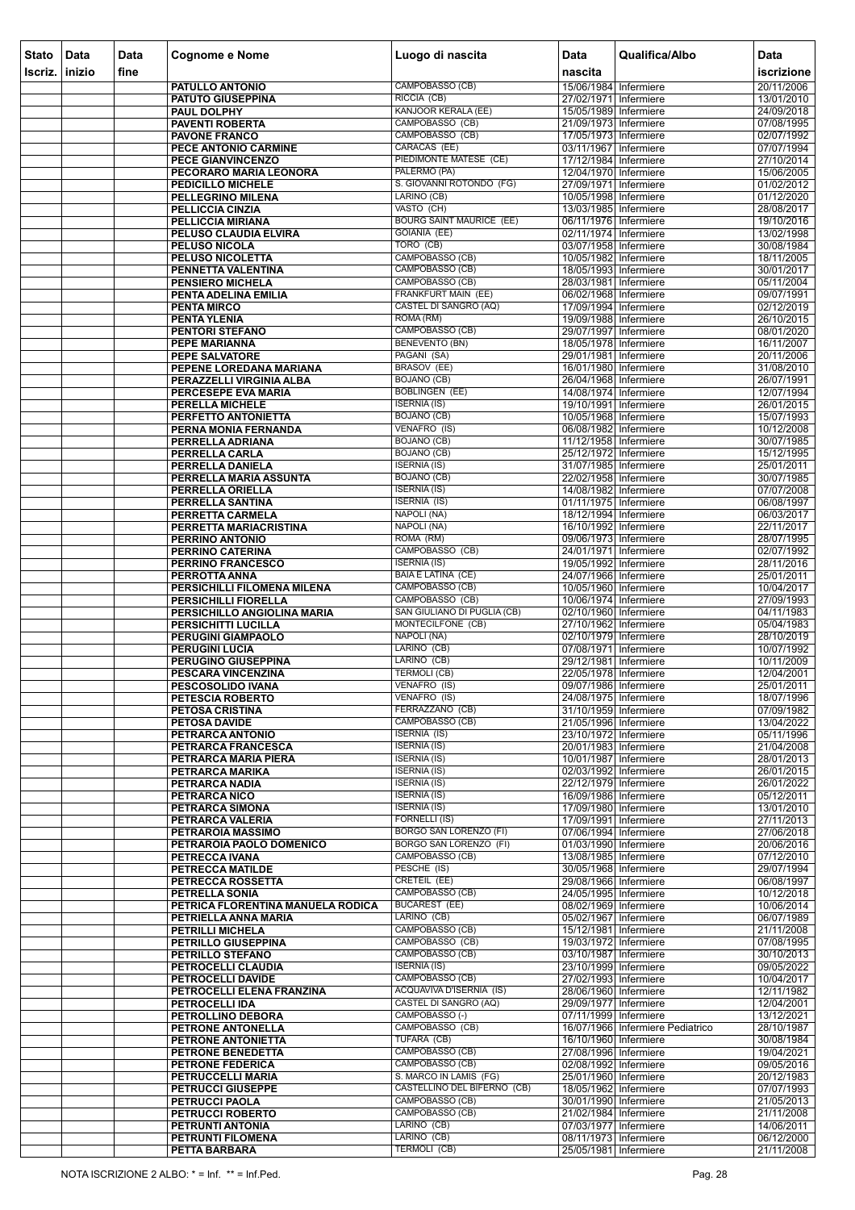| Stato Iscriz. | Data inizio | Data fine | Cognome e Nome | Luogo di nascita | Data nascita | Qualifica/Albo | Data iscrizione |
|---|---|---|---|---|---|---|---|
| | | | PATULLO ANTONIO | CAMPOBASSO (CB) | 15/06/1984 | Infermiere | 20/11/2006 |
| | | | PATUTO GIUSEPPINA | RICCIA (CB) | 27/02/1971 | Infermiere | 13/01/2010 |
| | | | PAUL DOLPHY | KANJOOR KERALA (EE) | 15/05/1989 | Infermiere | 24/09/2018 |
| | | | PAVENTI ROBERTA | CAMPOBASSO (CB) | 21/09/1973 | Infermiere | 07/08/1995 |
| | | | PAVONE FRANCO | CAMPOBASSO (CB) | 17/05/1973 | Infermiere | 02/07/1992 |
| | | | PECE ANTONIO CARMINE | CARACAS (EE) | 03/11/1967 | Infermiere | 07/07/1994 |
| | | | PECE GIANVINCENZO | PIEDIMONTE MATESE (CE) | 17/12/1984 | Infermiere | 27/10/2014 |
| | | | PECORARO MARIA LEONORA | PALERMO (PA) | 12/04/1970 | Infermiere | 15/06/2005 |
| | | | PEDICILLO MICHELE | S. GIOVANNI ROTONDO (FG) | 27/09/1971 | Infermiere | 01/02/2012 |
| | | | PELLEGRINO MILENA | LARINO (CB) | 10/05/1998 | Infermiere | 01/12/2020 |
| | | | PELLICCIA CINZIA | VASTO (CH) | 13/03/1985 | Infermiere | 28/08/2017 |
| | | | PELLICCIA MIRIANA | BOURG SAINT MAURICE (EE) | 06/11/1976 | Infermiere | 19/10/2016 |
| | | | PELUSO CLAUDIA ELVIRA | GOIANIA (EE) | 02/11/1974 | Infermiere | 13/02/1998 |
| | | | PELUSO NICOLA | TORO (CB) | 03/07/1958 | Infermiere | 30/08/1984 |
| | | | PELUSO NICOLETTA | CAMPOBASSO (CB) | 10/05/1982 | Infermiere | 18/11/2005 |
| | | | PENNETTA VALENTINA | CAMPOBASSO (CB) | 18/05/1993 | Infermiere | 30/01/2017 |
| | | | PENSIERO MICHELA | CAMPOBASSO (CB) | 28/03/1981 | Infermiere | 05/11/2004 |
| | | | PENTA ADELINA EMILIA | FRANKFURT MAIN (EE) | 06/02/1968 | Infermiere | 09/07/1991 |
| | | | PENTA MIRCO | CASTEL DI SANGRO (AQ) | 17/09/1994 | Infermiere | 02/12/2019 |
| | | | PENTA YLENIA | ROMA (RM) | 19/09/1988 | Infermiere | 26/10/2015 |
| | | | PENTORI STEFANO | CAMPOBASSO (CB) | 29/07/1997 | Infermiere | 08/01/2020 |
| | | | PEPE MARIANNA | BENEVENTO (BN) | 18/05/1978 | Infermiere | 16/11/2007 |
| | | | PEPE SALVATORE | PAGANI (SA) | 29/01/1981 | Infermiere | 20/11/2006 |
| | | | PEPENE LOREDANA MARIANA | BRASOV (EE) | 16/01/1980 | Infermiere | 31/08/2010 |
| | | | PERAZZELLI VIRGINIA ALBA | BOJANO (CB) | 26/04/1968 | Infermiere | 26/07/1991 |
| | | | PERCESEPE EVA MARIA | BOBLINGEN (EE) | 14/08/1974 | Infermiere | 12/07/1994 |
| | | | PERELLA MICHELE | ISERNIA (IS) | 19/10/1991 | Infermiere | 26/01/2015 |
| | | | PERFETTO ANTONIETTA | BOJANO (CB) | 10/05/1968 | Infermiere | 15/07/1993 |
| | | | PERNA MONIA FERNANDA | VENAFRO (IS) | 06/08/1982 | Infermiere | 10/12/2008 |
| | | | PERRELLA ADRIANA | BOJANO (CB) | 11/12/1958 | Infermiere | 30/07/1985 |
| | | | PERRELLA CARLA | BOJANO (CB) | 25/12/1972 | Infermiere | 15/12/1995 |
| | | | PERRELLA DANIELA | ISERNIA (IS) | 31/07/1985 | Infermiere | 25/01/2011 |
| | | | PERRELLA MARIA ASSUNTA | BOJANO (CB) | 22/02/1958 | Infermiere | 30/07/1985 |
| | | | PERRELLA ORIELLA | ISERNIA (IS) | 14/08/1982 | Infermiere | 07/07/2008 |
| | | | PERRELLA SANTINA | ISERNIA (IS) | 01/11/1975 | Infermiere | 06/08/1997 |
| | | | PERRETTA CARMELA | NAPOLI (NA) | 18/12/1994 | Infermiere | 06/03/2017 |
| | | | PERRETTA MARIACRISTINA | NAPOLI (NA) | 16/10/1992 | Infermiere | 22/11/2017 |
| | | | PERRINO ANTONIO | ROMA (RM) | 09/06/1973 | Infermiere | 28/07/1995 |
| | | | PERRINO CATERINA | CAMPOBASSO (CB) | 24/01/1971 | Infermiere | 02/07/1992 |
| | | | PERRINO FRANCESCO | ISERNIA (IS) | 19/05/1992 | Infermiere | 28/11/2016 |
| | | | PERROTTA ANNA | BAIA E LATINA (CE) | 24/07/1966 | Infermiere | 25/01/2011 |
| | | | PERSICHILLI FILOMENA MILENA | CAMPOBASSO (CB) | 10/05/1960 | Infermiere | 10/04/2017 |
| | | | PERSICHILLI FIORELLA | CAMPOBASSO (CB) | 10/06/1974 | Infermiere | 27/09/1993 |
| | | | PERSICHILLO ANGIOLINA MARIA | SAN GIULIANO DI PUGLIA (CB) | 02/10/1960 | Infermiere | 04/11/1983 |
| | | | PERSICHITTI LUCILLA | MONTECILFONE (CB) | 27/10/1962 | Infermiere | 05/04/1983 |
| | | | PERUGINI GIAMPAOLO | NAPOLI (NA) | 02/10/1979 | Infermiere | 28/10/2019 |
| | | | PERUGINI LUCIA | LARINO (CB) | 07/08/1971 | Infermiere | 10/07/1992 |
| | | | PERUGINO GIUSEPPINA | LARINO (CB) | 29/12/1981 | Infermiere | 10/11/2009 |
| | | | PESCARA VINCENZINA | TERMOLI (CB) | 22/05/1978 | Infermiere | 12/04/2001 |
| | | | PESCOSOLIDO IVANA | VENAFRO (IS) | 09/07/1986 | Infermiere | 25/01/2011 |
| | | | PETESCIA ROBERTO | VENAFRO (IS) | 24/08/1975 | Infermiere | 18/07/1996 |
| | | | PETOSA CRISTINA | FERRAZZANO (CB) | 31/10/1959 | Infermiere | 07/09/1982 |
| | | | PETOSA DAVIDE | CAMPOBASSO (CB) | 21/05/1996 | Infermiere | 13/04/2022 |
| | | | PETRARCA ANTONIO | ISERNIA (IS) | 23/10/1972 | Infermiere | 05/11/1996 |
| | | | PETRARCA FRANCESCA | ISERNIA (IS) | 20/01/1983 | Infermiere | 21/04/2008 |
| | | | PETRARCA MARIA PIERA | ISERNIA (IS) | 10/01/1987 | Infermiere | 28/01/2013 |
| | | | PETRARCA MARIKA | ISERNIA (IS) | 02/03/1992 | Infermiere | 26/01/2015 |
| | | | PETRARCA NADIA | ISERNIA (IS) | 22/12/1979 | Infermiere | 26/01/2022 |
| | | | PETRARCA NICO | ISERNIA (IS) | 16/09/1986 | Infermiere | 05/12/2011 |
| | | | PETRARCA SIMONA | ISERNIA (IS) | 17/09/1980 | Infermiere | 13/01/2010 |
| | | | PETRARCA VALERIA | FORNELLI (IS) | 17/09/1991 | Infermiere | 27/11/2013 |
| | | | PETRAROIA MASSIMO | BORGO SAN LORENZO (FI) | 07/06/1994 | Infermiere | 27/06/2018 |
| | | | PETRAROIA PAOLO DOMENICO | BORGO SAN LORENZO (FI) | 01/03/1990 | Infermiere | 20/06/2016 |
| | | | PETRECCA IVANA | CAMPOBASSO (CB) | 13/08/1985 | Infermiere | 07/12/2010 |
| | | | PETRECCA MATILDE | PESCHE (IS) | 30/05/1968 | Infermiere | 29/07/1994 |
| | | | PETRECCA ROSSETTA | CRETEIL (EE) | 29/08/1966 | Infermiere | 06/08/1997 |
| | | | PETRELLA SONIA | CAMPOBASSO (CB) | 24/05/1995 | Infermiere | 10/12/2018 |
| | | | PETRICA FLORENTINA MANUELA RODICA | BUCAREST (EE) | 08/02/1969 | Infermiere | 10/06/2014 |
| | | | PETRIELLA ANNA MARIA | LARINO (CB) | 05/02/1967 | Infermiere | 06/07/1989 |
| | | | PETRILLI MICHELA | CAMPOBASSO (CB) | 15/12/1981 | Infermiere | 21/11/2008 |
| | | | PETRILLO GIUSEPPINA | CAMPOBASSO (CB) | 19/03/1972 | Infermiere | 07/08/1995 |
| | | | PETRILLO STEFANO | CAMPOBASSO (CB) | 03/10/1987 | Infermiere | 30/10/2013 |
| | | | PETROCELLI CLAUDIA | ISERNIA (IS) | 23/10/1999 | Infermiere | 09/05/2022 |
| | | | PETROCELLI DAVIDE | CAMPOBASSO (CB) | 27/02/1993 | Infermiere | 10/04/2017 |
| | | | PETROCELLI ELENA FRANZINA | ACQUAVIVA D'ISERNIA (IS) | 28/06/1960 | Infermiere | 12/11/1982 |
| | | | PETROCELLI IDA | CASTEL DI SANGRO (AQ) | 29/09/1977 | Infermiere | 12/04/2001 |
| | | | PETROLLINO DEBORA | CAMPOBASSO (-) | 07/11/1999 | Infermiere | 13/12/2021 |
| | | | PETRONE ANTONELLA | CAMPOBASSO (CB) | 16/07/1966 | Infermiere Pediatrico | 28/10/1987 |
| | | | PETRONE ANTONIETTA | TUFARA (CB) | 16/10/1960 | Infermiere | 30/08/1984 |
| | | | PETRONE BENEDETTA | CAMPOBASSO (CB) | 27/08/1996 | Infermiere | 19/04/2021 |
| | | | PETRONE FEDERICA | CAMPOBASSO (CB) | 02/08/1992 | Infermiere | 09/05/2016 |
| | | | PETRUCCELLI MARIA | S. MARCO IN LAMIS (FG) | 25/01/1960 | Infermiere | 20/12/1983 |
| | | | PETRUCCI GIUSEPPE | CASTELLINO DEL BIFERNO (CB) | 18/05/1962 | Infermiere | 07/07/1993 |
| | | | PETRUCCI PAOLA | CAMPOBASSO (CB) | 30/01/1990 | Infermiere | 21/05/2013 |
| | | | PETRUCCI ROBERTO | CAMPOBASSO (CB) | 21/02/1984 | Infermiere | 21/11/2008 |
| | | | PETRUNTI ANTONIA | LARINO (CB) | 07/03/1977 | Infermiere | 14/06/2011 |
| | | | PETRUNTI FILOMENA | LARINO (CB) | 08/11/1973 | Infermiere | 06/12/2000 |
| | | | PETTA BARBARA | TERMOLI (CB) | 25/05/1981 | Infermiere | 21/11/2008 |

NOTA ISCRIZIONE 2 ALBO: * = Inf. ** = Inf.Ped.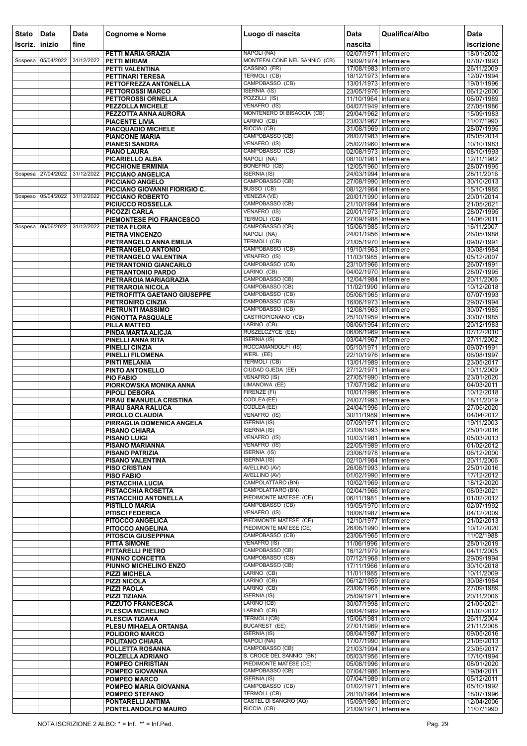| Stato Iscriz. | Data inizio | Data fine | Cognome e Nome | Luogo di nascita | Data nascita | Qualifica/Albo | Data iscrizione |
|---|---|---|---|---|---|---|---|
| | | | PETTI MARIA GRAZIA | NAPOLI (NA) | 02/07/1971 | Infermiere | 18/01/2002 |
| Sospesa | 05/04/2022 | 31/12/2022 | PETTI MIRIAM | MONTEFALCONE NEL SANNIO (CB) | 19/09/1974 | Infermiere | 07/07/1993 |
| | | | PETTI VALENTINA | CASSINO (FR) | 17/08/1983 | Infermiere | 26/11/2009 |
| | | | PETTINARI TERESA | TERMOLI (CB) | 18/12/1973 | Infermiere | 12/07/1994 |
| | | | PETTOFREZZA ANTONELLA | CAMPOBASSO (CB) | 13/01/1973 | Infermiere | 19/01/1996 |
| | | | PETTOROSSI MARCO | ISERNIA (IS) | 23/05/1976 | Infermiere | 06/12/2000 |
| | | | PETTOROSSI ORNELLA | POZZILLI (IS) | 11/10/1964 | Infermiere | 06/07/1989 |
| | | | PEZZOLLA MICHELE | VENAFRO (IS) | 04/07/1949 | Infermiere | 27/05/1986 |
| | | | PEZZOTTA ANNA AURORA | MONTENERO DI BISACCIA (CB) | 29/04/1962 | Infermiere | 15/09/1983 |
| | | | PIACENTE LIVIA | LARINO (CB) | 23/03/1967 | Infermiere | 11/07/1990 |
| | | | PIACQUADIO MICHELE | RICCIA (CB) | 31/08/1969 | Infermiere | 28/07/1995 |
| | | | PIANCONE MARIA | CAMPOBASSO (CB) | 28/07/1983 | Infermiere | 05/05/2014 |
| | | | PIANESI SANDRA | VENAFRO (IS) | 25/02/1960 | Infermiere | 10/10/1983 |
| | | | PIANO LAURA | CAMPOBASSO (CB) | 02/08/1973 | Infermiere | 08/10/1993 |
| | | | PICARIELLO ALBA | NAPOLI (NA) | 08/10/1961 | Infermiere | 12/11/1982 |
| | | | PICCHIONE ERMINIA | BONEFRO (CB) | 12/05/1960 | Infermiere | 28/07/1995 |
| Sospesa | 27/04/2022 | 31/12/2022 | PICCIANO ANGELICA | ISERNIA (IS) | 24/03/1994 | Infermiere | 28/11/2016 |
| | | | PICCIANO ANGELO | CAMPOBASSO (CB) | 27/08/1990 | Infermiere | 30/10/2013 |
| | | | PICCIANO GIOVANNI FIORIGIO C. | BUSSO (CB) | 08/12/1964 | Infermiere | 15/10/1985 |
| Sospeso | 05/04/2022 | 31/12/2022 | PICCIANO ROBERTO | VENEZIA (VE) | 20/01/1990 | Infermiere | 20/01/2014 |
| | | | PICIUCCO ROSSELLA | CAMPOBASSO (CB) | 21/10/1994 | Infermiere | 21/05/2021 |
| | | | PICOZZI CARLA | VENAFRO (IS) | 20/01/1973 | Infermiere | 28/07/1995 |
| | | | PIEMONTESE PIO FRANCESCO | TERMOLI (CB) | 27/09/1988 | Infermiere | 14/06/2011 |
| Sospesa | 06/06/2022 | 31/12/2022 | PIETRA FLORA | CAMPOBASSO (CB) | 15/06/1985 | Infermiere | 16/11/2007 |
| | | | PIETRA VINCENZO | NAPOLI (NA) | 24/01/1956 | Infermiere | 26/05/1988 |
| | | | PIETRANGELO ANNA EMILIA | TERMOLI (CB) | 21/05/1970 | Infermiere | 09/07/1991 |
| | | | PIETRANGELO ANTONIO | CAMPOBASSO (CB) | 19/10/1963 | Infermiere | 30/08/1984 |
| | | | PIETRANGELO VALENTINA | VENAFRO (IS) | 11/03/1985 | Infermiere | 05/12/2007 |
| | | | PIETRANTONIO GIANCARLO | CAMPOBASSO (CB) | 23/10/1966 | Infermiere | 26/07/1991 |
| | | | PIETRANTONIO PARDO | LARINO (CB) | 04/02/1970 | Infermiere | 28/07/1995 |
| | | | PIETRAROIA MARIAGRAZIA | CAMPOBASSO (CB) | 12/04/1984 | Infermiere | 20/11/2006 |
| | | | PIETRAROIA NICOLA | CAMPOBASSO (CB) | 11/02/1990 | Infermiere | 10/12/2018 |
| | | | PIETROFITTA GAETANO GIUSEPPE | CAMPOBASSO (CB) | 05/06/1965 | Infermiere | 07/07/1993 |
| | | | PIETRONIRO CINZIA | CAMPOBASSO (CB) | 16/06/1973 | Infermiere | 29/07/1994 |
| | | | PIETRUNTI MASSIMO | CAMPOBASSO (CB) | 12/08/1963 | Infermiere | 30/07/1985 |
| | | | PIGNOTTA PASQUALE | CASTROPIGNANO (CB) | 25/10/1959 | Infermiere | 30/07/1985 |
| | | | PILLA MATTEO | LARINO (CB) | 08/06/1954 | Infermiere | 20/12/1983 |
| | | | PINDA MARTA ALICJA | RUSZELCZYCE (EE) | 06/06/1969 | Infermiere | 07/12/2010 |
| | | | PINELLI ANNA RITA | ISERNIA (IS) | 03/04/1967 | Infermiere | 27/11/2002 |
| | | | PINELLI CINZIA | ROCCAMANDOLFI (IS) | 05/10/1971 | Infermiere | 09/07/1991 |
| | | | PINELLI FILOMENA | WERL (EE) | 22/10/1976 | Infermiere | 06/08/1997 |
| | | | PINTI MELANIA | TERMOLI (CB) | 13/01/1989 | Infermiere | 23/05/2017 |
| | | | PINTO ANTONELLO | CIUDAD OJEDA (EE) | 27/12/1971 | Infermiere | 10/11/2009 |
| | | | PIO FABIO | VENAFRO (IS) | 27/05/1990 | Infermiere | 23/01/2020 |
| | | | PIORKOWSKA MONIKA ANNA | LIMANOWA (EE) | 17/07/1982 | Infermiere | 04/03/2011 |
| | | | PIPOLI DEBORA | FIRENZE (FI) | 10/01/1996 | Infermiere | 10/12/2018 |
| | | | PIRAU EMANUELA CRISTINA | CODLEA (EE) | 24/07/1993 | Infermiere | 18/11/2019 |
| | | | PIRAU SARA RALUCA | CODLEA (EE) | 24/04/1996 | Infermiere | 27/05/2020 |
| | | | PIROLLO CLAUDIA | VENAFRO (IS) | 30/11/1989 | Infermiere | 04/04/2012 |
| | | | PIRRAGLIA DOMENICA ANGELA | ISERNIA (IS) | 07/09/1971 | Infermiere | 19/11/2003 |
| | | | PISANO CHIARA | ISERNIA (IS) | 23/06/1993 | Infermiere | 25/01/2016 |
| | | | PISANO LUIGI | VENAFRO (IS) | 10/03/1981 | Infermiere | 05/03/2013 |
| | | | PISANO MARIANNA | VENAFRO (IS) | 22/05/1989 | Infermiere | 01/02/2012 |
| | | | PISANO PATRIZIA | ISERNIA (IS) | 23/06/1978 | Infermiere | 06/12/2000 |
| | | | PISANO VALENTINA | ISERNIA (IS) | 02/10/1984 | Infermiere | 20/11/2006 |
| | | | PISO CRISTIAN | AVELLINO (AV) | 26/08/1993 | Infermiere | 25/01/2016 |
| | | | PISO FABIO | AVELLINO (AV) | 01/02/1990 | Infermiere | 17/12/2012 |
| | | | PISTACCHIA LUCIA | CAMPOLATTARO (BN) | 10/02/1969 | Infermiere | 18/12/2020 |
| | | | PISTACCHIA ROSETTA | CAMPOLATTARO (BN) | 02/04/1966 | Infermiere | 08/03/2021 |
| | | | PISTACCHIO ANTONELLA | PIEDIMONTE MATESE (CE) | 06/11/1981 | Infermiere | 01/02/2012 |
| | | | PISTILLO MARIA | CAMPOBASSO (CB) | 19/05/1970 | Infermiere | 02/07/1992 |
| | | | PITISCI FEDERICA | VENAFRO (IS) | 18/06/1987 | Infermiere | 04/12/2009 |
| | | | PITOCCO ANGELICA | PIEDIMONTE MATESE (CE) | 12/10/1977 | Infermiere | 21/02/2013 |
| | | | PITOCCO ANGELINA | PIEDIMONTE MATESE (CE) | 26/06/1990 | Infermiere | 10/12/2020 |
| | | | PITOSCIA GIUSEPPINA | CAMPOBASSO (CB) | 23/06/1965 | Infermiere | 11/02/1988 |
| | | | PITTA SIMONE | VENAFRO (IS) | 11/06/1996 | Infermiere | 28/01/2019 |
| | | | PITTARELLI PIETRO | CAMPOBASSO (CB) | 16/12/1979 | Infermiere | 04/11/2005 |
| | | | PIUNNO CONCETTA | CAMPOBASSO (CB) | 07/12/1968 | Infermiere | 29/09/1994 |
| | | | PIUNNO MICHELINO ENZO | CAMPOBASSO (CB) | 17/11/1966 | Infermiere | 30/10/2018 |
| | | | PIZZI MICHELA | LARINO (CB) | 11/01/1985 | Infermiere | 10/11/2009 |
| | | | PIZZI NICOLA | LARINO (CB) | 06/12/1959 | Infermiere | 30/08/1984 |
| | | | PIZZI PAOLA | LARINO (CB) | 23/06/1968 | Infermiere | 27/09/1989 |
| | | | PIZZI TIZIANA | ISERNIA (IS) | 25/09/1971 | Infermiere | 20/11/2006 |
| | | | PIZZUTO FRANCESCA | LARINO (CB) | 30/07/1998 | Infermiere | 21/05/2021 |
| | | | PLESCIA MICHELINO | LARINO (CB) | 08/04/1989 | Infermiere | 01/02/2012 |
| | | | PLESCIA TIZIANA | TERMOLI (CB) | 15/06/1981 | Infermiere | 26/11/2004 |
| | | | PLESU MIHAELA ORTANSA | BUCAREST (EE) | 27/01/1969 | Infermiere | 21/11/2008 |
| | | | POLIDORO MARCO | ISERNIA (IS) | 08/04/1987 | Infermiere | 09/05/2016 |
| | | | POLITANO CHIARA | NAPOLI (NA) | 17/07/1990 | Infermiere | 21/05/2013 |
| | | | POLLETTA ROSANNA | CAMPOBASSO (CB) | 21/03/1994 | Infermiere | 23/05/2017 |
| | | | POLZELLA ADRIANO | S. CROCE DEL SANNIO (BN) | 05/03/1956 | Infermiere | 17/10/1994 |
| | | | POMPEO CHRISTIAN | PIEDIMONTE MATESE (CE) | 05/08/1996 | Infermiere | 08/01/2020 |
| | | | POMPEO GIOVANNA | CAMPOBASSO (CB) | 07/04/1986 | Infermiere | 19/04/2011 |
| | | | POMPEO MARCO | ISERNIA (IS) | 07/04/1989 | Infermiere | 05/12/2011 |
| | | | POMPEO MARIA GIOVANNA | CAMPOBASSO (CB) | 01/02/1971 | Infermiere | 05/10/1992 |
| | | | POMPEO STEFANO | TERMOLI (CB) | 28/10/1964 | Infermiere | 18/07/1996 |
| | | | PONTARELLI ANTIMA | CASTEL DI SANGRO (AQ) | 15/09/1980 | Infermiere | 12/04/2006 |
| | | | PONTELANDOLFO MAURO | RICCIA (CB) | 21/09/1971 | Infermiere | 11/07/1990 |

NOTA ISCRIZIONE 2 ALBO: * = Inf. ** = Inf.Ped.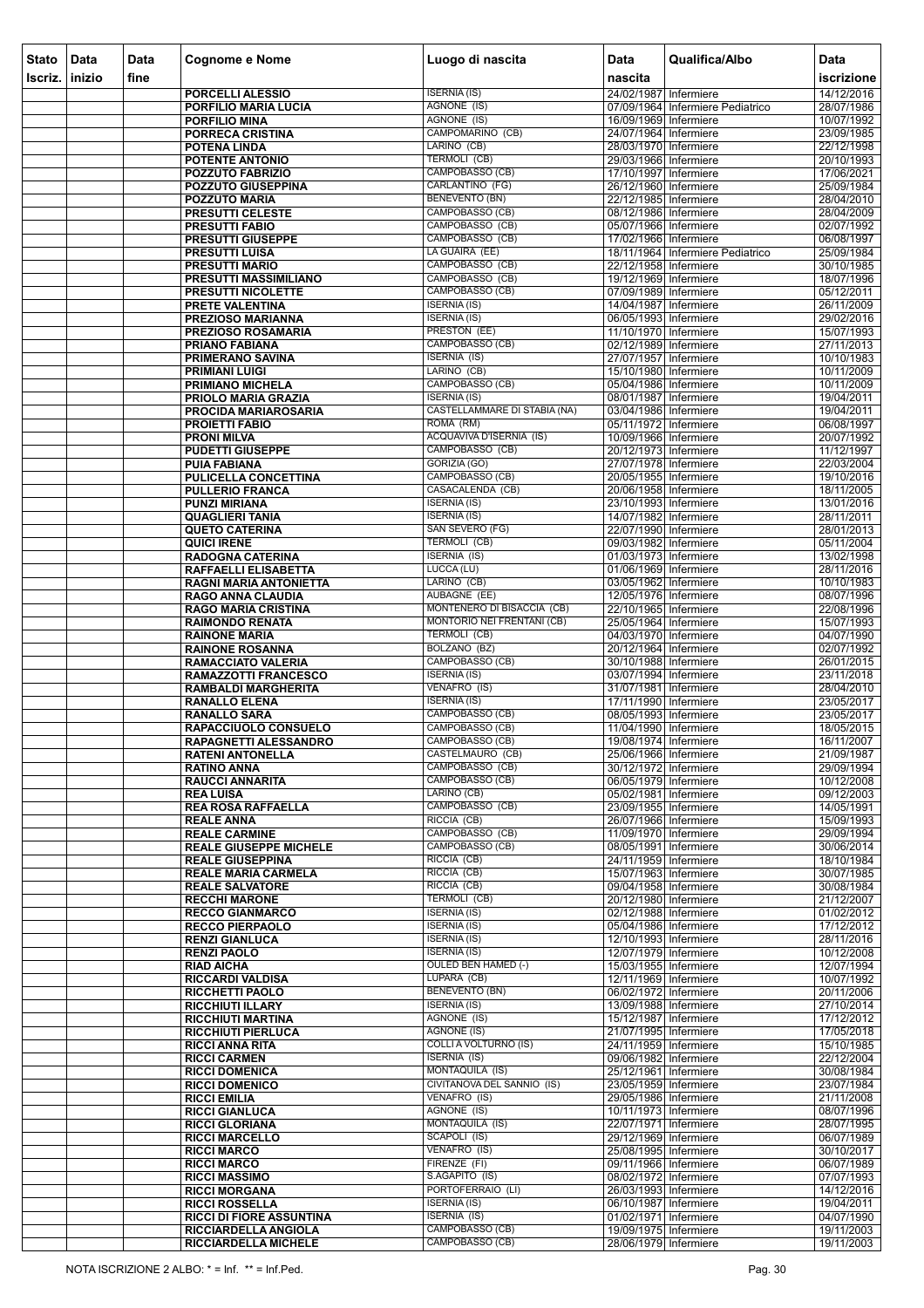| Stato Iscriz. | Data inizio | Data fine | Cognome e Nome | Luogo di nascita | Data nascita | Qualifica/Albo | Data iscrizione |
|---|---|---|---|---|---|---|---|
| | | | PORCELLI ALESSIO | ISERNIA (IS) | 24/02/1987 | Infermiere | 14/12/2016 |
| | | | PORFILIO MARIA LUCIA | AGNONE (IS) | 07/09/1964 | Infermiere Pediatrico | 28/07/1986 |
| | | | PORFILIO MINA | AGNONE (IS) | 16/09/1969 | Infermiere | 10/07/1992 |
| | | | PORRECA CRISTINA | CAMPOMARINO (CB) | 24/07/1964 | Infermiere | 23/09/1985 |
| | | | POTENA LINDA | LARINO (CB) | 28/03/1970 | Infermiere | 22/12/1998 |
| | | | POTENTE ANTONIO | TERMOLI (CB) | 29/03/1966 | Infermiere | 20/10/1993 |
| | | | POZZUTO FABRIZIO | CAMPOBASSO (CB) | 17/10/1997 | Infermiere | 17/06/2021 |
| | | | POZZUTO GIUSEPPINA | CARLANTINO (FG) | 26/12/1960 | Infermiere | 25/09/1984 |
| | | | POZZUTO MARIA | BENEVENTO (BN) | 22/12/1985 | Infermiere | 28/04/2010 |
| | | | PRESUTTI CELESTE | CAMPOBASSO (CB) | 08/12/1986 | Infermiere | 28/04/2009 |
| | | | PRESUTTI FABIO | CAMPOBASSO (CB) | 05/07/1966 | Infermiere | 02/07/1992 |
| | | | PRESUTTI GIUSEPPE | CAMPOBASSO (CB) | 17/02/1966 | Infermiere | 06/08/1997 |
| | | | PRESUTTI LUISA | LA GUAIRA (EE) | 18/11/1964 | Infermiere Pediatrico | 25/09/1984 |
| | | | PRESUTTI MARIO | CAMPOBASSO (CB) | 22/12/1958 | Infermiere | 30/10/1985 |
| | | | PRESUTTI MASSIMILIANO | CAMPOBASSO (CB) | 19/12/1969 | Infermiere | 18/07/1996 |
| | | | PRESUTTI NICOLETTE | CAMPOBASSO (CB) | 07/09/1989 | Infermiere | 05/12/2011 |
| | | | PRETE VALENTINA | ISERNIA (IS) | 14/04/1987 | Infermiere | 26/11/2009 |
| | | | PREZIOSO MARIANNA | ISERNIA (IS) | 06/05/1993 | Infermiere | 29/02/2016 |
| | | | PREZIOSO ROSAMARIA | PRESTON (EE) | 11/10/1970 | Infermiere | 15/07/1993 |
| | | | PRIANO FABIANA | CAMPOBASSO (CB) | 02/12/1989 | Infermiere | 27/11/2013 |
| | | | PRIMERANO SAVINA | ISERNIA (IS) | 27/07/1957 | Infermiere | 10/10/1983 |
| | | | PRIMIANI LUIGI | LARINO (CB) | 15/10/1980 | Infermiere | 10/11/2009 |
| | | | PRIMIANO MICHELA | CAMPOBASSO (CB) | 05/04/1986 | Infermiere | 10/11/2009 |
| | | | PRIOLO MARIA GRAZIA | ISERNIA (IS) | 08/01/1987 | Infermiere | 19/04/2011 |
| | | | PROCIDA MARIAROSARIA | CASTELLAMMARE DI STABIA (NA) | 03/04/1986 | Infermiere | 19/04/2011 |
| | | | PROIETTI FABIO | ROMA (RM) | 05/11/1972 | Infermiere | 06/08/1997 |
| | | | PRONI MILVA | ACQUAVIVA D'ISERNIA (IS) | 10/09/1966 | Infermiere | 20/07/1992 |
| | | | PUDETTI GIUSEPPE | CAMPOBASSO (CB) | 20/12/1973 | Infermiere | 11/12/1997 |
| | | | PUIA FABIANA | GORIZIA (GO) | 27/07/1978 | Infermiere | 22/03/2004 |
| | | | PULICELLA CONCETTINA | CAMPOBASSO (CB) | 20/05/1955 | Infermiere | 19/10/2016 |
| | | | PULLERIO FRANCA | CASACALENDA (CB) | 20/06/1958 | Infermiere | 18/11/2005 |
| | | | PUNZI MIRIANA | ISERNIA (IS) | 23/10/1993 | Infermiere | 13/01/2016 |
| | | | QUAGLIERI TANIA | ISERNIA (IS) | 14/07/1982 | Infermiere | 28/11/2011 |
| | | | QUETO CATERINA | SAN SEVERO (FG) | 22/07/1990 | Infermiere | 28/01/2013 |
| | | | QUICI IRENE | TERMOLI (CB) | 09/03/1982 | Infermiere | 05/11/2004 |
| | | | RADOGNA CATERINA | ISERNIA (IS) | 01/03/1973 | Infermiere | 13/02/1998 |
| | | | RAFFAELLI ELISABETTA | LUCCA (LU) | 01/06/1969 | Infermiere | 28/11/2016 |
| | | | RAGNI MARIA ANTONIETTA | LARINO (CB) | 03/05/1962 | Infermiere | 10/10/1983 |
| | | | RAGO ANNA CLAUDIA | AUBAGNE (EE) | 12/05/1976 | Infermiere | 08/07/1996 |
| | | | RAGO MARIA CRISTINA | MONTENERO DI BISACCIA (CB) | 22/10/1965 | Infermiere | 22/08/1996 |
| | | | RAIMONDO RENATA | MONTORIO NEI FRENTANI (CB) | 25/05/1964 | Infermiere | 15/07/1993 |
| | | | RAINONE MARIA | TERMOLI (CB) | 04/03/1970 | Infermiere | 04/07/1990 |
| | | | RAINONE ROSANNA | BOLZANO (BZ) | 20/12/1964 | Infermiere | 02/07/1992 |
| | | | RAMACCIATO VALERIA | CAMPOBASSO (CB) | 30/10/1988 | Infermiere | 26/01/2015 |
| | | | RAMAZZOTTI FRANCESCO | ISERNIA (IS) | 03/07/1994 | Infermiere | 23/11/2018 |
| | | | RAMBALDI MARGHERITA | VENAFRO (IS) | 31/07/1981 | Infermiere | 28/04/2010 |
| | | | RANALLO ELENA | ISERNIA (IS) | 17/11/1990 | Infermiere | 23/05/2017 |
| | | | RANALLO SARA | CAMPOBASSO (CB) | 08/05/1993 | Infermiere | 23/05/2017 |
| | | | RAPACCIUOLO CONSUELO | CAMPOBASSO (CB) | 11/04/1990 | Infermiere | 18/05/2015 |
| | | | RAPAGNETTI ALESSANDRO | CAMPOBASSO (CB) | 19/08/1974 | Infermiere | 16/11/2007 |
| | | | RATENI ANTONELLA | CASTELMAURO (CB) | 25/06/1966 | Infermiere | 21/09/1987 |
| | | | RATINO ANNA | CAMPOBASSO (CB) | 30/12/1972 | Infermiere | 29/09/1994 |
| | | | RAUCCI ANNARITA | CAMPOBASSO (CB) | 06/05/1979 | Infermiere | 10/12/2008 |
| | | | REA LUISA | LARINO (CB) | 05/02/1981 | Infermiere | 09/12/2003 |
| | | | REA ROSA RAFFAELLA | CAMPOBASSO (CB) | 23/09/1955 | Infermiere | 14/05/1991 |
| | | | REALE ANNA | RICCIA (CB) | 26/07/1966 | Infermiere | 15/09/1993 |
| | | | REALE CARMINE | CAMPOBASSO (CB) | 11/09/1970 | Infermiere | 29/09/1994 |
| | | | REALE GIUSEPPE MICHELE | CAMPOBASSO (CB) | 08/05/1991 | Infermiere | 30/06/2014 |
| | | | REALE GIUSEPPINA | RICCIA (CB) | 24/11/1959 | Infermiere | 18/10/1984 |
| | | | REALE MARIA CARMELA | RICCIA (CB) | 15/07/1963 | Infermiere | 30/07/1985 |
| | | | REALE SALVATORE | RICCIA (CB) | 09/04/1958 | Infermiere | 30/08/1984 |
| | | | RECCHI MARONE | TERMOLI (CB) | 20/12/1980 | Infermiere | 21/12/2007 |
| | | | RECCO GIANMARCO | ISERNIA (IS) | 02/12/1988 | Infermiere | 01/02/2012 |
| | | | RECCO PIERPAOLO | ISERNIA (IS) | 05/04/1986 | Infermiere | 17/12/2012 |
| | | | RENZI GIANLUCA | ISERNIA (IS) | 12/10/1993 | Infermiere | 28/11/2016 |
| | | | RENZI PAOLO | ISERNIA (IS) | 12/07/1979 | Infermiere | 10/12/2008 |
| | | | RIAD AICHA | OULED BEN HAMED (-) | 15/03/1955 | Infermiere | 12/07/1994 |
| | | | RICCARDI VALDISA | LUPARA (CB) | 12/11/1969 | Infermiere | 10/07/1992 |
| | | | RICCHETTI PAOLO | BENEVENTO (BN) | 06/02/1972 | Infermiere | 20/11/2006 |
| | | | RICCHIUTI ILLARY | ISERNIA (IS) | 13/09/1988 | Infermiere | 27/10/2014 |
| | | | RICCHIUTI MARTINA | AGNONE (IS) | 15/12/1987 | Infermiere | 17/12/2012 |
| | | | RICCHIUTI PIERLUCA | AGNONE (IS) | 21/07/1995 | Infermiere | 17/05/2018 |
| | | | RICCI ANNA RITA | COLLI A VOLTURNO (IS) | 24/11/1959 | Infermiere | 15/10/1985 |
| | | | RICCI CARMEN | ISERNIA (IS) | 09/06/1982 | Infermiere | 22/12/2004 |
| | | | RICCI DOMENICA | MONTAQUILA (IS) | 25/12/1961 | Infermiere | 30/08/1984 |
| | | | RICCI DOMENICO | CIVITANOVA DEL SANNIO (IS) | 23/05/1959 | Infermiere | 23/07/1984 |
| | | | RICCI EMILIA | VENAFRO (IS) | 29/05/1986 | Infermiere | 21/11/2008 |
| | | | RICCI GIANLUCA | AGNONE (IS) | 10/11/1973 | Infermiere | 08/07/1996 |
| | | | RICCI GLORIANA | MONTAQUILA (IS) | 22/07/1971 | Infermiere | 28/07/1995 |
| | | | RICCI MARCELLO | SCAPOLI (IS) | 29/12/1969 | Infermiere | 06/07/1989 |
| | | | RICCI MARCO | VENAFRO (IS) | 25/08/1995 | Infermiere | 30/10/2017 |
| | | | RICCI MARCO | FIRENZE (FI) | 09/11/1966 | Infermiere | 06/07/1989 |
| | | | RICCI MASSIMO | S.AGAPITO (IS) | 08/02/1972 | Infermiere | 07/07/1993 |
| | | | RICCI MORGANA | PORTOFERRAIO (LI) | 26/03/1993 | Infermiere | 14/12/2016 |
| | | | RICCI ROSSELLA | ISERNIA (IS) | 06/10/1987 | Infermiere | 19/04/2011 |
| | | | RICCI DI FIORE ASSUNTINA | ISERNIA (IS) | 01/02/1971 | Infermiere | 04/07/1990 |
| | | | RICCIARDELLA ANGIOLA | CAMPOBASSO (CB) | 19/09/1975 | Infermiere | 19/11/2003 |
| | | | RICCIARDELLA MICHELE | CAMPOBASSO (CB) | 28/06/1979 | Infermiere | 19/11/2003 |

NOTA ISCRIZIONE 2 ALBO: * = Inf. ** = Inf.Ped.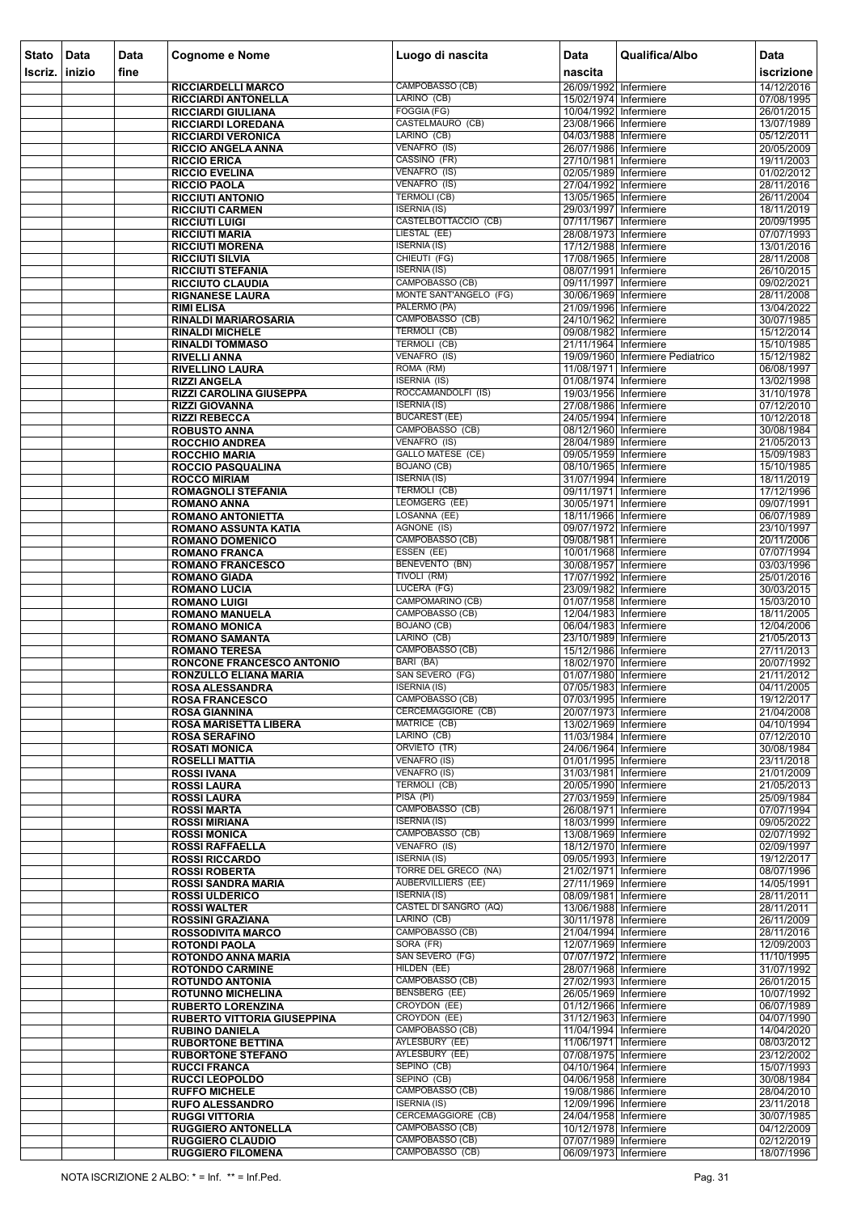| Stato Iscriz. | Data inizio | Data fine | Cognome e Nome | Luogo di nascita | Data nascita | Qualifica/Albo | Data iscrizione |
|---|---|---|---|---|---|---|---|
| | | | RICCIARDELLI MARCO | CAMPOBASSO (CB) | 26/09/1992 | Infermiere | 14/12/2016 |
| | | | RICCIARDI ANTONELLA | LARINO (CB) | 15/02/1974 | Infermiere | 07/08/1995 |
| | | | RICCIARDI GIULIANA | FOGGIA (FG) | 10/04/1992 | Infermiere | 26/01/2015 |
| | | | RICCIARDI LOREDANA | CASTELMAURO (CB) | 23/08/1966 | Infermiere | 13/07/1989 |
| | | | RICCIARDI VERONICA | LARINO (CB) | 04/03/1988 | Infermiere | 05/12/2011 |
| | | | RICCIO ANGELA ANNA | VENAFRO (IS) | 26/07/1986 | Infermiere | 20/05/2009 |
| | | | RICCIO ERICA | CASSINO (FR) | 27/10/1981 | Infermiere | 19/11/2003 |
| | | | RICCIO EVELINA | VENAFRO (IS) | 02/05/1989 | Infermiere | 01/02/2012 |
| | | | RICCIO PAOLA | VENAFRO (IS) | 27/04/1992 | Infermiere | 28/11/2016 |
| | | | RICCIUTI ANTONIO | TERMOLI (CB) | 13/05/1965 | Infermiere | 26/11/2004 |
| | | | RICCIUTI CARMEN | ISERNIA (IS) | 29/03/1997 | Infermiere | 18/11/2019 |
| | | | RICCIUTI LUIGI | CASTELBOTTACCIO (CB) | 07/11/1967 | Infermiere | 20/09/1995 |
| | | | RICCIUTI MARIA | LIESTAL (EE) | 28/08/1973 | Infermiere | 07/07/1993 |
| | | | RICCIUTI MORENA | ISERNIA (IS) | 17/12/1988 | Infermiere | 13/01/2016 |
| | | | RICCIUTI SILVIA | CHIEUTI (FG) | 17/08/1965 | Infermiere | 28/11/2008 |
| | | | RICCIUTI STEFANIA | ISERNIA (IS) | 08/07/1991 | Infermiere | 26/10/2015 |
| | | | RICCIUTO CLAUDIA | CAMPOBASSO (CB) | 09/11/1997 | Infermiere | 09/02/2021 |
| | | | RIGNANESE LAURA | MONTE SANT'ANGELO (FG) | 30/06/1969 | Infermiere | 28/11/2008 |
| | | | RIMI ELISA | PALERMO (PA) | 21/09/1996 | Infermiere | 13/04/2022 |
| | | | RINALDI MARIAROSARIA | CAMPOBASSO (CB) | 24/10/1962 | Infermiere | 30/07/1985 |
| | | | RINALDI MICHELE | TERMOLI (CB) | 09/08/1982 | Infermiere | 15/12/2014 |
| | | | RINALDI TOMMASO | TERMOLI (CB) | 21/11/1964 | Infermiere | 15/10/1985 |
| | | | RIVELLI ANNA | VENAFRO (IS) | 19/09/1960 | Infermiere Pediatrico | 15/12/1982 |
| | | | RIVELLINO LAURA | ROMA (RM) | 11/08/1971 | Infermiere | 06/08/1997 |
| | | | RIZZI ANGELA | ISERNIA (IS) | 01/08/1974 | Infermiere | 13/02/1998 |
| | | | RIZZI CAROLINA GIUSEPPA | ROCCAMANDOLFI (IS) | 19/03/1956 | Infermiere | 31/10/1978 |
| | | | RIZZI GIOVANNA | ISERNIA (IS) | 27/08/1986 | Infermiere | 07/12/2010 |
| | | | RIZZI REBECCA | BUCAREST (EE) | 24/05/1994 | Infermiere | 10/12/2018 |
| | | | ROBUSTO ANNA | CAMPOBASSO (CB) | 08/12/1960 | Infermiere | 30/08/1984 |
| | | | ROCCHIO ANDREA | VENAFRO (IS) | 28/04/1989 | Infermiere | 21/05/2013 |
| | | | ROCCHIO MARIA | GALLO MATESE (CE) | 09/05/1959 | Infermiere | 15/09/1983 |
| | | | ROCCIO PASQUALINA | BOJANO (CB) | 08/10/1965 | Infermiere | 15/10/1985 |
| | | | ROCCO MIRIAM | ISERNIA (IS) | 31/07/1994 | Infermiere | 18/11/2019 |
| | | | ROMAGNOLI STEFANIA | TERMOLI (CB) | 09/11/1971 | Infermiere | 17/12/1996 |
| | | | ROMANO ANNA | LEOMGERG (EE) | 30/05/1971 | Infermiere | 09/07/1991 |
| | | | ROMANO ANTONIETTA | LOSANNA (EE) | 18/11/1966 | Infermiere | 06/07/1989 |
| | | | ROMANO ASSUNTA KATIA | AGNONE (IS) | 09/07/1972 | Infermiere | 23/10/1997 |
| | | | ROMANO DOMENICO | CAMPOBASSO (CB) | 09/08/1981 | Infermiere | 20/11/2006 |
| | | | ROMANO FRANCA | ESSEN (EE) | 10/01/1968 | Infermiere | 07/07/1994 |
| | | | ROMANO FRANCESCO | BENEVENTO (BN) | 30/08/1957 | Infermiere | 03/03/1996 |
| | | | ROMANO GIADA | TIVOLI (RM) | 17/07/1992 | Infermiere | 25/01/2016 |
| | | | ROMANO LUCIA | LUCERA (FG) | 23/09/1982 | Infermiere | 30/03/2015 |
| | | | ROMANO LUIGI | CAMPOMARINO (CB) | 01/07/1958 | Infermiere | 15/03/2010 |
| | | | ROMANO MANUELA | CAMPOBASSO (CB) | 12/04/1983 | Infermiere | 18/11/2005 |
| | | | ROMANO MONICA | BOJANO (CB) | 06/04/1983 | Infermiere | 12/04/2006 |
| | | | ROMANO SAMANTA | LARINO (CB) | 23/10/1989 | Infermiere | 21/05/2013 |
| | | | ROMANO TERESA | CAMPOBASSO (CB) | 15/12/1986 | Infermiere | 27/11/2013 |
| | | | RONCONE FRANCESCO ANTONIO | BARI (BA) | 18/02/1970 | Infermiere | 20/07/1992 |
| | | | RONZULLO ELIANA MARIA | SAN SEVERO (FG) | 01/07/1980 | Infermiere | 21/11/2012 |
| | | | ROSA ALESSANDRA | ISERNIA (IS) | 07/05/1983 | Infermiere | 04/11/2005 |
| | | | ROSA FRANCESCO | CAMPOBASSO (CB) | 07/03/1995 | Infermiere | 19/12/2017 |
| | | | ROSA GIANNINA | CERCEMAGGIORE (CB) | 20/07/1973 | Infermiere | 21/04/2008 |
| | | | ROSA MARISETTA LIBERA | MATRICE (CB) | 13/02/1969 | Infermiere | 04/10/1994 |
| | | | ROSA SERAFINO | LARINO (CB) | 11/03/1984 | Infermiere | 07/12/2010 |
| | | | ROSATI MONICA | ORVIETO (TR) | 24/06/1964 | Infermiere | 30/08/1984 |
| | | | ROSELLI MATTIA | VENAFRO (IS) | 01/01/1995 | Infermiere | 23/11/2018 |
| | | | ROSSI IVANA | VENAFRO (IS) | 31/03/1981 | Infermiere | 21/01/2009 |
| | | | ROSSI LAURA | TERMOLI (CB) | 20/05/1990 | Infermiere | 21/05/2013 |
| | | | ROSSI LAURA | PISA (PI) | 27/03/1959 | Infermiere | 25/09/1984 |
| | | | ROSSI MARTA | CAMPOBASSO (CB) | 26/08/1971 | Infermiere | 07/07/1994 |
| | | | ROSSI MIRIANA | ISERNIA (IS) | 18/03/1999 | Infermiere | 09/05/2022 |
| | | | ROSSI MONICA | CAMPOBASSO (CB) | 13/08/1969 | Infermiere | 02/07/1992 |
| | | | ROSSI RAFFAELLA | VENAFRO (IS) | 18/12/1970 | Infermiere | 02/09/1997 |
| | | | ROSSI RICCARDO | ISERNIA (IS) | 09/05/1993 | Infermiere | 19/12/2017 |
| | | | ROSSI ROBERTA | TORRE DEL GRECO (NA) | 21/02/1971 | Infermiere | 08/07/1996 |
| | | | ROSSI SANDRA MARIA | AUBERVILLIERS (EE) | 27/11/1969 | Infermiere | 14/05/1991 |
| | | | ROSSI ULDERICO | ISERNIA (IS) | 08/09/1981 | Infermiere | 28/11/2011 |
| | | | ROSSI WALTER | CASTEL DI SANGRO (AQ) | 13/06/1988 | Infermiere | 28/11/2011 |
| | | | ROSSINI GRAZIANA | LARINO (CB) | 30/11/1978 | Infermiere | 26/11/2009 |
| | | | ROSSODIVITA MARCO | CAMPOBASSO (CB) | 21/04/1994 | Infermiere | 28/11/2016 |
| | | | ROTONDI PAOLA | SORA (FR) | 12/07/1969 | Infermiere | 12/09/2003 |
| | | | ROTONDO ANNA MARIA | SAN SEVERO (FG) | 07/07/1972 | Infermiere | 11/10/1995 |
| | | | ROTONDO CARMINE | HILDEN (EE) | 28/07/1968 | Infermiere | 31/07/1992 |
| | | | ROTUNDO ANTONIA | CAMPOBASSO (CB) | 27/02/1993 | Infermiere | 26/01/2015 |
| | | | ROTUNNO MICHELINA | BENSBERG (EE) | 26/05/1969 | Infermiere | 10/07/1992 |
| | | | RUBERTO LORENZINA | CROYDON (EE) | 01/12/1966 | Infermiere | 06/07/1989 |
| | | | RUBERTO VITTORIA GIUSEPPINA | CROYDON (EE) | 31/12/1963 | Infermiere | 04/07/1990 |
| | | | RUBINO DANIELA | CAMPOBASSO (CB) | 11/04/1994 | Infermiere | 14/04/2020 |
| | | | RUBORTONE BETTINA | AYLESBURY (EE) | 11/06/1971 | Infermiere | 08/03/2012 |
| | | | RUBORTONE STEFANO | AYLESBURY (EE) | 07/08/1975 | Infermiere | 23/12/2002 |
| | | | RUCCI FRANCA | SEPINO (CB) | 04/10/1964 | Infermiere | 15/07/1993 |
| | | | RUCCI LEOPOLDO | SEPINO (CB) | 04/06/1958 | Infermiere | 30/08/1984 |
| | | | RUFFO MICHELE | CAMPOBASSO (CB) | 19/08/1986 | Infermiere | 28/04/2010 |
| | | | RUFO ALESSANDRO | ISERNIA (IS) | 12/09/1996 | Infermiere | 23/11/2018 |
| | | | RUGGI VITTORIA | CERCEMAGGIORE (CB) | 24/04/1958 | Infermiere | 30/07/1985 |
| | | | RUGGIERO ANTONELLA | CAMPOBASSO (CB) | 10/12/1978 | Infermiere | 04/12/2009 |
| | | | RUGGIERO CLAUDIO | CAMPOBASSO (CB) | 07/07/1989 | Infermiere | 02/12/2019 |
| | | | RUGGIERO FILOMENA | CAMPOBASSO (CB) | 06/09/1973 | Infermiere | 18/07/1996 |

NOTA ISCRIZIONE 2 ALBO: * = Inf. ** = Inf.Ped.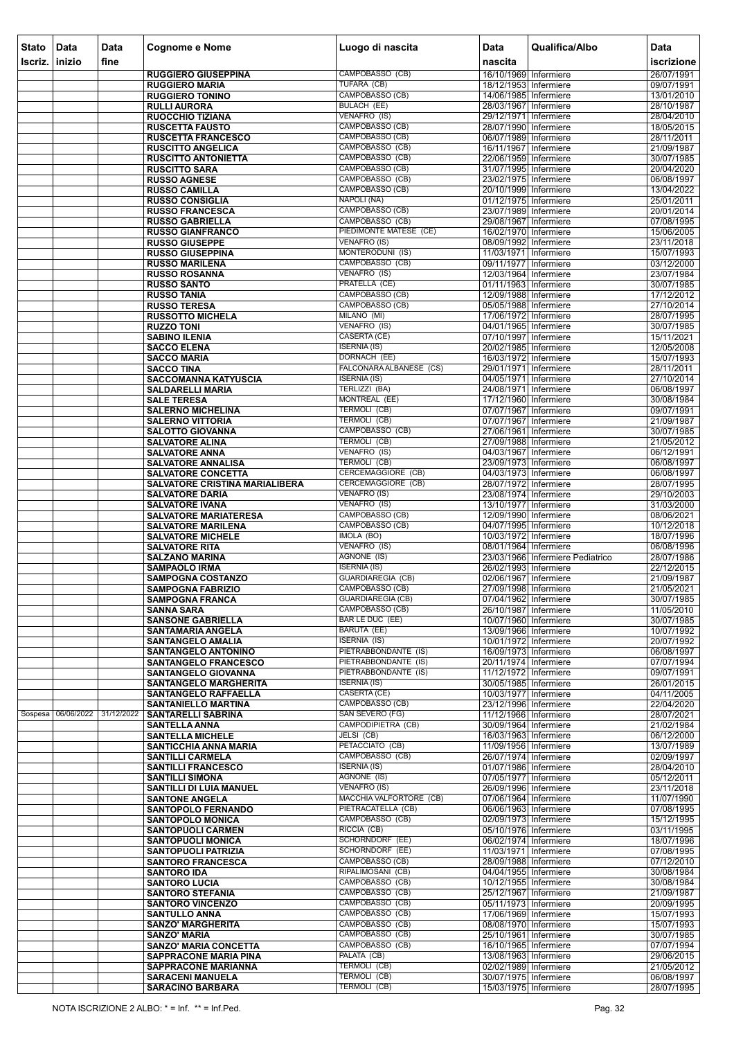| Stato Iscriz. | Data inizio | Data fine | Cognome e Nome | Luogo di nascita | Data nascita | Qualifica/Albo | Data iscrizione |
|---|---|---|---|---|---|---|---|
| | | | RUGGIERO GIUSEPPINA | CAMPOBASSO (CB) | 16/10/1969 | Infermiere | 26/07/1991 |
| | | | RUGGIERO MARIA | TUFARA (CB) | 18/12/1953 | Infermiere | 09/07/1991 |
| | | | RUGGIERO TONINO | CAMPOBASSO (CB) | 14/06/1985 | Infermiere | 13/01/2010 |
| | | | RULLI AURORA | BULACH (EE) | 28/03/1967 | Infermiere | 28/10/1987 |
| | | | RUOCCHIO TIZIANA | VENAFRO (IS) | 29/12/1971 | Infermiere | 28/04/2010 |
| | | | RUSCETTA FAUSTO | CAMPOBASSO (CB) | 28/07/1990 | Infermiere | 18/05/2015 |
| | | | RUSCETTA FRANCESCO | CAMPOBASSO (CB) | 06/07/1989 | Infermiere | 28/11/2011 |
| | | | RUSCITTO ANGELICA | CAMPOBASSO (CB) | 16/11/1967 | Infermiere | 21/09/1987 |
| | | | RUSCITTO ANTONIETTA | CAMPOBASSO (CB) | 22/06/1959 | Infermiere | 30/07/1985 |
| | | | RUSCITTO SARA | CAMPOBASSO (CB) | 31/07/1995 | Infermiere | 20/04/2020 |
| | | | RUSSO AGNESE | CAMPOBASSO (CB) | 23/02/1975 | Infermiere | 06/08/1997 |
| | | | RUSSO CAMILLA | CAMPOBASSO (CB) | 20/10/1999 | Infermiere | 13/04/2022 |
| | | | RUSSO CONSIGLIA | NAPOLI (NA) | 01/12/1975 | Infermiere | 25/01/2011 |
| | | | RUSSO FRANCESCA | CAMPOBASSO (CB) | 23/07/1989 | Infermiere | 20/01/2014 |
| | | | RUSSO GABRIELLA | CAMPOBASSO (CB) | 29/08/1967 | Infermiere | 07/08/1995 |
| | | | RUSSO GIANFRANCO | PIEDIMONTE MATESE (CE) | 16/02/1970 | Infermiere | 15/06/2005 |
| | | | RUSSO GIUSEPPE | VENAFRO (IS) | 08/09/1992 | Infermiere | 23/11/2018 |
| | | | RUSSO GIUSEPPINA | MONTERODUNI (IS) | 11/03/1971 | Infermiere | 15/07/1993 |
| | | | RUSSO MARILENA | CAMPOBASSO (CB) | 09/11/1977 | Infermiere | 03/12/2000 |
| | | | RUSSO ROSANNA | VENAFRO (IS) | 12/03/1964 | Infermiere | 23/07/1984 |
| | | | RUSSO SANTO | PRATELLA (CE) | 01/11/1963 | Infermiere | 30/07/1985 |
| | | | RUSSO TANIA | CAMPOBASSO (CB) | 12/09/1988 | Infermiere | 17/12/2012 |
| | | | RUSSO TERESA | CAMPOBASSO (CB) | 05/05/1988 | Infermiere | 27/10/2014 |
| | | | RUSSOTTO MICHELA | MILANO (MI) | 17/06/1972 | Infermiere | 28/07/1995 |
| | | | RUZZO TONI | VENAFRO (IS) | 04/01/1965 | Infermiere | 30/07/1985 |
| | | | SABINO ILENIA | CASERTA (CE) | 07/10/1997 | Infermiere | 15/11/2021 |
| | | | SACCO ELENA | ISERNIA (IS) | 20/02/1985 | Infermiere | 12/05/2008 |
| | | | SACCO MARIA | DORNACH (EE) | 16/03/1972 | Infermiere | 15/07/1993 |
| | | | SACCO TINA | FALCONARA ALBANESE (CS) | 29/01/1971 | Infermiere | 28/11/2011 |
| | | | SACCOMANNA KATYUSCIA | ISERNIA (IS) | 04/05/1971 | Infermiere | 27/10/2014 |
| | | | SALDARELLI MARIA | TERLIZZI (BA) | 24/08/1971 | Infermiere | 06/08/1997 |
| | | | SALE TERESA | MONTREAL (EE) | 17/12/1960 | Infermiere | 30/08/1984 |
| | | | SALERNO MICHELINA | TERMOLI (CB) | 07/07/1967 | Infermiere | 09/07/1991 |
| | | | SALERNO VITTORIA | TERMOLI (CB) | 07/07/1967 | Infermiere | 21/09/1987 |
| | | | SALOTTO GIOVANNA | CAMPOBASSO (CB) | 27/06/1961 | Infermiere | 30/07/1985 |
| | | | SALVATORE ALINA | TERMOLI (CB) | 27/09/1988 | Infermiere | 21/05/2012 |
| | | | SALVATORE ANNA | VENAFRO (IS) | 04/03/1967 | Infermiere | 06/12/1991 |
| | | | SALVATORE ANNALISA | TERMOLI (CB) | 23/09/1973 | Infermiere | 06/08/1997 |
| | | | SALVATORE CONCETTA | CERCEMAGGIORE (CB) | 04/03/1973 | Infermiere | 06/08/1997 |
| | | | SALVATORE CRISTINA MARIALIBERA | CERCEMAGGIORE (CB) | 28/07/1972 | Infermiere | 28/07/1995 |
| | | | SALVATORE DARIA | VENAFRO (IS) | 23/08/1974 | Infermiere | 29/10/2003 |
| | | | SALVATORE IVANA | VENAFRO (IS) | 13/10/1977 | Infermiere | 31/03/2000 |
| | | | SALVATORE MARIATERESA | CAMPOBASSO (CB) | 12/09/1990 | Infermiere | 08/06/2021 |
| | | | SALVATORE MARILENA | CAMPOBASSO (CB) | 04/07/1995 | Infermiere | 10/12/2018 |
| | | | SALVATORE MICHELE | IMOLA (BO) | 10/03/1972 | Infermiere | 18/07/1996 |
| | | | SALVATORE RITA | VENAFRO (IS) | 08/01/1964 | Infermiere | 06/08/1996 |
| | | | SALZANO MARINA | AGNONE (IS) | 23/03/1966 | Infermiere Pediatrico | 28/07/1986 |
| | | | SAMPAOLO IRMA | ISERNIA (IS) | 26/02/1993 | Infermiere | 22/12/2015 |
| | | | SAMPOGNA COSTANZO | GUARDIAREGIA (CB) | 02/06/1967 | Infermiere | 21/09/1987 |
| | | | SAMPOGNA FABRIZIO | CAMPOBASSO (CB) | 27/09/1998 | Infermiere | 21/05/2021 |
| | | | SAMPOGNA FRANCA | GUARDIAREGIA (CB) | 07/04/1962 | Infermiere | 30/07/1985 |
| | | | SANNA SARA | CAMPOBASSO (CB) | 26/10/1987 | Infermiere | 11/05/2010 |
| | | | SANSONE GABRIELLA | BAR LE DUC (EE) | 10/07/1960 | Infermiere | 30/07/1985 |
| | | | SANTAMARIA ANGELA | BARUTA (EE) | 13/09/1966 | Infermiere | 10/07/1992 |
| | | | SANTANGELO AMALIA | ISERNIA (IS) | 10/01/1972 | Infermiere | 20/07/1992 |
| | | | SANTANGELO ANTONINO | PIETRABBONDANTE (IS) | 16/09/1973 | Infermiere | 06/08/1997 |
| | | | SANTANGELO FRANCESCO | PIETRABBONDANTE (IS) | 20/11/1974 | Infermiere | 07/07/1994 |
| | | | SANTANGELO GIOVANNA | PIETRABBONDANTE (IS) | 11/12/1972 | Infermiere | 09/07/1991 |
| | | | SANTANGELO MARGHERITA | ISERNIA (IS) | 30/05/1985 | Infermiere | 26/01/2015 |
| | | | SANTANGELO RAFFAELLA | CASERTA (CE) | 10/03/1977 | Infermiere | 04/11/2005 |
| | | | SANTANIELLO MARTINA | CAMPOBASSO (CB) | 23/12/1996 | Infermiere | 22/04/2020 |
| Sospesa | 06/06/2022 | 31/12/2022 | SANTARELLI SABRINA | SAN SEVERO (FG) | 11/12/1966 | Infermiere | 28/07/2021 |
| | | | SANTELLA ANNA | CAMPODIPIETRA (CB) | 30/09/1964 | Infermiere | 21/02/1984 |
| | | | SANTELLA MICHELE | JELSI (CB) | 16/03/1963 | Infermiere | 06/12/2000 |
| | | | SANTICCHIA ANNA MARIA | PETACCIATO (CB) | 11/09/1956 | Infermiere | 13/07/1989 |
| | | | SANTILLI CARMELA | CAMPOBASSO (CB) | 26/07/1974 | Infermiere | 02/09/1997 |
| | | | SANTILLI FRANCESCO | ISERNIA (IS) | 01/07/1986 | Infermiere | 28/04/2010 |
| | | | SANTILLI SIMONA | AGNONE (IS) | 07/05/1977 | Infermiere | 05/12/2011 |
| | | | SANTILLI DI LUIA MANUEL | VENAFRO (IS) | 26/09/1996 | Infermiere | 23/11/2018 |
| | | | SANTONE ANGELA | MACCHIA VALFORTORE (CB) | 07/06/1964 | Infermiere | 11/07/1990 |
| | | | SANTOPOLO FERNANDO | PIETRACATELLA (CB) | 06/06/1963 | Infermiere | 07/08/1995 |
| | | | SANTOPOLO MONICA | CAMPOBASSO (CB) | 02/09/1973 | Infermiere | 15/12/1995 |
| | | | SANTOPUOLI CARMEN | RICCIA (CB) | 05/10/1976 | Infermiere | 03/11/1995 |
| | | | SANTOPUOLI MONICA | SCHORNDORF (EE) | 06/02/1974 | Infermiere | 18/07/1996 |
| | | | SANTOPUOLI PATRIZIA | SCHORNDORF (EE) | 11/03/1971 | Infermiere | 07/08/1995 |
| | | | SANTORO FRANCESCA | CAMPOBASSO (CB) | 28/09/1988 | Infermiere | 07/12/2010 |
| | | | SANTORO IDA | RIPALIMOSANI (CB) | 04/04/1955 | Infermiere | 30/08/1984 |
| | | | SANTORO LUCIA | CAMPOBASSO (CB) | 10/12/1955 | Infermiere | 30/08/1984 |
| | | | SANTORO STEFANIA | CAMPOBASSO (CB) | 25/12/1967 | Infermiere | 21/09/1987 |
| | | | SANTORO VINCENZO | CAMPOBASSO (CB) | 05/11/1973 | Infermiere | 20/09/1995 |
| | | | SANTULLO ANNA | CAMPOBASSO (CB) | 17/06/1969 | Infermiere | 15/07/1993 |
| | | | SANZO' MARGHERITA | CAMPOBASSO (CB) | 08/08/1970 | Infermiere | 15/07/1993 |
| | | | SANZO' MARIA | CAMPOBASSO (CB) | 25/10/1961 | Infermiere | 30/07/1985 |
| | | | SANZO' MARIA CONCETTA | CAMPOBASSO (CB) | 16/10/1965 | Infermiere | 07/07/1994 |
| | | | SAPPRACONE MARIA PINA | PALATA (CB) | 13/08/1963 | Infermiere | 29/06/2015 |
| | | | SAPPRACONE MARIANNA | TERMOLI (CB) | 02/02/1989 | Infermiere | 21/05/2012 |
| | | | SARACENI MANUELA | TERMOLI (CB) | 30/07/1975 | Infermiere | 06/08/1997 |
| | | | SARACINO BARBARA | TERMOLI (CB) | 15/03/1975 | Infermiere | 28/07/1995 |

NOTA ISCRIZIONE 2 ALBO: * = Inf. ** = Inf.Ped.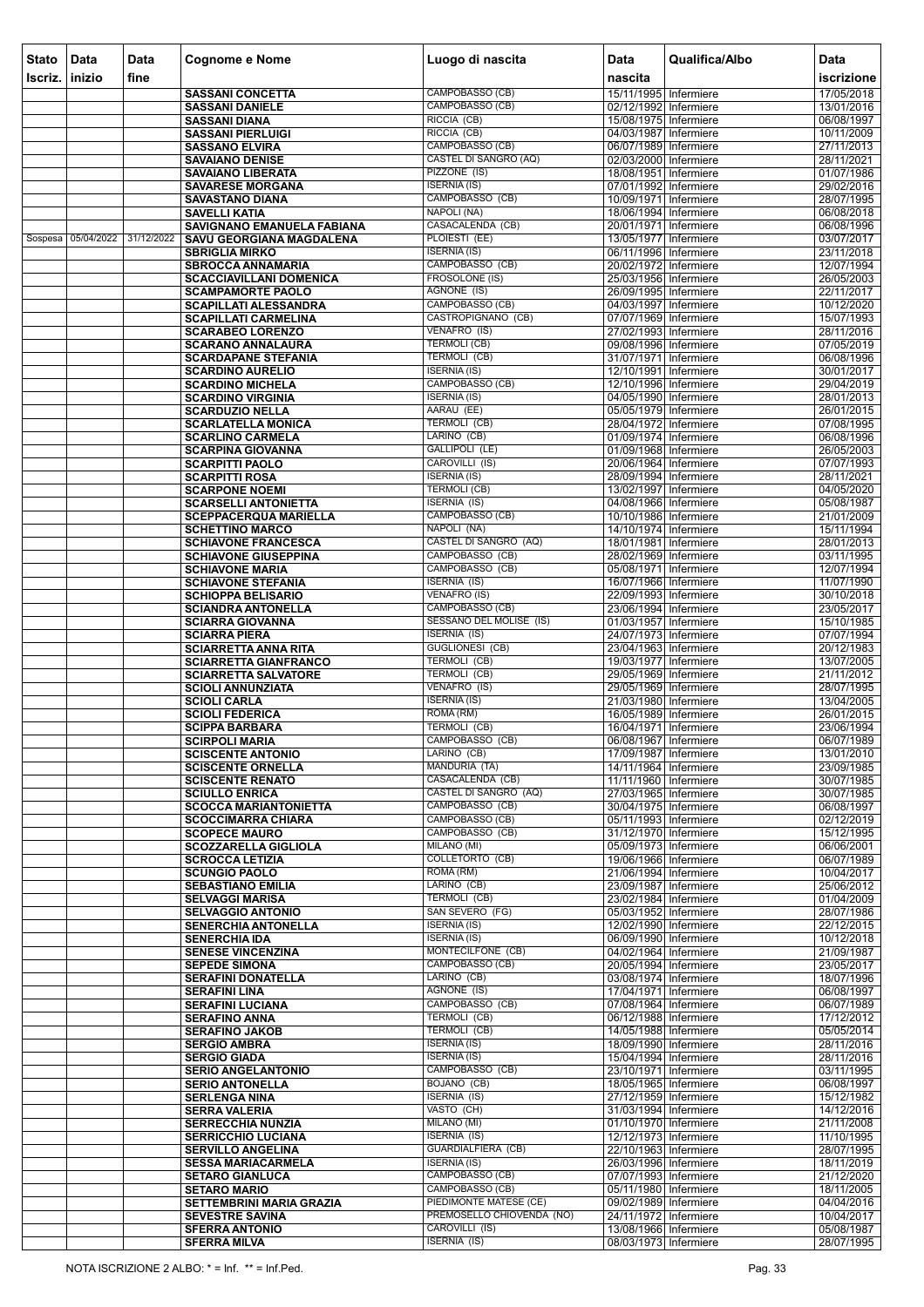| Stato Iscriz. | Data inizio | Data fine | Cognome e Nome | Luogo di nascita | Data nascita | Qualifica/Albo | Data iscrizione |
|---|---|---|---|---|---|---|---|
| | | | SASSANI CONCETTA | CAMPOBASSO (CB) | 15/11/1995 | Infermiere | 17/05/2018 |
| | | | SASSANI DANIELE | CAMPOBASSO (CB) | 02/12/1992 | Infermiere | 13/01/2016 |
| | | | SASSANI DIANA | RICCIA (CB) | 15/08/1975 | Infermiere | 06/08/1997 |
| | | | SASSANI PIERLUIGI | RICCIA (CB) | 04/03/1987 | Infermiere | 10/11/2009 |
| | | | SASSANO ELVIRA | CAMPOBASSO (CB) | 06/07/1989 | Infermiere | 27/11/2013 |
| | | | SAVAIANO DENISE | CASTEL DI SANGRO (AQ) | 02/03/2000 | Infermiere | 28/11/2021 |
| | | | SAVAIANO LIBERATA | PIZZONE (IS) | 18/08/1951 | Infermiere | 01/07/1986 |
| | | | SAVARESE MORGANA | ISERNIA (IS) | 07/01/1992 | Infermiere | 29/02/2016 |
| | | | SAVASTANO DIANA | CAMPOBASSO (CB) | 10/09/1971 | Infermiere | 28/07/1995 |
| | | | SAVELLI KATIA | NAPOLI (NA) | 18/06/1994 | Infermiere | 06/08/2018 |
| | | | SAVIGNANO EMANUELA FABIANA | CASACALENDA (CB) | 20/01/1971 | Infermiere | 06/08/1996 |
| Sospesa | 05/04/2022 | 31/12/2022 | SAVU GEORGIANA MAGDALENA | PLOIESTI (EE) | 13/05/1977 | Infermiere | 03/07/2017 |
| | | | SBRIGLIA MIRKO | ISERNIA (IS) | 06/11/1996 | Infermiere | 23/11/2018 |
| | | | SBROCCA ANNAMARIA | CAMPOBASSO (CB) | 20/02/1972 | Infermiere | 12/07/1994 |
| | | | SCACCIAVILLANI DOMENICA | FROSOLONE (IS) | 25/03/1956 | Infermiere | 26/05/2003 |
| | | | SCAMPAMORTE PAOLO | AGNONE (IS) | 26/09/1995 | Infermiere | 22/11/2017 |
| | | | SCAPILLATI ALESSANDRA | CAMPOBASSO (CB) | 04/03/1997 | Infermiere | 10/12/2020 |
| | | | SCAPILLATI CARMELINA | CASTROPIGNANO (CB) | 07/07/1969 | Infermiere | 15/07/1993 |
| | | | SCARABEO LORENZO | VENAFRO (IS) | 27/02/1993 | Infermiere | 28/11/2016 |
| | | | SCARANO ANNALAURA | TERMOLI (CB) | 09/08/1996 | Infermiere | 07/05/2019 |
| | | | SCARDAPANE STEFANIA | TERMOLI (CB) | 31/07/1971 | Infermiere | 06/08/1996 |
| | | | SCARDINO AURELIO | ISERNIA (IS) | 12/10/1991 | Infermiere | 30/01/2017 |
| | | | SCARDINO MICHELA | CAMPOBASSO (CB) | 12/10/1996 | Infermiere | 29/04/2019 |
| | | | SCARDINO VIRGINIA | ISERNIA (IS) | 04/05/1990 | Infermiere | 28/01/2013 |
| | | | SCARDUZIO NELLA | AARAU (EE) | 05/05/1979 | Infermiere | 26/01/2015 |
| | | | SCARLATELLA MONICA | TERMOLI (CB) | 28/04/1972 | Infermiere | 07/08/1995 |
| | | | SCARLINO CARMELA | LARINO (CB) | 01/09/1974 | Infermiere | 06/08/1996 |
| | | | SCARPINA GIOVANNA | GALLIPOLI (LE) | 01/09/1968 | Infermiere | 26/05/2003 |
| | | | SCARPITTI PAOLO | CAROVILLI (IS) | 20/06/1964 | Infermiere | 07/07/1993 |
| | | | SCARPITTI ROSA | ISERNIA (IS) | 28/09/1994 | Infermiere | 28/11/2021 |
| | | | SCARPONE NOEMI | TERMOLI (CB) | 13/02/1997 | Infermiere | 04/05/2020 |
| | | | SCARSELLI ANTONIETTA | ISERNIA (IS) | 04/08/1966 | Infermiere | 05/08/1987 |
| | | | SCEPPACERQUA MARIELLA | CAMPOBASSO (CB) | 10/10/1986 | Infermiere | 21/01/2009 |
| | | | SCHETTINO MARCO | NAPOLI (NA) | 14/10/1974 | Infermiere | 15/11/1994 |
| | | | SCHIAVONE FRANCESCA | CASTEL DI SANGRO (AQ) | 18/01/1981 | Infermiere | 28/01/2013 |
| | | | SCHIAVONE GIUSEPPINA | CAMPOBASSO (CB) | 28/02/1969 | Infermiere | 03/11/1995 |
| | | | SCHIAVONE MARIA | CAMPOBASSO (CB) | 05/08/1971 | Infermiere | 12/07/1994 |
| | | | SCHIAVONE STEFANIA | ISERNIA (IS) | 16/07/1966 | Infermiere | 11/07/1990 |
| | | | SCHIOPPA BELISARIO | VENAFRO (IS) | 22/09/1993 | Infermiere | 30/10/2018 |
| | | | SCIANDRA ANTONELLA | CAMPOBASSO (CB) | 23/06/1994 | Infermiere | 23/05/2017 |
| | | | SCIARRA GIOVANNA | SESSANO DEL MOLISE (IS) | 01/03/1957 | Infermiere | 15/10/1985 |
| | | | SCIARRA PIERA | ISERNIA (IS) | 24/07/1973 | Infermiere | 07/07/1994 |
| | | | SCIARRETTA ANNA RITA | GUGLIONESI (CB) | 23/04/1963 | Infermiere | 20/12/1983 |
| | | | SCIARRETTA GIANFRANCO | TERMOLI (CB) | 19/03/1977 | Infermiere | 13/07/2005 |
| | | | SCIARRETTA SALVATORE | TERMOLI (CB) | 29/05/1969 | Infermiere | 21/11/2012 |
| | | | SCIOLI ANNUNZIATA | VENAFRO (IS) | 29/05/1969 | Infermiere | 28/07/1995 |
| | | | SCIOLI CARLA | ISERNIA (IS) | 21/03/1980 | Infermiere | 13/04/2005 |
| | | | SCIOLI FEDERICA | ROMA (RM) | 16/05/1989 | Infermiere | 26/01/2015 |
| | | | SCIPPA BARBARA | TERMOLI (CB) | 16/04/1971 | Infermiere | 23/06/1994 |
| | | | SCIRPOLI MARIA | CAMPOBASSO (CB) | 06/08/1967 | Infermiere | 06/07/1989 |
| | | | SCISCENTE ANTONIO | LARINO (CB) | 17/09/1987 | Infermiere | 13/01/2010 |
| | | | SCISCENTE ORNELLA | MANDURIA (TA) | 14/11/1964 | Infermiere | 23/09/1985 |
| | | | SCISCENTE RENATO | CASACALENDA (CB) | 11/11/1960 | Infermiere | 30/07/1985 |
| | | | SCIULLO ENRICA | CASTEL DI SANGRO (AQ) | 27/03/1965 | Infermiere | 30/07/1985 |
| | | | SCOCCA MARIANTONIETTA | CAMPOBASSO (CB) | 30/04/1975 | Infermiere | 06/08/1997 |
| | | | SCOCCIMARRA CHIARA | CAMPOBASSO (CB) | 05/11/1993 | Infermiere | 02/12/2019 |
| | | | SCOPECE MAURO | CAMPOBASSO (CB) | 31/12/1970 | Infermiere | 15/12/1995 |
| | | | SCOZZARELLA GIGLIOLA | MILANO (MI) | 05/09/1973 | Infermiere | 06/06/2001 |
| | | | SCROCCA LETIZIA | COLLETORTO (CB) | 19/06/1966 | Infermiere | 06/07/1989 |
| | | | SCUNGIO PAOLO | ROMA (RM) | 21/06/1994 | Infermiere | 10/04/2017 |
| | | | SEBASTIANO EMILIA | LARINO (CB) | 23/09/1987 | Infermiere | 25/06/2012 |
| | | | SELVAGGI MARISA | TERMOLI (CB) | 23/02/1984 | Infermiere | 01/04/2009 |
| | | | SELVAGGIO ANTONIO | SAN SEVERO (FG) | 05/03/1952 | Infermiere | 28/07/1986 |
| | | | SENERCHIA ANTONELLA | ISERNIA (IS) | 12/02/1990 | Infermiere | 22/12/2015 |
| | | | SENERCHIA IDA | ISERNIA (IS) | 06/09/1990 | Infermiere | 10/12/2018 |
| | | | SENESE VINCENZINA | MONTECILFONE (CB) | 04/02/1964 | Infermiere | 21/09/1987 |
| | | | SEPEDE SIMONA | CAMPOBASSO (CB) | 20/05/1994 | Infermiere | 23/05/2017 |
| | | | SERAFINI DONATELLA | LARINO (CB) | 03/08/1974 | Infermiere | 18/07/1996 |
| | | | SERAFINI LINA | AGNONE (IS) | 17/04/1971 | Infermiere | 06/08/1997 |
| | | | SERAFINI LUCIANA | CAMPOBASSO (CB) | 07/08/1964 | Infermiere | 06/07/1989 |
| | | | SERAFINO ANNA | TERMOLI (CB) | 06/12/1988 | Infermiere | 17/12/2012 |
| | | | SERAFINO JAKOB | TERMOLI (CB) | 14/05/1988 | Infermiere | 05/05/2014 |
| | | | SERGIO AMBRA | ISERNIA (IS) | 18/09/1990 | Infermiere | 28/11/2016 |
| | | | SERGIO GIADA | ISERNIA (IS) | 15/04/1994 | Infermiere | 28/11/2016 |
| | | | SERIO ANGELANTONIO | CAMPOBASSO (CB) | 23/10/1971 | Infermiere | 03/11/1995 |
| | | | SERIO ANTONELLA | BOJANO (CB) | 18/05/1965 | Infermiere | 06/08/1997 |
| | | | SERLENGA NINA | ISERNIA (IS) | 27/12/1959 | Infermiere | 15/12/1982 |
| | | | SERRA VALERIA | VASTO (CH) | 31/03/1994 | Infermiere | 14/12/2016 |
| | | | SERRECCHIA NUNZIA | MILANO (MI) | 01/10/1970 | Infermiere | 21/11/2008 |
| | | | SERRICCHIO LUCIANA | ISERNIA (IS) | 12/12/1973 | Infermiere | 11/10/1995 |
| | | | SERVILLO ANGELINA | GUARDIALFIERA (CB) | 22/10/1963 | Infermiere | 28/07/1995 |
| | | | SESSA MARIACARMELA | ISERNIA (IS) | 26/03/1996 | Infermiere | 18/11/2019 |
| | | | SETARO GIANLUCA | CAMPOBASSO (CB) | 07/07/1993 | Infermiere | 21/12/2020 |
| | | | SETARO MARIO | CAMPOBASSO (CB) | 05/11/1980 | Infermiere | 18/11/2005 |
| | | | SETTEMBRINI MARIA GRAZIA | PIEDIMONTE MATESE (CE) | 09/02/1989 | Infermiere | 04/04/2016 |
| | | | SEVESTRE SAVINA | PREMOSELLO CHIOVENDA (NO) | 24/11/1972 | Infermiere | 10/04/2017 |
| | | | SFERRA ANTONIO | CAROVILLI (IS) | 13/08/1966 | Infermiere | 05/08/1987 |
| | | | SFERRA MILVA | ISERNIA (IS) | 08/03/1973 | Infermiere | 28/07/1995 |

NOTA ISCRIZIONE 2 ALBO: * = Inf. ** = Inf.Ped.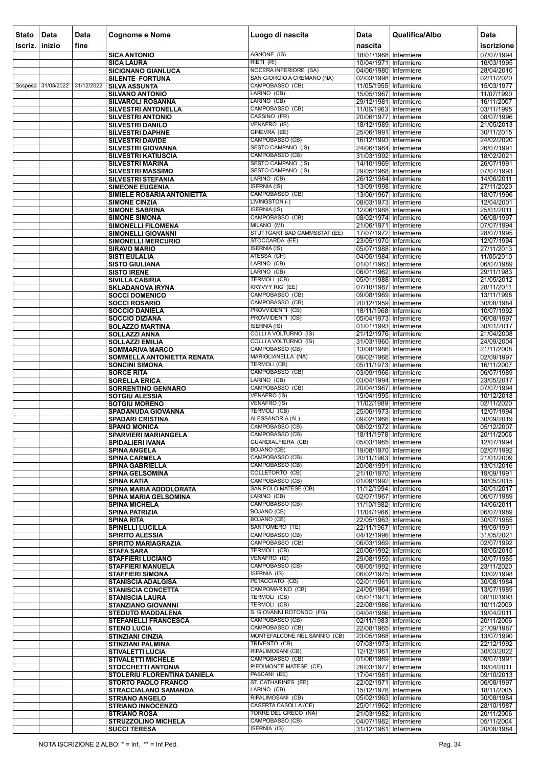| Stato Iscriz. | Data inizio | Data fine | Cognome e Nome | Luogo di nascita | Data nascita | Qualifica/Albo | Data iscrizione |
|---|---|---|---|---|---|---|---|
| | | | SICA ANTONIO | AGNONE (IS) | 18/01/1968 | Infermiere | 07/07/1994 |
| | | | SICA LAURA | RIETI (RI) | 10/04/1971 | Infermiere | 16/03/1995 |
| | | | SICIGNANO GIANLUCA | NOCERA INFERIORE (SA) | 04/06/1980 | Infermiere | 28/04/2010 |
| | | | SILENTE FORTUNA | SAN GIORGIO A CREMANO (NA) | 02/03/1998 | Infermiere | 02/11/2020 |
| Sospesa | 31/03/2022 | 31/12/2022 | SILVA ASSUNTA | CAMPOBASSO (CB) | 11/05/1955 | Infermiere | 15/03/1977 |
| | | | SILVANO ANTONIO | LARINO (CB) | 15/05/1967 | Infermiere | 11/07/1990 |
| | | | SILVAROLI ROSANNA | LARINO (CB) | 29/12/1981 | Infermiere | 16/11/2007 |
| | | | SILVESTRI ANTONELLA | CAMPOBASSO (CB) | 11/06/1963 | Infermiere | 03/11/1995 |
| | | | SILVESTRI ANTONIO | CASSINO (FR) | 20/06/1977 | Infermiere | 08/07/1996 |
| | | | SILVESTRI DANILO | VENAFRO (IS) | 18/12/1989 | Infermiere | 21/05/2013 |
| | | | SILVESTRI DAPHNE | GINEVRA (EE) | 25/06/1991 | Infermiere | 30/11/2015 |
| | | | SILVESTRI DAVIDE | CAMPOBASSO (CB) | 16/12/1993 | Infermiere | 24/02/2020 |
| | | | SILVESTRI GIOVANNA | SESTO CAMPANO (IS) | 24/06/1964 | Infermiere | 26/07/1991 |
| | | | SILVESTRI KATIUSCIA | CAMPOBASSO (CB) | 31/03/1992 | Infermiere | 18/02/2021 |
| | | | SILVESTRI MARINA | SESTO CAMPANO (IS) | 14/10/1969 | Infermiere | 26/07/1991 |
| | | | SILVESTRI MASSIMO | SESTO CAMPANO (IS) | 29/05/1968 | Infermiere | 07/07/1993 |
| | | | SILVESTRI STEFANIA | LARINO (CB) | 26/12/1984 | Infermiere | 14/06/2011 |
| | | | SIMEONE EUGENIA | ISERNIA (IS) | 13/09/1998 | Infermiere | 27/11/2020 |
| | | | SIMIELE ROSARIA ANTONIETTA | CAMPOBASSO (CB) | 13/06/1967 | Infermiere | 18/07/1996 |
| | | | SIMONE CINZIA | LIVINGSTON (-) | 08/03/1973 | Infermiere | 12/04/2001 |
| | | | SIMONE SABRINA | ISERNIA (IS) | 12/06/1988 | Infermiere | 25/01/2011 |
| | | | SIMONE SIMONA | CAMPOBASSO (CB) | 08/02/1974 | Infermiere | 06/08/1997 |
| | | | SIMONELLI FILOMENA | MILANO (MI) | 21/06/1971 | Infermiere | 07/07/1994 |
| | | | SIMONELLI GIOVANNI | STUTTGART BAD CAMMSSTAT (EE) | 17/07/1972 | Infermiere | 28/07/1995 |
| | | | SIMONELLI MERCURIO | STOCCARDA (EE) | 23/05/1970 | Infermiere | 12/07/1994 |
| | | | SIRAVO MARIO | ISERNIA (IS) | 05/07/1988 | Infermiere | 27/11/2013 |
| | | | SISTI EULALIA | ATESSA (CH) | 04/05/1984 | Infermiere | 11/05/2010 |
| | | | SISTO GIULIANA | LARINO (CB) | 01/01/1963 | Infermiere | 06/07/1989 |
| | | | SISTO IRENE | LARINO (CB) | 06/01/1962 | Infermiere | 29/11/1983 |
| | | | SIVILLA CABIRIA | TERMOLI (CB) | 05/01/1988 | Infermiere | 21/05/2012 |
| | | | SKLADANOVA IRYNA | KRYVYY RIG (EE) | 07/10/1987 | Infermiere | 28/11/2011 |
| | | | SOCCI DOMENICO | CAMPOBASSO (CB) | 09/08/1969 | Infermiere | 13/11/1998 |
| | | | SOCCI ROSARIO | CAMPOBASSO (CB) | 20/12/1959 | Infermiere | 30/08/1984 |
| | | | SOCCIO DANIELA | PROVVIDENTI (CB) | 18/11/1968 | Infermiere | 10/07/1992 |
| | | | SOCCIO DIZIANA | PROVVIDENTI (CB) | 05/04/1973 | Infermiere | 06/08/1997 |
| | | | SOLAZZO MARTINA | ISERNIA (IS) | 01/01/1993 | Infermiere | 30/01/2017 |
| | | | SOLLAZZI ANNA | COLLI A VOLTURNO (IS) | 21/12/1976 | Infermiere | 21/04/2008 |
| | | | SOLLAZZI EMILIA | COLLI A VOLTURNO (IS) | 31/03/1960 | Infermiere | 24/09/2004 |
| | | | SOMMARIVA MARCO | CAMPOBASSO (CB) | 13/08/1986 | Infermiere | 21/11/2008 |
| | | | SOMMELLA ANTONIETTA RENATA | MARIGLIANELLA (NA) | 09/02/1966 | Infermiere | 02/09/1997 |
| | | | SONCINI SIMONA | TERMOLI (CB) | 05/11/1973 | Infermiere | 16/11/2007 |
| | | | SORCE RITA | CAMPOBASSO (CB) | 03/09/1966 | Infermiere | 06/07/1989 |
| | | | SORELLA ERICA | LARINO (CB) | 03/04/1994 | Infermiere | 23/05/2017 |
| | | | SORRENTINO GENNARO | CAMPOBASSO (CB) | 20/04/1967 | Infermiere | 07/07/1994 |
| | | | SOTGIU ALESSIA | VENAFRO (IS) | 19/04/1995 | Infermiere | 10/12/2018 |
| | | | SOTGIU MORENO | VENAFRO (IS) | 11/02/1989 | Infermiere | 02/11/2020 |
| | | | SPADANUDA GIOVANNA | TERMOLI (CB) | 25/06/1973 | Infermiere | 12/07/1994 |
| | | | SPADARI CRISTINA | ALESSANDRIA (AL) | 09/02/1966 | Infermiere | 30/09/2019 |
| | | | SPANO MONICA | CAMPOBASSO (CB) | 08/02/1972 | Infermiere | 05/12/2007 |
| | | | SPARVIERI MARIANGELA | CAMPOBASSO (CB) | 18/11/1978 | Infermiere | 20/11/2006 |
| | | | SPIDALIERI IVANA | GUARDIALFIERA (CB) | 05/03/1965 | Infermiere | 12/07/1994 |
| | | | SPINA ANGELA | BOJANO (CB) | 19/08/1970 | Infermiere | 02/07/1992 |
| | | | SPINA CARMELA | CAMPOBASSO (CB) | 20/11/1963 | Infermiere | 21/01/2009 |
| | | | SPINA GABRIELLA | CAMPOBASSO (CB) | 20/08/1991 | Infermiere | 13/01/2016 |
| | | | SPINA GELSOMINA | COLLETORTO (CB) | 21/10/1970 | Infermiere | 19/09/1991 |
| | | | SPINA KATIA | CAMPOBASSO (CB) | 01/09/1992 | Infermiere | 18/05/2015 |
| | | | SPINA MARIA ADDOLORATA | SAN POLO MATESE (CB) | 11/12/1994 | Infermiere | 30/01/2017 |
| | | | SPINA MARIA GELSOMINA | LARINO (CB) | 02/07/1967 | Infermiere | 06/07/1989 |
| | | | SPINA MICHELA | CAMPOBASSO (CB) | 11/10/1982 | Infermiere | 14/06/2011 |
| | | | SPINA PATRIZIA | BOJANO (CB) | 11/04/1966 | Infermiere | 06/07/1989 |
| | | | SPINA RITA | BOJANO (CB) | 22/05/1963 | Infermiere | 30/07/1985 |
| | | | SPINELLI LUCILLA | SANT'OMERO (TE) | 22/11/1967 | Infermiere | 19/09/1991 |
| | | | SPIRITO ALESSIA | CAMPOBASSO (CB) | 04/12/1996 | Infermiere | 31/05/2021 |
| | | | SPIRITO MARIAGRAZIA | CAMPOBASSO (CB) | 06/03/1969 | Infermiere | 02/07/1992 |
| | | | STAFA SARA | TERMOLI (CB) | 20/06/1992 | Infermiere | 18/05/2015 |
| | | | STAFFIERI LUCIANO | VENAFRO (IS) | 29/08/1959 | Infermiere | 30/07/1985 |
| | | | STAFFIERI MANUELA | CAMPOBASSO (CB) | 08/05/1992 | Infermiere | 23/11/2020 |
| | | | STAFFIERI SIMONA | ISERNIA (IS) | 06/02/1975 | Infermiere | 13/02/1998 |
| | | | STANISCIA ADALGISA | PETACCIATO (CB) | 02/01/1961 | Infermiere | 30/08/1984 |
| | | | STANISCIA CONCETTA | CAMPOMARINO (CB) | 24/05/1964 | Infermiere | 13/07/1989 |
| | | | STANISCIA LAURA | TERMOLI (CB) | 05/01/1971 | Infermiere | 08/10/1993 |
| | | | STANZIANO GIOVANNI | TERMOLI (CB) | 22/08/1986 | Infermiere | 10/11/2009 |
| | | | STEDUTO MADDALENA | S. GIOVANNI ROTONDO (FG) | 04/04/1986 | Infermiere | 19/04/2011 |
| | | | STEFANELLI FRANCESCA | CAMPOBASSO (CB) | 02/11/1983 | Infermiere | 20/11/2006 |
| | | | STENO LUCIA | CAMPOBASSO (CB) | 22/08/1965 | Infermiere | 21/09/1987 |
| | | | STINZIANI CINZIA | MONTEFALCONE NEL SANNIO (CB) | 23/05/1968 | Infermiere | 13/07/1990 |
| | | | STINZIANI PALMINA | TRIVENTO (CB) | 07/03/1973 | Infermiere | 22/12/1992 |
| | | | STIVALETTI LUCIA | RIPALIMOSANI (CB) | 12/12/1961 | Infermiere | 30/03/2022 |
| | | | STIVALETTI MICHELE | CAMPOBASSO (CB) | 01/06/1969 | Infermiere | 09/07/1991 |
| | | | STOCCHETTI ANTONIA | PIEDIMONTE MATESE (CE) | 26/03/1977 | Infermiere | 19/04/2011 |
| | | | STOLERIU FLORENTINA DANIELA | PASCANI (EE) | 17/04/1981 | Infermiere | 09/10/2013 |
| | | | STORTO PAOLO FRANCO | ST. CATHARINES (EE) | 22/02/1971 | Infermiere | 06/08/1997 |
| | | | STRACCIALANO SAMANDA | LARINO (CB) | 15/12/1976 | Infermiere | 18/11/2005 |
| | | | STRIANO ANGELO | RIPALIMOSANI (CB) | 05/02/1963 | Infermiere | 30/08/1984 |
| | | | STRIANO INNOCENZO | CASERTA CASOLLA (CE) | 25/01/1962 | Infermiere | 28/10/1987 |
| | | | STRIANO ROSA | TORRE DEL GRECO (NA) | 21/03/1982 | Infermiere | 20/11/2006 |
| | | | STRUZZOLINO MICHELA | CAMPOBASSO (CB) | 04/07/1982 | Infermiere | 05/11/2004 |
| | | | SUCCI TERESA | ISERNIA (IS) | 31/12/1961 | Infermiere | 20/08/1984 |

NOTA ISCRIZIONE 2 ALBO: * = Inf. ** = Inf.Ped.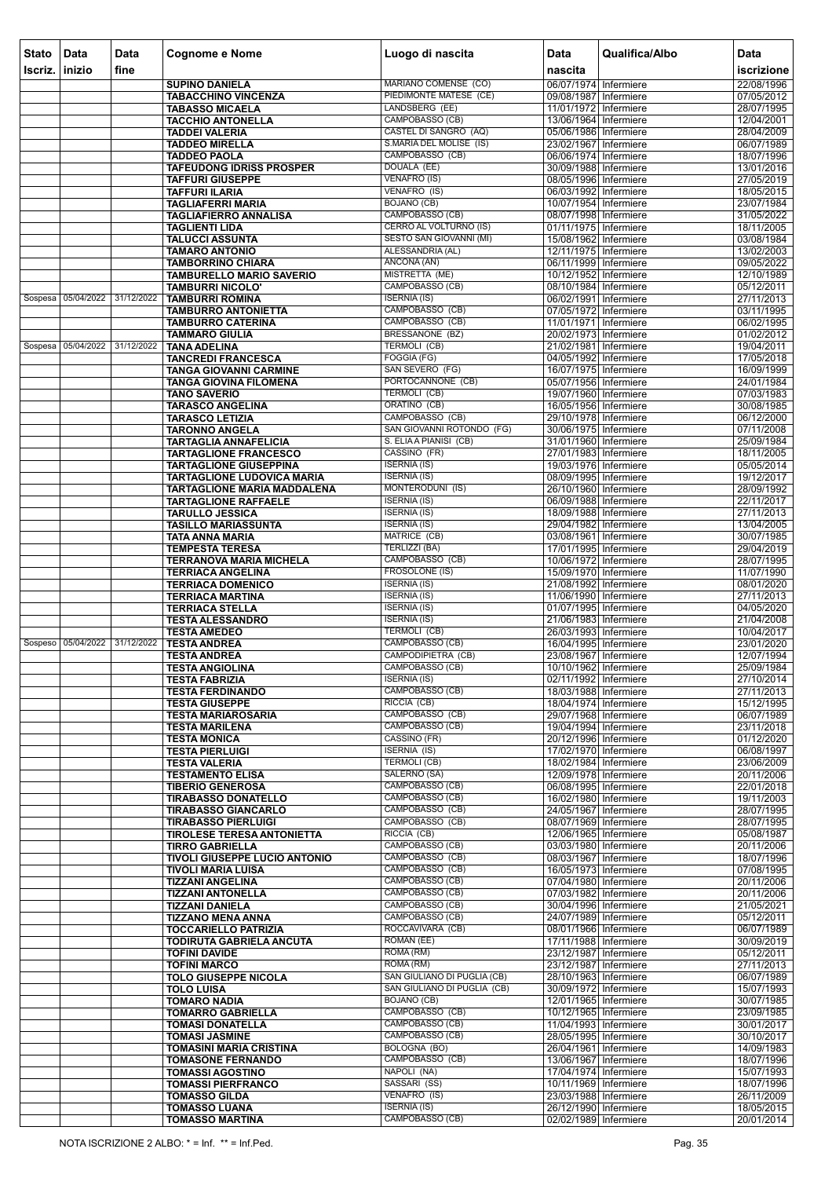| Stato Iscriz. | Data inizio | Data fine | Cognome e Nome | Luogo di nascita | Data nascita | Qualifica/Albo | Data iscrizione |
|---|---|---|---|---|---|---|---|
| | | | SUPINO DANIELA | MARIANO COMENSE (CO) | 06/07/1974 | Infermiere | 22/08/1996 |
| | | | TABACCHINO VINCENZA | PIEDIMONTE MATESE (CE) | 09/08/1987 | Infermiere | 07/05/2012 |
| | | | TABASSO MICAELA | LANDSBERG (EE) | 11/01/1972 | Infermiere | 28/07/1995 |
| | | | TACCHIO ANTONELLA | CAMPOBASSO (CB) | 13/06/1964 | Infermiere | 12/04/2001 |
| | | | TADDEI VALERIA | CASTEL DI SANGRO (AQ) | 05/06/1986 | Infermiere | 28/04/2009 |
| | | | TADDEO MIRELLA | S.MARIA DEL MOLISE (IS) | 23/02/1967 | Infermiere | 06/07/1989 |
| | | | TADDEO PAOLA | CAMPOBASSO (CB) | 06/06/1974 | Infermiere | 18/07/1996 |
| | | | TAFEUDONG IDRISS PROSPER | DOUALA (EE) | 30/09/1988 | Infermiere | 13/01/2016 |
| | | | TAFFURI GIUSEPPE | VENAFRO (IS) | 08/05/1996 | Infermiere | 27/05/2019 |
| | | | TAFFURI ILARIA | VENAFRO (IS) | 06/03/1992 | Infermiere | 18/05/2015 |
| | | | TAGLIAFERRI MARIA | BOJANO (CB) | 10/07/1954 | Infermiere | 23/07/1984 |
| | | | TAGLIAFIERRO ANNALISA | CAMPOBASSO (CB) | 08/07/1998 | Infermiere | 31/05/2022 |
| | | | TAGLIENTI LIDA | CERRO AL VOLTURNO (IS) | 01/11/1975 | Infermiere | 18/11/2005 |
| | | | TALUCCI ASSUNTA | SESTO SAN GIOVANNI (MI) | 15/08/1962 | Infermiere | 03/08/1984 |
| | | | TAMARO ANTONIO | ALESSANDRIA (AL) | 12/11/1975 | Infermiere | 13/02/2003 |
| | | | TAMBORRINO CHIARA | ANCONA (AN) | 06/11/1999 | Infermiere | 09/05/2022 |
| | | | TAMBURELLO MARIO SAVERIO | MISTRETTA (ME) | 10/12/1952 | Infermiere | 12/10/1989 |
| | | | TAMBURRI NICOLO' | CAMPOBASSO (CB) | 08/10/1984 | Infermiere | 05/12/2011 |
| Sospesa | 05/04/2022 | 31/12/2022 | TAMBURRI ROMINA | ISERNIA (IS) | 06/02/1991 | Infermiere | 27/11/2013 |
| | | | TAMBURRO ANTONIETTA | CAMPOBASSO (CB) | 07/05/1972 | Infermiere | 03/11/1995 |
| | | | TAMBURRO CATERINA | CAMPOBASSO (CB) | 11/01/1971 | Infermiere | 06/02/1995 |
| | | | TAMMARO GIULIA | BRESSANONE (BZ) | 20/02/1973 | Infermiere | 01/02/2012 |
| Sospesa | 05/04/2022 | 31/12/2022 | TANA ADELINA | TERMOLI (CB) | 21/02/1981 | Infermiere | 19/04/2011 |
| | | | TANCREDI FRANCESCA | FOGGIA (FG) | 04/05/1992 | Infermiere | 17/05/2018 |
| | | | TANGA GIOVANNI CARMINE | SAN SEVERO (FG) | 16/07/1975 | Infermiere | 16/09/1999 |
| | | | TANGA GIOVINA FILOMENA | PORTOCANNONE (CB) | 05/07/1956 | Infermiere | 24/01/1984 |
| | | | TANO SAVERIO | TERMOLI (CB) | 19/07/1960 | Infermiere | 07/03/1983 |
| | | | TARASCO ANGELINA | ORATINO (CB) | 16/05/1956 | Infermiere | 30/08/1985 |
| | | | TARASCO LETIZIA | CAMPOBASSO (CB) | 29/10/1978 | Infermiere | 06/12/2000 |
| | | | TARONNO ANGELA | SAN GIOVANNI ROTONDO (FG) | 30/06/1975 | Infermiere | 07/11/2008 |
| | | | TARTAGLIA ANNAFELICIA | S. ELIA A PIANISI (CB) | 31/01/1960 | Infermiere | 25/09/1984 |
| | | | TARTAGLIONE FRANCESCO | CASSINO (FR) | 27/01/1983 | Infermiere | 18/11/2005 |
| | | | TARTAGLIONE GIUSEPPINA | ISERNIA (IS) | 19/03/1976 | Infermiere | 05/05/2014 |
| | | | TARTAGLIONE LUDOVICA MARIA | ISERNIA (IS) | 08/09/1995 | Infermiere | 19/12/2017 |
| | | | TARTAGLIONE MARIA MADDALENA | MONTERODUNI (IS) | 26/10/1960 | Infermiere | 28/09/1992 |
| | | | TARTAGLIONE RAFFAELE | ISERNIA (IS) | 06/09/1988 | Infermiere | 22/11/2017 |
| | | | TARULLO JESSICA | ISERNIA (IS) | 18/09/1988 | Infermiere | 27/11/2013 |
| | | | TASILLO MARIASSUNTA | ISERNIA (IS) | 29/04/1982 | Infermiere | 13/04/2005 |
| | | | TATA ANNA MARIA | MATRICE (CB) | 03/08/1961 | Infermiere | 30/07/1985 |
| | | | TEMPESTA TERESA | TERLIZZI (BA) | 17/01/1995 | Infermiere | 29/04/2019 |
| | | | TERRANOVA MARIA MICHELA | CAMPOBASSO (CB) | 10/06/1972 | Infermiere | 28/07/1995 |
| | | | TERRIACA ANGELINA | FROSOLONE (IS) | 15/09/1970 | Infermiere | 11/07/1990 |
| | | | TERRIACA DOMENICO | ISERNIA (IS) | 21/08/1992 | Infermiere | 08/01/2020 |
| | | | TERRIACA MARTINA | ISERNIA (IS) | 11/06/1990 | Infermiere | 27/11/2013 |
| | | | TERRIACA STELLA | ISERNIA (IS) | 01/07/1995 | Infermiere | 04/05/2020 |
| | | | TESTA ALESSANDRO | ISERNIA (IS) | 21/06/1983 | Infermiere | 21/04/2008 |
| | | | TESTA AMEDEO | TERMOLI (CB) | 26/03/1993 | Infermiere | 10/04/2017 |
| Sospeso | 05/04/2022 | 31/12/2022 | TESTA ANDREA | CAMPOBASSO (CB) | 16/04/1995 | Infermiere | 23/01/2020 |
| | | | TESTA ANDREA | CAMPODIPIETRA (CB) | 23/08/1967 | Infermiere | 12/07/1994 |
| | | | TESTA ANGIOLINA | CAMPOBASSO (CB) | 10/10/1962 | Infermiere | 25/09/1984 |
| | | | TESTA FABRIZIA | ISERNIA (IS) | 02/11/1992 | Infermiere | 27/10/2014 |
| | | | TESTA FERDINANDO | CAMPOBASSO (CB) | 18/03/1988 | Infermiere | 27/11/2013 |
| | | | TESTA GIUSEPPE | RICCIA (CB) | 18/04/1974 | Infermiere | 15/12/1995 |
| | | | TESTA MARIAROSARIA | CAMPOBASSO (CB) | 29/07/1968 | Infermiere | 06/07/1989 |
| | | | TESTA MARILENA | CAMPOBASSO (CB) | 19/04/1994 | Infermiere | 23/11/2018 |
| | | | TESTA MONICA | CASSINO (FR) | 20/12/1996 | Infermiere | 01/12/2020 |
| | | | TESTA PIERLUIGI | ISERNIA (IS) | 17/02/1970 | Infermiere | 06/08/1997 |
| | | | TESTA VALERIA | TERMOLI (CB) | 18/02/1984 | Infermiere | 23/06/2009 |
| | | | TESTAMENTO ELISA | SALERNO (SA) | 12/09/1978 | Infermiere | 20/11/2006 |
| | | | TIBERIO GENEROSA | CAMPOBASSO (CB) | 06/08/1995 | Infermiere | 22/01/2018 |
| | | | TIRABASSO DONATELLO | CAMPOBASSO (CB) | 16/02/1980 | Infermiere | 19/11/2003 |
| | | | TIRABASSO GIANCARLO | CAMPOBASSO (CB) | 24/05/1967 | Infermiere | 28/07/1995 |
| | | | TIRABASSO PIERLUIGI | CAMPOBASSO (CB) | 08/07/1969 | Infermiere | 28/07/1995 |
| | | | TIROLESE TERESA ANTONIETTA | RICCIA (CB) | 12/06/1965 | Infermiere | 05/08/1987 |
| | | | TIRRO GABRIELLA | CAMPOBASSO (CB) | 03/03/1980 | Infermiere | 20/11/2006 |
| | | | TIVOLI GIUSEPPE LUCIO ANTONIO | CAMPOBASSO (CB) | 08/03/1967 | Infermiere | 18/07/1996 |
| | | | TIVOLI MARIA LUISA | CAMPOBASSO (CB) | 16/05/1973 | Infermiere | 07/08/1995 |
| | | | TIZZANI ANGELINA | CAMPOBASSO (CB) | 07/04/1980 | Infermiere | 20/11/2006 |
| | | | TIZZANI ANTONELLA | CAMPOBASSO (CB) | 07/03/1982 | Infermiere | 20/11/2006 |
| | | | TIZZANI DANIELA | CAMPOBASSO (CB) | 30/04/1996 | Infermiere | 21/05/2021 |
| | | | TIZZANO MENA ANNA | CAMPOBASSO (CB) | 24/07/1989 | Infermiere | 05/12/2011 |
| | | | TOCCARIELLO PATRIZIA | ROCCAVIVARA (CB) | 08/01/1966 | Infermiere | 06/07/1989 |
| | | | TODIRUTA GABRIELA ANCUTA | ROMAN (EE) | 17/11/1988 | Infermiere | 30/09/2019 |
| | | | TOFINI DAVIDE | ROMA (RM) | 23/12/1987 | Infermiere | 05/12/2011 |
| | | | TOFINI MARCO | ROMA (RM) | 23/12/1987 | Infermiere | 27/11/2013 |
| | | | TOLO GIUSEPPE NICOLA | SAN GIULIANO DI PUGLIA (CB) | 28/10/1963 | Infermiere | 06/07/1989 |
| | | | TOLO LUISA | SAN GIULIANO DI PUGLIA (CB) | 30/09/1972 | Infermiere | 15/07/1993 |
| | | | TOMARO NADIA | BOJANO (CB) | 12/01/1965 | Infermiere | 30/07/1985 |
| | | | TOMARRO GABRIELLA | CAMPOBASSO (CB) | 10/12/1965 | Infermiere | 23/09/1985 |
| | | | TOMASI DONATELLA | CAMPOBASSO (CB) | 11/04/1993 | Infermiere | 30/01/2017 |
| | | | TOMASI JASMINE | CAMPOBASSO (CB) | 28/05/1995 | Infermiere | 30/10/2017 |
| | | | TOMASINI MARIA CRISTINA | BOLOGNA (BO) | 26/04/1961 | Infermiere | 14/09/1983 |
| | | | TOMASONE FERNANDO | CAMPOBASSO (CB) | 13/06/1967 | Infermiere | 18/07/1996 |
| | | | TOMASSI AGOSTINO | NAPOLI (NA) | 17/04/1974 | Infermiere | 15/07/1993 |
| | | | TOMASSI PIERFRANCO | SASSARI (SS) | 10/11/1969 | Infermiere | 18/07/1996 |
| | | | TOMASSO GILDA | VENAFRO (IS) | 23/03/1988 | Infermiere | 26/11/2009 |
| | | | TOMASSO LUANA | ISERNIA (IS) | 26/12/1990 | Infermiere | 18/05/2015 |
| | | | TOMASSO MARTINA | CAMPOBASSO (CB) | 02/02/1989 | Infermiere | 20/01/2014 |

NOTA ISCRIZIONE 2 ALBO: * = Inf. ** = Inf.Ped.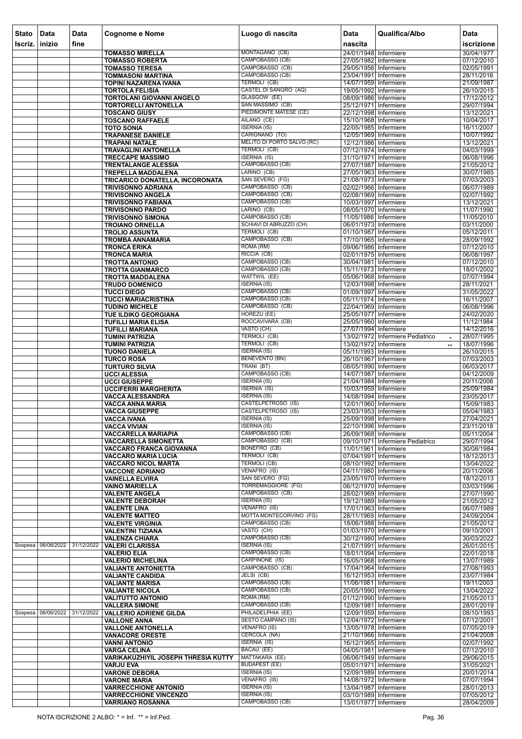| Stato Iscriz. | Data inizio | Data fine | Cognome e Nome | Luogo di nascita | Data nascita | Qualifica/Albo | Data iscrizione |
|---|---|---|---|---|---|---|---|
| | | | TOMASSO MIRELLA | MONTAGANO (CB) | 24/01/1948 | Infermiere | 30/04/1977 |
| | | | TOMASSO ROBERTA | CAMPOBASSO (CB) | 27/05/1982 | Infermiere | 07/12/2010 |
| | | | TOMASSO TERESA | CAMPOBASSO (CB) | 29/05/1956 | Infermiere | 02/05/1991 |
| | | | TOMMASONI MARTINA | CAMPOBASSO (CB) | 23/04/1991 | Infermiere | 28/11/2016 |
| | | | TOPINI NAZARENA IVANA | TERMOLI (CB) | 14/07/1959 | Infermiere | 21/09/1987 |
| | | | TORTOLA FELISIA | CASTEL DI SANGRO (AQ) | 19/05/1992 | Infermiere | 26/10/2015 |
| | | | TORTOLANI GIOVANNI ANGELO | GLASGOW (EE) | 08/09/1986 | Infermiere | 17/12/2012 |
| | | | TORTORELLI ANTONELLA | SAN MASSIMO (CB) | 25/12/1971 | Infermiere | 29/07/1994 |
| | | | TOSCANO GIUSY | PIEDIMONTE MATESE (CE) | 22/12/1998 | Infermiere | 13/12/2021 |
| | | | TOSCANO RAFFAELE | AILANO (CE) | 15/10/1968 | Infermiere | 10/04/2017 |
| | | | TOTO SONIA | ISERNIA (IS) | 22/05/1985 | Infermiere | 16/11/2007 |
| | | | TRAPANESE DANIELE | CARIGNANO (TO) | 12/05/1969 | Infermiere | 10/07/1992 |
| | | | TRAPANI NATALE | MELITO DI PORTO SALVO (RC) | 12/12/1986 | Infermiere | 13/12/2021 |
| | | | TRAVAGLINI ANTONELLA | TERMOLI (CB) | 07/12/1974 | Infermiere | 04/03/1999 |
| | | | TRECCAPE MASSIMO | ISERNIA (IS) | 31/10/1971 | Infermiere | 06/08/1996 |
| | | | TRENTALANGE ALESSIA | CAMPOBASSO (CB) | 27/07/1987 | Infermiere | 21/05/2012 |
| | | | TREPELLA MADDALENA | LARINO (CB) | 27/05/1963 | Infermiere | 30/07/1985 |
| | | | TRICARICO DONATELLA, INCORONATA | SAN SEVERO (FG) | 21/08/1973 | Infermiere | 07/03/2003 |
| | | | TRIVISONNO ADRIANA | CAMPOBASSO (CB) | 02/02/1966 | Infermiere | 06/07/1989 |
| | | | TRIVISONNO ANGELA | CAMPOBASSO (CB) | 02/08/1969 | Infermiere | 02/07/1992 |
| | | | TRIVISONNO FABIANA | CAMPOBASSO (CB) | 10/03/1997 | Infermiere | 13/12/2021 |
| | | | TRIVISONNO PARDO | LARINO (CB) | 08/05/1970 | Infermiere | 11/07/1990 |
| | | | TRIVISONNO SIMONA | CAMPOBASSO (CB) | 11/05/1986 | Infermiere | 11/05/2010 |
| | | | TROIANO ORNELLA | SCHIAVI DI ABRUZZO (CH) | 06/01/1973 | Infermiere | 03/11/2000 |
| | | | TROLIO ASSUNTA | TERMOLI (CB) | 01/10/1987 | Infermiere | 05/12/2011 |
| | | | TROMBA ANNAMARIA | CAMPOBASSO (CB) | 17/10/1965 | Infermiere | 28/09/1992 |
| | | | TRONCA ERIKA | ROMA (RM) | 09/06/1986 | Infermiere | 07/12/2010 |
| | | | TRONCA MARIA | RICCIA (CB) | 02/01/1975 | Infermiere | 06/08/1997 |
| | | | TROTTA ANTONIO | CAMPOBASSO (CB) | 30/04/1981 | Infermiere | 07/12/2010 |
| | | | TROTTA GIANMARCO | CAMPOBASSO (CB) | 15/11/1973 | Infermiere | 18/01/2002 |
| | | | TROTTA MADDALENA | WATTWIL (EE) | 05/06/1968 | Infermiere | 07/07/1994 |
| | | | TRUDO DOMENICO | ISERNIA (IS) | 12/03/1998 | Infermiere | 28/11/2021 |
| | | | TUCCI DIEGO | CAMPOBASSO (CB) | 01/09/1997 | Infermiere | 31/05/2022 |
| | | | TUCCI MARIACRISTINA | CAMPOBASSO (CB) | 05/11/1974 | Infermiere | 16/11/2007 |
| | | | TUDINO MICHELE | CAMPOBASSO (CB) | 22/04/1969 | Infermiere | 06/08/1996 |
| | | | TUE ILDIKO GEORGIANA | HOREZU (EE) | 25/05/1977 | Infermiere | 24/02/2020 |
| | | | TUFILLI MARIA ELISA | ROCCAVIVARA (CB) | 25/05/1960 | Infermiere | 11/12/1984 |
| | | | TUFILLI MARIANA | VASTO (CH) | 27/07/1994 | Infermiere | 14/12/2016 |
| | | | TUMINI PATRIZIA | TERMOLI (CB) | 13/02/1972 | Infermiere Pediatrico * | 28/07/1995 |
| | | | TUMINI PATRIZIA | TERMOLI (CB) | 13/02/1972 | Infermiere ** | 18/07/1996 |
| | | | TUONO DANIELA | ISERNIA (IS) | 05/11/1993 | Infermiere | 26/10/2015 |
| | | | TURCO ROSA | BENEVENTO (BN) | 26/10/1967 | Infermiere | 07/03/2003 |
| | | | TURTURO SILVIA | TRANI (BT) | 08/05/1990 | Infermiere | 06/03/2017 |
| | | | UCCI ALESSIA | CAMPOBASSO (CB) | 14/07/1987 | Infermiere | 04/12/2009 |
| | | | UCCI GIUSEPPE | ISERNIA (IS) | 21/04/1984 | Infermiere | 20/11/2006 |
| | | | UCCIFERRI MARGHERITA | ISERNIA (IS) | 10/03/1959 | Infermiere | 25/09/1984 |
| | | | VACCA ALESSANDRA | ISERNIA (IS) | 14/08/1994 | Infermiere | 23/05/2017 |
| | | | VACCA ANNA MARIA | CASTELPETROSO (IS) | 12/01/1960 | Infermiere | 15/09/1983 |
| | | | VACCA GIUSEPPE | CASTELPETROSO (IS) | 23/03/1953 | Infermiere | 05/04/1983 |
| | | | VACCA IVANA | ISERNIA (IS) | 25/09/1998 | Infermiere | 27/04/2021 |
| | | | VACCA VIVIAN | ISERNIA (IS) | 22/10/1996 | Infermiere | 23/11/2018 |
| | | | VACCARELLA MARIAPIA | CAMPOBASSO (CB) | 26/09/1968 | Infermiere | 05/11/2004 |
| | | | VACCARELLA SIMONETTA | CAMPOBASSO (CB) | 09/10/1971 | Infermiere Pediatrico | 29/07/1994 |
| | | | VACCARO FRANCA GIOVANNA | BONEFRO (CB) | 11/01/1961 | Infermiere | 30/08/1984 |
| | | | VACCARO MARIA LUCIA | TERMOLI (CB) | 07/04/1991 | Infermiere | 18/12/2013 |
| | | | VACCARO NICOL MARTA | TERMOLI (CB) | 08/10/1992 | Infermiere | 13/04/2022 |
| | | | VACCONE ADRIANO | VENAFRO (IS) | 04/11/1980 | Infermiere | 20/11/2006 |
| | | | VAINELLA ELVIRA | SAN SEVERO (FG) | 23/05/1970 | Infermiere | 18/12/2013 |
| | | | VAINO MARIELLA | TORREMAGGIORE (FG) | 06/12/1970 | Infermiere | 03/03/1996 |
| | | | VALENTE ANGELA | CAMPOBASSO (CB) | 28/02/1969 | Infermiere | 27/07/1990 |
| | | | VALENTE DEBORAH | ISERNIA (IS) | 19/12/1989 | Infermiere | 21/05/2012 |
| | | | VALENTE LINA | VENAFRO (IS) | 17/01/1963 | Infermiere | 06/07/1989 |
| | | | VALENTE MATTEO | MOTTA MONTECORVINO (FG) | 28/11/1969 | Infermiere | 24/09/2004 |
| | | | VALENTE VIRGINIA | CAMPOBASSO (CB) | 18/06/1988 | Infermiere | 21/05/2012 |
| | | | VALENTINI TIZIANA | VASTO (CH) | 01/03/1970 | Infermiere | 09/10/2001 |
| | | | VALENZA CHIARA | CAMPOBASSO (CB) | 30/12/1980 | Infermiere | 30/03/2022 |
| Sospesa | 06/06/2022 | 31/12/2022 | VALERI CLARISSA | ISERNIA (IS) | 21/07/1991 | Infermiere | 26/01/2015 |
| | | | VALERIO ELIA | CAMPOBASSO (CB) | 18/01/1994 | Infermiere | 22/01/2018 |
| | | | VALERIO MICHELINA | CARPINONE (IS) | 16/05/1968 | Infermiere | 13/07/1989 |
| | | | VALIANTE ANTONIETTA | CAMPOBASSO (CB) | 17/04/1964 | Infermiere | 27/08/1993 |
| | | | VALIANTE CANDIDA | JELSI (CB) | 16/12/1953 | Infermiere | 23/07/1984 |
| | | | VALIANTE MARISA | CAMPOBASSO (CB) | 11/06/1981 | Infermiere | 19/11/2003 |
| | | | VALIANTE NICOLA | CAMPOBASSO (CB) | 20/05/1990 | Infermiere | 13/04/2022 |
| | | | VALITUTTO ANTONIO | ROMA (RM) | 01/12/1990 | Infermiere | 21/05/2013 |
| | | | VALLERA SIMONE | CAMPOBASSO (CB) | 12/09/1981 | Infermiere | 28/01/2019 |
| Sospesa | 06/06/2022 | 31/12/2022 | VALLERIO ADRIENE GILDA | PHILADELPHIA (EE) | 12/09/1959 | Infermiere | 08/10/1993 |
| | | | VALLONE ANNA | SESTO CAMPANO (IS) | 12/04/1972 | Infermiere | 07/12/2001 |
| | | | VALLONE ANTONELLA | VENAFRO (IS) | 13/05/1978 | Infermiere | 07/05/2019 |
| | | | VANACORE ORESTE | CERCOLA (NA) | 21/10/1966 | Infermiere | 21/04/2008 |
| | | | VANNI ANTONIO | ISERNIA (IS) | 16/12/1965 | Infermiere | 02/07/1992 |
| | | | VARGA CELINA | BACAU (EE) | 04/05/1981 | Infermiere | 07/12/2010 |
| | | | VARIKAKUZHIYIL JOSEPH THRESIA KUTTY | MATTAKARA (EE) | 06/06/1949 | Infermiere | 29/06/2015 |
| | | | VARJU EVA | BUDAPEST (EE) | 05/01/1971 | Infermiere | 31/05/2021 |
| | | | VARONE DEBORA | ISERNIA (IS) | 12/09/1989 | Infermiere | 20/01/2014 |
| | | | VARONE MARIA | VENAFRO (IS) | 14/08/1972 | Infermiere | 07/07/1994 |
| | | | VARRECCHIONE ANTONIO | ISERNIA (IS) | 13/04/1987 | Infermiere | 28/01/2013 |
| | | | VARRECCHIONE VINCENZO | ISERNIA (IS) | 03/10/1989 | Infermiere | 07/05/2012 |
| | | | VARRIANO ROSANNA | CAMPOBASSO (CB) | 13/01/1977 | Infermiere | 28/04/2009 |

NOTA ISCRIZIONE 2 ALBO: * = Inf. ** = Inf.Ped.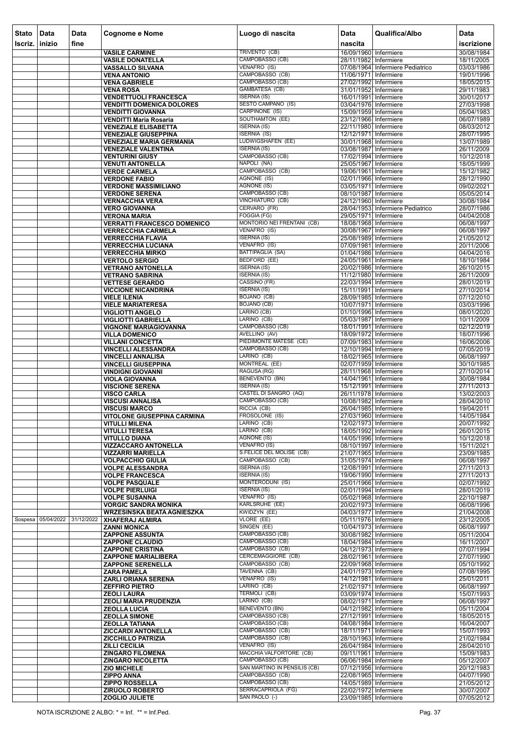| Stato Iscriz. | Data inizio | Data fine | Cognome e Nome | Luogo di nascita | Data nascita | Qualifica/Albo | Data iscrizione |
|---|---|---|---|---|---|---|---|
| | | | VASILE CARMINE | TRIVENTO (CB) | 16/09/1960 | Infermiere | 30/08/1984 |
| | | | VASILE DONATELLA | CAMPOBASSO (CB) | 28/11/1982 | Infermiere | 18/11/2005 |
| | | | VASSALLO SILVANA | VENAFRO (IS) | 07/08/1964 | Infermiere Pediatrico | 03/03/1986 |
| | | | VENA ANTONIO | CAMPOBASSO (CB) | 11/06/1971 | Infermiere | 19/01/1996 |
| | | | VENA GABRIELE | CAMPOBASSO (CB) | 27/02/1992 | Infermiere | 18/05/2015 |
| | | | VENA ROSA | GAMBATESA (CB) | 31/01/1952 | Infermiere | 29/11/1983 |
| | | | VENDETTUOLI FRANCESCA | ISERNIA (IS) | 16/01/1991 | Infermiere | 30/01/2017 |
| | | | VENDITTI DOMENICA DOLORES | SESTO CAMPANO (IS) | 03/04/1976 | Infermiere | 27/03/1998 |
| | | | VENDITTI GIOVANNA | CARPINONE (IS) | 15/09/1959 | Infermiere | 05/04/1983 |
| | | | VENDITTI Maria Rosaria | SOUTHAMTON (EE) | 23/12/1966 | Infermiere | 06/07/1989 |
| | | | VENEZIALE ELISABETTA | ISERNIA (IS) | 22/11/1980 | Infermiere | 08/03/2012 |
| | | | VENEZIALE GIUSEPPINA | ISERNIA (IS) | 12/12/1971 | Infermiere | 28/07/1995 |
| | | | VENEZIALE MARIA GERMANIA | LUDWIGSHAFEN (EE) | 30/01/1968 | Infermiere | 13/07/1989 |
| | | | VENEZIALE VALENTINA | ISERNIA (IS) | 03/08/1987 | Infermiere | 26/11/2009 |
| | | | VENTURINI GIUSY | CAMPOBASSO (CB) | 17/02/1994 | Infermiere | 10/12/2018 |
| | | | VENUTI ANTONELLA | NAPOLI (NA) | 25/05/1967 | Infermiere | 18/05/1999 |
| | | | VERDE CARMELA | CAMPOBASSO (CB) | 19/06/1961 | Infermiere | 15/12/1982 |
| | | | VERDONE FABIO | AGNONE (IS) | 02/01/1966 | Infermiere | 28/12/1990 |
| | | | VERDONE MASSIMILIANO | AGNONE (IS) | 03/05/1971 | Infermiere | 09/02/2021 |
| | | | VERDONE SERENA | CAMPOBASSO (CB) | 08/10/1987 | Infermiere | 05/05/2014 |
| | | | VERNACCHIA VERA | VINCHIATURO (CB) | 24/12/1960 | Infermiere | 30/08/1984 |
| | | | VERO GIOVANNA | CERVARO (FR) | 28/04/1953 | Infermiere Pediatrico | 28/07/1986 |
| | | | VERONA MARIA | FOGGIA (FG) | 29/05/1971 | Infermiere | 04/04/2008 |
| | | | VERRATTI FRANCESCO DOMENICO | MONTORIO NEI FRENTANI (CB) | 18/08/1968 | Infermiere | 06/08/1997 |
| | | | VERRECCHIA CARMELA | VENAFRO (IS) | 30/08/1967 | Infermiere | 06/08/1997 |
| | | | VERRECCHIA FLAVIA | ISERNIA (IS) | 25/08/1989 | Infermiere | 21/05/2012 |
| | | | VERRECCHIA LUCIANA | VENAFRO (IS) | 07/09/1981 | Infermiere | 20/11/2006 |
| | | | VERRECCHIA MIRKO | BATTIPAGLIA (SA) | 01/04/1986 | Infermiere | 04/04/2016 |
| | | | VERTOLO SERGIO | BEDFORD (EE) | 24/05/1961 | Infermiere | 18/10/1984 |
| | | | VETRANO ANTONELLA | ISERNIA (IS) | 20/02/1986 | Infermiere | 26/10/2015 |
| | | | VETRANO SABRINA | ISERNIA (IS) | 11/12/1980 | Infermiere | 26/11/2009 |
| | | | VETTESE GERARDO | CASSINO (FR) | 22/03/1994 | Infermiere | 28/01/2019 |
| | | | VICCIONE NICANDRINA | ISERNIA (IS) | 15/11/1991 | Infermiere | 27/10/2014 |
| | | | VIELE ILENIA | BOJANO (CB) | 28/09/1985 | Infermiere | 07/12/2010 |
| | | | VIELE MARIATERESA | BOJANO (CB) | 10/07/1971 | Infermiere | 03/03/1996 |
| | | | VIGLIOTTI ANGELO | LARINO (CB) | 01/10/1996 | Infermiere | 08/01/2020 |
| | | | VIGLIOTTI GABRIELLA | LARINO (CB) | 05/03/1987 | Infermiere | 10/11/2009 |
| | | | VIGNONE MARIAGIOVANNA | CAMPOBASSO (CB) | 18/01/1991 | Infermiere | 02/12/2019 |
| | | | VILLA DOMENICO | AVELLINO (AV) | 18/09/1972 | Infermiere | 18/07/1996 |
| | | | VILLANI CONCETTA | PIEDIMONTE MATESE (CE) | 07/09/1983 | Infermiere | 16/06/2006 |
| | | | VINCELLI ALESSANDRA | CAMPOBASSO (CB) | 12/10/1994 | Infermiere | 07/05/2019 |
| | | | VINCELLI ANNALISA | LARINO (CB) | 18/02/1965 | Infermiere | 06/08/1997 |
| | | | VINCELLI GIUSEPPINA | MONTREAL (EE) | 02/07/1959 | Infermiere | 30/10/1985 |
| | | | VINDIGNI GIOVANNI | RAGUSA (RG) | 28/11/1968 | Infermiere | 27/10/2014 |
| | | | VIOLA GIOVANNA | BENEVENTO (BN) | 14/04/1961 | Infermiere | 30/08/1984 |
| | | | VISCIONE SERENA | ISERNIA (IS) | 15/12/1991 | Infermiere | 27/11/2013 |
| | | | VISCO CARLA | CASTEL DI SANGRO (AQ) | 26/11/1978 | Infermiere | 13/02/2003 |
| | | | VISCUSI ANNALISA | CAMPOBASSO (CB) | 10/08/1982 | Infermiere | 28/04/2010 |
| | | | VISCUSI MARCO | RICCIA (CB) | 26/04/1985 | Infermiere | 19/04/2011 |
| | | | VITOLONE GIUSEPPINA CARMINA | FROSOLONE (IS) | 27/03/1960 | Infermiere | 14/05/1984 |
| | | | VITULLI MILENA | LARINO (CB) | 12/02/1973 | Infermiere | 20/07/1992 |
| | | | VITULLI TERESA | LARINO (CB) | 18/05/1992 | Infermiere | 26/01/2015 |
| | | | VITULLO DIANA | AGNONE (IS) | 14/05/1996 | Infermiere | 10/12/2018 |
| | | | VIZZACCARO ANTONELLA | VENAFRO (IS) | 08/10/1997 | Infermiere | 15/11/2021 |
| | | | VIZZARRI MARIELLA | S.FELICE DEL MOLISE (CB) | 21/07/1965 | Infermiere | 23/09/1985 |
| | | | VOLPACCHIO GIULIA | CAMPOBASSO (CB) | 31/05/1974 | Infermiere | 06/08/1997 |
| | | | VOLPE ALESSANDRA | ISERNIA (IS) | 12/08/1991 | Infermiere | 27/11/2013 |
| | | | VOLPE FRANCESCA | ISERNIA (IS) | 19/06/1990 | Infermiere | 27/11/2013 |
| | | | VOLPE PASQUALE | MONTERODUNI (IS) | 25/01/1966 | Infermiere | 02/07/1992 |
| | | | VOLPE PIERLUIGI | ISERNIA (IS) | 02/01/1994 | Infermiere | 28/01/2019 |
| | | | VOLPE SUSANNA | VENAFRO (IS) | 05/02/1968 | Infermiere | 22/10/1987 |
| | | | VORGIC SANDRA MONIKA | KARLSRUHE (EE) | 20/02/1973 | Infermiere | 06/08/1996 |
| | | | WRZESINSKA BEATA AGNIESZKA | KWIDZYN (EE) | 04/03/1977 | Infermiere | 21/04/2008 |
| Sospesa | 05/04/2022 | 31/12/2022 | XHAFERAJ ALMIRA | VLORE (EE) | 05/11/1976 | Infermiere | 23/12/2005 |
| | | | ZANNI MONICA | SINGEN (EE) | 10/04/1973 | Infermiere | 06/08/1997 |
| | | | ZAPPONE ASSUNTA | CAMPOBASSO (CB) | 30/08/1982 | Infermiere | 05/11/2004 |
| | | | ZAPPONE CLAUDIO | CAMPOBASSO (CB) | 18/04/1984 | Infermiere | 16/11/2007 |
| | | | ZAPPONE CRISTINA | CAMPOBASSO (CB) | 04/12/1973 | Infermiere | 07/07/1994 |
| | | | ZAPPONE MARIALIBERA | CERCEMAGGIORE (CB) | 28/02/1961 | Infermiere | 27/07/1990 |
| | | | ZAPPONE SERENELLA | CAMPOBASSO (CB) | 22/09/1968 | Infermiere | 05/10/1992 |
| | | | ZARA PAMELA | TAVENNA (CB) | 24/01/1973 | Infermiere | 07/08/1995 |
| | | | ZARLI ORIANA SERENA | VENAFRO (IS) | 14/12/1981 | Infermiere | 25/01/2011 |
| | | | ZEFFIRO PIETRO | LARINO (CB) | 21/02/1971 | Infermiere | 06/08/1997 |
| | | | ZEOLI LAURA | TERMOLI (CB) | 03/09/1974 | Infermiere | 15/07/1993 |
| | | | ZEOLI MARIA PRUDENZIA | LARINO (CB) | 08/02/1971 | Infermiere | 06/08/1997 |
| | | | ZEOLLA LUCIA | BENEVENTO (BN) | 04/12/1982 | Infermiere | 05/11/2004 |
| | | | ZEOLLA SIMONE | CAMPOBASSO (CB) | 27/12/1991 | Infermiere | 18/05/2015 |
| | | | ZEOLLA TATIANA | CAMPOBASSO (CB) | 04/08/1984 | Infermiere | 16/04/2007 |
| | | | ZICCARDI ANTONELLA | CAMPOBASSO (CB) | 18/11/1971 | Infermiere | 15/07/1993 |
| | | | ZICCHILLO PATRIZIA | CAMPOBASSO (CB) | 28/10/1963 | Infermiere | 21/02/1984 |
| | | | ZILLI CECILIA | VENAFRO (IS) | 26/04/1984 | Infermiere | 28/04/2010 |
| | | | ZINGARO FILOMENA | MACCHIA VALFORTORE (CB) | 09/11/1961 | Infermiere | 15/09/1983 |
| | | | ZINGARO NICOLETTA | CAMPOBASSO (CB) | 06/06/1984 | Infermiere | 05/12/2007 |
| | | | ZIO MICHELE | SAN MARTINO IN PENSILIS (CB) | 07/12/1956 | Infermiere | 20/12/1983 |
| | | | ZIPPO ANNA | CAMPOBASSO (CB) | 22/08/1965 | Infermiere | 04/07/1990 |
| | | | ZIPPO ROSSELLA | CAMPOBASSO (CB) | 14/05/1989 | Infermiere | 21/05/2012 |
| | | | ZIRUOLO ROBERTO | SERRACAPRIOLA (FG) | 22/02/1972 | Infermiere | 30/07/2007 |
| | | | ZOGLIO JULIETE | SAN PAOLO (-) | 23/09/1985 | Infermiere | 07/05/2012 |

NOTA ISCRIZIONE 2 ALBO: * = Inf. ** = Inf.Ped.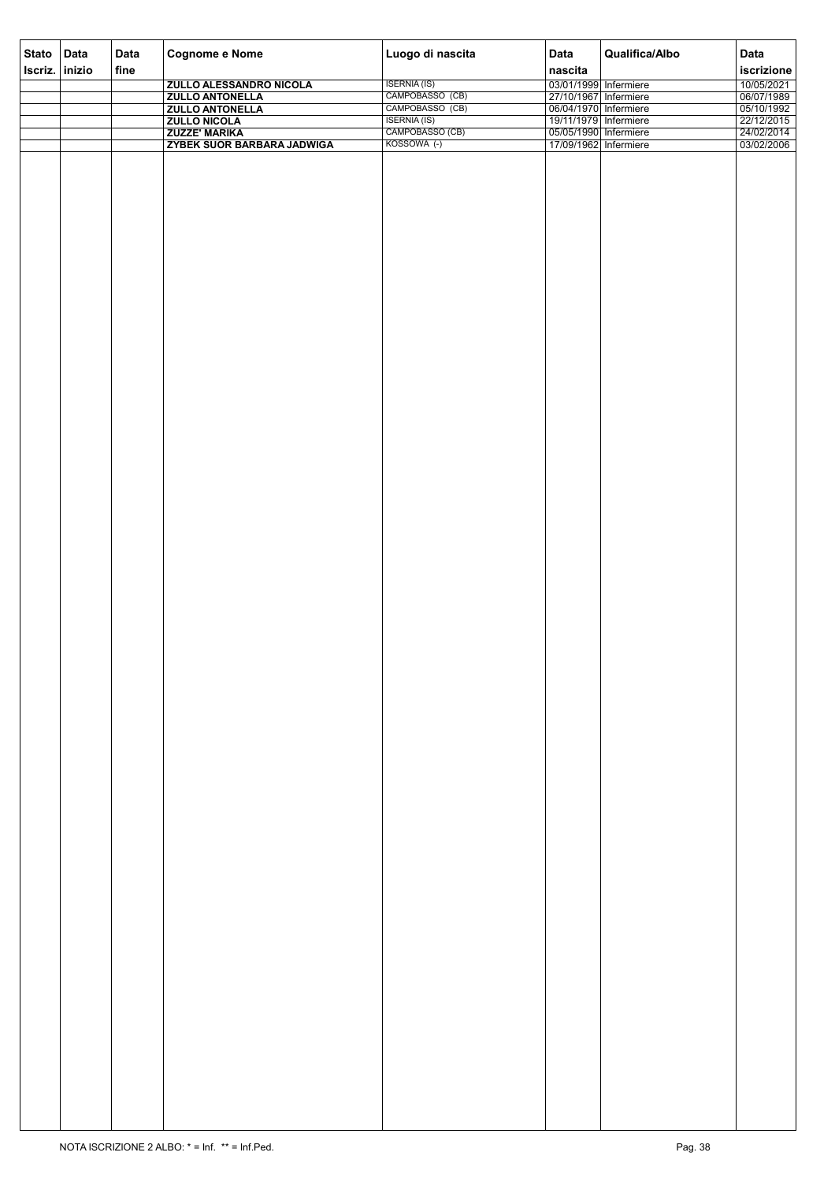| Stato Iscriz. | Data inizio | Data fine | Cognome e Nome | Luogo di nascita | Data nascita | Qualifica/Albo | Data iscrizione |
|---|---|---|---|---|---|---|---|
| | | | **ZULLO ALESSANDRO NICOLA** | ISERNIA (IS) | 03/01/1999 | Infermiere | 10/05/2021 |
| | | | **ZULLO ANTONELLA** | CAMPOBASSO (CB) | 27/10/1967 | Infermiere | 06/07/1989 |
| | | | **ZULLO ANTONELLA** | CAMPOBASSO (CB) | 06/04/1970 | Infermiere | 05/10/1992 |
| | | | **ZULLO NICOLA** | ISERNIA (IS) | 19/11/1979 | Infermiere | 22/12/2015 |
| | | | **ZUZZE' MARIKA** | CAMPOBASSO (CB) | 05/05/1990 | Infermiere | 24/02/2014 |
| | | | **ZYBEK SUOR BARBARA JADWIGA** | KOSSOWA (-) | 17/09/1962 | Infermiere | 03/02/2006 |

NOTA ISCRIZIONE 2 ALBO: * = Inf. ** = Inf.Ped.